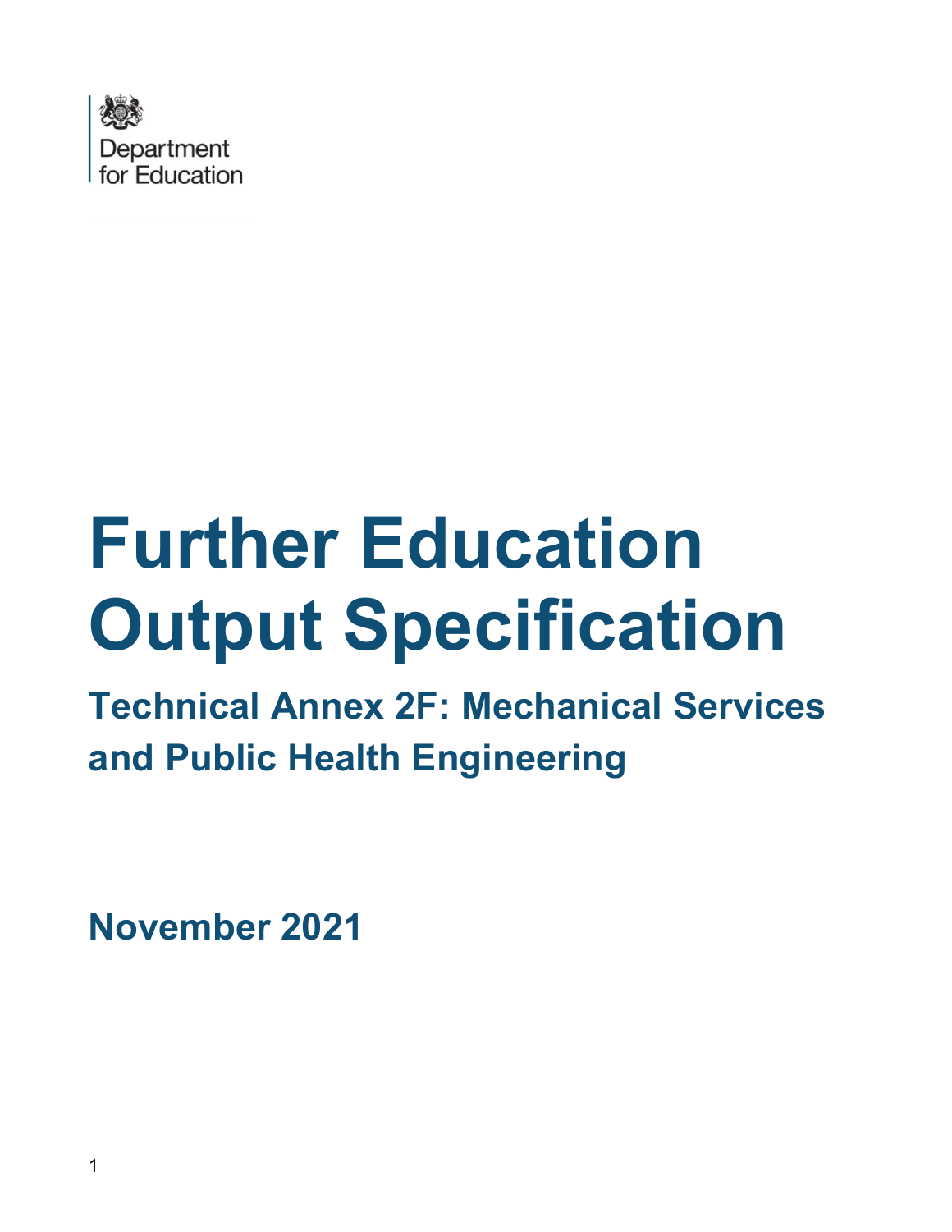Department for Education

# Further Education Output Specification

## Technical Annex 2F: Mechanical Services and Public Health Engineering

**November 2021**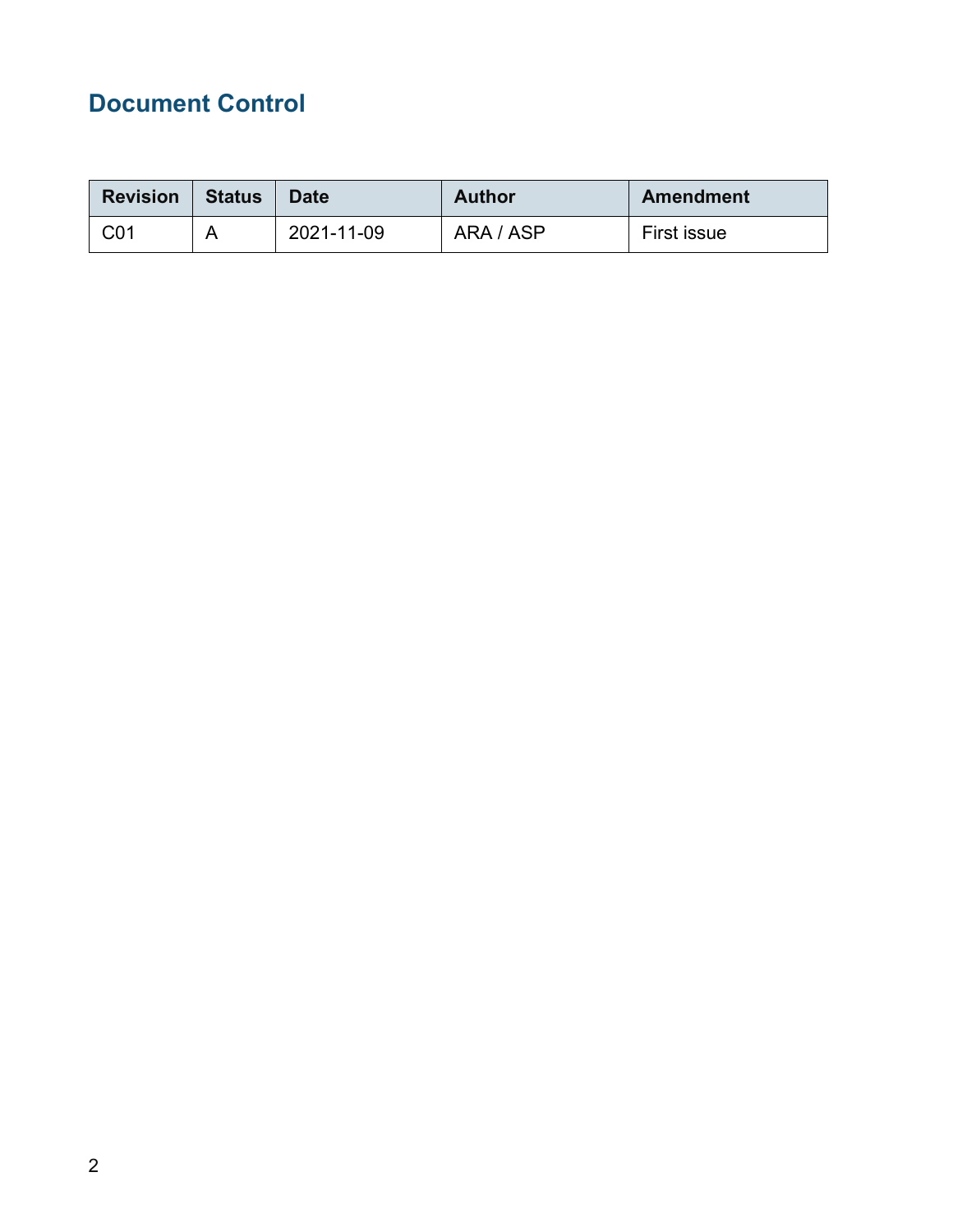## Document Control

| Revision | Status | Date | Author | Amendment |
|---|---|---|---|---|
| C01 | A | 2021-11-09 | ARA / ASP | First issue |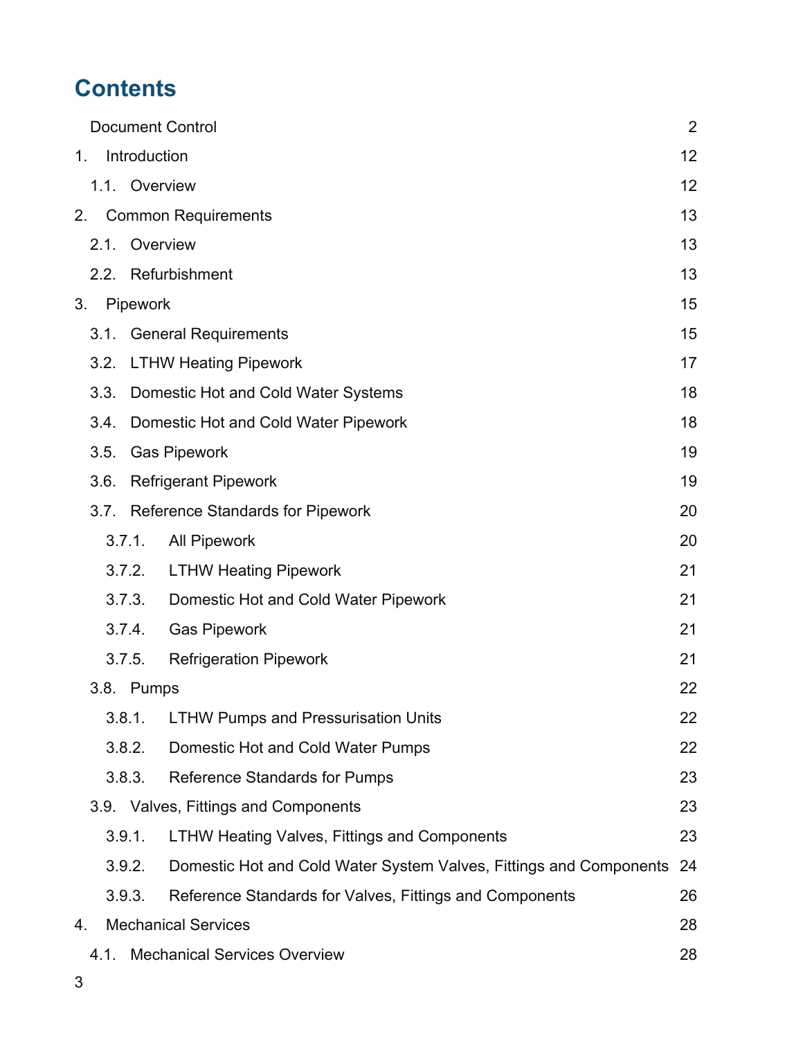# Contents

Document Control 2

1. Introduction 12

   1.1. Overview 12

2. Common Requirements 13

   2.1. Overview 13

   2.2. Refurbishment 13

3. Pipework 15

   3.1. General Requirements 15

   3.2. LTHW Heating Pipework 17

   3.3. Domestic Hot and Cold Water Systems 18

   3.4. Domestic Hot and Cold Water Pipework 18

   3.5. Gas Pipework 19

   3.6. Refrigerant Pipework 19

   3.7. Reference Standards for Pipework 20

      3.7.1. All Pipework 20

      3.7.2. LTHW Heating Pipework 21

      3.7.3. Domestic Hot and Cold Water Pipework 21

      3.7.4. Gas Pipework 21

      3.7.5. Refrigeration Pipework 21

   3.8. Pumps 22

      3.8.1. LTHW Pumps and Pressurisation Units 22

      3.8.2. Domestic Hot and Cold Water Pumps 22

      3.8.3. Reference Standards for Pumps 23

   3.9. Valves, Fittings and Components 23

      3.9.1. LTHW Heating Valves, Fittings and Components 23

      3.9.2. Domestic Hot and Cold Water System Valves, Fittings and Components 24

      3.9.3. Reference Standards for Valves, Fittings and Components 26

4. Mechanical Services 28

   4.1. Mechanical Services Overview 28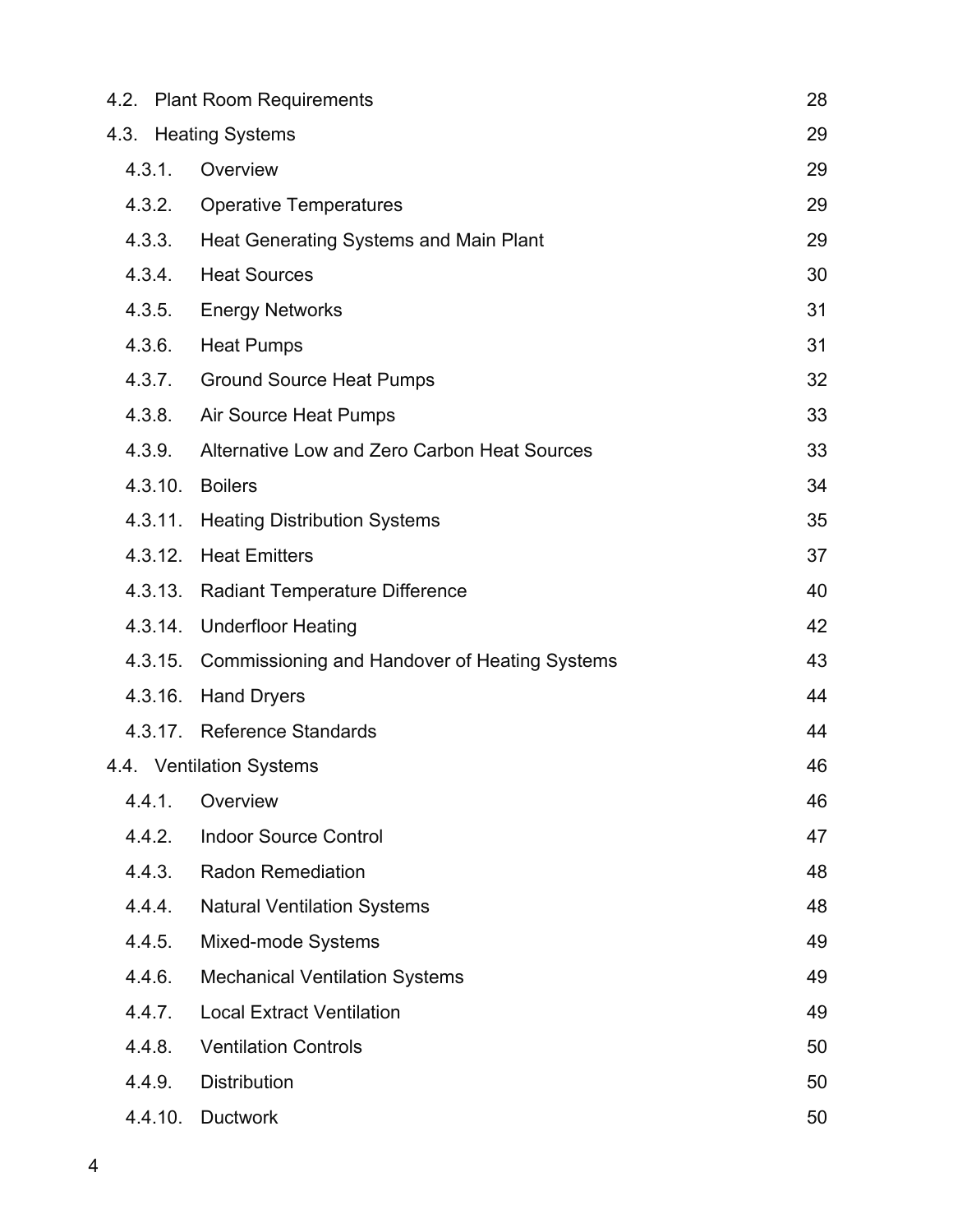| | |
|---|---|
| 4.2. Plant Room Requirements | 28 |
| 4.3. Heating Systems | 29 |
| 4.3.1. Overview | 29 |
| 4.3.2. Operative Temperatures | 29 |
| 4.3.3. Heat Generating Systems and Main Plant | 29 |
| 4.3.4. Heat Sources | 30 |
| 4.3.5. Energy Networks | 31 |
| 4.3.6. Heat Pumps | 31 |
| 4.3.7. Ground Source Heat Pumps | 32 |
| 4.3.8. Air Source Heat Pumps | 33 |
| 4.3.9. Alternative Low and Zero Carbon Heat Sources | 33 |
| 4.3.10. Boilers | 34 |
| 4.3.11. Heating Distribution Systems | 35 |
| 4.3.12. Heat Emitters | 37 |
| 4.3.13. Radiant Temperature Difference | 40 |
| 4.3.14. Underfloor Heating | 42 |
| 4.3.15. Commissioning and Handover of Heating Systems | 43 |
| 4.3.16. Hand Dryers | 44 |
| 4.3.17. Reference Standards | 44 |
| 4.4. Ventilation Systems | 46 |
| 4.4.1. Overview | 46 |
| 4.4.2. Indoor Source Control | 47 |
| 4.4.3. Radon Remediation | 48 |
| 4.4.4. Natural Ventilation Systems | 48 |
| 4.4.5. Mixed-mode Systems | 49 |
| 4.4.6. Mechanical Ventilation Systems | 49 |
| 4.4.7. Local Extract Ventilation | 49 |
| 4.4.8. Ventilation Controls | 50 |
| 4.4.9. Distribution | 50 |
| 4.4.10. Ductwork | 50 |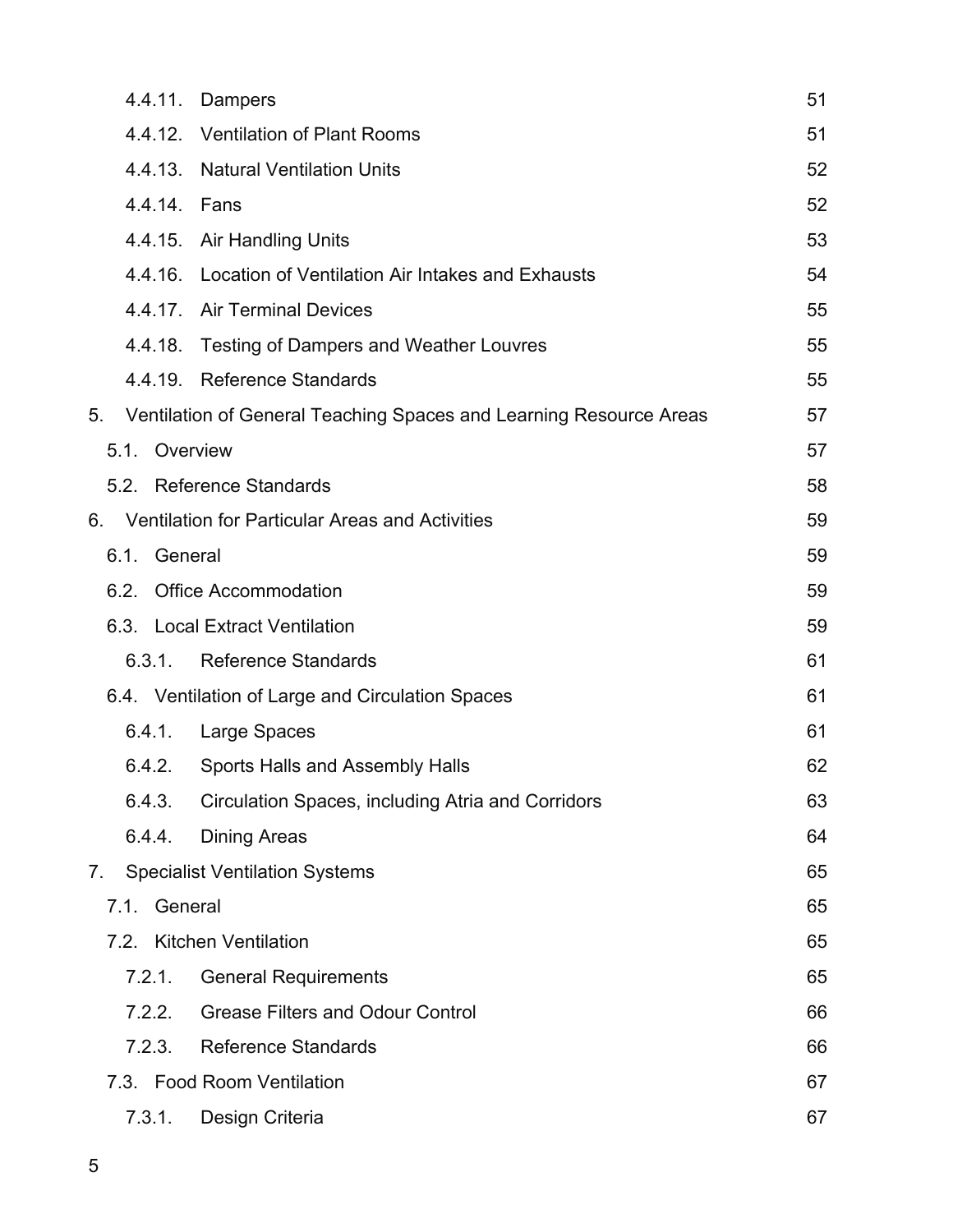| | | |
|---|---|---|
| 4.4.11. | Dampers | 51 |
| 4.4.12. | Ventilation of Plant Rooms | 51 |
| 4.4.13. | Natural Ventilation Units | 52 |
| 4.4.14. | Fans | 52 |
| 4.4.15. | Air Handling Units | 53 |
| 4.4.16. | Location of Ventilation Air Intakes and Exhausts | 54 |
| 4.4.17. | Air Terminal Devices | 55 |
| 4.4.18. | Testing of Dampers and Weather Louvres | 55 |
| 4.4.19. | Reference Standards | 55 |
| 5. | Ventilation of General Teaching Spaces and Learning Resource Areas | 57 |
| 5.1. | Overview | 57 |
| 5.2. | Reference Standards | 58 |
| 6. | Ventilation for Particular Areas and Activities | 59 |
| 6.1. | General | 59 |
| 6.2. | Office Accommodation | 59 |
| 6.3. | Local Extract Ventilation | 59 |
| 6.3.1. | Reference Standards | 61 |
| 6.4. | Ventilation of Large and Circulation Spaces | 61 |
| 6.4.1. | Large Spaces | 61 |
| 6.4.2. | Sports Halls and Assembly Halls | 62 |
| 6.4.3. | Circulation Spaces, including Atria and Corridors | 63 |
| 6.4.4. | Dining Areas | 64 |
| 7. | Specialist Ventilation Systems | 65 |
| 7.1. | General | 65 |
| 7.2. | Kitchen Ventilation | 65 |
| 7.2.1. | General Requirements | 65 |
| 7.2.2. | Grease Filters and Odour Control | 66 |
| 7.2.3. | Reference Standards | 66 |
| 7.3. | Food Room Ventilation | 67 |
| 7.3.1. | Design Criteria | 67 |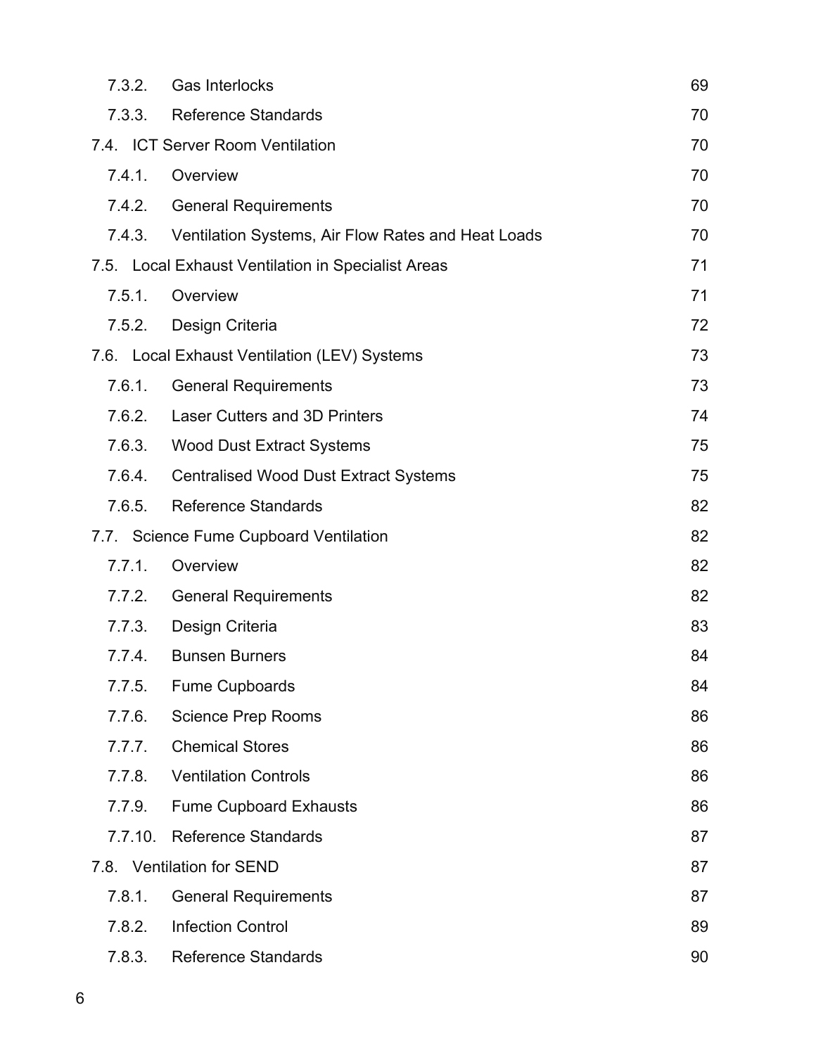| | | |
|---|---|---|
| 7.3.2. | Gas Interlocks | 69 |
| 7.3.3. | Reference Standards | 70 |
| 7.4. | ICT Server Room Ventilation | 70 |
| 7.4.1. | Overview | 70 |
| 7.4.2. | General Requirements | 70 |
| 7.4.3. | Ventilation Systems, Air Flow Rates and Heat Loads | 70 |
| 7.5. | Local Exhaust Ventilation in Specialist Areas | 71 |
| 7.5.1. | Overview | 71 |
| 7.5.2. | Design Criteria | 72 |
| 7.6. | Local Exhaust Ventilation (LEV) Systems | 73 |
| 7.6.1. | General Requirements | 73 |
| 7.6.2. | Laser Cutters and 3D Printers | 74 |
| 7.6.3. | Wood Dust Extract Systems | 75 |
| 7.6.4. | Centralised Wood Dust Extract Systems | 75 |
| 7.6.5. | Reference Standards | 82 |
| 7.7. | Science Fume Cupboard Ventilation | 82 |
| 7.7.1. | Overview | 82 |
| 7.7.2. | General Requirements | 82 |
| 7.7.3. | Design Criteria | 83 |
| 7.7.4. | Bunsen Burners | 84 |
| 7.7.5. | Fume Cupboards | 84 |
| 7.7.6. | Science Prep Rooms | 86 |
| 7.7.7. | Chemical Stores | 86 |
| 7.7.8. | Ventilation Controls | 86 |
| 7.7.9. | Fume Cupboard Exhausts | 86 |
| 7.7.10. | Reference Standards | 87 |
| 7.8. | Ventilation for SEND | 87 |
| 7.8.1. | General Requirements | 87 |
| 7.8.2. | Infection Control | 89 |
| 7.8.3. | Reference Standards | 90 |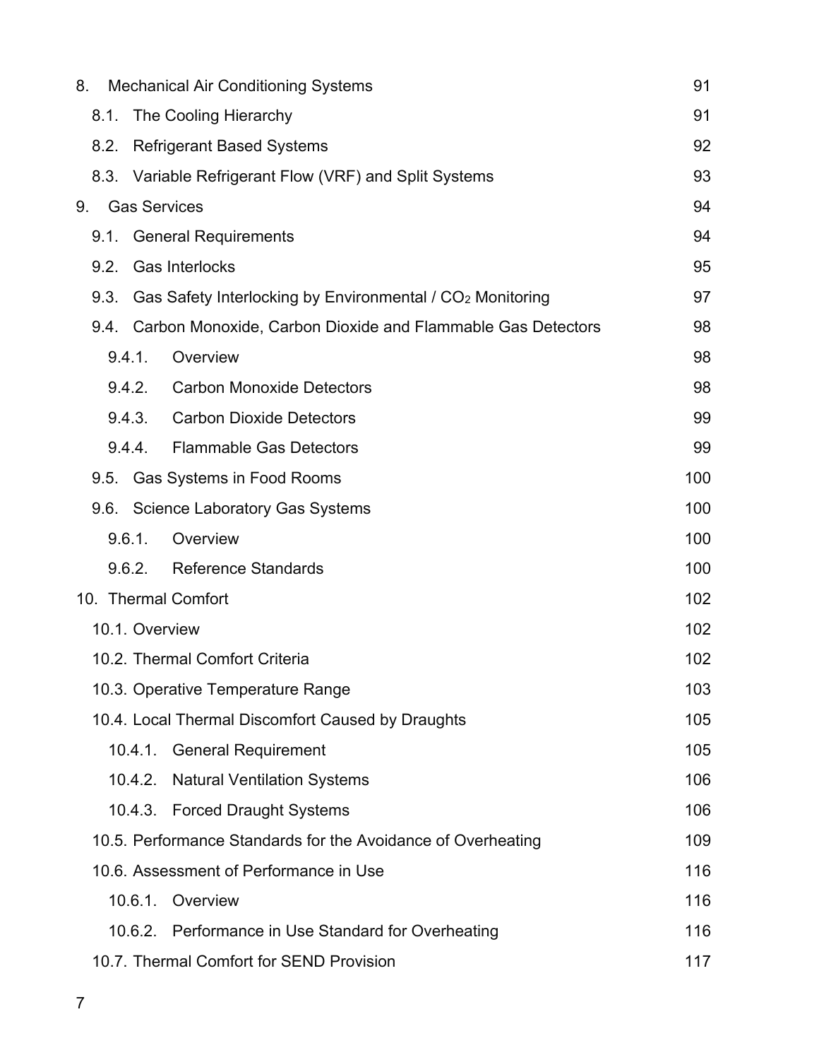| | | |
|---|---|---|
| 8. | Mechanical Air Conditioning Systems | 91 |
| 8.1. | The Cooling Hierarchy | 91 |
| 8.2. | Refrigerant Based Systems | 92 |
| 8.3. | Variable Refrigerant Flow (VRF) and Split Systems | 93 |
| 9. | Gas Services | 94 |
| 9.1. | General Requirements | 94 |
| 9.2. | Gas Interlocks | 95 |
| 9.3. | Gas Safety Interlocking by Environmental / $CO_2$ Monitoring | 97 |
| 9.4. | Carbon Monoxide, Carbon Dioxide and Flammable Gas Detectors | 98 |
| 9.4.1. | Overview | 98 |
| 9.4.2. | Carbon Monoxide Detectors | 98 |
| 9.4.3. | Carbon Dioxide Detectors | 99 |
| 9.4.4. | Flammable Gas Detectors | 99 |
| 9.5. | Gas Systems in Food Rooms | 100 |
| 9.6. | Science Laboratory Gas Systems | 100 |
| 9.6.1. | Overview | 100 |
| 9.6.2. | Reference Standards | 100 |
| 10. | Thermal Comfort | 102 |
| 10.1. | Overview | 102 |
| 10.2. | Thermal Comfort Criteria | 102 |
| 10.3. | Operative Temperature Range | 103 |
| 10.4. | Local Thermal Discomfort Caused by Draughts | 105 |
| 10.4.1. | General Requirement | 105 |
| 10.4.2. | Natural Ventilation Systems | 106 |
| 10.4.3. | Forced Draught Systems | 106 |
| 10.5. | Performance Standards for the Avoidance of Overheating | 109 |
| 10.6. | Assessment of Performance in Use | 116 |
| 10.6.1. | Overview | 116 |
| 10.6.2. | Performance in Use Standard for Overheating | 116 |
| 10.7. | Thermal Comfort for SEND Provision | 117 |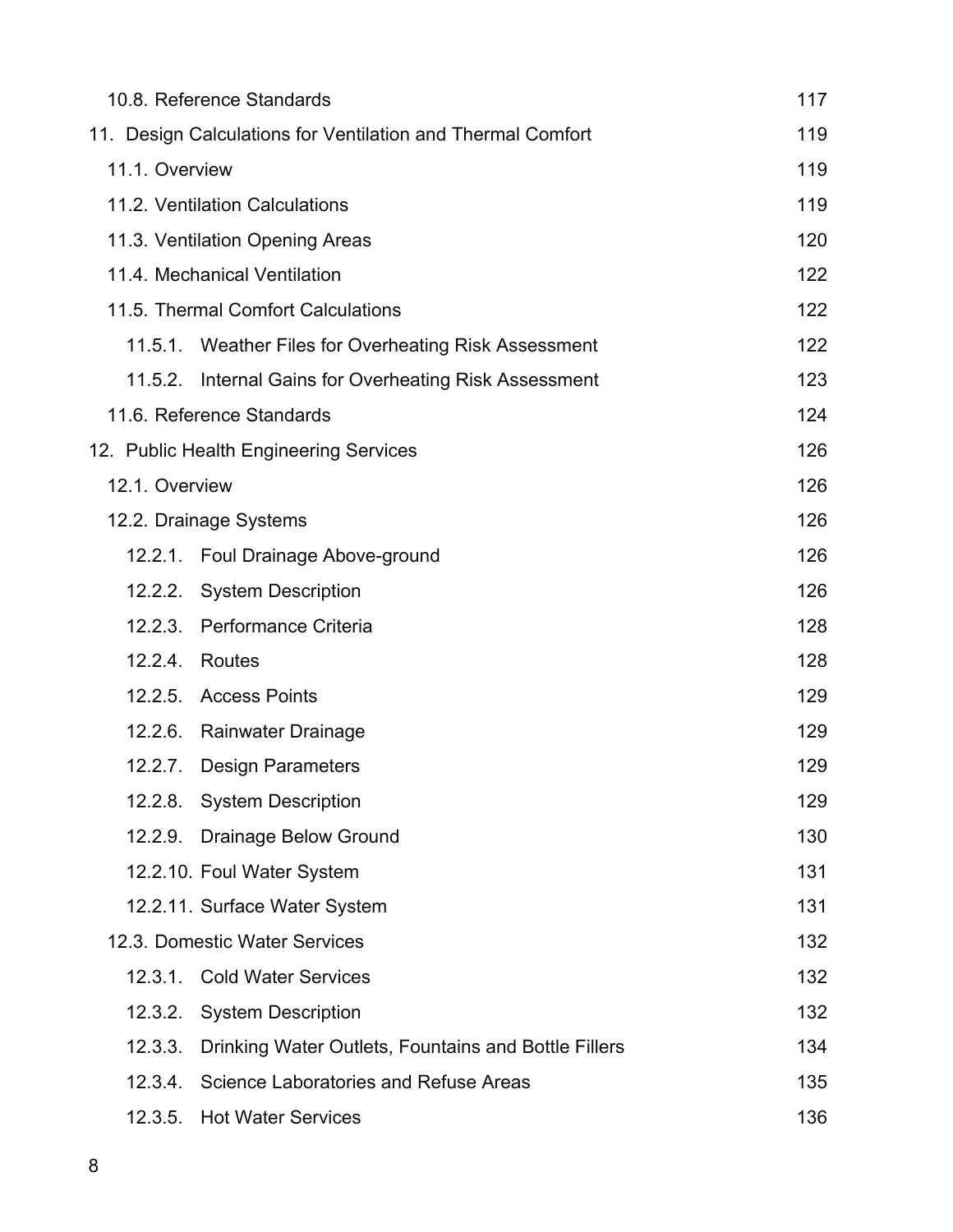| | |
|---|---|
| 10.8. Reference Standards | 117 |
| 11. Design Calculations for Ventilation and Thermal Comfort | 119 |
| 11.1. Overview | 119 |
| 11.2. Ventilation Calculations | 119 |
| 11.3. Ventilation Opening Areas | 120 |
| 11.4. Mechanical Ventilation | 122 |
| 11.5. Thermal Comfort Calculations | 122 |
| 11.5.1. Weather Files for Overheating Risk Assessment | 122 |
| 11.5.2. Internal Gains for Overheating Risk Assessment | 123 |
| 11.6. Reference Standards | 124 |
| 12. Public Health Engineering Services | 126 |
| 12.1. Overview | 126 |
| 12.2. Drainage Systems | 126 |
| 12.2.1. Foul Drainage Above-ground | 126 |
| 12.2.2. System Description | 126 |
| 12.2.3. Performance Criteria | 128 |
| 12.2.4. Routes | 128 |
| 12.2.5. Access Points | 129 |
| 12.2.6. Rainwater Drainage | 129 |
| 12.2.7. Design Parameters | 129 |
| 12.2.8. System Description | 129 |
| 12.2.9. Drainage Below Ground | 130 |
| 12.2.10. Foul Water System | 131 |
| 12.2.11. Surface Water System | 131 |
| 12.3. Domestic Water Services | 132 |
| 12.3.1. Cold Water Services | 132 |
| 12.3.2. System Description | 132 |
| 12.3.3. Drinking Water Outlets, Fountains and Bottle Fillers | 134 |
| 12.3.4. Science Laboratories and Refuse Areas | 135 |
| 12.3.5. Hot Water Services | 136 |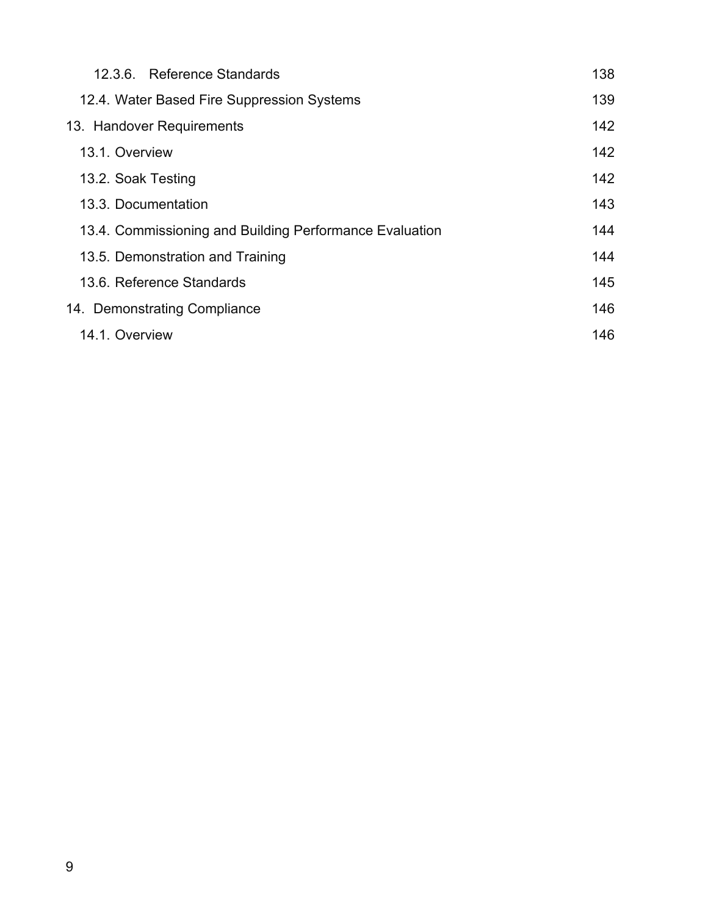| | |
|---|---|
| 12.3.6. Reference Standards | 138 |
| 12.4. Water Based Fire Suppression Systems | 139 |
| 13. Handover Requirements | 142 |
| 13.1. Overview | 142 |
| 13.2. Soak Testing | 142 |
| 13.3. Documentation | 143 |
| 13.4. Commissioning and Building Performance Evaluation | 144 |
| 13.5. Demonstration and Training | 144 |
| 13.6. Reference Standards | 145 |
| 14. Demonstrating Compliance | 146 |
| 14.1. Overview | 146 |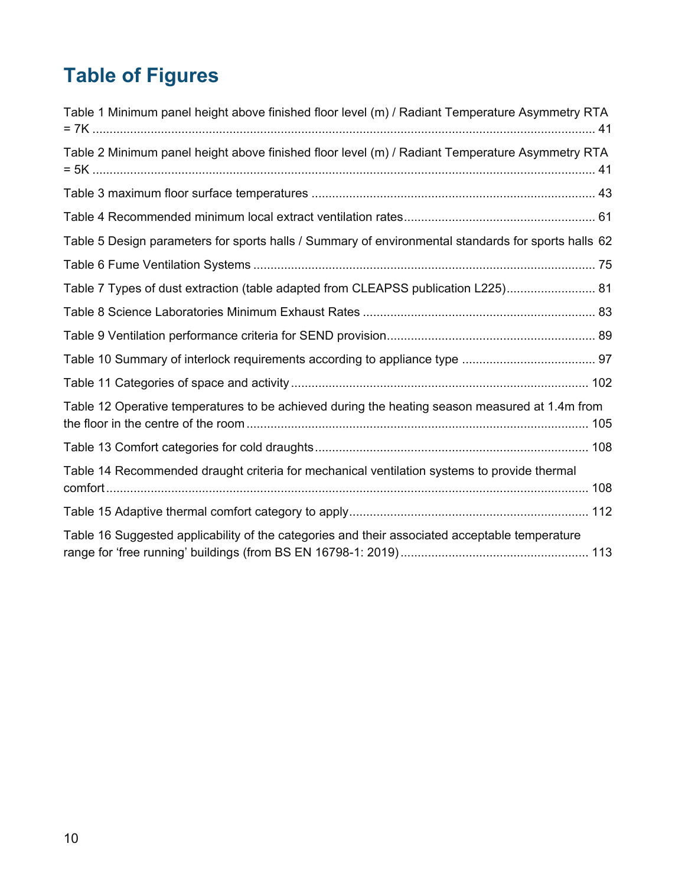# Table of Figures

Table 1 Minimum panel height above finished floor level (m) / Radiant Temperature Asymmetry RTA = 7K ..... 41

Table 2 Minimum panel height above finished floor level (m) / Radiant Temperature Asymmetry RTA = 5K ..... 41

Table 3 maximum floor surface temperatures ..... 43

Table 4 Recommended minimum local extract ventilation rates ..... 61

Table 5 Design parameters for sports halls / Summary of environmental standards for sports halls 62

Table 6 Fume Ventilation Systems ..... 75

Table 7 Types of dust extraction (table adapted from CLEAPSS publication L225) ..... 81

Table 8 Science Laboratories Minimum Exhaust Rates ..... 83

Table 9 Ventilation performance criteria for SEND provision ..... 89

Table 10 Summary of interlock requirements according to appliance type ..... 97

Table 11 Categories of space and activity ..... 102

Table 12 Operative temperatures to be achieved during the heating season measured at 1.4m from the floor in the centre of the room ..... 105

Table 13 Comfort categories for cold draughts ..... 108

Table 14 Recommended draught criteria for mechanical ventilation systems to provide thermal comfort ..... 108

Table 15 Adaptive thermal comfort category to apply ..... 112

Table 16 Suggested applicability of the categories and their associated acceptable temperature range for 'free running' buildings (from BS EN 16798-1: 2019) ..... 113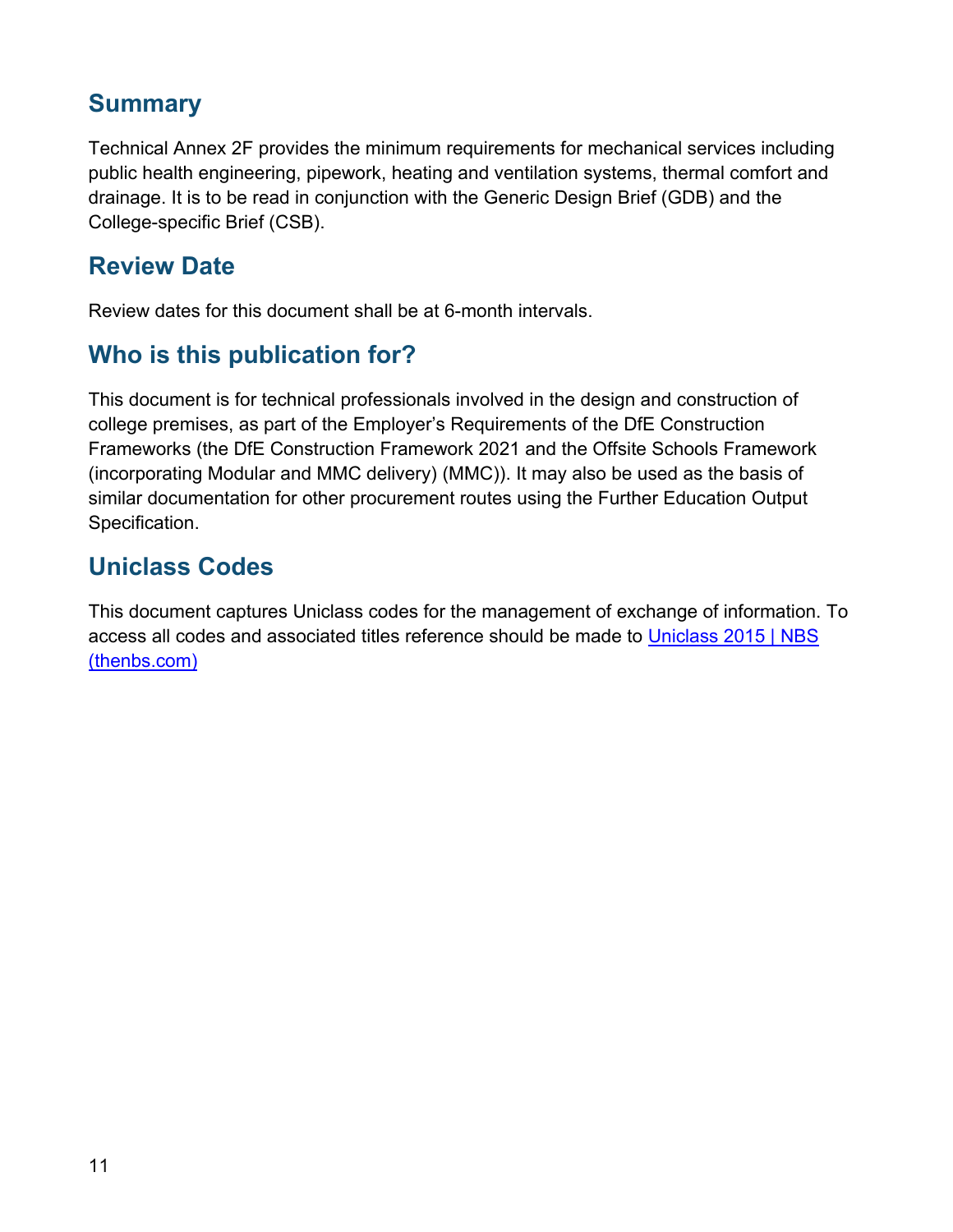## Summary

Technical Annex 2F provides the minimum requirements for mechanical services including public health engineering, pipework, heating and ventilation systems, thermal comfort and drainage. It is to be read in conjunction with the Generic Design Brief (GDB) and the College-specific Brief (CSB).

## Review Date

Review dates for this document shall be at 6-month intervals.

## Who is this publication for?

This document is for technical professionals involved in the design and construction of college premises, as part of the Employer's Requirements of the DfE Construction Frameworks (the DfE Construction Framework 2021 and the Offsite Schools Framework (incorporating Modular and MMC delivery) (MMC)). It may also be used as the basis of similar documentation for other procurement routes using the Further Education Output Specification.

## Uniclass Codes

This document captures Uniclass codes for the management of exchange of information. To access all codes and associated titles reference should be made to [Uniclass 2015 | NBS (thenbs.com)]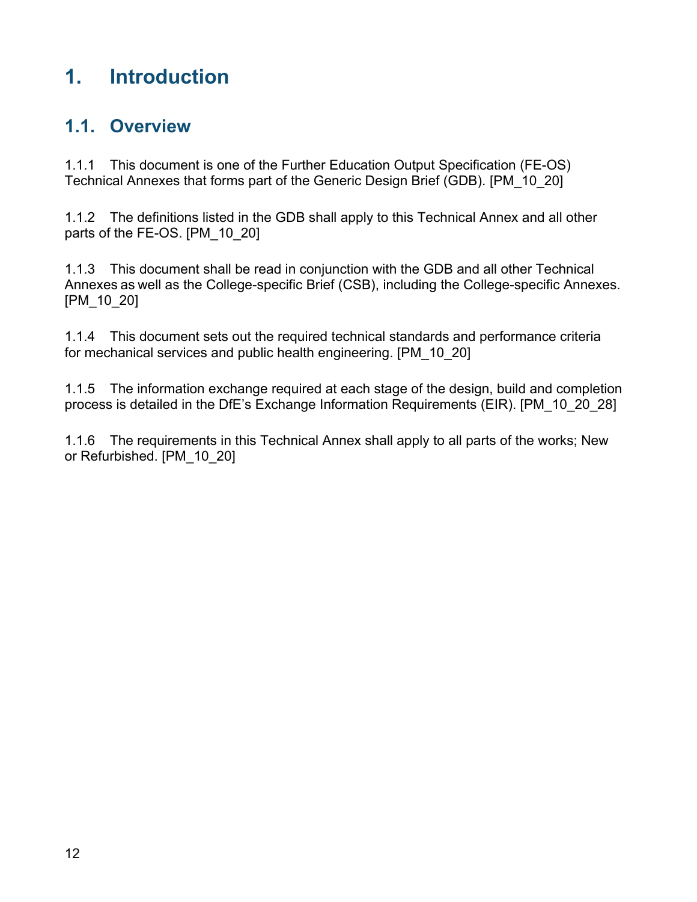# 1. Introduction

## 1.1. Overview

1.1.1 This document is one of the Further Education Output Specification (FE-OS) Technical Annexes that forms part of the Generic Design Brief (GDB). [PM_10_20]

1.1.2 The definitions listed in the GDB shall apply to this Technical Annex and all other parts of the FE-OS. [PM_10_20]

1.1.3 This document shall be read in conjunction with the GDB and all other Technical Annexes as well as the College-specific Brief (CSB), including the College-specific Annexes. [PM_10_20]

1.1.4 This document sets out the required technical standards and performance criteria for mechanical services and public health engineering. [PM_10_20]

1.1.5 The information exchange required at each stage of the design, build and completion process is detailed in the DfE's Exchange Information Requirements (EIR). [PM_10_20_28]

1.1.6 The requirements in this Technical Annex shall apply to all parts of the works; New or Refurbished. [PM_10_20]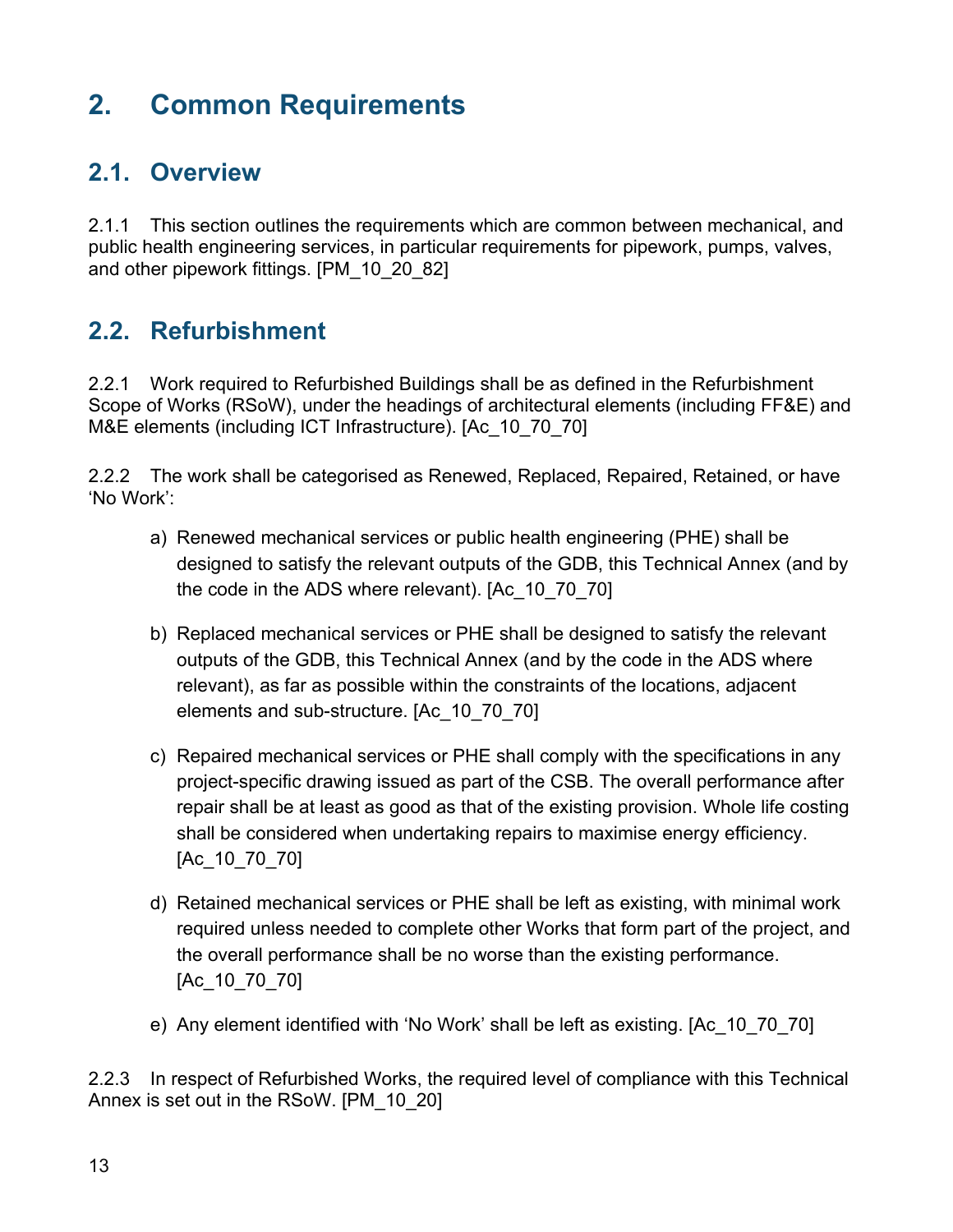# 2. Common Requirements

## 2.1. Overview

2.1.1 This section outlines the requirements which are common between mechanical, and public health engineering services, in particular requirements for pipework, pumps, valves, and other pipework fittings. [PM_10_20_82]

## 2.2. Refurbishment

2.2.1 Work required to Refurbished Buildings shall be as defined in the Refurbishment Scope of Works (RSoW), under the headings of architectural elements (including FF&E) and M&E elements (including ICT Infrastructure). [Ac_10_70_70]

2.2.2 The work shall be categorised as Renewed, Replaced, Repaired, Retained, or have 'No Work':

a) Renewed mechanical services or public health engineering (PHE) shall be designed to satisfy the relevant outputs of the GDB, this Technical Annex (and by the code in the ADS where relevant). [Ac_10_70_70]

b) Replaced mechanical services or PHE shall be designed to satisfy the relevant outputs of the GDB, this Technical Annex (and by the code in the ADS where relevant), as far as possible within the constraints of the locations, adjacent elements and sub-structure. [Ac_10_70_70]

c) Repaired mechanical services or PHE shall comply with the specifications in any project-specific drawing issued as part of the CSB. The overall performance after repair shall be at least as good as that of the existing provision. Whole life costing shall be considered when undertaking repairs to maximise energy efficiency. [Ac_10_70_70]

d) Retained mechanical services or PHE shall be left as existing, with minimal work required unless needed to complete other Works that form part of the project, and the overall performance shall be no worse than the existing performance. [Ac_10_70_70]

e) Any element identified with 'No Work' shall be left as existing. [Ac_10_70_70]

2.2.3 In respect of Refurbished Works, the required level of compliance with this Technical Annex is set out in the RSoW. [PM_10_20]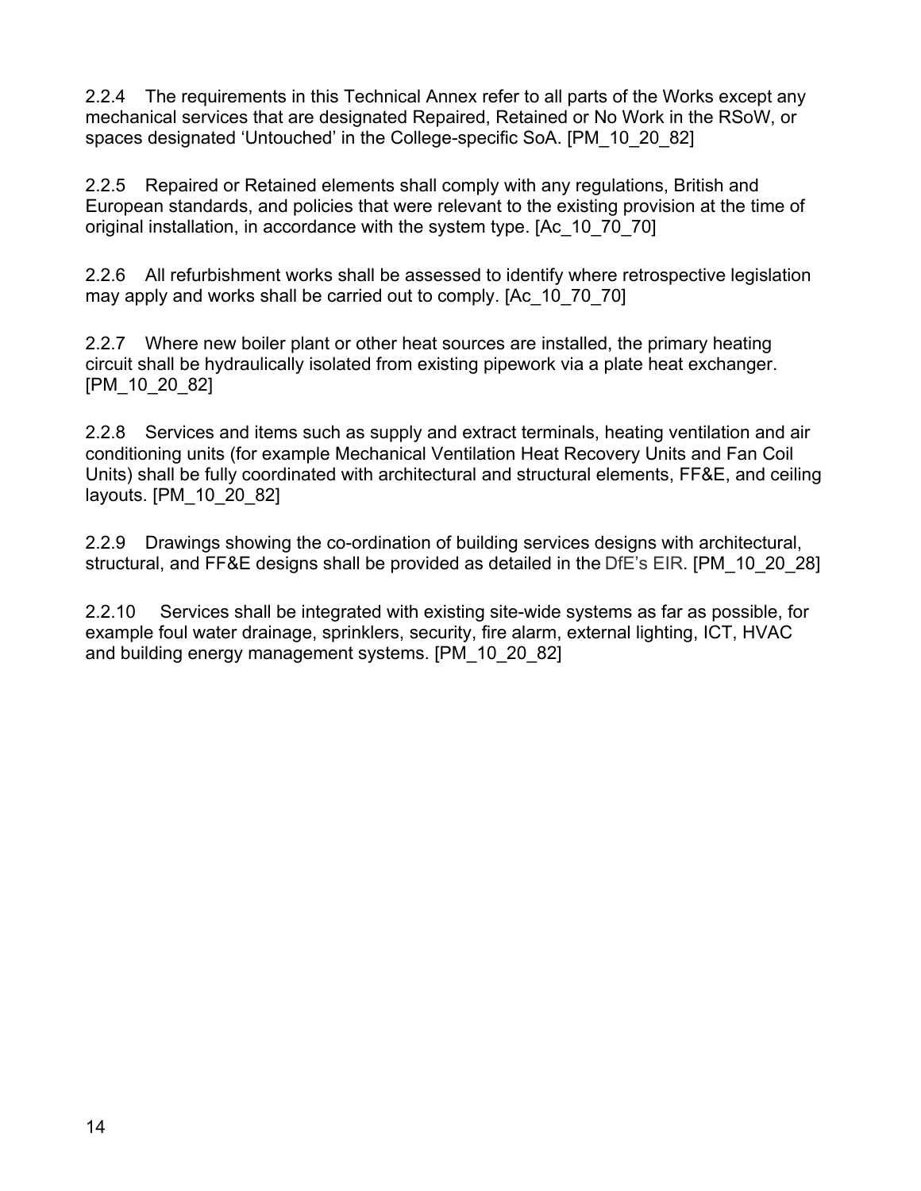2.2.4 The requirements in this Technical Annex refer to all parts of the Works except any mechanical services that are designated Repaired, Retained or No Work in the RSoW, or spaces designated 'Untouched' in the College-specific SoA. [PM_10_20_82]

2.2.5 Repaired or Retained elements shall comply with any regulations, British and European standards, and policies that were relevant to the existing provision at the time of original installation, in accordance with the system type. [Ac_10_70_70]

2.2.6 All refurbishment works shall be assessed to identify where retrospective legislation may apply and works shall be carried out to comply. [Ac_10_70_70]

2.2.7 Where new boiler plant or other heat sources are installed, the primary heating circuit shall be hydraulically isolated from existing pipework via a plate heat exchanger. [PM_10_20_82]

2.2.8 Services and items such as supply and extract terminals, heating ventilation and air conditioning units (for example Mechanical Ventilation Heat Recovery Units and Fan Coil Units) shall be fully coordinated with architectural and structural elements, FF&E, and ceiling layouts. [PM_10_20_82]

2.2.9 Drawings showing the co-ordination of building services designs with architectural, structural, and FF&E designs shall be provided as detailed in the DfE's EIR. [PM_10_20_28]

2.2.10 Services shall be integrated with existing site-wide systems as far as possible, for example foul water drainage, sprinklers, security, fire alarm, external lighting, ICT, HVAC and building energy management systems. [PM_10_20_82]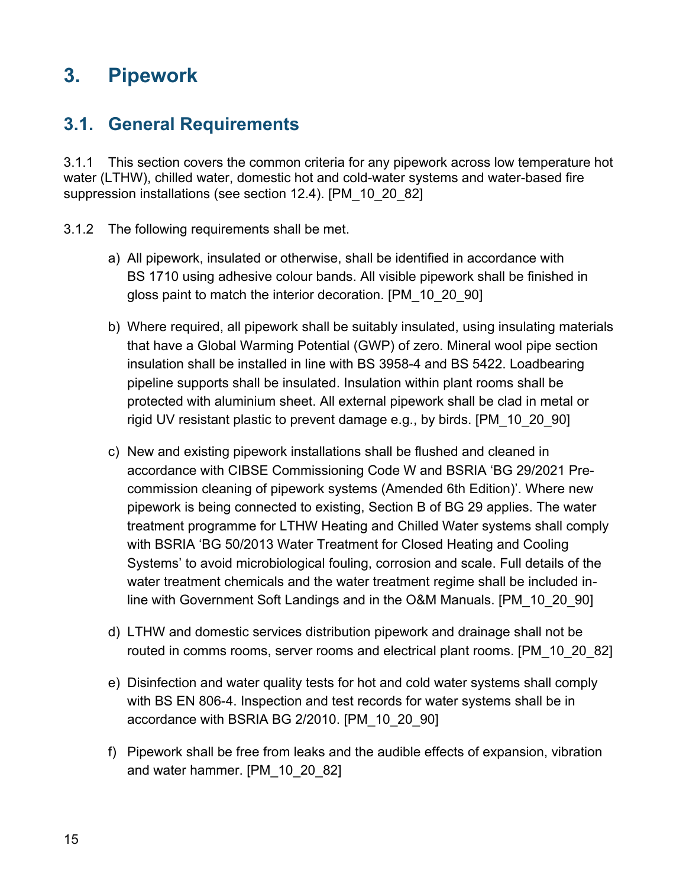# 3. Pipework

## 3.1. General Requirements

3.1.1 This section covers the common criteria for any pipework across low temperature hot water (LTHW), chilled water, domestic hot and cold-water systems and water-based fire suppression installations (see section 12.4). [PM_10_20_82]

3.1.2 The following requirements shall be met.

a) All pipework, insulated or otherwise, shall be identified in accordance with BS 1710 using adhesive colour bands. All visible pipework shall be finished in gloss paint to match the interior decoration. [PM_10_20_90]

b) Where required, all pipework shall be suitably insulated, using insulating materials that have a Global Warming Potential (GWP) of zero. Mineral wool pipe section insulation shall be installed in line with BS 3958-4 and BS 5422. Loadbearing pipeline supports shall be insulated. Insulation within plant rooms shall be protected with aluminium sheet. All external pipework shall be clad in metal or rigid UV resistant plastic to prevent damage e.g., by birds. [PM_10_20_90]

c) New and existing pipework installations shall be flushed and cleaned in accordance with CIBSE Commissioning Code W and BSRIA 'BG 29/2021 Pre-commission cleaning of pipework systems (Amended 6th Edition)'. Where new pipework is being connected to existing, Section B of BG 29 applies. The water treatment programme for LTHW Heating and Chilled Water systems shall comply with BSRIA 'BG 50/2013 Water Treatment for Closed Heating and Cooling Systems' to avoid microbiological fouling, corrosion and scale. Full details of the water treatment chemicals and the water treatment regime shall be included in-line with Government Soft Landings and in the O&M Manuals. [PM_10_20_90]

d) LTHW and domestic services distribution pipework and drainage shall not be routed in comms rooms, server rooms and electrical plant rooms. [PM_10_20_82]

e) Disinfection and water quality tests for hot and cold water systems shall comply with BS EN 806-4. Inspection and test records for water systems shall be in accordance with BSRIA BG 2/2010. [PM_10_20_90]

f) Pipework shall be free from leaks and the audible effects of expansion, vibration and water hammer. [PM_10_20_82]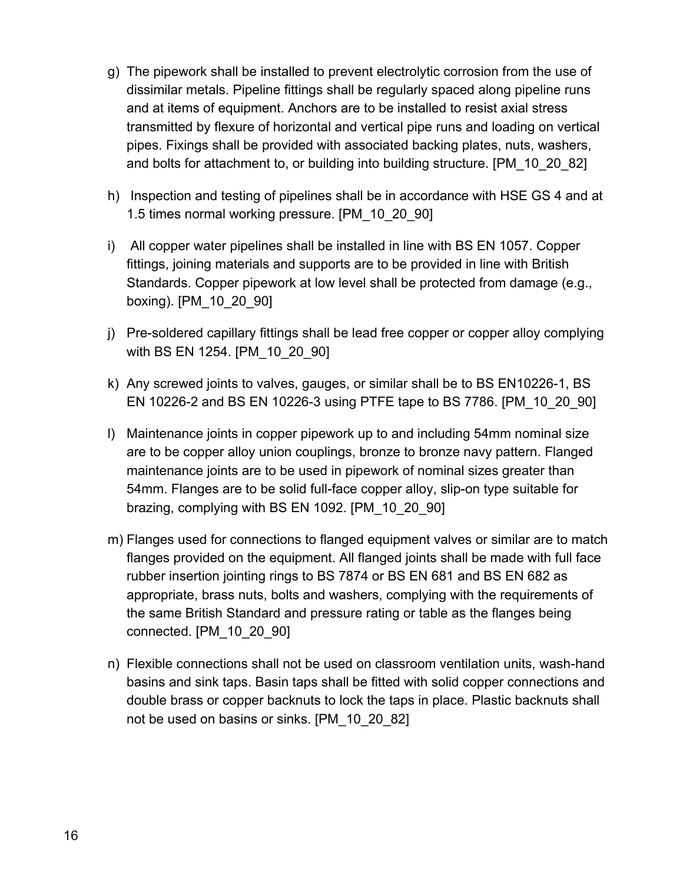g) The pipework shall be installed to prevent electrolytic corrosion from the use of dissimilar metals. Pipeline fittings shall be regularly spaced along pipeline runs and at items of equipment. Anchors are to be installed to resist axial stress transmitted by flexure of horizontal and vertical pipe runs and loading on vertical pipes. Fixings shall be provided with associated backing plates, nuts, washers, and bolts for attachment to, or building into building structure. [PM_10_20_82]

h) Inspection and testing of pipelines shall be in accordance with HSE GS 4 and at 1.5 times normal working pressure. [PM_10_20_90]

i) All copper water pipelines shall be installed in line with BS EN 1057. Copper fittings, joining materials and supports are to be provided in line with British Standards. Copper pipework at low level shall be protected from damage (e.g., boxing). [PM_10_20_90]

j) Pre-soldered capillary fittings shall be lead free copper or copper alloy complying with BS EN 1254. [PM_10_20_90]

k) Any screwed joints to valves, gauges, or similar shall be to BS EN10226-1, BS EN 10226-2 and BS EN 10226-3 using PTFE tape to BS 7786. [PM_10_20_90]

l) Maintenance joints in copper pipework up to and including 54mm nominal size are to be copper alloy union couplings, bronze to bronze navy pattern. Flanged maintenance joints are to be used in pipework of nominal sizes greater than 54mm. Flanges are to be solid full-face copper alloy, slip-on type suitable for brazing, complying with BS EN 1092. [PM_10_20_90]

m) Flanges used for connections to flanged equipment valves or similar are to match flanges provided on the equipment. All flanged joints shall be made with full face rubber insertion jointing rings to BS 7874 or BS EN 681 and BS EN 682 as appropriate, brass nuts, bolts and washers, complying with the requirements of the same British Standard and pressure rating or table as the flanges being connected. [PM_10_20_90]

n) Flexible connections shall not be used on classroom ventilation units, wash-hand basins and sink taps. Basin taps shall be fitted with solid copper connections and double brass or copper backnuts to lock the taps in place. Plastic backnuts shall not be used on basins or sinks. [PM_10_20_82]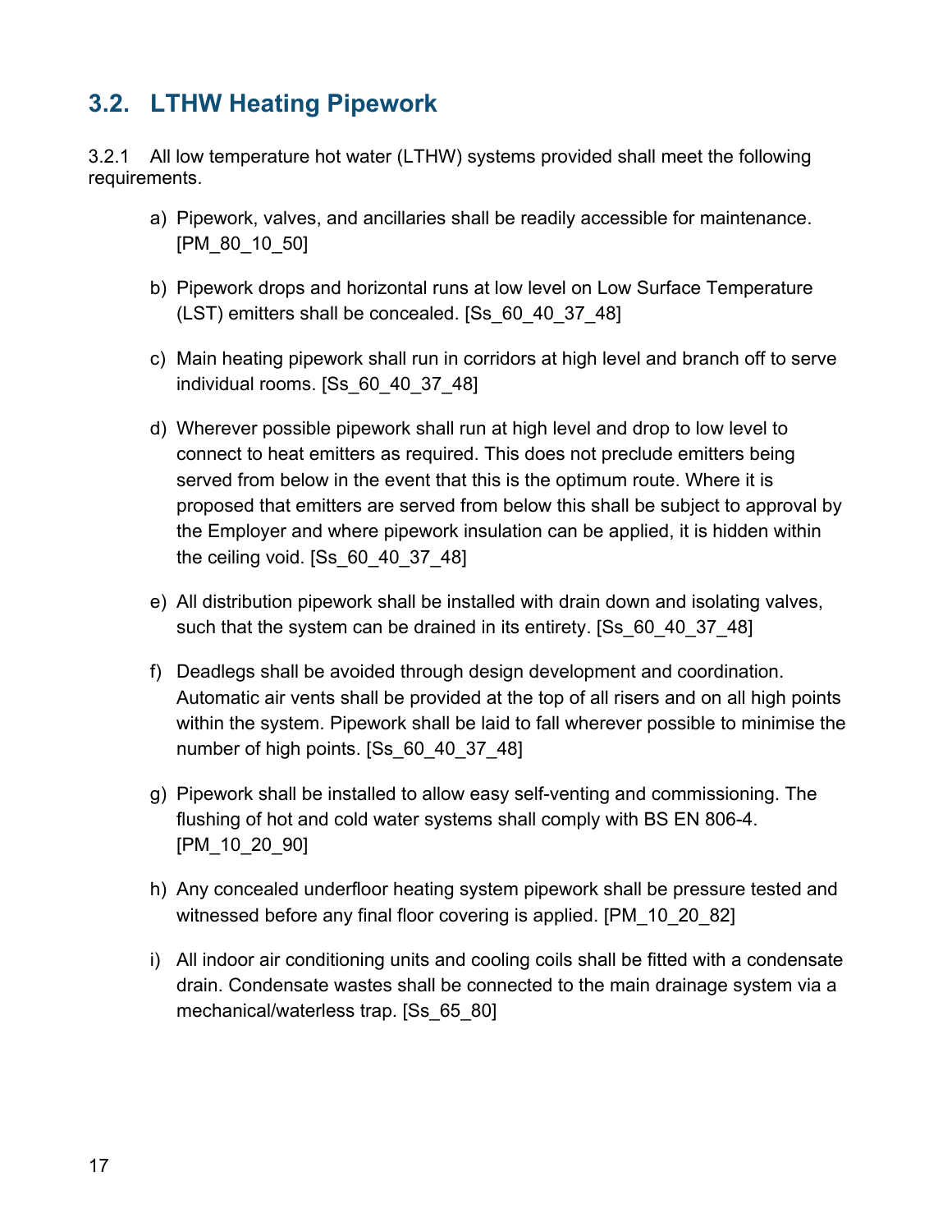## 3.2. LTHW Heating Pipework

3.2.1 All low temperature hot water (LTHW) systems provided shall meet the following requirements.

a) Pipework, valves, and ancillaries shall be readily accessible for maintenance. [PM_80_10_50]

b) Pipework drops and horizontal runs at low level on Low Surface Temperature (LST) emitters shall be concealed. [Ss_60_40_37_48]

c) Main heating pipework shall run in corridors at high level and branch off to serve individual rooms. [Ss_60_40_37_48]

d) Wherever possible pipework shall run at high level and drop to low level to connect to heat emitters as required. This does not preclude emitters being served from below in the event that this is the optimum route. Where it is proposed that emitters are served from below this shall be subject to approval by the Employer and where pipework insulation can be applied, it is hidden within the ceiling void. [Ss_60_40_37_48]

e) All distribution pipework shall be installed with drain down and isolating valves, such that the system can be drained in its entirety. [Ss_60_40_37_48]

f) Deadlegs shall be avoided through design development and coordination. Automatic air vents shall be provided at the top of all risers and on all high points within the system. Pipework shall be laid to fall wherever possible to minimise the number of high points. [Ss_60_40_37_48]

g) Pipework shall be installed to allow easy self-venting and commissioning. The flushing of hot and cold water systems shall comply with BS EN 806-4. [PM_10_20_90]

h) Any concealed underfloor heating system pipework shall be pressure tested and witnessed before any final floor covering is applied. [PM_10_20_82]

i) All indoor air conditioning units and cooling coils shall be fitted with a condensate drain. Condensate wastes shall be connected to the main drainage system via a mechanical/waterless trap. [Ss_65_80]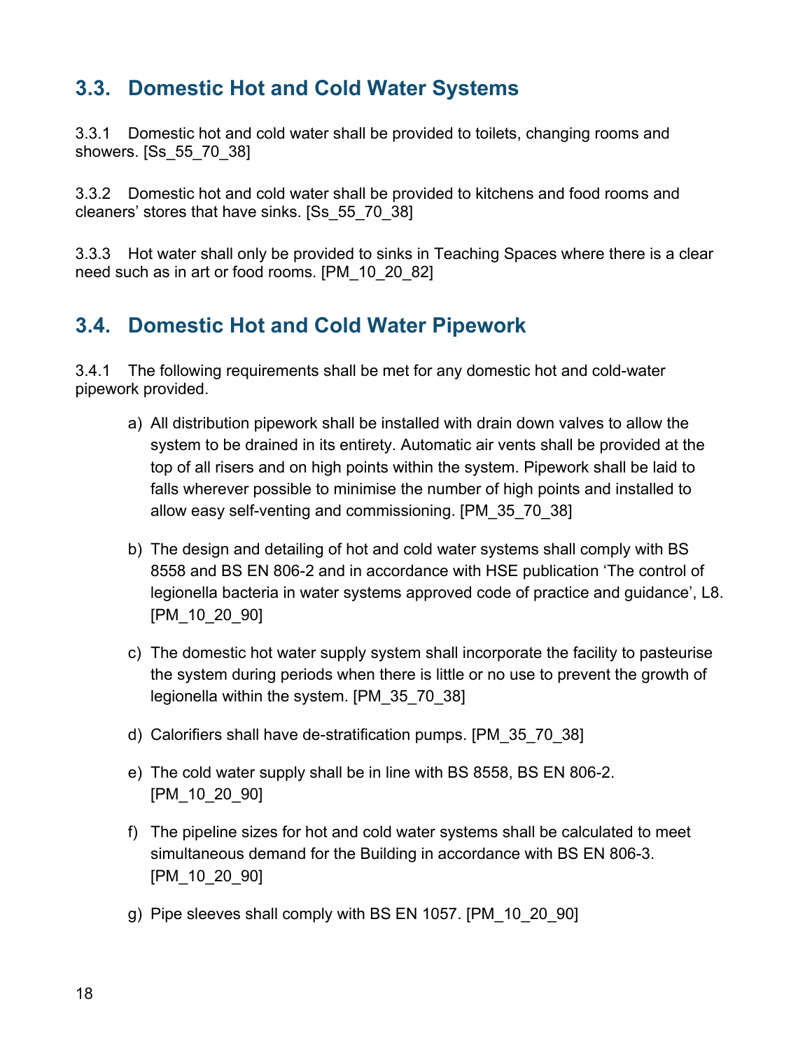## 3.3. Domestic Hot and Cold Water Systems

3.3.1 Domestic hot and cold water shall be provided to toilets, changing rooms and showers. [Ss_55_70_38]

3.3.2 Domestic hot and cold water shall be provided to kitchens and food rooms and cleaners' stores that have sinks. [Ss_55_70_38]

3.3.3 Hot water shall only be provided to sinks in Teaching Spaces where there is a clear need such as in art or food rooms. [PM_10_20_82]

## 3.4. Domestic Hot and Cold Water Pipework

3.4.1 The following requirements shall be met for any domestic hot and cold-water pipework provided.

a) All distribution pipework shall be installed with drain down valves to allow the system to be drained in its entirety. Automatic air vents shall be provided at the top of all risers and on high points within the system. Pipework shall be laid to falls wherever possible to minimise the number of high points and installed to allow easy self-venting and commissioning. [PM_35_70_38]

b) The design and detailing of hot and cold water systems shall comply with BS 8558 and BS EN 806-2 and in accordance with HSE publication 'The control of legionella bacteria in water systems approved code of practice and guidance', L8. [PM_10_20_90]

c) The domestic hot water supply system shall incorporate the facility to pasteurise the system during periods when there is little or no use to prevent the growth of legionella within the system. [PM_35_70_38]

d) Calorifiers shall have de-stratification pumps. [PM_35_70_38]

e) The cold water supply shall be in line with BS 8558, BS EN 806-2. [PM_10_20_90]

f) The pipeline sizes for hot and cold water systems shall be calculated to meet simultaneous demand for the Building in accordance with BS EN 806-3. [PM_10_20_90]

g) Pipe sleeves shall comply with BS EN 1057. [PM_10_20_90]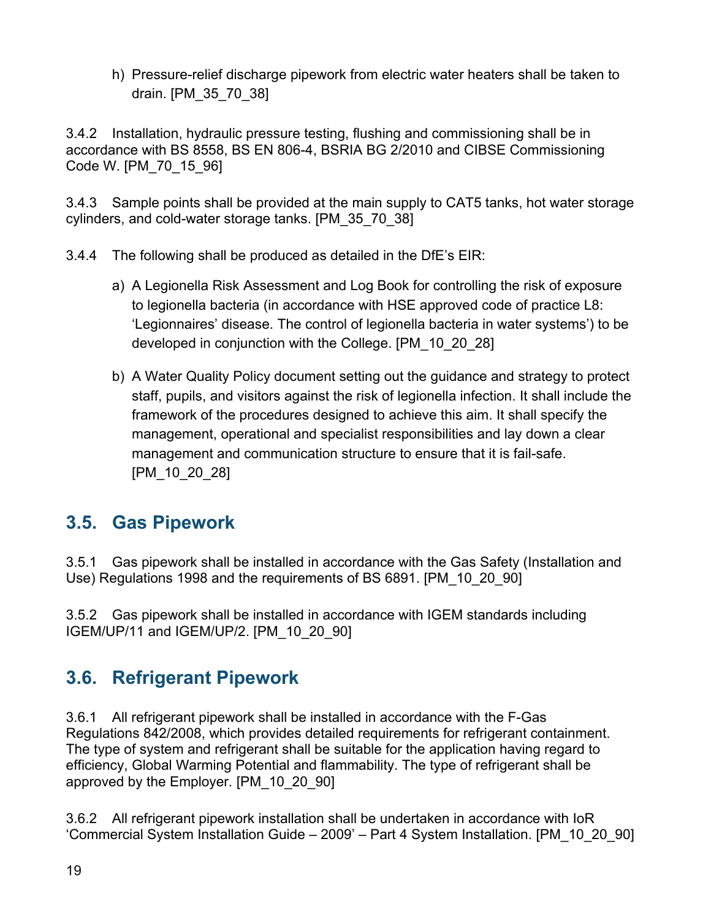h) Pressure-relief discharge pipework from electric water heaters shall be taken to drain. [PM_35_70_38]

3.4.2 Installation, hydraulic pressure testing, flushing and commissioning shall be in accordance with BS 8558, BS EN 806-4, BSRIA BG 2/2010 and CIBSE Commissioning Code W. [PM_70_15_96]

3.4.3 Sample points shall be provided at the main supply to CAT5 tanks, hot water storage cylinders, and cold-water storage tanks. [PM_35_70_38]

3.4.4 The following shall be produced as detailed in the DfE's EIR:

a) A Legionella Risk Assessment and Log Book for controlling the risk of exposure to legionella bacteria (in accordance with HSE approved code of practice L8: 'Legionnaires' disease. The control of legionella bacteria in water systems') to be developed in conjunction with the College. [PM_10_20_28]

b) A Water Quality Policy document setting out the guidance and strategy to protect staff, pupils, and visitors against the risk of legionella infection. It shall include the framework of the procedures designed to achieve this aim. It shall specify the management, operational and specialist responsibilities and lay down a clear management and communication structure to ensure that it is fail-safe. [PM_10_20_28]

## 3.5. Gas Pipework

3.5.1 Gas pipework shall be installed in accordance with the Gas Safety (Installation and Use) Regulations 1998 and the requirements of BS 6891. [PM_10_20_90]

3.5.2 Gas pipework shall be installed in accordance with IGEM standards including IGEM/UP/11 and IGEM/UP/2. [PM_10_20_90]

## 3.6. Refrigerant Pipework

3.6.1 All refrigerant pipework shall be installed in accordance with the F-Gas Regulations 842/2008, which provides detailed requirements for refrigerant containment. The type of system and refrigerant shall be suitable for the application having regard to efficiency, Global Warming Potential and flammability. The type of refrigerant shall be approved by the Employer. [PM_10_20_90]

3.6.2 All refrigerant pipework installation shall be undertaken in accordance with IoR 'Commercial System Installation Guide – 2009' – Part 4 System Installation. [PM_10_20_90]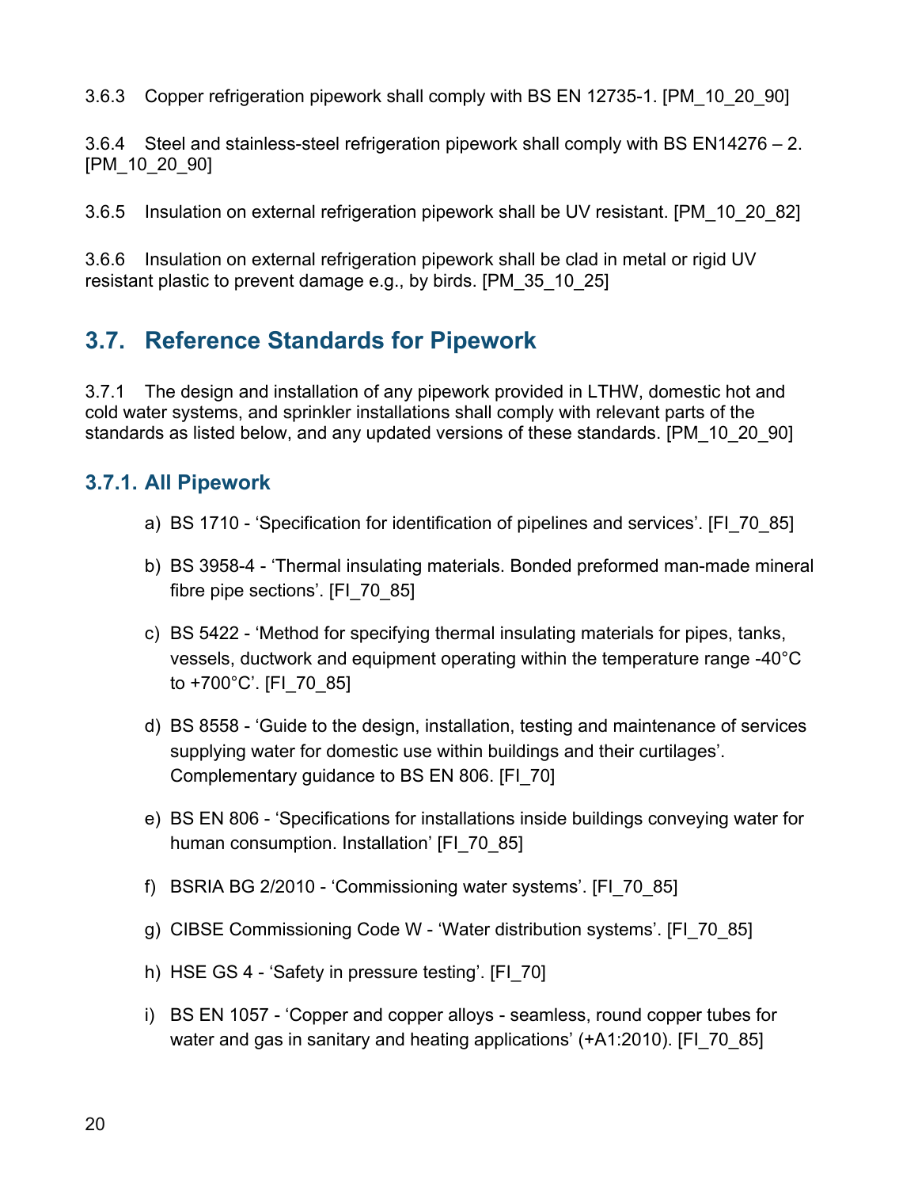3.6.3 Copper refrigeration pipework shall comply with BS EN 12735-1. [PM_10_20_90]

3.6.4 Steel and stainless-steel refrigeration pipework shall comply with BS EN14276 – 2. [PM_10_20_90]

3.6.5 Insulation on external refrigeration pipework shall be UV resistant. [PM_10_20_82]

3.6.6 Insulation on external refrigeration pipework shall be clad in metal or rigid UV resistant plastic to prevent damage e.g., by birds. [PM_35_10_25]

## 3.7. Reference Standards for Pipework

3.7.1 The design and installation of any pipework provided in LTHW, domestic hot and cold water systems, and sprinkler installations shall comply with relevant parts of the standards as listed below, and any updated versions of these standards. [PM_10_20_90]

### 3.7.1. All Pipework

a) BS 1710 - ‘Specification for identification of pipelines and services’. [FI_70_85]

b) BS 3958-4 - ‘Thermal insulating materials. Bonded preformed man-made mineral fibre pipe sections’. [FI_70_85]

c) BS 5422 - ‘Method for specifying thermal insulating materials for pipes, tanks, vessels, ductwork and equipment operating within the temperature range -40°C to +700°C’. [FI_70_85]

d) BS 8558 - ‘Guide to the design, installation, testing and maintenance of services supplying water for domestic use within buildings and their curtilages’. Complementary guidance to BS EN 806. [FI_70]

e) BS EN 806 - ‘Specifications for installations inside buildings conveying water for human consumption. Installation’ [FI_70_85]

f) BSRIA BG 2/2010 - ‘Commissioning water systems’. [FI_70_85]

g) CIBSE Commissioning Code W - ‘Water distribution systems’. [FI_70_85]

h) HSE GS 4 - ‘Safety in pressure testing’. [FI_70]

i) BS EN 1057 - ‘Copper and copper alloys - seamless, round copper tubes for water and gas in sanitary and heating applications’ (+A1:2010). [FI_70_85]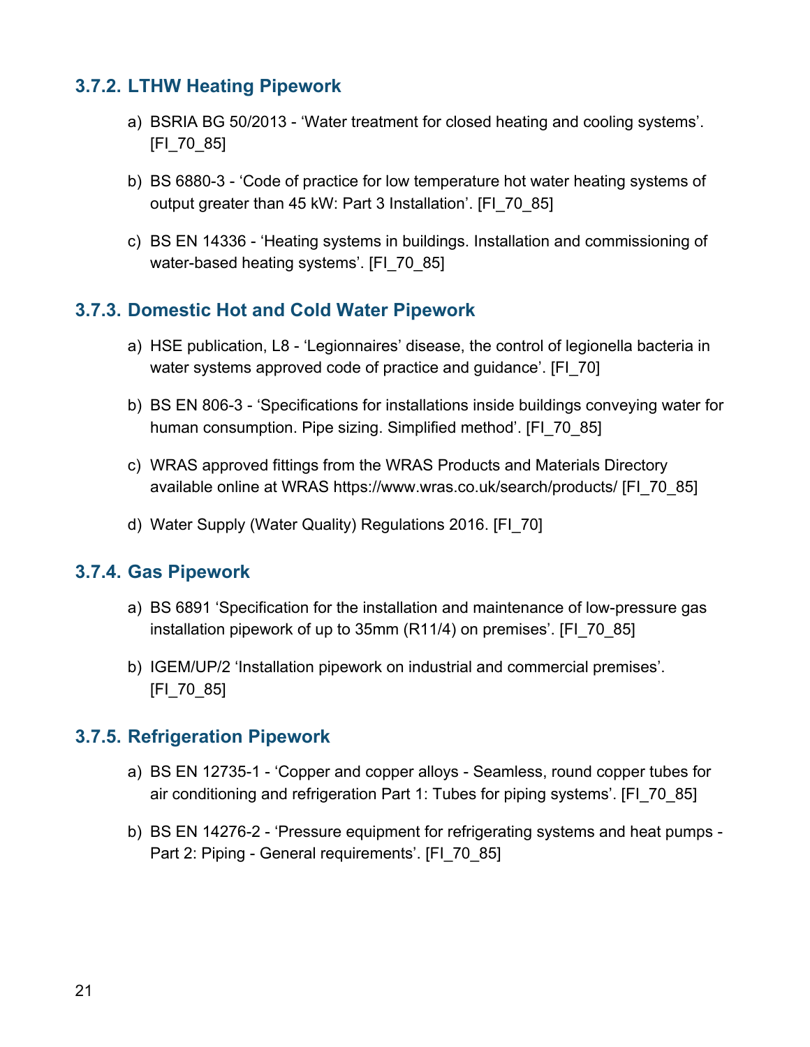### 3.7.2. LTHW Heating Pipework

a) BSRIA BG 50/2013 - 'Water treatment for closed heating and cooling systems'. [FI_70_85]

b) BS 6880-3 - 'Code of practice for low temperature hot water heating systems of output greater than 45 kW: Part 3 Installation'. [FI_70_85]

c) BS EN 14336 - 'Heating systems in buildings. Installation and commissioning of water-based heating systems'. [FI_70_85]

### 3.7.3. Domestic Hot and Cold Water Pipework

a) HSE publication, L8 - 'Legionnaires' disease, the control of legionella bacteria in water systems approved code of practice and guidance'. [FI_70]

b) BS EN 806-3 - 'Specifications for installations inside buildings conveying water for human consumption. Pipe sizing. Simplified method'. [FI_70_85]

c) WRAS approved fittings from the WRAS Products and Materials Directory available online at WRAS https://www.wras.co.uk/search/products/ [FI_70_85]

d) Water Supply (Water Quality) Regulations 2016. [FI_70]

### 3.7.4. Gas Pipework

a) BS 6891 'Specification for the installation and maintenance of low-pressure gas installation pipework of up to 35mm (R11/4) on premises'. [FI_70_85]

b) IGEM/UP/2 'Installation pipework on industrial and commercial premises'. [FI_70_85]

### 3.7.5. Refrigeration Pipework

a) BS EN 12735-1 - 'Copper and copper alloys - Seamless, round copper tubes for air conditioning and refrigeration Part 1: Tubes for piping systems'. [FI_70_85]

b) BS EN 14276-2 - 'Pressure equipment for refrigerating systems and heat pumps - Part 2: Piping - General requirements'. [FI_70_85]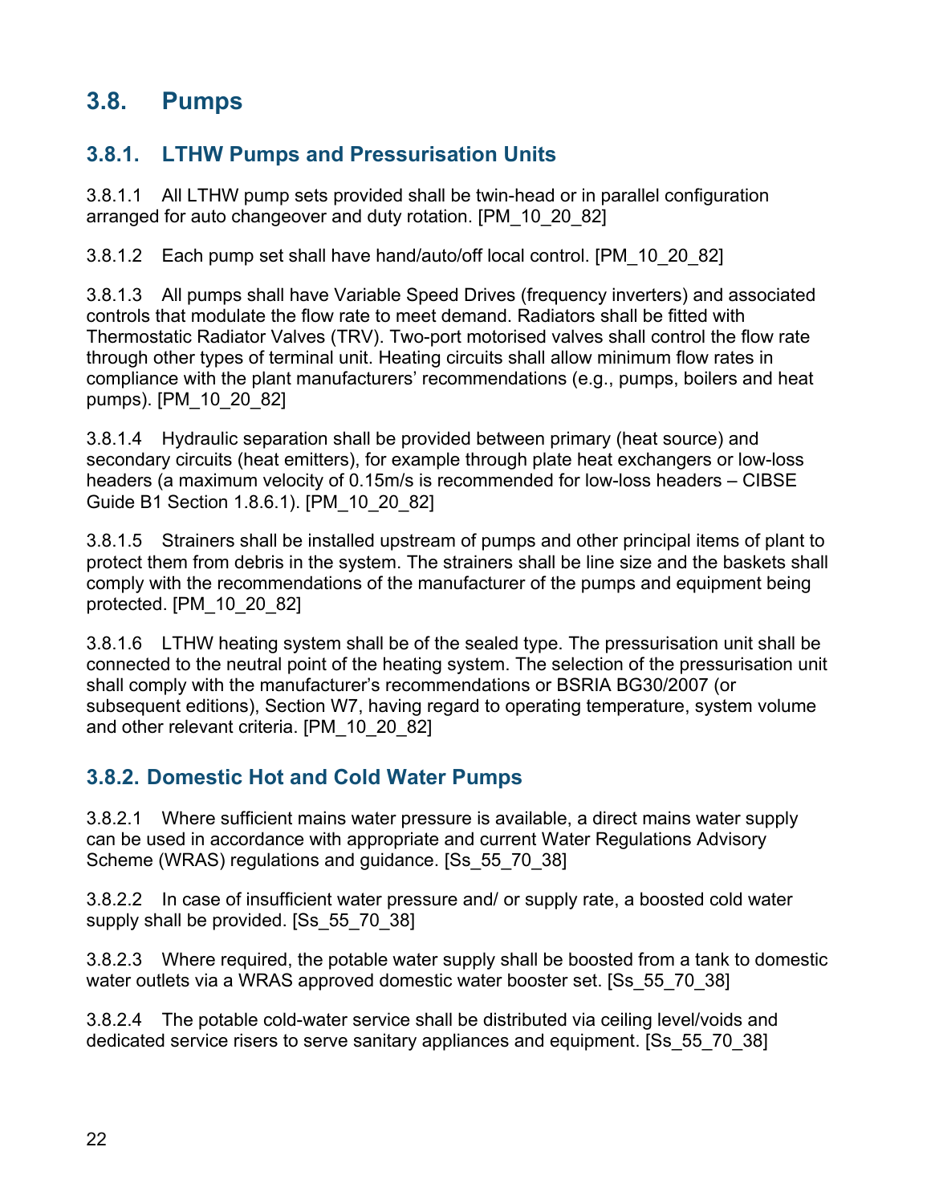## 3.8. Pumps

### 3.8.1. LTHW Pumps and Pressurisation Units

3.8.1.1 All LTHW pump sets provided shall be twin-head or in parallel configuration arranged for auto changeover and duty rotation. [PM_10_20_82]

3.8.1.2 Each pump set shall have hand/auto/off local control. [PM_10_20_82]

3.8.1.3 All pumps shall have Variable Speed Drives (frequency inverters) and associated controls that modulate the flow rate to meet demand. Radiators shall be fitted with Thermostatic Radiator Valves (TRV). Two-port motorised valves shall control the flow rate through other types of terminal unit. Heating circuits shall allow minimum flow rates in compliance with the plant manufacturers' recommendations (e.g., pumps, boilers and heat pumps). [PM_10_20_82]

3.8.1.4 Hydraulic separation shall be provided between primary (heat source) and secondary circuits (heat emitters), for example through plate heat exchangers or low-loss headers (a maximum velocity of 0.15m/s is recommended for low-loss headers – CIBSE Guide B1 Section 1.8.6.1). [PM_10_20_82]

3.8.1.5 Strainers shall be installed upstream of pumps and other principal items of plant to protect them from debris in the system. The strainers shall be line size and the baskets shall comply with the recommendations of the manufacturer of the pumps and equipment being protected. [PM_10_20_82]

3.8.1.6 LTHW heating system shall be of the sealed type. The pressurisation unit shall be connected to the neutral point of the heating system. The selection of the pressurisation unit shall comply with the manufacturer's recommendations or BSRIA BG30/2007 (or subsequent editions), Section W7, having regard to operating temperature, system volume and other relevant criteria. [PM_10_20_82]

### 3.8.2. Domestic Hot and Cold Water Pumps

3.8.2.1 Where sufficient mains water pressure is available, a direct mains water supply can be used in accordance with appropriate and current Water Regulations Advisory Scheme (WRAS) regulations and guidance. [Ss_55_70_38]

3.8.2.2 In case of insufficient water pressure and/ or supply rate, a boosted cold water supply shall be provided. [Ss_55_70_38]

3.8.2.3 Where required, the potable water supply shall be boosted from a tank to domestic water outlets via a WRAS approved domestic water booster set. [Ss_55_70_38]

3.8.2.4 The potable cold-water service shall be distributed via ceiling level/voids and dedicated service risers to serve sanitary appliances and equipment. [Ss_55_70_38]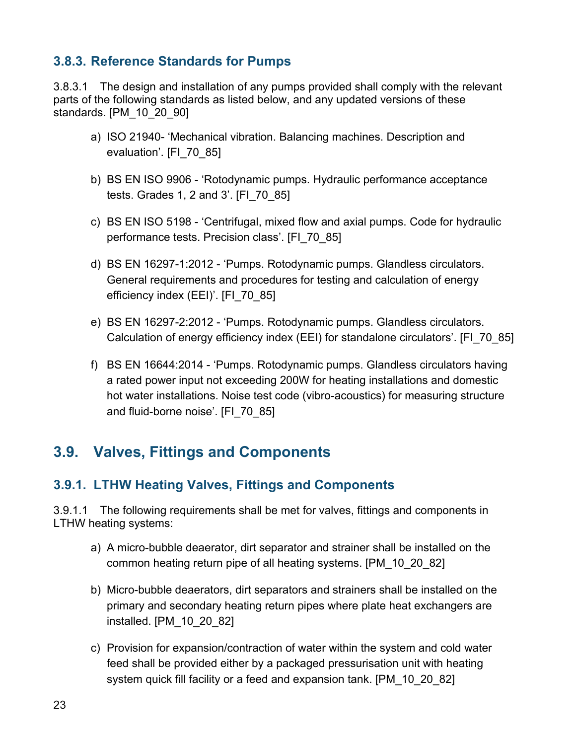### 3.8.3. Reference Standards for Pumps

3.8.3.1 The design and installation of any pumps provided shall comply with the relevant parts of the following standards as listed below, and any updated versions of these standards. [PM_10_20_90]

a) ISO 21940- ‘Mechanical vibration. Balancing machines. Description and evaluation’. [FI_70_85]

b) BS EN ISO 9906 - ‘Rotodynamic pumps. Hydraulic performance acceptance tests. Grades 1, 2 and 3’. [FI_70_85]

c) BS EN ISO 5198 - ‘Centrifugal, mixed flow and axial pumps. Code for hydraulic performance tests. Precision class’. [FI_70_85]

d) BS EN 16297-1:2012 - ‘Pumps. Rotodynamic pumps. Glandless circulators. General requirements and procedures for testing and calculation of energy efficiency index (EEI)’. [FI_70_85]

e) BS EN 16297-2:2012 - ‘Pumps. Rotodynamic pumps. Glandless circulators. Calculation of energy efficiency index (EEI) for standalone circulators’. [FI_70_85]

f) BS EN 16644:2014 - ‘Pumps. Rotodynamic pumps. Glandless circulators having a rated power input not exceeding 200W for heating installations and domestic hot water installations. Noise test code (vibro-acoustics) for measuring structure and fluid-borne noise’. [FI_70_85]

## 3.9. Valves, Fittings and Components

### 3.9.1. LTHW Heating Valves, Fittings and Components

3.9.1.1 The following requirements shall be met for valves, fittings and components in LTHW heating systems:

a) A micro-bubble deaerator, dirt separator and strainer shall be installed on the common heating return pipe of all heating systems. [PM_10_20_82]

b) Micro-bubble deaerators, dirt separators and strainers shall be installed on the primary and secondary heating return pipes where plate heat exchangers are installed. [PM_10_20_82]

c) Provision for expansion/contraction of water within the system and cold water feed shall be provided either by a packaged pressurisation unit with heating system quick fill facility or a feed and expansion tank. [PM_10_20_82]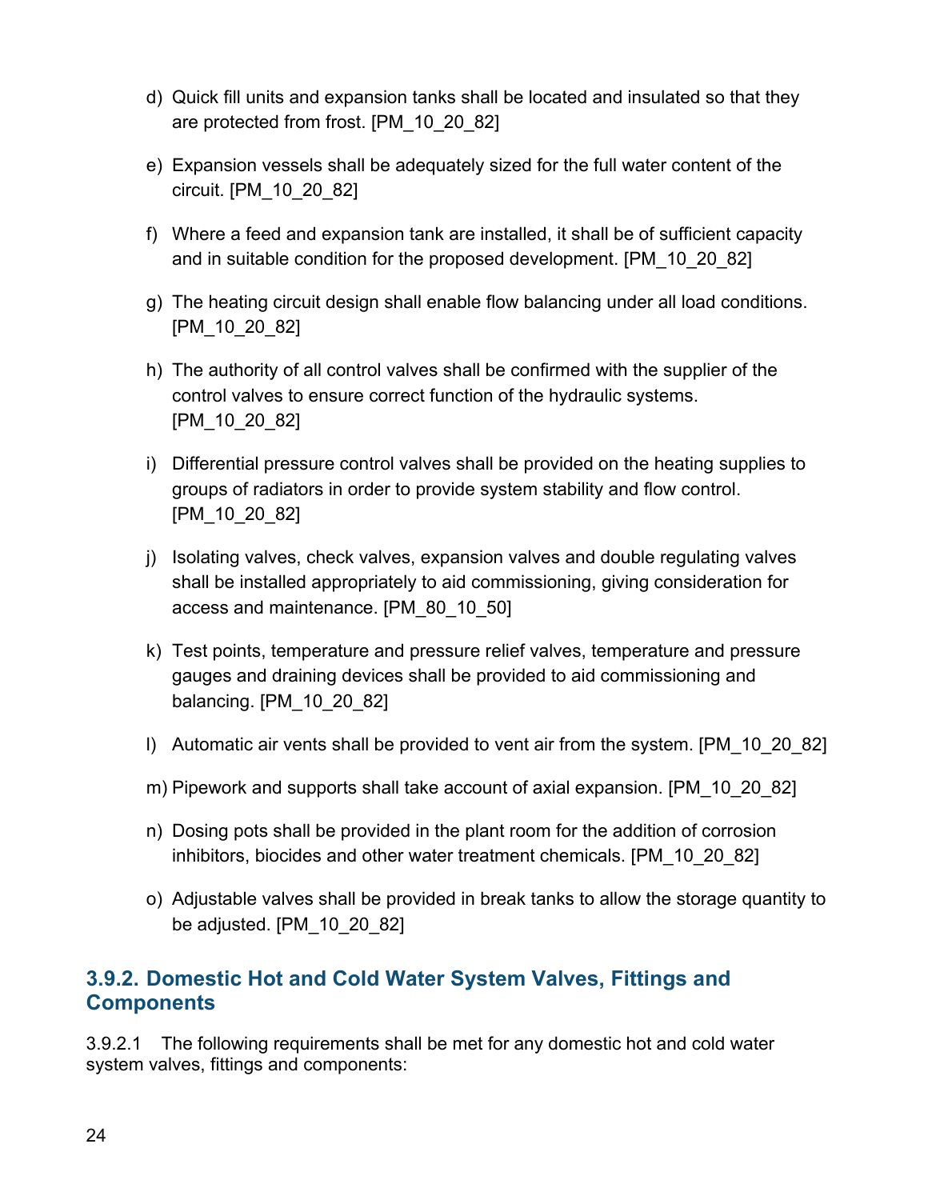d) Quick fill units and expansion tanks shall be located and insulated so that they are protected from frost. [PM_10_20_82]

e) Expansion vessels shall be adequately sized for the full water content of the circuit. [PM_10_20_82]

f) Where a feed and expansion tank are installed, it shall be of sufficient capacity and in suitable condition for the proposed development. [PM_10_20_82]

g) The heating circuit design shall enable flow balancing under all load conditions. [PM_10_20_82]

h) The authority of all control valves shall be confirmed with the supplier of the control valves to ensure correct function of the hydraulic systems. [PM_10_20_82]

i) Differential pressure control valves shall be provided on the heating supplies to groups of radiators in order to provide system stability and flow control. [PM_10_20_82]

j) Isolating valves, check valves, expansion valves and double regulating valves shall be installed appropriately to aid commissioning, giving consideration for access and maintenance. [PM_80_10_50]

k) Test points, temperature and pressure relief valves, temperature and pressure gauges and draining devices shall be provided to aid commissioning and balancing. [PM_10_20_82]

l) Automatic air vents shall be provided to vent air from the system. [PM_10_20_82]

m) Pipework and supports shall take account of axial expansion. [PM_10_20_82]

n) Dosing pots shall be provided in the plant room for the addition of corrosion inhibitors, biocides and other water treatment chemicals. [PM_10_20_82]

o) Adjustable valves shall be provided in break tanks to allow the storage quantity to be adjusted. [PM_10_20_82]

### 3.9.2. Domestic Hot and Cold Water System Valves, Fittings and Components

3.9.2.1 The following requirements shall be met for any domestic hot and cold water system valves, fittings and components: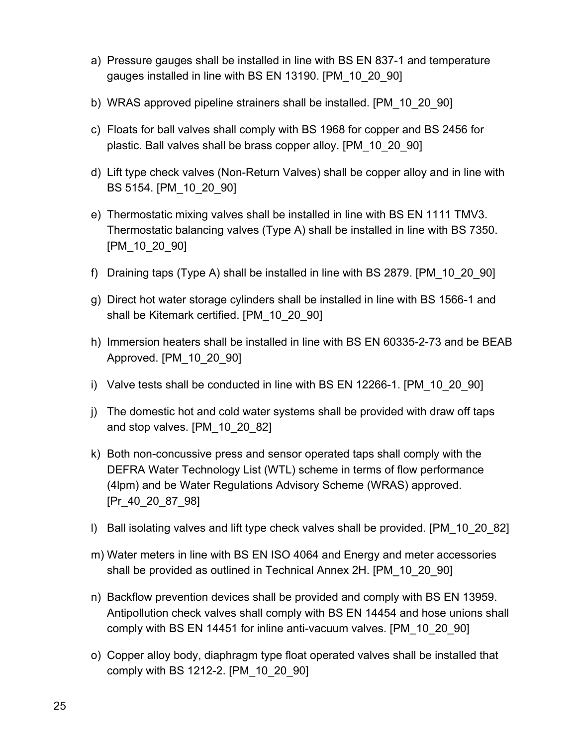a) Pressure gauges shall be installed in line with BS EN 837-1 and temperature gauges installed in line with BS EN 13190. [PM_10_20_90]

b) WRAS approved pipeline strainers shall be installed. [PM_10_20_90]

c) Floats for ball valves shall comply with BS 1968 for copper and BS 2456 for plastic. Ball valves shall be brass copper alloy. [PM_10_20_90]

d) Lift type check valves (Non-Return Valves) shall be copper alloy and in line with BS 5154. [PM_10_20_90]

e) Thermostatic mixing valves shall be installed in line with BS EN 1111 TMV3. Thermostatic balancing valves (Type A) shall be installed in line with BS 7350. [PM_10_20_90]

f) Draining taps (Type A) shall be installed in line with BS 2879. [PM_10_20_90]

g) Direct hot water storage cylinders shall be installed in line with BS 1566-1 and shall be Kitemark certified. [PM_10_20_90]

h) Immersion heaters shall be installed in line with BS EN 60335-2-73 and be BEAB Approved. [PM_10_20_90]

i) Valve tests shall be conducted in line with BS EN 12266-1. [PM_10_20_90]

j) The domestic hot and cold water systems shall be provided with draw off taps and stop valves. [PM_10_20_82]

k) Both non-concussive press and sensor operated taps shall comply with the DEFRA Water Technology List (WTL) scheme in terms of flow performance (4lpm) and be Water Regulations Advisory Scheme (WRAS) approved. [Pr_40_20_87_98]

l) Ball isolating valves and lift type check valves shall be provided. [PM_10_20_82]

m) Water meters in line with BS EN ISO 4064 and Energy and meter accessories shall be provided as outlined in Technical Annex 2H. [PM_10_20_90]

n) Backflow prevention devices shall be provided and comply with BS EN 13959. Antipollution check valves shall comply with BS EN 14454 and hose unions shall comply with BS EN 14451 for inline anti-vacuum valves. [PM_10_20_90]

o) Copper alloy body, diaphragm type float operated valves shall be installed that comply with BS 1212-2. [PM_10_20_90]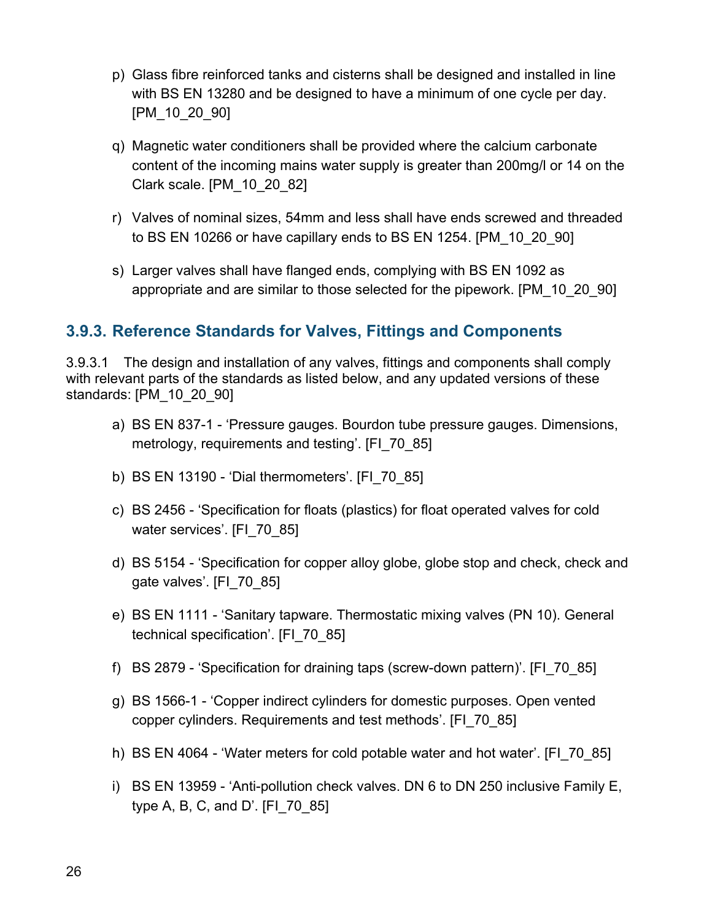p) Glass fibre reinforced tanks and cisterns shall be designed and installed in line with BS EN 13280 and be designed to have a minimum of one cycle per day. [PM_10_20_90]

q) Magnetic water conditioners shall be provided where the calcium carbonate content of the incoming mains water supply is greater than 200mg/l or 14 on the Clark scale. [PM_10_20_82]

r) Valves of nominal sizes, 54mm and less shall have ends screwed and threaded to BS EN 10266 or have capillary ends to BS EN 1254. [PM_10_20_90]

s) Larger valves shall have flanged ends, complying with BS EN 1092 as appropriate and are similar to those selected for the pipework. [PM_10_20_90]

### 3.9.3. Reference Standards for Valves, Fittings and Components

3.9.3.1 The design and installation of any valves, fittings and components shall comply with relevant parts of the standards as listed below, and any updated versions of these standards: [PM_10_20_90]

a) BS EN 837-1 - 'Pressure gauges. Bourdon tube pressure gauges. Dimensions, metrology, requirements and testing'. [FI_70_85]

b) BS EN 13190 - 'Dial thermometers'. [FI_70_85]

c) BS 2456 - 'Specification for floats (plastics) for float operated valves for cold water services'. [FI_70_85]

d) BS 5154 - 'Specification for copper alloy globe, globe stop and check, check and gate valves'. [FI_70_85]

e) BS EN 1111 - 'Sanitary tapware. Thermostatic mixing valves (PN 10). General technical specification'. [FI_70_85]

f) BS 2879 - 'Specification for draining taps (screw-down pattern)'. [FI_70_85]

g) BS 1566-1 - 'Copper indirect cylinders for domestic purposes. Open vented copper cylinders. Requirements and test methods'. [FI_70_85]

h) BS EN 4064 - 'Water meters for cold potable water and hot water'. [FI_70_85]

i) BS EN 13959 - 'Anti-pollution check valves. DN 6 to DN 250 inclusive Family E, type A, B, C, and D'. [FI_70_85]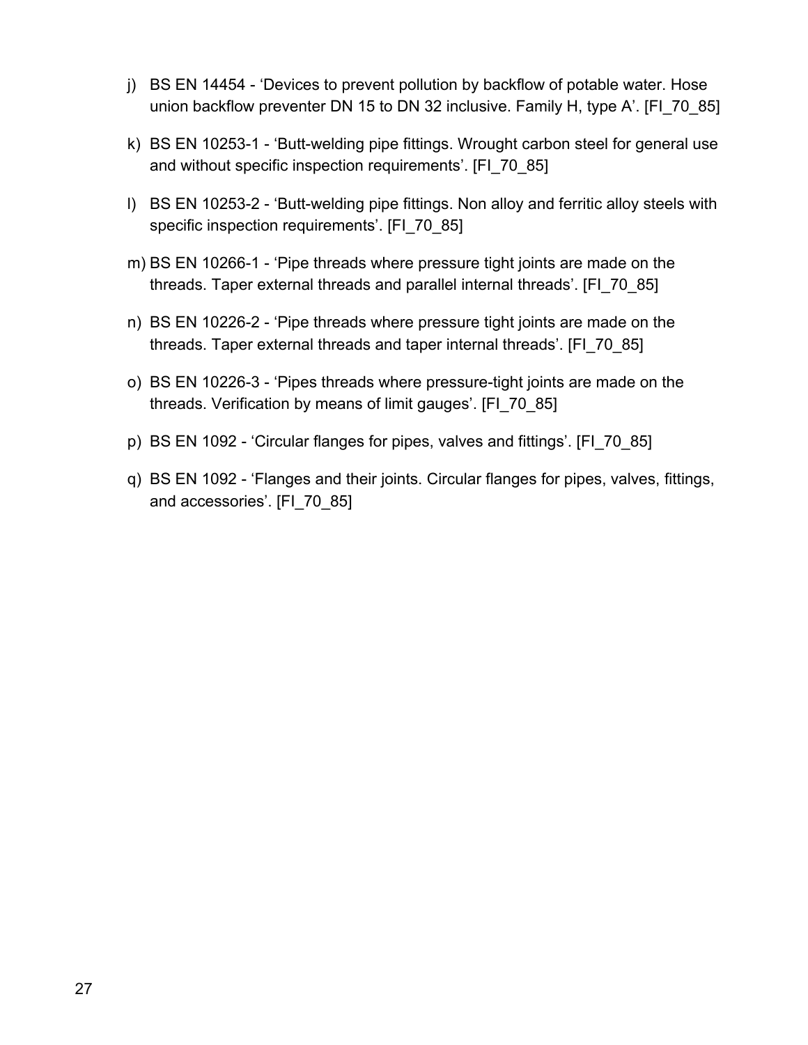j) BS EN 14454 - ‘Devices to prevent pollution by backflow of potable water. Hose union backflow preventer DN 15 to DN 32 inclusive. Family H, type A’. [FI_70_85]

k) BS EN 10253-1 - ‘Butt-welding pipe fittings. Wrought carbon steel for general use and without specific inspection requirements’. [FI_70_85]

l) BS EN 10253-2 - ‘Butt-welding pipe fittings. Non alloy and ferritic alloy steels with specific inspection requirements’. [FI_70_85]

m) BS EN 10266-1 - ‘Pipe threads where pressure tight joints are made on the threads. Taper external threads and parallel internal threads’. [FI_70_85]

n) BS EN 10226-2 - ‘Pipe threads where pressure tight joints are made on the threads. Taper external threads and taper internal threads’. [FI_70_85]

o) BS EN 10226-3 - ‘Pipes threads where pressure-tight joints are made on the threads. Verification by means of limit gauges’. [FI_70_85]

p) BS EN 1092 - ‘Circular flanges for pipes, valves and fittings’. [FI_70_85]

q) BS EN 1092 - ‘Flanges and their joints. Circular flanges for pipes, valves, fittings, and accessories’. [FI_70_85]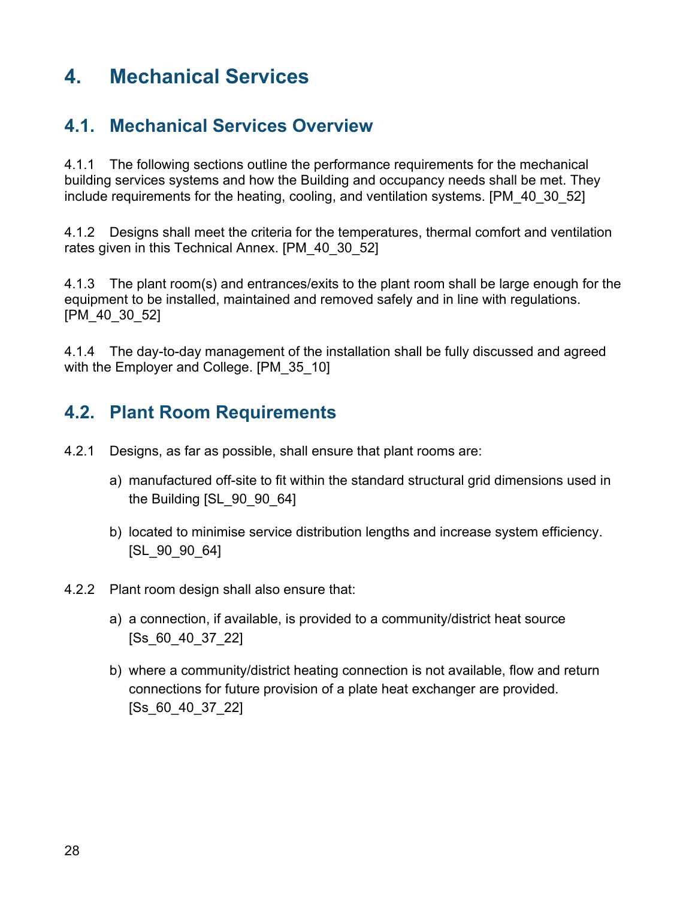# 4. Mechanical Services

## 4.1. Mechanical Services Overview

4.1.1 The following sections outline the performance requirements for the mechanical building services systems and how the Building and occupancy needs shall be met. They include requirements for the heating, cooling, and ventilation systems. [PM_40_30_52]

4.1.2 Designs shall meet the criteria for the temperatures, thermal comfort and ventilation rates given in this Technical Annex. [PM_40_30_52]

4.1.3 The plant room(s) and entrances/exits to the plant room shall be large enough for the equipment to be installed, maintained and removed safely and in line with regulations. [PM_40_30_52]

4.1.4 The day-to-day management of the installation shall be fully discussed and agreed with the Employer and College. [PM_35_10]

## 4.2. Plant Room Requirements

4.2.1 Designs, as far as possible, shall ensure that plant rooms are:

a) manufactured off-site to fit within the standard structural grid dimensions used in the Building [SL_90_90_64]

b) located to minimise service distribution lengths and increase system efficiency. [SL_90_90_64]

4.2.2 Plant room design shall also ensure that:

a) a connection, if available, is provided to a community/district heat source [Ss_60_40_37_22]

b) where a community/district heating connection is not available, flow and return connections for future provision of a plate heat exchanger are provided. [Ss_60_40_37_22]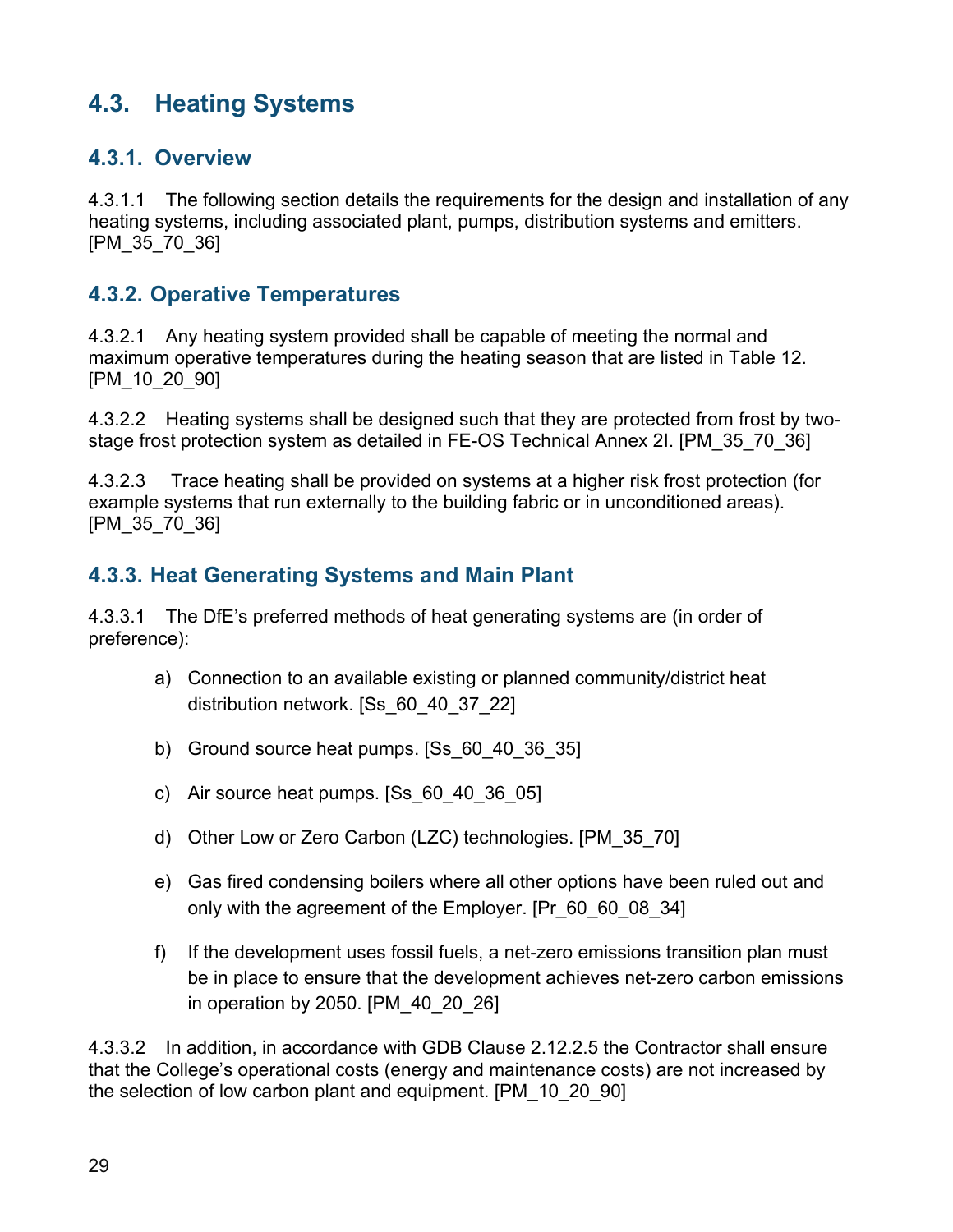## 4.3. Heating Systems

### 4.3.1. Overview

4.3.1.1 The following section details the requirements for the design and installation of any heating systems, including associated plant, pumps, distribution systems and emitters. [PM_35_70_36]

### 4.3.2. Operative Temperatures

4.3.2.1 Any heating system provided shall be capable of meeting the normal and maximum operative temperatures during the heating season that are listed in Table 12. [PM_10_20_90]

4.3.2.2 Heating systems shall be designed such that they are protected from frost by two-stage frost protection system as detailed in FE-OS Technical Annex 2I. [PM_35_70_36]

4.3.2.3 Trace heating shall be provided on systems at a higher risk frost protection (for example systems that run externally to the building fabric or in unconditioned areas). [PM_35_70_36]

### 4.3.3. Heat Generating Systems and Main Plant

4.3.3.1 The DfE's preferred methods of heat generating systems are (in order of preference):

a) Connection to an available existing or planned community/district heat distribution network. [Ss_60_40_37_22]

b) Ground source heat pumps. [Ss_60_40_36_35]

c) Air source heat pumps. [Ss_60_40_36_05]

d) Other Low or Zero Carbon (LZC) technologies. [PM_35_70]

e) Gas fired condensing boilers where all other options have been ruled out and only with the agreement of the Employer. [Pr_60_60_08_34]

f) If the development uses fossil fuels, a net-zero emissions transition plan must be in place to ensure that the development achieves net-zero carbon emissions in operation by 2050. [PM_40_20_26]

4.3.3.2 In addition, in accordance with GDB Clause 2.12.2.5 the Contractor shall ensure that the College's operational costs (energy and maintenance costs) are not increased by the selection of low carbon plant and equipment. [PM_10_20_90]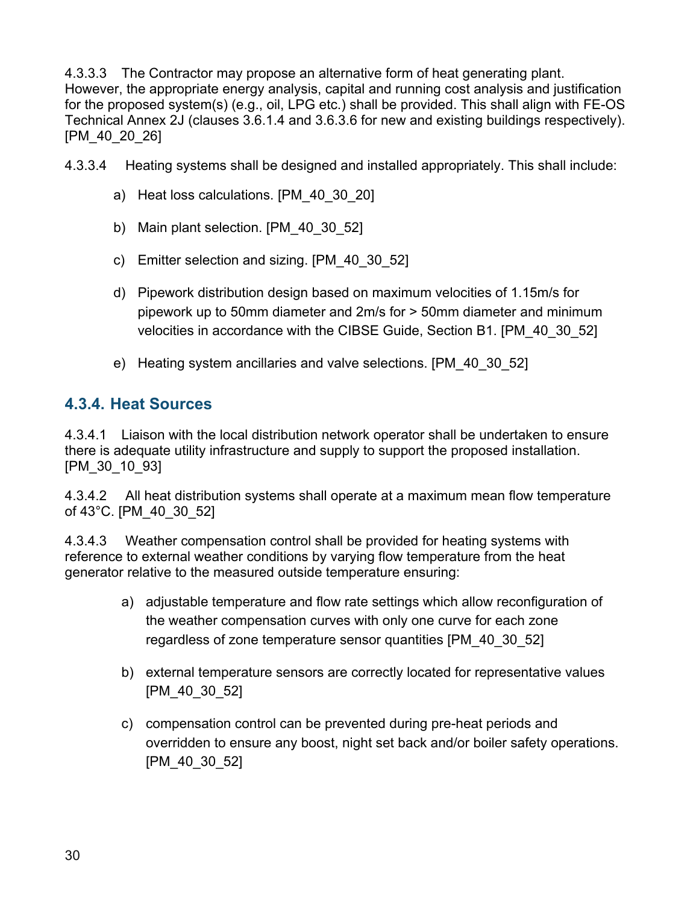4.3.3.3 The Contractor may propose an alternative form of heat generating plant. However, the appropriate energy analysis, capital and running cost analysis and justification for the proposed system(s) (e.g., oil, LPG etc.) shall be provided. This shall align with FE-OS Technical Annex 2J (clauses 3.6.1.4 and 3.6.3.6 for new and existing buildings respectively). [PM_40_20_26]

4.3.3.4 Heating systems shall be designed and installed appropriately. This shall include:

a) Heat loss calculations. [PM_40_30_20]

b) Main plant selection. [PM_40_30_52]

c) Emitter selection and sizing. [PM_40_30_52]

d) Pipework distribution design based on maximum velocities of 1.15m/s for pipework up to 50mm diameter and 2m/s for > 50mm diameter and minimum velocities in accordance with the CIBSE Guide, Section B1. [PM_40_30_52]

e) Heating system ancillaries and valve selections. [PM_40_30_52]

### 4.3.4. Heat Sources

4.3.4.1 Liaison with the local distribution network operator shall be undertaken to ensure there is adequate utility infrastructure and supply to support the proposed installation. [PM_30_10_93]

4.3.4.2 All heat distribution systems shall operate at a maximum mean flow temperature of 43°C. [PM_40_30_52]

4.3.4.3 Weather compensation control shall be provided for heating systems with reference to external weather conditions by varying flow temperature from the heat generator relative to the measured outside temperature ensuring:

a) adjustable temperature and flow rate settings which allow reconfiguration of the weather compensation curves with only one curve for each zone regardless of zone temperature sensor quantities [PM_40_30_52]

b) external temperature sensors are correctly located for representative values [PM_40_30_52]

c) compensation control can be prevented during pre-heat periods and overridden to ensure any boost, night set back and/or boiler safety operations. [PM_40_30_52]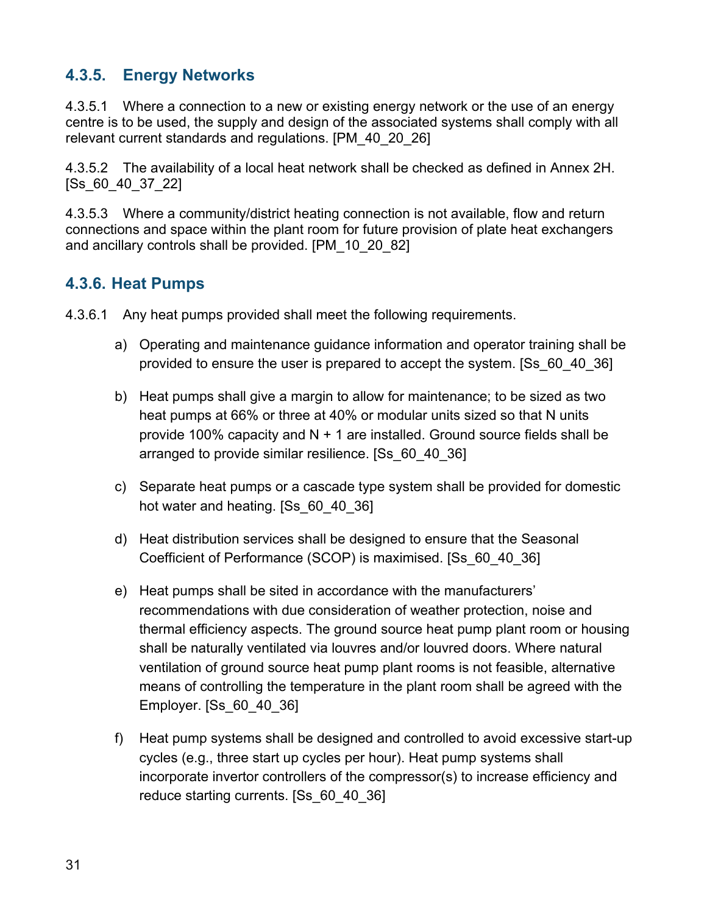### 4.3.5. Energy Networks

4.3.5.1 Where a connection to a new or existing energy network or the use of an energy centre is to be used, the supply and design of the associated systems shall comply with all relevant current standards and regulations. [PM_40_20_26]

4.3.5.2 The availability of a local heat network shall be checked as defined in Annex 2H. [Ss_60_40_37_22]

4.3.5.3 Where a community/district heating connection is not available, flow and return connections and space within the plant room for future provision of plate heat exchangers and ancillary controls shall be provided. [PM_10_20_82]

### 4.3.6. Heat Pumps

4.3.6.1 Any heat pumps provided shall meet the following requirements.

a) Operating and maintenance guidance information and operator training shall be provided to ensure the user is prepared to accept the system. [Ss_60_40_36]

b) Heat pumps shall give a margin to allow for maintenance; to be sized as two heat pumps at 66% or three at 40% or modular units sized so that N units provide 100% capacity and N + 1 are installed. Ground source fields shall be arranged to provide similar resilience. [Ss_60_40_36]

c) Separate heat pumps or a cascade type system shall be provided for domestic hot water and heating. [Ss_60_40_36]

d) Heat distribution services shall be designed to ensure that the Seasonal Coefficient of Performance (SCOP) is maximised. [Ss_60_40_36]

e) Heat pumps shall be sited in accordance with the manufacturers' recommendations with due consideration of weather protection, noise and thermal efficiency aspects. The ground source heat pump plant room or housing shall be naturally ventilated via louvres and/or louvred doors. Where natural ventilation of ground source heat pump plant rooms is not feasible, alternative means of controlling the temperature in the plant room shall be agreed with the Employer. [Ss_60_40_36]

f) Heat pump systems shall be designed and controlled to avoid excessive start-up cycles (e.g., three start up cycles per hour). Heat pump systems shall incorporate invertor controllers of the compressor(s) to increase efficiency and reduce starting currents. [Ss_60_40_36]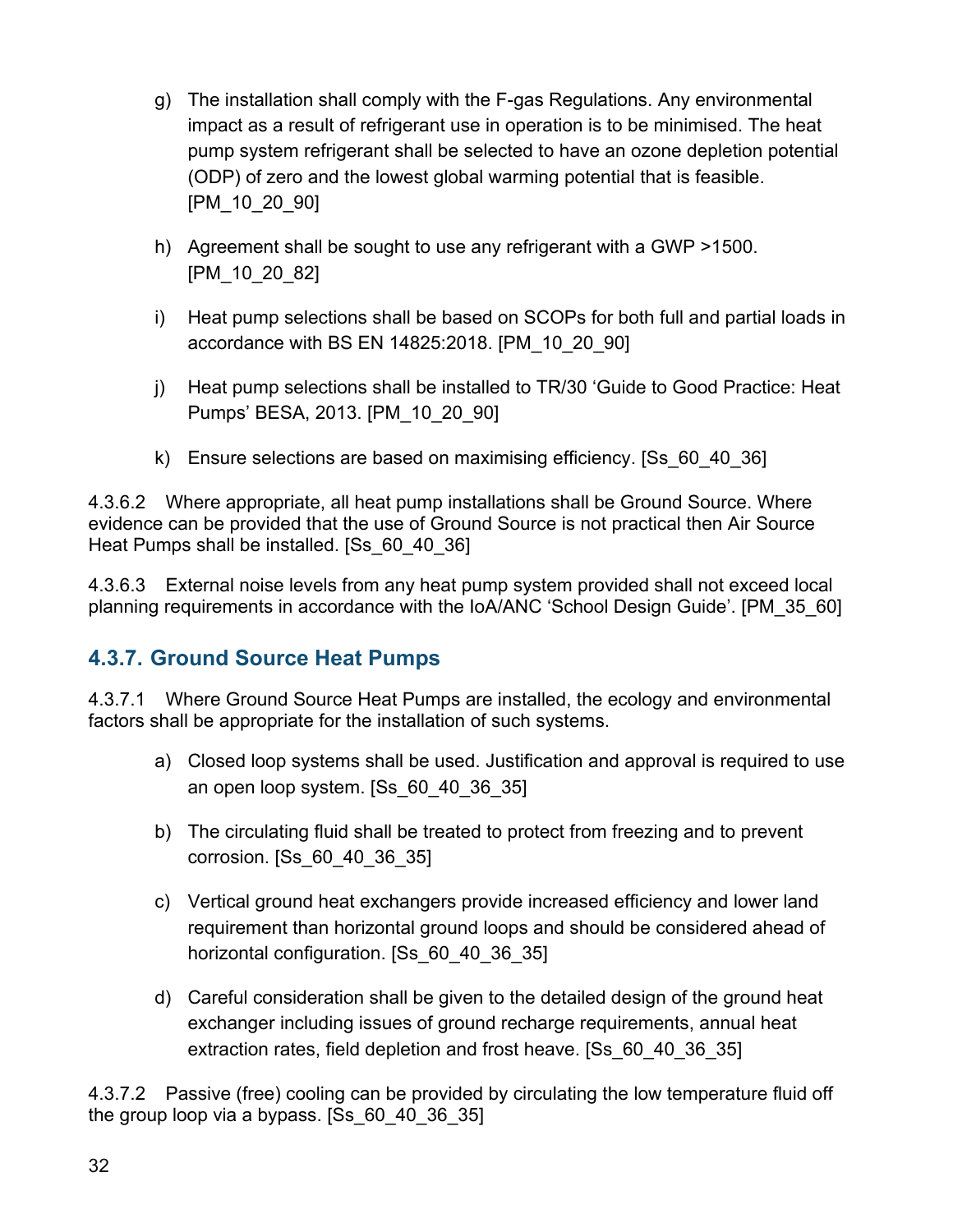g) The installation shall comply with the F-gas Regulations. Any environmental impact as a result of refrigerant use in operation is to be minimised. The heat pump system refrigerant shall be selected to have an ozone depletion potential (ODP) of zero and the lowest global warming potential that is feasible. [PM_10_20_90]

h) Agreement shall be sought to use any refrigerant with a GWP >1500. [PM_10_20_82]

i) Heat pump selections shall be based on SCOPs for both full and partial loads in accordance with BS EN 14825:2018. [PM_10_20_90]

j) Heat pump selections shall be installed to TR/30 'Guide to Good Practice: Heat Pumps' BESA, 2013. [PM_10_20_90]

k) Ensure selections are based on maximising efficiency. [Ss_60_40_36]

4.3.6.2 Where appropriate, all heat pump installations shall be Ground Source. Where evidence can be provided that the use of Ground Source is not practical then Air Source Heat Pumps shall be installed. [Ss_60_40_36]

4.3.6.3 External noise levels from any heat pump system provided shall not exceed local planning requirements in accordance with the IoA/ANC 'School Design Guide'. [PM_35_60]

### 4.3.7. Ground Source Heat Pumps

4.3.7.1 Where Ground Source Heat Pumps are installed, the ecology and environmental factors shall be appropriate for the installation of such systems.

a) Closed loop systems shall be used. Justification and approval is required to use an open loop system. [Ss_60_40_36_35]

b) The circulating fluid shall be treated to protect from freezing and to prevent corrosion. [Ss_60_40_36_35]

c) Vertical ground heat exchangers provide increased efficiency and lower land requirement than horizontal ground loops and should be considered ahead of horizontal configuration. [Ss_60_40_36_35]

d) Careful consideration shall be given to the detailed design of the ground heat exchanger including issues of ground recharge requirements, annual heat extraction rates, field depletion and frost heave. [Ss_60_40_36_35]

4.3.7.2 Passive (free) cooling can be provided by circulating the low temperature fluid off the group loop via a bypass. [Ss_60_40_36_35]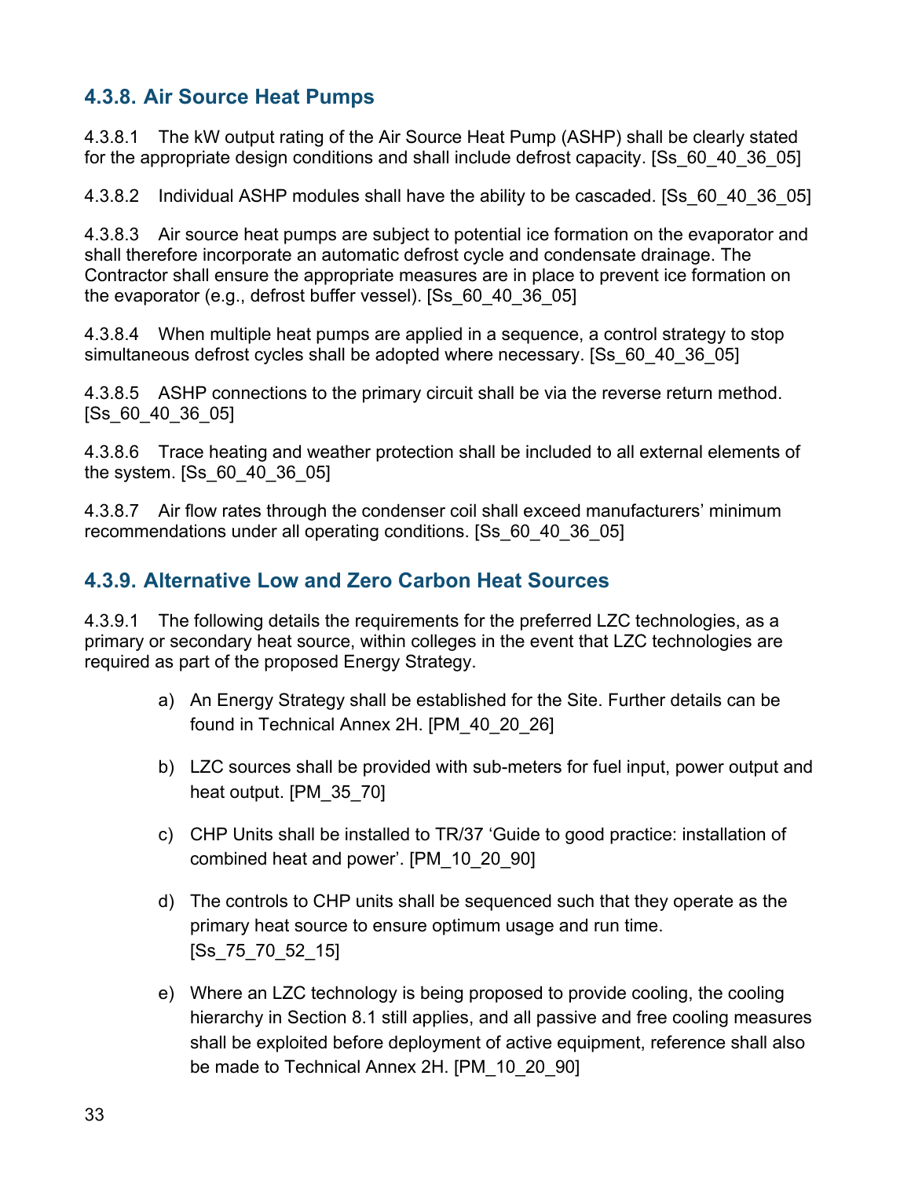### 4.3.8. Air Source Heat Pumps

4.3.8.1 The kW output rating of the Air Source Heat Pump (ASHP) shall be clearly stated for the appropriate design conditions and shall include defrost capacity. [Ss_60_40_36_05]

4.3.8.2 Individual ASHP modules shall have the ability to be cascaded. [Ss_60_40_36_05]

4.3.8.3 Air source heat pumps are subject to potential ice formation on the evaporator and shall therefore incorporate an automatic defrost cycle and condensate drainage. The Contractor shall ensure the appropriate measures are in place to prevent ice formation on the evaporator (e.g., defrost buffer vessel). [Ss_60_40_36_05]

4.3.8.4 When multiple heat pumps are applied in a sequence, a control strategy to stop simultaneous defrost cycles shall be adopted where necessary. [Ss_60_40_36_05]

4.3.8.5 ASHP connections to the primary circuit shall be via the reverse return method. [Ss_60_40_36_05]

4.3.8.6 Trace heating and weather protection shall be included to all external elements of the system. [Ss_60_40_36_05]

4.3.8.7 Air flow rates through the condenser coil shall exceed manufacturers' minimum recommendations under all operating conditions. [Ss_60_40_36_05]

### 4.3.9. Alternative Low and Zero Carbon Heat Sources

4.3.9.1 The following details the requirements for the preferred LZC technologies, as a primary or secondary heat source, within colleges in the event that LZC technologies are required as part of the proposed Energy Strategy.

a) An Energy Strategy shall be established for the Site. Further details can be found in Technical Annex 2H. [PM_40_20_26]

b) LZC sources shall be provided with sub-meters for fuel input, power output and heat output. [PM_35_70]

c) CHP Units shall be installed to TR/37 'Guide to good practice: installation of combined heat and power'. [PM_10_20_90]

d) The controls to CHP units shall be sequenced such that they operate as the primary heat source to ensure optimum usage and run time. [Ss_75_70_52_15]

e) Where an LZC technology is being proposed to provide cooling, the cooling hierarchy in Section 8.1 still applies, and all passive and free cooling measures shall be exploited before deployment of active equipment, reference shall also be made to Technical Annex 2H. [PM_10_20_90]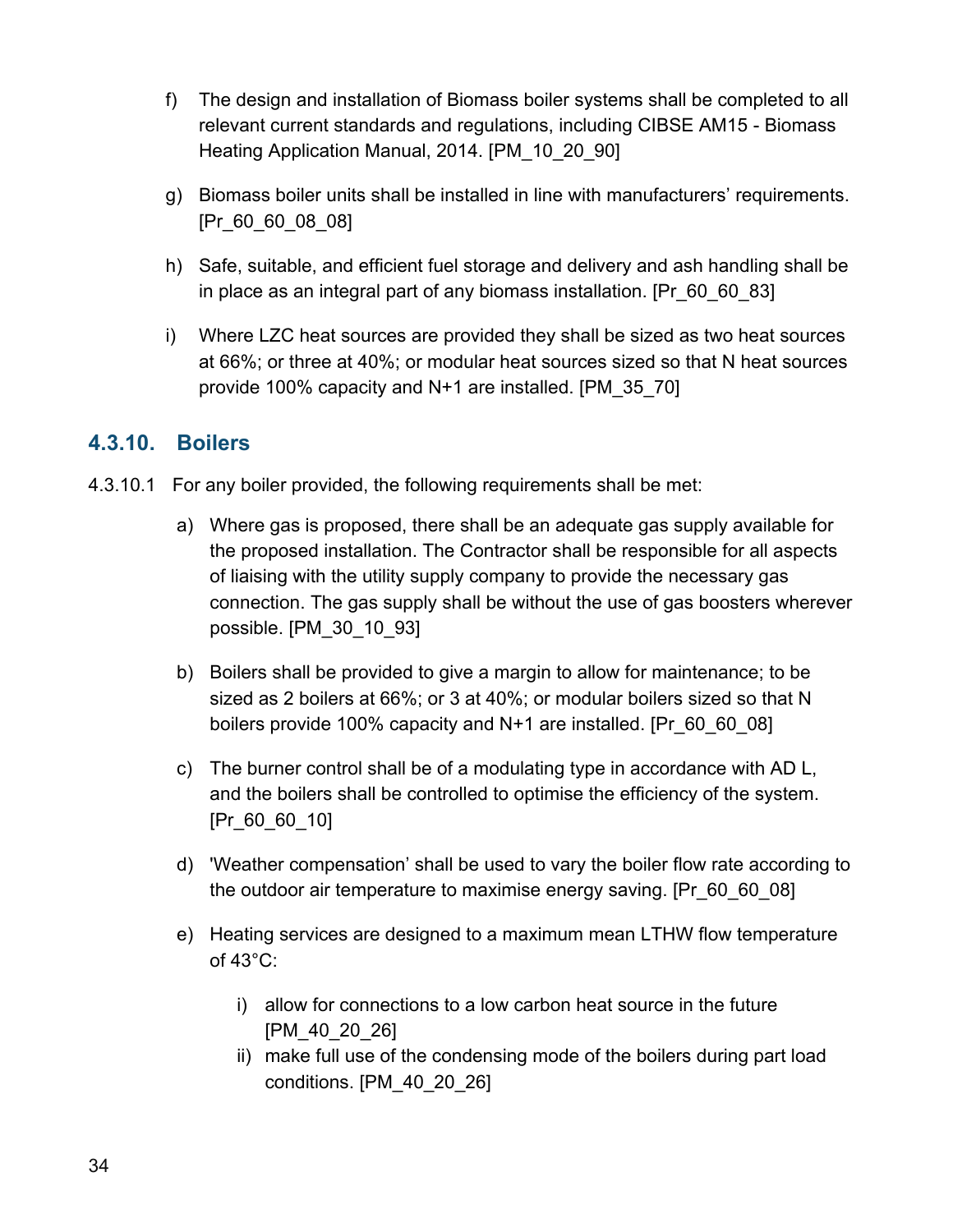f) The design and installation of Biomass boiler systems shall be completed to all relevant current standards and regulations, including CIBSE AM15 - Biomass Heating Application Manual, 2014. [PM_10_20_90]

g) Biomass boiler units shall be installed in line with manufacturers' requirements. [Pr_60_60_08_08]

h) Safe, suitable, and efficient fuel storage and delivery and ash handling shall be in place as an integral part of any biomass installation. [Pr_60_60_83]

i) Where LZC heat sources are provided they shall be sized as two heat sources at 66%; or three at 40%; or modular heat sources sized so that N heat sources provide 100% capacity and N+1 are installed. [PM_35_70]

### 4.3.10. Boilers

4.3.10.1 For any boiler provided, the following requirements shall be met:

a) Where gas is proposed, there shall be an adequate gas supply available for the proposed installation. The Contractor shall be responsible for all aspects of liaising with the utility supply company to provide the necessary gas connection. The gas supply shall be without the use of gas boosters wherever possible. [PM_30_10_93]

b) Boilers shall be provided to give a margin to allow for maintenance; to be sized as 2 boilers at 66%; or 3 at 40%; or modular boilers sized so that N boilers provide 100% capacity and N+1 are installed. [Pr_60_60_08]

c) The burner control shall be of a modulating type in accordance with AD L, and the boilers shall be controlled to optimise the efficiency of the system. [Pr_60_60_10]

d) 'Weather compensation' shall be used to vary the boiler flow rate according to the outdoor air temperature to maximise energy saving. [Pr_60_60_08]

e) Heating services are designed to a maximum mean LTHW flow temperature of 43°C:

   i) allow for connections to a low carbon heat source in the future [PM_40_20_26]
   
   ii) make full use of the condensing mode of the boilers during part load conditions. [PM_40_20_26]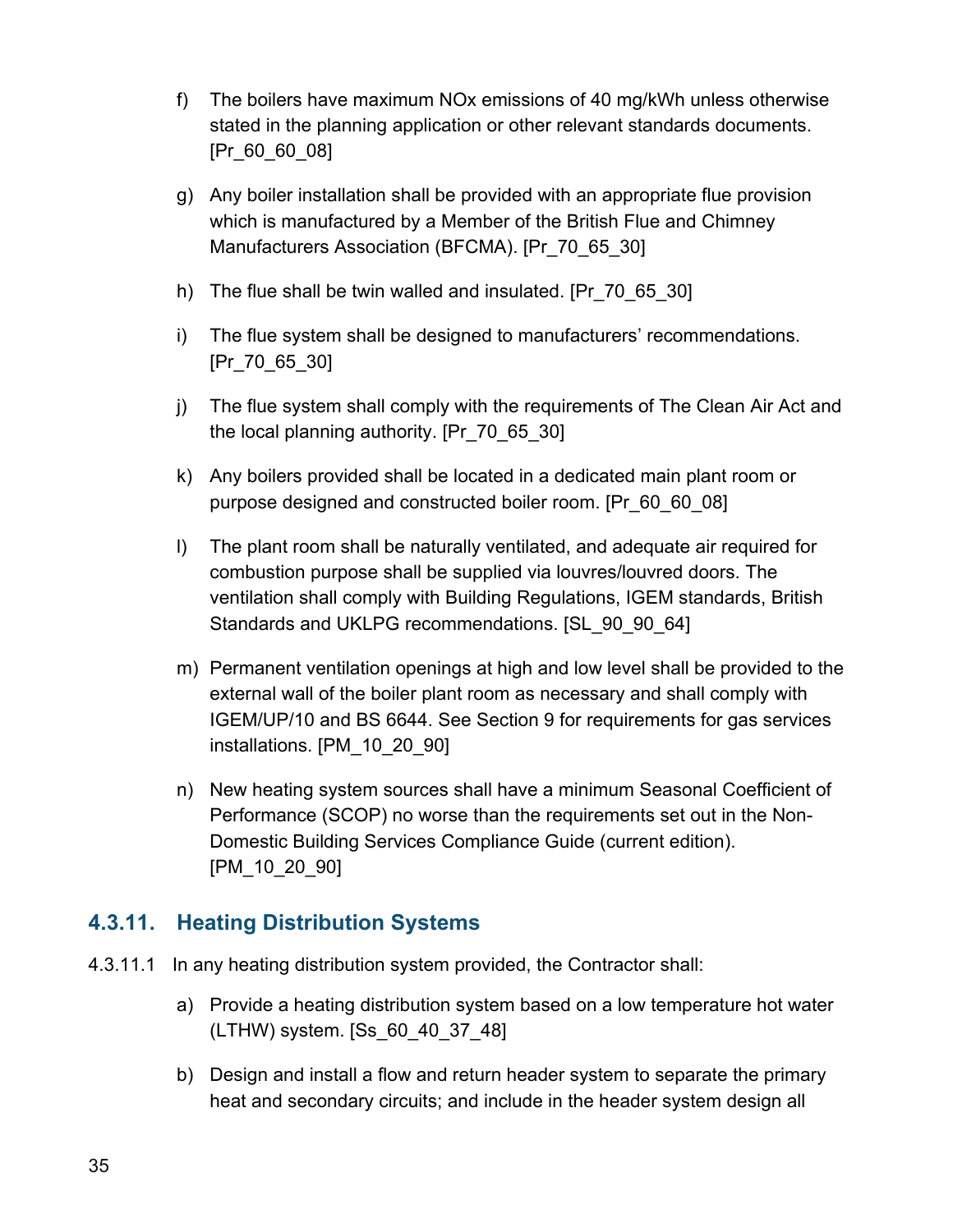f) The boilers have maximum NOx emissions of 40 mg/kWh unless otherwise stated in the planning application or other relevant standards documents. [Pr_60_60_08]

g) Any boiler installation shall be provided with an appropriate flue provision which is manufactured by a Member of the British Flue and Chimney Manufacturers Association (BFCMA). [Pr_70_65_30]

h) The flue shall be twin walled and insulated. [Pr_70_65_30]

i) The flue system shall be designed to manufacturers' recommendations. [Pr_70_65_30]

j) The flue system shall comply with the requirements of The Clean Air Act and the local planning authority. [Pr_70_65_30]

k) Any boilers provided shall be located in a dedicated main plant room or purpose designed and constructed boiler room. [Pr_60_60_08]

l) The plant room shall be naturally ventilated, and adequate air required for combustion purpose shall be supplied via louvres/louvred doors. The ventilation shall comply with Building Regulations, IGEM standards, British Standards and UKLPG recommendations. [SL_90_90_64]

m) Permanent ventilation openings at high and low level shall be provided to the external wall of the boiler plant room as necessary and shall comply with IGEM/UP/10 and BS 6644. See Section 9 for requirements for gas services installations. [PM_10_20_90]

n) New heating system sources shall have a minimum Seasonal Coefficient of Performance (SCOP) no worse than the requirements set out in the Non-Domestic Building Services Compliance Guide (current edition). [PM_10_20_90]

### 4.3.11. Heating Distribution Systems

4.3.11.1 In any heating distribution system provided, the Contractor shall:

a) Provide a heating distribution system based on a low temperature hot water (LTHW) system. [Ss_60_40_37_48]

b) Design and install a flow and return header system to separate the primary heat and secondary circuits; and include in the header system design all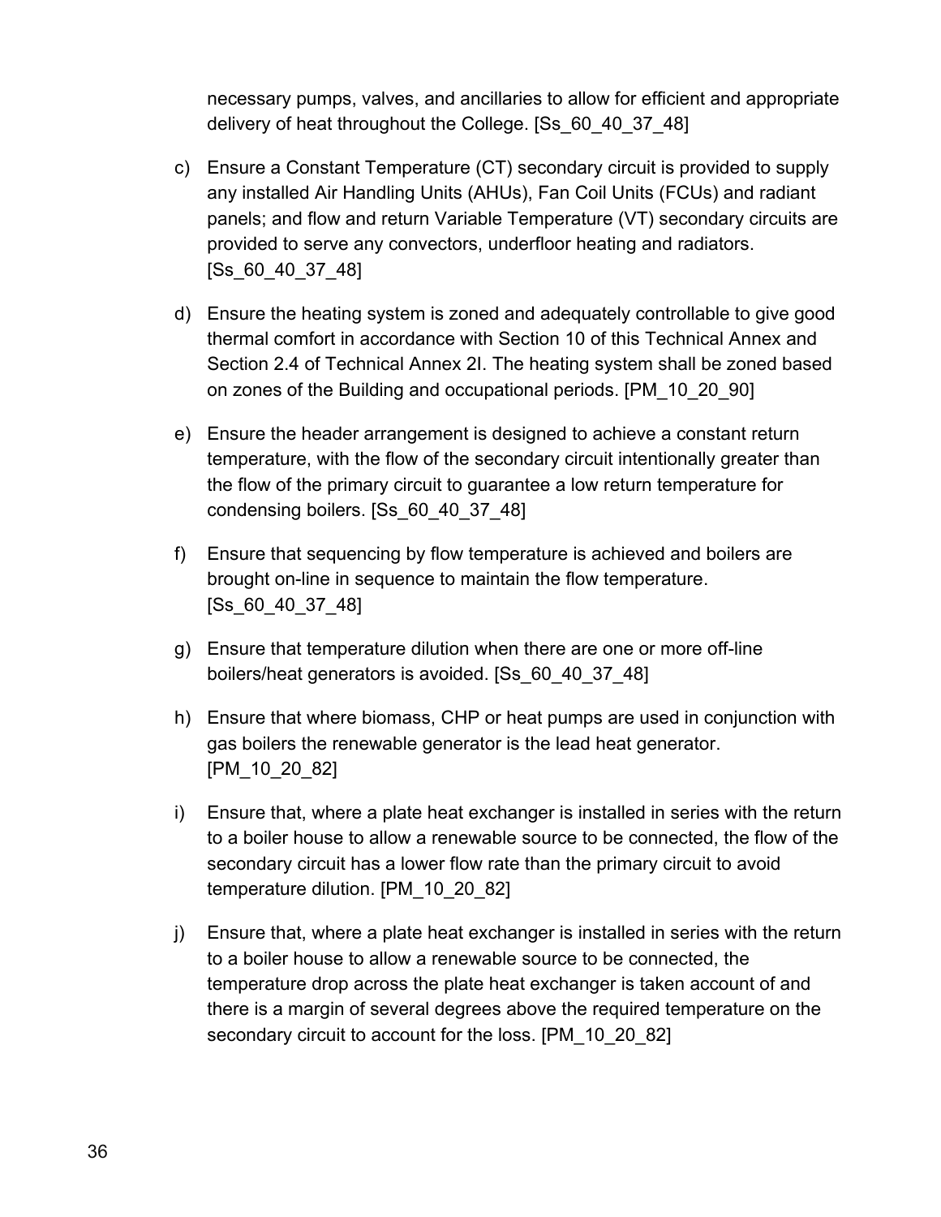necessary pumps, valves, and ancillaries to allow for efficient and appropriate delivery of heat throughout the College. [Ss_60_40_37_48]

c) Ensure a Constant Temperature (CT) secondary circuit is provided to supply any installed Air Handling Units (AHUs), Fan Coil Units (FCUs) and radiant panels; and flow and return Variable Temperature (VT) secondary circuits are provided to serve any convectors, underfloor heating and radiators. [Ss_60_40_37_48]

d) Ensure the heating system is zoned and adequately controllable to give good thermal comfort in accordance with Section 10 of this Technical Annex and Section 2.4 of Technical Annex 2I. The heating system shall be zoned based on zones of the Building and occupational periods. [PM_10_20_90]

e) Ensure the header arrangement is designed to achieve a constant return temperature, with the flow of the secondary circuit intentionally greater than the flow of the primary circuit to guarantee a low return temperature for condensing boilers. [Ss_60_40_37_48]

f) Ensure that sequencing by flow temperature is achieved and boilers are brought on-line in sequence to maintain the flow temperature. [Ss_60_40_37_48]

g) Ensure that temperature dilution when there are one or more off-line boilers/heat generators is avoided. [Ss_60_40_37_48]

h) Ensure that where biomass, CHP or heat pumps are used in conjunction with gas boilers the renewable generator is the lead heat generator. [PM_10_20_82]

i) Ensure that, where a plate heat exchanger is installed in series with the return to a boiler house to allow a renewable source to be connected, the flow of the secondary circuit has a lower flow rate than the primary circuit to avoid temperature dilution. [PM_10_20_82]

j) Ensure that, where a plate heat exchanger is installed in series with the return to a boiler house to allow a renewable source to be connected, the temperature drop across the plate heat exchanger is taken account of and there is a margin of several degrees above the required temperature on the secondary circuit to account for the loss. [PM_10_20_82]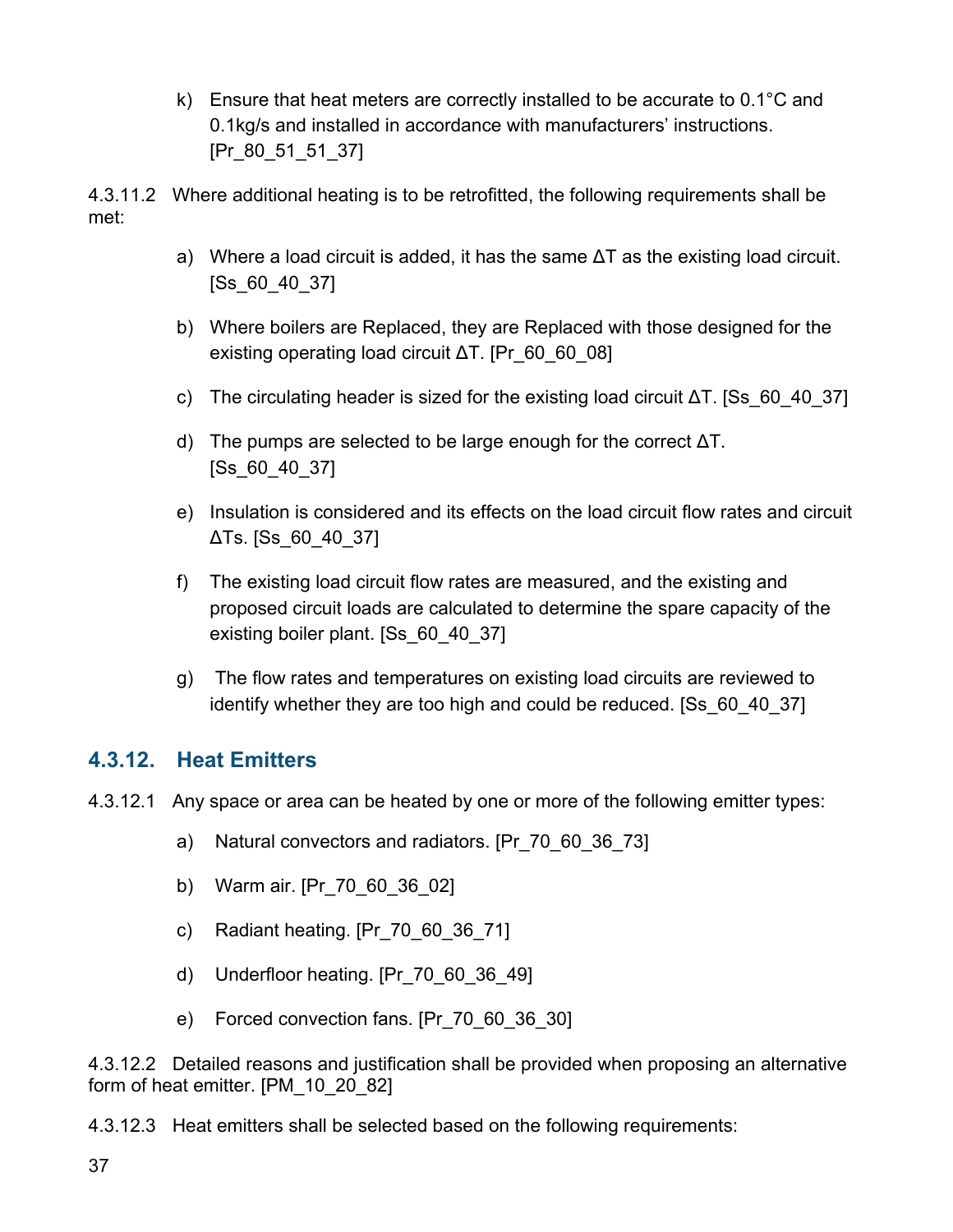k) Ensure that heat meters are correctly installed to be accurate to 0.1°C and 0.1kg/s and installed in accordance with manufacturers' instructions. [Pr_80_51_51_37]

4.3.11.2 Where additional heating is to be retrofitted, the following requirements shall be met:

a) Where a load circuit is added, it has the same ΔT as the existing load circuit. [Ss_60_40_37]

b) Where boilers are Replaced, they are Replaced with those designed for the existing operating load circuit ΔT. [Pr_60_60_08]

c) The circulating header is sized for the existing load circuit ΔT. [Ss_60_40_37]

d) The pumps are selected to be large enough for the correct ΔT. [Ss_60_40_37]

e) Insulation is considered and its effects on the load circuit flow rates and circuit ΔTs. [Ss_60_40_37]

f) The existing load circuit flow rates are measured, and the existing and proposed circuit loads are calculated to determine the spare capacity of the existing boiler plant. [Ss_60_40_37]

g) The flow rates and temperatures on existing load circuits are reviewed to identify whether they are too high and could be reduced. [Ss_60_40_37]

### 4.3.12. Heat Emitters

4.3.12.1 Any space or area can be heated by one or more of the following emitter types:

a) Natural convectors and radiators. [Pr_70_60_36_73]

b) Warm air. [Pr_70_60_36_02]

c) Radiant heating. [Pr_70_60_36_71]

d) Underfloor heating. [Pr_70_60_36_49]

e) Forced convection fans. [Pr_70_60_36_30]

4.3.12.2 Detailed reasons and justification shall be provided when proposing an alternative form of heat emitter. [PM_10_20_82]

4.3.12.3 Heat emitters shall be selected based on the following requirements: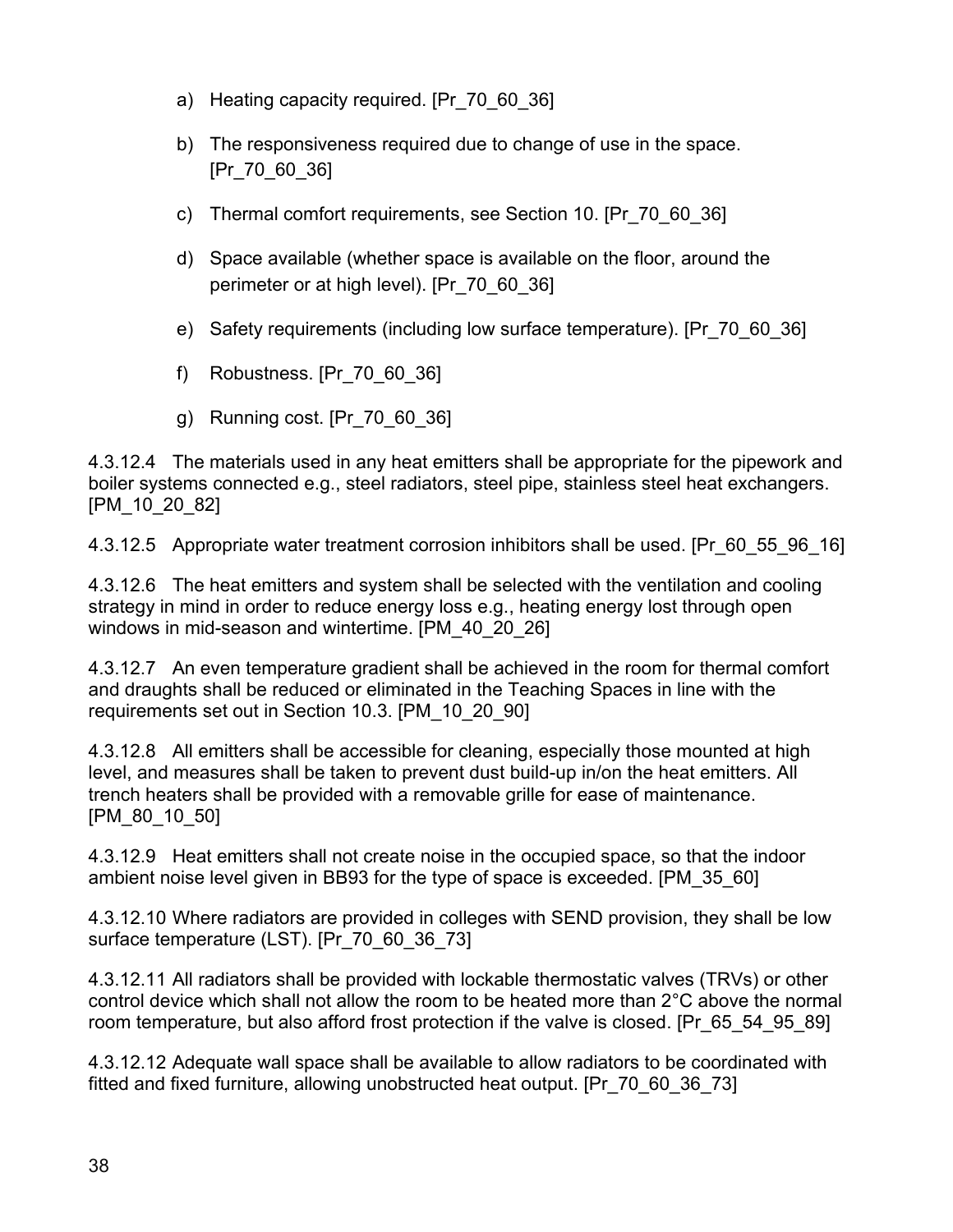a) Heating capacity required. [Pr_70_60_36]

b) The responsiveness required due to change of use in the space. [Pr_70_60_36]

c) Thermal comfort requirements, see Section 10. [Pr_70_60_36]

d) Space available (whether space is available on the floor, around the perimeter or at high level). [Pr_70_60_36]

e) Safety requirements (including low surface temperature). [Pr_70_60_36]

f) Robustness. [Pr_70_60_36]

g) Running cost. [Pr_70_60_36]

4.3.12.4 The materials used in any heat emitters shall be appropriate for the pipework and boiler systems connected e.g., steel radiators, steel pipe, stainless steel heat exchangers. [PM_10_20_82]

4.3.12.5 Appropriate water treatment corrosion inhibitors shall be used. [Pr_60_55_96_16]

4.3.12.6 The heat emitters and system shall be selected with the ventilation and cooling strategy in mind in order to reduce energy loss e.g., heating energy lost through open windows in mid-season and wintertime. [PM_40_20_26]

4.3.12.7 An even temperature gradient shall be achieved in the room for thermal comfort and draughts shall be reduced or eliminated in the Teaching Spaces in line with the requirements set out in Section 10.3. [PM_10_20_90]

4.3.12.8 All emitters shall be accessible for cleaning, especially those mounted at high level, and measures shall be taken to prevent dust build-up in/on the heat emitters. All trench heaters shall be provided with a removable grille for ease of maintenance. [PM_80_10_50]

4.3.12.9 Heat emitters shall not create noise in the occupied space, so that the indoor ambient noise level given in BB93 for the type of space is exceeded. [PM_35_60]

4.3.12.10 Where radiators are provided in colleges with SEND provision, they shall be low surface temperature (LST). [Pr_70_60_36_73]

4.3.12.11 All radiators shall be provided with lockable thermostatic valves (TRVs) or other control device which shall not allow the room to be heated more than 2°C above the normal room temperature, but also afford frost protection if the valve is closed. [Pr_65_54_95_89]

4.3.12.12 Adequate wall space shall be available to allow radiators to be coordinated with fitted and fixed furniture, allowing unobstructed heat output. [Pr_70_60_36_73]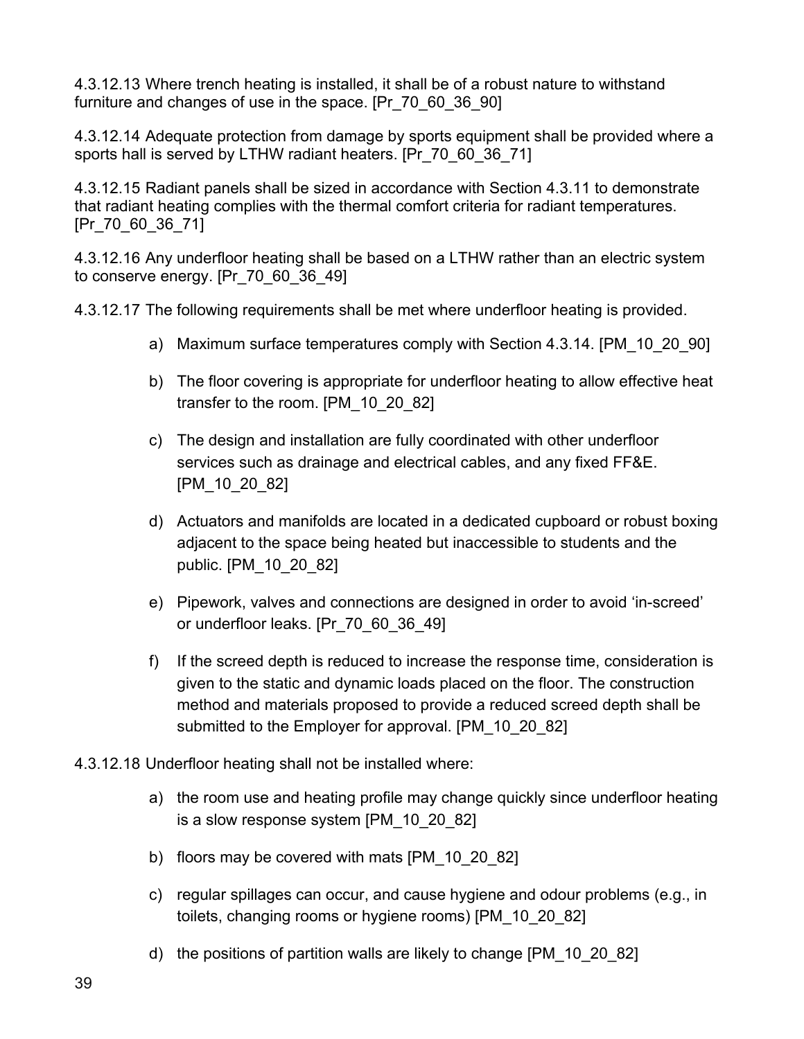4.3.12.13 Where trench heating is installed, it shall be of a robust nature to withstand furniture and changes of use in the space. [Pr_70_60_36_90]

4.3.12.14 Adequate protection from damage by sports equipment shall be provided where a sports hall is served by LTHW radiant heaters. [Pr_70_60_36_71]

4.3.12.15 Radiant panels shall be sized in accordance with Section 4.3.11 to demonstrate that radiant heating complies with the thermal comfort criteria for radiant temperatures. [Pr_70_60_36_71]

4.3.12.16 Any underfloor heating shall be based on a LTHW rather than an electric system to conserve energy. [Pr_70_60_36_49]

4.3.12.17 The following requirements shall be met where underfloor heating is provided.

a) Maximum surface temperatures comply with Section 4.3.14. [PM_10_20_90]

b) The floor covering is appropriate for underfloor heating to allow effective heat transfer to the room. [PM_10_20_82]

c) The design and installation are fully coordinated with other underfloor services such as drainage and electrical cables, and any fixed FF&E. [PM_10_20_82]

d) Actuators and manifolds are located in a dedicated cupboard or robust boxing adjacent to the space being heated but inaccessible to students and the public. [PM_10_20_82]

e) Pipework, valves and connections are designed in order to avoid 'in-screed' or underfloor leaks. [Pr_70_60_36_49]

f) If the screed depth is reduced to increase the response time, consideration is given to the static and dynamic loads placed on the floor. The construction method and materials proposed to provide a reduced screed depth shall be submitted to the Employer for approval. [PM_10_20_82]

4.3.12.18 Underfloor heating shall not be installed where:

a) the room use and heating profile may change quickly since underfloor heating is a slow response system [PM_10_20_82]

b) floors may be covered with mats [PM_10_20_82]

c) regular spillages can occur, and cause hygiene and odour problems (e.g., in toilets, changing rooms or hygiene rooms) [PM_10_20_82]

d) the positions of partition walls are likely to change [PM_10_20_82]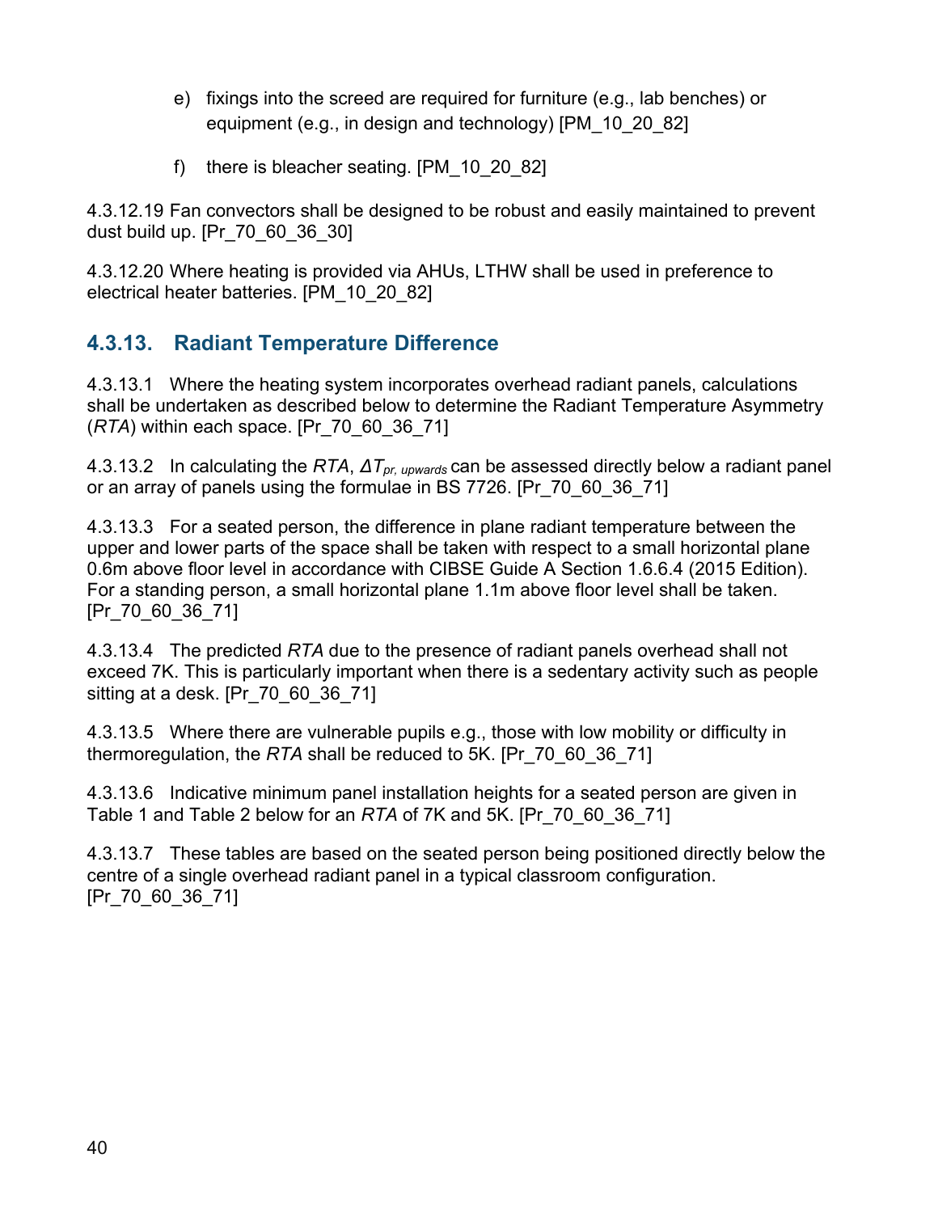e) fixings into the screed are required for furniture (e.g., lab benches) or equipment (e.g., in design and technology) [PM_10_20_82]

f) there is bleacher seating. [PM_10_20_82]

4.3.12.19 Fan convectors shall be designed to be robust and easily maintained to prevent dust build up. [Pr_70_60_36_30]

4.3.12.20 Where heating is provided via AHUs, LTHW shall be used in preference to electrical heater batteries. [PM_10_20_82]

### 4.3.13. Radiant Temperature Difference

4.3.13.1 Where the heating system incorporates overhead radiant panels, calculations shall be undertaken as described below to determine the Radiant Temperature Asymmetry (*RTA*) within each space. [Pr_70_60_36_71]

4.3.13.2 In calculating the *RTA*, $\Delta T_{pr,\ upwards}$ can be assessed directly below a radiant panel or an array of panels using the formulae in BS 7726. [Pr_70_60_36_71]

4.3.13.3 For a seated person, the difference in plane radiant temperature between the upper and lower parts of the space shall be taken with respect to a small horizontal plane 0.6m above floor level in accordance with CIBSE Guide A Section 1.6.6.4 (2015 Edition). For a standing person, a small horizontal plane 1.1m above floor level shall be taken. [Pr_70_60_36_71]

4.3.13.4 The predicted *RTA* due to the presence of radiant panels overhead shall not exceed 7K. This is particularly important when there is a sedentary activity such as people sitting at a desk. [Pr_70_60_36_71]

4.3.13.5 Where there are vulnerable pupils e.g., those with low mobility or difficulty in thermoregulation, the *RTA* shall be reduced to 5K. [Pr_70_60_36_71]

4.3.13.6 Indicative minimum panel installation heights for a seated person are given in Table 1 and Table 2 below for an *RTA* of 7K and 5K. [Pr_70_60_36_71]

4.3.13.7 These tables are based on the seated person being positioned directly below the centre of a single overhead radiant panel in a typical classroom configuration. [Pr_70_60_36_71]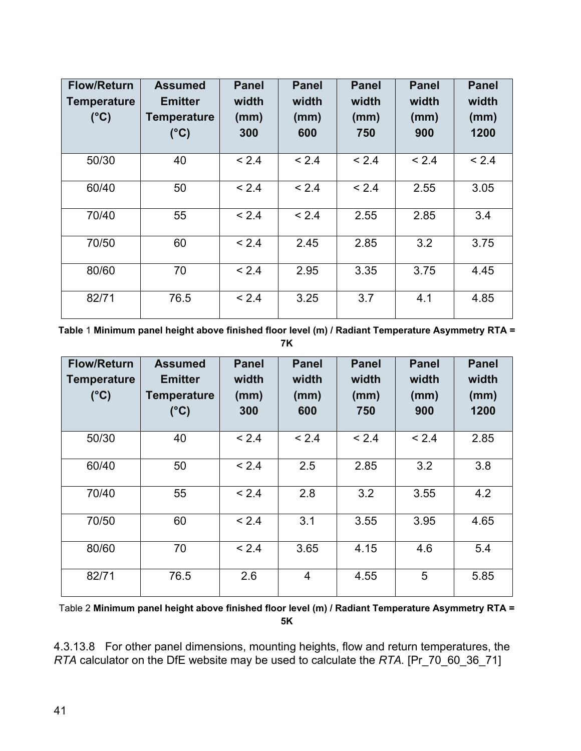| Flow/Return Temperature (°C) | Assumed Emitter Temperature (°C) | Panel width (mm) 300 | Panel width (mm) 600 | Panel width (mm) 750 | Panel width (mm) 900 | Panel width (mm) 1200 |
|---|---|---|---|---|---|---|
| 50/30 | 40 | < 2.4 | < 2.4 | < 2.4 | < 2.4 | < 2.4 |
| 60/40 | 50 | < 2.4 | < 2.4 | < 2.4 | 2.55 | 3.05 |
| 70/40 | 55 | < 2.4 | < 2.4 | 2.55 | 2.85 | 3.4 |
| 70/50 | 60 | < 2.4 | 2.45 | 2.85 | 3.2 | 3.75 |
| 80/60 | 70 | < 2.4 | 2.95 | 3.35 | 3.75 | 4.45 |
| 82/71 | 76.5 | < 2.4 | 3.25 | 3.7 | 4.1 | 4.85 |

**Table** 1 **Minimum panel height above finished floor level (m) / Radiant Temperature Asymmetry RTA = 7K**

| Flow/Return Temperature (°C) | Assumed Emitter Temperature (°C) | Panel width (mm) 300 | Panel width (mm) 600 | Panel width (mm) 750 | Panel width (mm) 900 | Panel width (mm) 1200 |
|---|---|---|---|---|---|---|
| 50/30 | 40 | < 2.4 | < 2.4 | < 2.4 | < 2.4 | 2.85 |
| 60/40 | 50 | < 2.4 | 2.5 | 2.85 | 3.2 | 3.8 |
| 70/40 | 55 | < 2.4 | 2.8 | 3.2 | 3.55 | 4.2 |
| 70/50 | 60 | < 2.4 | 3.1 | 3.55 | 3.95 | 4.65 |
| 80/60 | 70 | < 2.4 | 3.65 | 4.15 | 4.6 | 5.4 |
| 82/71 | 76.5 | 2.6 | 4 | 4.55 | 5 | 5.85 |

Table 2 **Minimum panel height above finished floor level (m) / Radiant Temperature Asymmetry RTA = 5K**

4.3.13.8 For other panel dimensions, mounting heights, flow and return temperatures, the *RTA* calculator on the DfE website may be used to calculate the *RTA.* [Pr_70_60_36_71]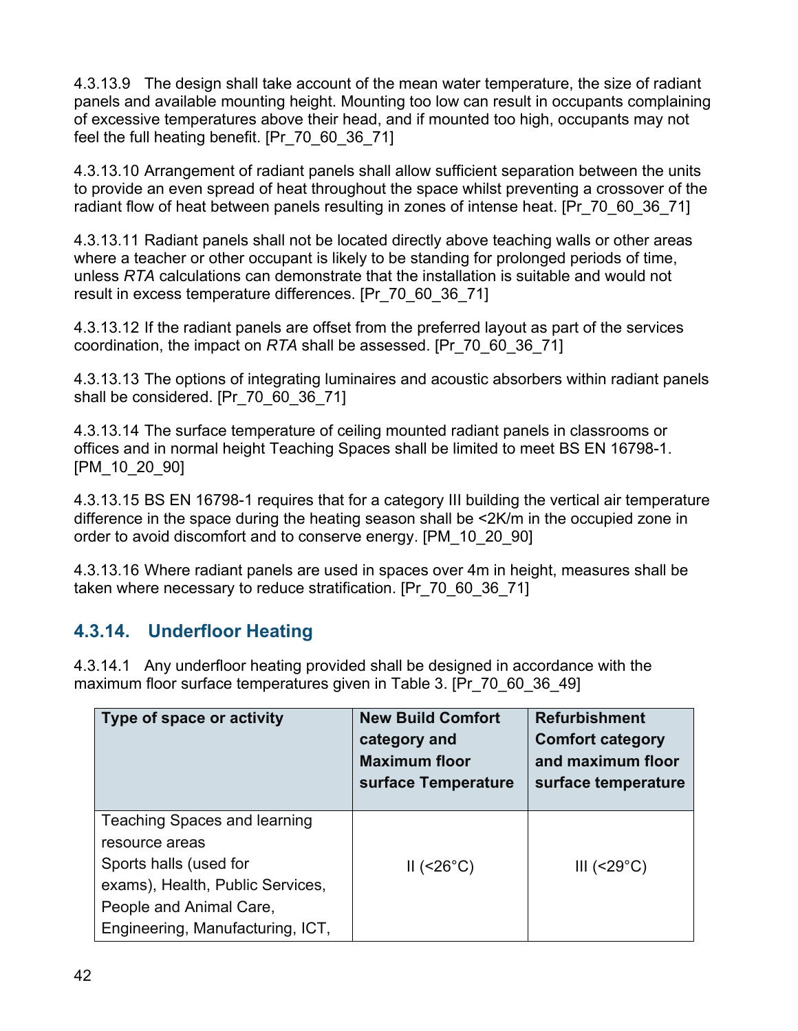4.3.13.9 The design shall take account of the mean water temperature, the size of radiant panels and available mounting height. Mounting too low can result in occupants complaining of excessive temperatures above their head, and if mounted too high, occupants may not feel the full heating benefit. [Pr_70_60_36_71]

4.3.13.10 Arrangement of radiant panels shall allow sufficient separation between the units to provide an even spread of heat throughout the space whilst preventing a crossover of the radiant flow of heat between panels resulting in zones of intense heat. [Pr_70_60_36_71]

4.3.13.11 Radiant panels shall not be located directly above teaching walls or other areas where a teacher or other occupant is likely to be standing for prolonged periods of time, unless *RTA* calculations can demonstrate that the installation is suitable and would not result in excess temperature differences. [Pr_70_60_36_71]

4.3.13.12 If the radiant panels are offset from the preferred layout as part of the services coordination, the impact on *RTA* shall be assessed. [Pr_70_60_36_71]

4.3.13.13 The options of integrating luminaires and acoustic absorbers within radiant panels shall be considered. [Pr_70_60_36_71]

4.3.13.14 The surface temperature of ceiling mounted radiant panels in classrooms or offices and in normal height Teaching Spaces shall be limited to meet BS EN 16798-1. [PM_10_20_90]

4.3.13.15 BS EN 16798-1 requires that for a category III building the vertical air temperature difference in the space during the heating season shall be <2K/m in the occupied zone in order to avoid discomfort and to conserve energy. [PM_10_20_90]

4.3.13.16 Where radiant panels are used in spaces over 4m in height, measures shall be taken where necessary to reduce stratification. [Pr_70_60_36_71]

### 4.3.14. Underfloor Heating

4.3.14.1 Any underfloor heating provided shall be designed in accordance with the maximum floor surface temperatures given in Table 3. [Pr_70_60_36_49]

| Type of space or activity | New Build Comfort category and Maximum floor surface Temperature | Refurbishment Comfort category and maximum floor surface temperature |
|---|---|---|
| Teaching Spaces and learning resource areas<br>Sports halls (used for exams), Health, Public Services, People and Animal Care, Engineering, Manufacturing, ICT, | II (<26°C) | III (<29°C) |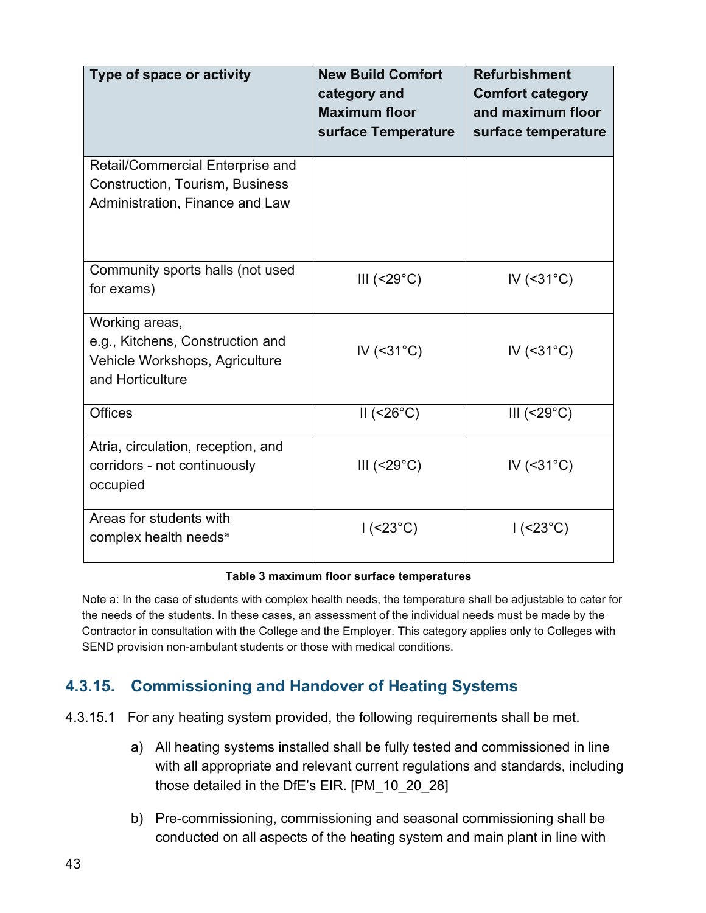| Type of space or activity | New Build Comfort category and Maximum floor surface Temperature | Refurbishment Comfort category and maximum floor surface temperature |
|---|---|---|
| Retail/Commercial Enterprise and Construction, Tourism, Business Administration, Finance and Law | | |
| Community sports halls (not used for exams) | III (<29°C) | IV (<31°C) |
| Working areas, e.g., Kitchens, Construction and Vehicle Workshops, Agriculture and Horticulture | IV (<31°C) | IV (<31°C) |
| Offices | II (<26°C) | III (<29°C) |
| Atria, circulation, reception, and corridors - not continuously occupied | III (<29°C) | IV (<31°C) |
| Areas for students with complex health needs[a] | I (<23°C) | I (<23°C) |

**Table 3 maximum floor surface temperatures**

Note a: In the case of students with complex health needs, the temperature shall be adjustable to cater for the needs of the students. In these cases, an assessment of the individual needs must be made by the Contractor in consultation with the College and the Employer. This category applies only to Colleges with SEND provision non-ambulant students or those with medical conditions.

## 4.3.15. Commissioning and Handover of Heating Systems

4.3.15.1 For any heating system provided, the following requirements shall be met.

a) All heating systems installed shall be fully tested and commissioned in line with all appropriate and relevant current regulations and standards, including those detailed in the DfE's EIR. [PM_10_20_28]

b) Pre-commissioning, commissioning and seasonal commissioning shall be conducted on all aspects of the heating system and main plant in line with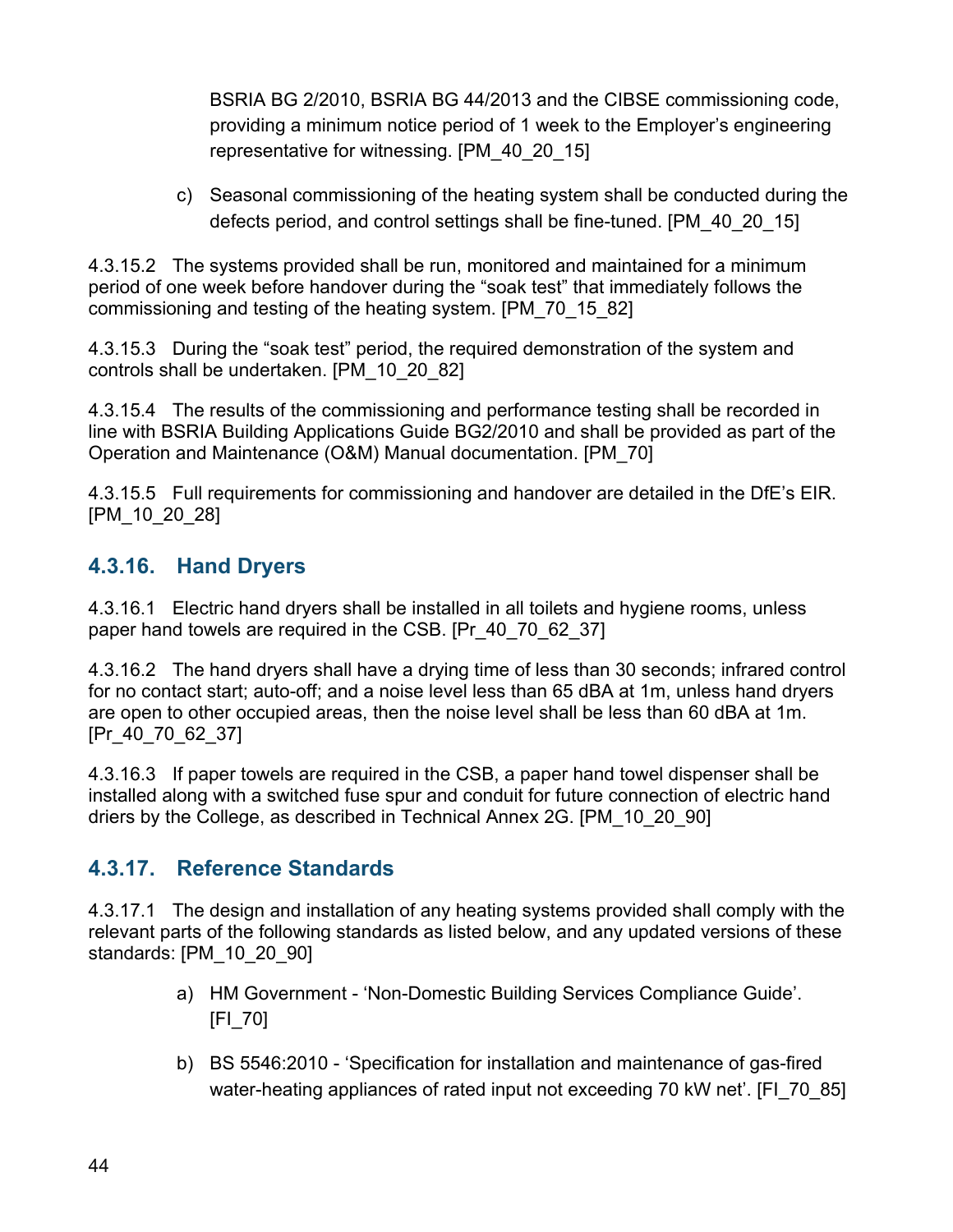BSRIA BG 2/2010, BSRIA BG 44/2013 and the CIBSE commissioning code, providing a minimum notice period of 1 week to the Employer's engineering representative for witnessing. [PM_40_20_15]

c) Seasonal commissioning of the heating system shall be conducted during the defects period, and control settings shall be fine-tuned. [PM_40_20_15]

4.3.15.2 The systems provided shall be run, monitored and maintained for a minimum period of one week before handover during the "soak test" that immediately follows the commissioning and testing of the heating system. [PM_70_15_82]

4.3.15.3 During the "soak test" period, the required demonstration of the system and controls shall be undertaken. [PM_10_20_82]

4.3.15.4 The results of the commissioning and performance testing shall be recorded in line with BSRIA Building Applications Guide BG2/2010 and shall be provided as part of the Operation and Maintenance (O&M) Manual documentation. [PM_70]

4.3.15.5 Full requirements for commissioning and handover are detailed in the DfE's EIR. [PM_10_20_28]

### 4.3.16. Hand Dryers

4.3.16.1 Electric hand dryers shall be installed in all toilets and hygiene rooms, unless paper hand towels are required in the CSB. [Pr_40_70_62_37]

4.3.16.2 The hand dryers shall have a drying time of less than 30 seconds; infrared control for no contact start; auto-off; and a noise level less than 65 dBA at 1m, unless hand dryers are open to other occupied areas, then the noise level shall be less than 60 dBA at 1m. [Pr_40_70_62_37]

4.3.16.3 If paper towels are required in the CSB, a paper hand towel dispenser shall be installed along with a switched fuse spur and conduit for future connection of electric hand driers by the College, as described in Technical Annex 2G. [PM_10_20_90]

### 4.3.17. Reference Standards

4.3.17.1 The design and installation of any heating systems provided shall comply with the relevant parts of the following standards as listed below, and any updated versions of these standards: [PM_10_20_90]

a) HM Government - 'Non-Domestic Building Services Compliance Guide'. [FI_70]

b) BS 5546:2010 - 'Specification for installation and maintenance of gas-fired water-heating appliances of rated input not exceeding 70 kW net'. [FI_70_85]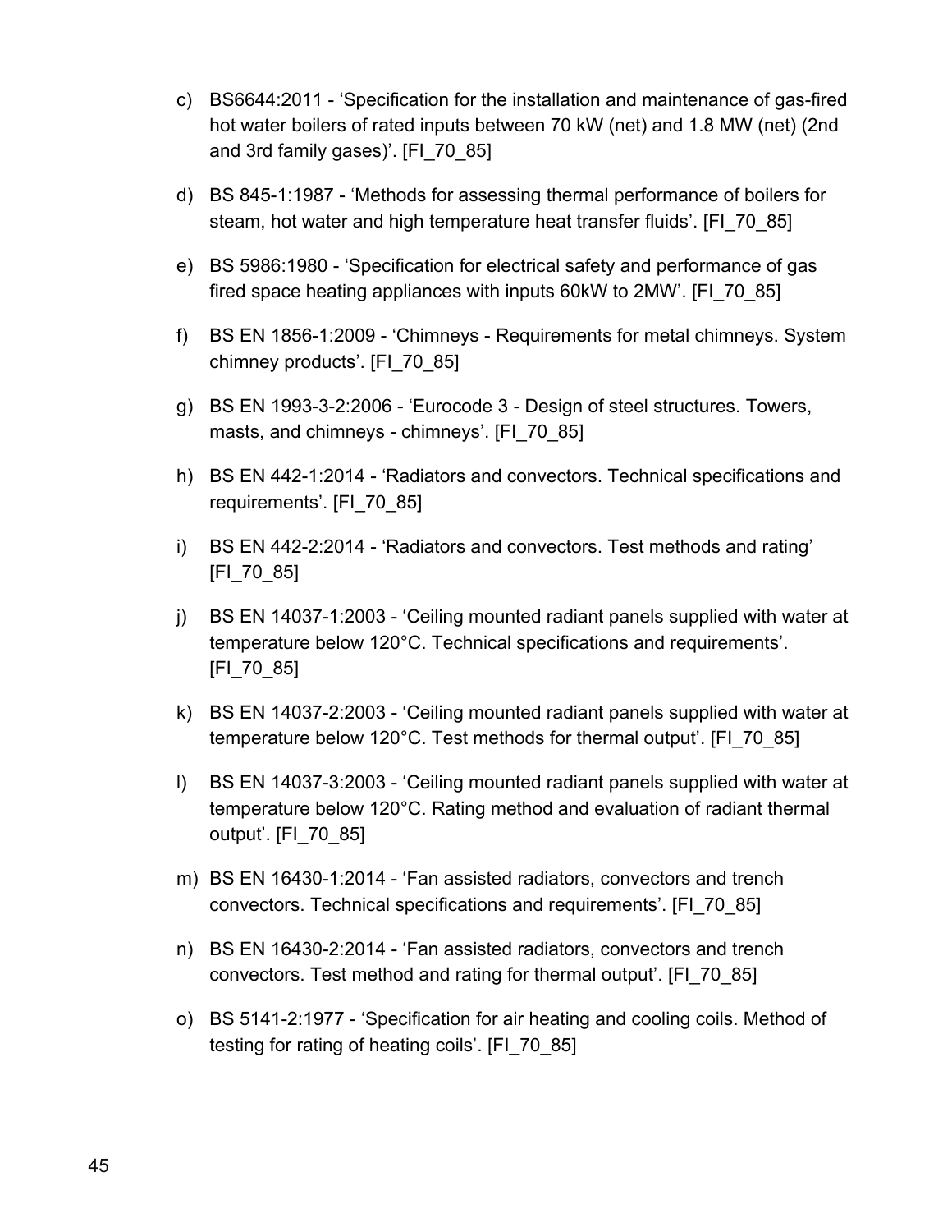c) BS6644:2011 - 'Specification for the installation and maintenance of gas-fired hot water boilers of rated inputs between 70 kW (net) and 1.8 MW (net) (2nd and 3rd family gases)'. [FI_70_85]

d) BS 845-1:1987 - 'Methods for assessing thermal performance of boilers for steam, hot water and high temperature heat transfer fluids'. [FI_70_85]

e) BS 5986:1980 - 'Specification for electrical safety and performance of gas fired space heating appliances with inputs 60kW to 2MW'. [FI_70_85]

f) BS EN 1856-1:2009 - 'Chimneys - Requirements for metal chimneys. System chimney products'. [FI_70_85]

g) BS EN 1993-3-2:2006 - 'Eurocode 3 - Design of steel structures. Towers, masts, and chimneys - chimneys'. [FI_70_85]

h) BS EN 442-1:2014 - 'Radiators and convectors. Technical specifications and requirements'. [FI_70_85]

i) BS EN 442-2:2014 - 'Radiators and convectors. Test methods and rating' [FI_70_85]

j) BS EN 14037-1:2003 - 'Ceiling mounted radiant panels supplied with water at temperature below 120°C. Technical specifications and requirements'. [FI_70_85]

k) BS EN 14037-2:2003 - 'Ceiling mounted radiant panels supplied with water at temperature below 120°C. Test methods for thermal output'. [FI_70_85]

l) BS EN 14037-3:2003 - 'Ceiling mounted radiant panels supplied with water at temperature below 120°C. Rating method and evaluation of radiant thermal output'. [FI_70_85]

m) BS EN 16430-1:2014 - 'Fan assisted radiators, convectors and trench convectors. Technical specifications and requirements'. [FI_70_85]

n) BS EN 16430-2:2014 - 'Fan assisted radiators, convectors and trench convectors. Test method and rating for thermal output'. [FI_70_85]

o) BS 5141-2:1977 - 'Specification for air heating and cooling coils. Method of testing for rating of heating coils'. [FI_70_85]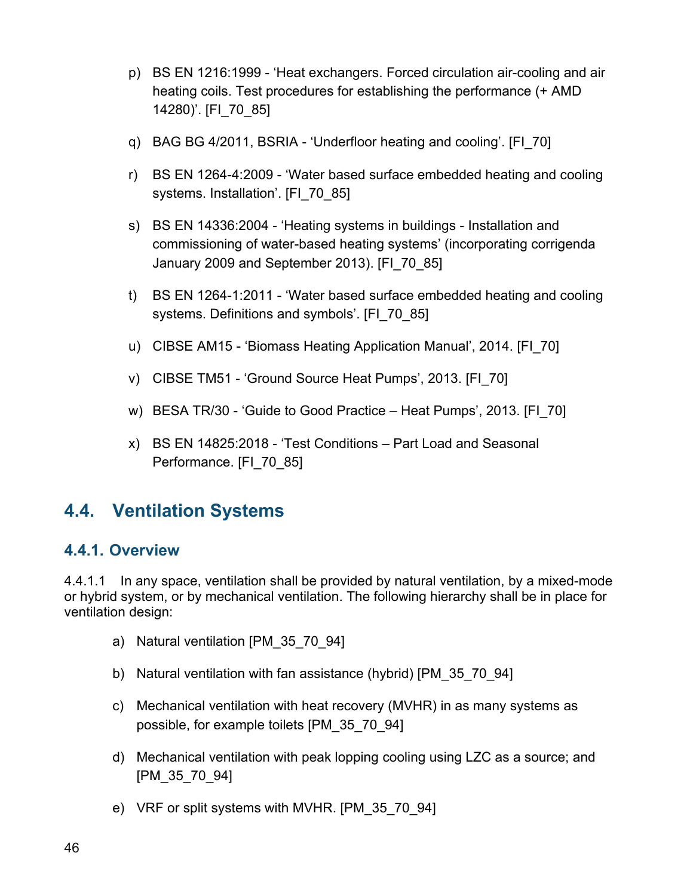p) BS EN 1216:1999 - 'Heat exchangers. Forced circulation air-cooling and air heating coils. Test procedures for establishing the performance (+ AMD 14280)'. [FI_70_85]

q) BAG BG 4/2011, BSRIA - 'Underfloor heating and cooling'. [FI_70]

r) BS EN 1264-4:2009 - 'Water based surface embedded heating and cooling systems. Installation'. [FI_70_85]

s) BS EN 14336:2004 - 'Heating systems in buildings - Installation and commissioning of water-based heating systems' (incorporating corrigenda January 2009 and September 2013). [FI_70_85]

t) BS EN 1264-1:2011 - 'Water based surface embedded heating and cooling systems. Definitions and symbols'. [FI_70_85]

u) CIBSE AM15 - 'Biomass Heating Application Manual', 2014. [FI_70]

v) CIBSE TM51 - 'Ground Source Heat Pumps', 2013. [FI_70]

w) BESA TR/30 - 'Guide to Good Practice – Heat Pumps', 2013. [FI_70]

x) BS EN 14825:2018 - 'Test Conditions – Part Load and Seasonal Performance. [FI_70_85]

## 4.4. Ventilation Systems

### 4.4.1. Overview

4.4.1.1 In any space, ventilation shall be provided by natural ventilation, by a mixed-mode or hybrid system, or by mechanical ventilation. The following hierarchy shall be in place for ventilation design:

a) Natural ventilation [PM_35_70_94]

b) Natural ventilation with fan assistance (hybrid) [PM_35_70_94]

c) Mechanical ventilation with heat recovery (MVHR) in as many systems as possible, for example toilets [PM_35_70_94]

d) Mechanical ventilation with peak lopping cooling using LZC as a source; and [PM_35_70_94]

e) VRF or split systems with MVHR. [PM_35_70_94]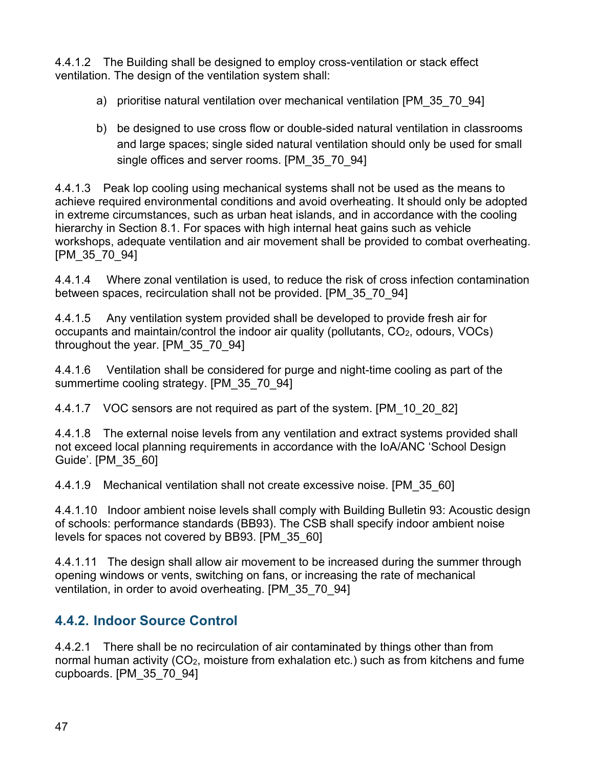4.4.1.2 The Building shall be designed to employ cross-ventilation or stack effect ventilation. The design of the ventilation system shall:

a) prioritise natural ventilation over mechanical ventilation [PM_35_70_94]

b) be designed to use cross flow or double-sided natural ventilation in classrooms and large spaces; single sided natural ventilation should only be used for small single offices and server rooms. [PM_35_70_94]

4.4.1.3 Peak lop cooling using mechanical systems shall not be used as the means to achieve required environmental conditions and avoid overheating. It should only be adopted in extreme circumstances, such as urban heat islands, and in accordance with the cooling hierarchy in Section 8.1. For spaces with high internal heat gains such as vehicle workshops, adequate ventilation and air movement shall be provided to combat overheating. [PM_35_70_94]

4.4.1.4 Where zonal ventilation is used, to reduce the risk of cross infection contamination between spaces, recirculation shall not be provided. [PM_35_70_94]

4.4.1.5 Any ventilation system provided shall be developed to provide fresh air for occupants and maintain/control the indoor air quality (pollutants, $CO_2$, odours, VOCs) throughout the year. [PM_35_70_94]

4.4.1.6 Ventilation shall be considered for purge and night-time cooling as part of the summertime cooling strategy. [PM_35_70_94]

4.4.1.7 VOC sensors are not required as part of the system. [PM_10_20_82]

4.4.1.8 The external noise levels from any ventilation and extract systems provided shall not exceed local planning requirements in accordance with the IoA/ANC 'School Design Guide'. [PM_35_60]

4.4.1.9 Mechanical ventilation shall not create excessive noise. [PM_35_60]

4.4.1.10 Indoor ambient noise levels shall comply with Building Bulletin 93: Acoustic design of schools: performance standards (BB93). The CSB shall specify indoor ambient noise levels for spaces not covered by BB93. [PM_35_60]

4.4.1.11 The design shall allow air movement to be increased during the summer through opening windows or vents, switching on fans, or increasing the rate of mechanical ventilation, in order to avoid overheating. [PM_35_70_94]

### 4.4.2. Indoor Source Control

4.4.2.1 There shall be no recirculation of air contaminated by things other than from normal human activity ($CO_2$, moisture from exhalation etc.) such as from kitchens and fume cupboards. [PM_35_70_94]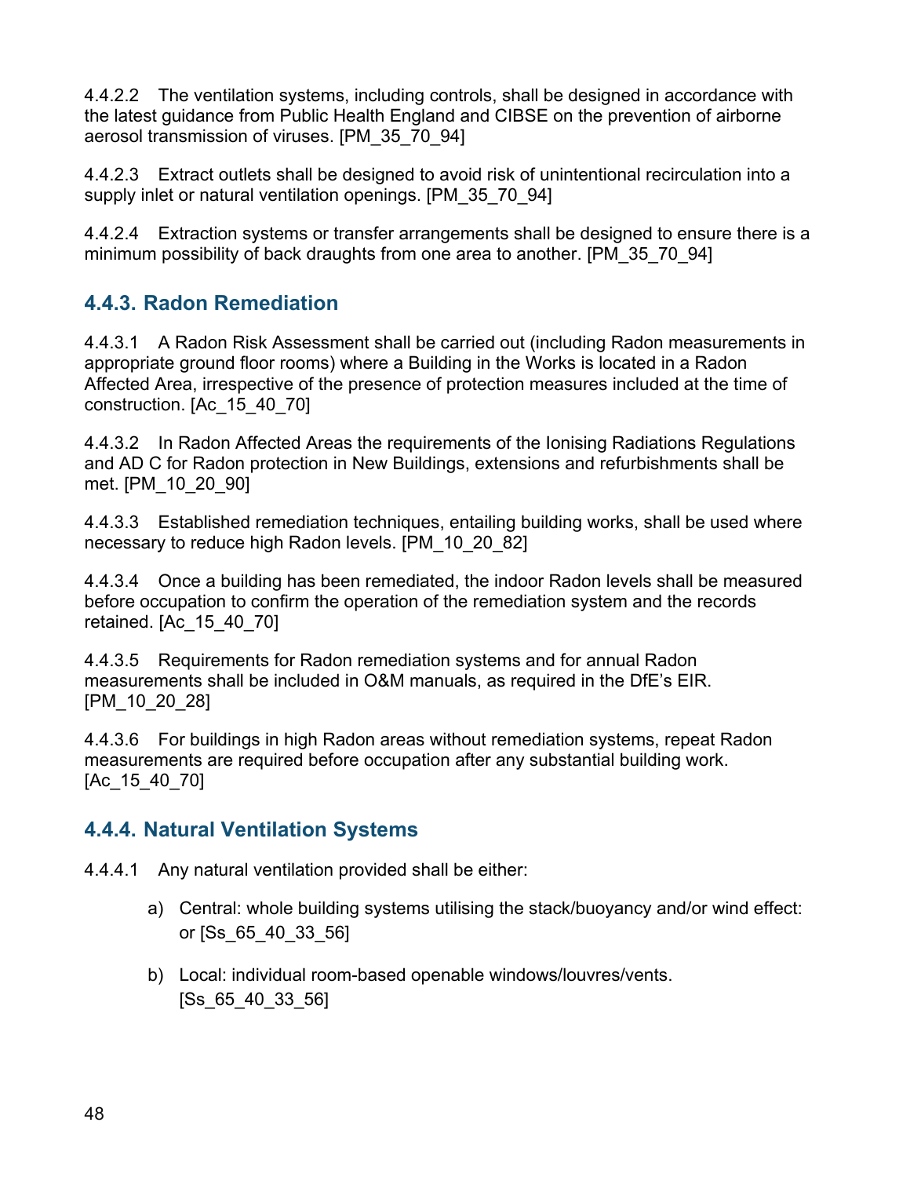4.4.2.2 The ventilation systems, including controls, shall be designed in accordance with the latest guidance from Public Health England and CIBSE on the prevention of airborne aerosol transmission of viruses. [PM_35_70_94]

4.4.2.3 Extract outlets shall be designed to avoid risk of unintentional recirculation into a supply inlet or natural ventilation openings. [PM_35_70_94]

4.4.2.4 Extraction systems or transfer arrangements shall be designed to ensure there is a minimum possibility of back draughts from one area to another. [PM_35_70_94]

### 4.4.3. Radon Remediation

4.4.3.1 A Radon Risk Assessment shall be carried out (including Radon measurements in appropriate ground floor rooms) where a Building in the Works is located in a Radon Affected Area, irrespective of the presence of protection measures included at the time of construction. [Ac_15_40_70]

4.4.3.2 In Radon Affected Areas the requirements of the Ionising Radiations Regulations and AD C for Radon protection in New Buildings, extensions and refurbishments shall be met. [PM_10_20_90]

4.4.3.3 Established remediation techniques, entailing building works, shall be used where necessary to reduce high Radon levels. [PM_10_20_82]

4.4.3.4 Once a building has been remediated, the indoor Radon levels shall be measured before occupation to confirm the operation of the remediation system and the records retained. [Ac_15_40_70]

4.4.3.5 Requirements for Radon remediation systems and for annual Radon measurements shall be included in O&M manuals, as required in the DfE's EIR. [PM_10_20_28]

4.4.3.6 For buildings in high Radon areas without remediation systems, repeat Radon measurements are required before occupation after any substantial building work. [Ac_15_40_70]

### 4.4.4. Natural Ventilation Systems

4.4.4.1 Any natural ventilation provided shall be either:

a) Central: whole building systems utilising the stack/buoyancy and/or wind effect: or [Ss_65_40_33_56]

b) Local: individual room-based openable windows/louvres/vents. [Ss_65_40_33_56]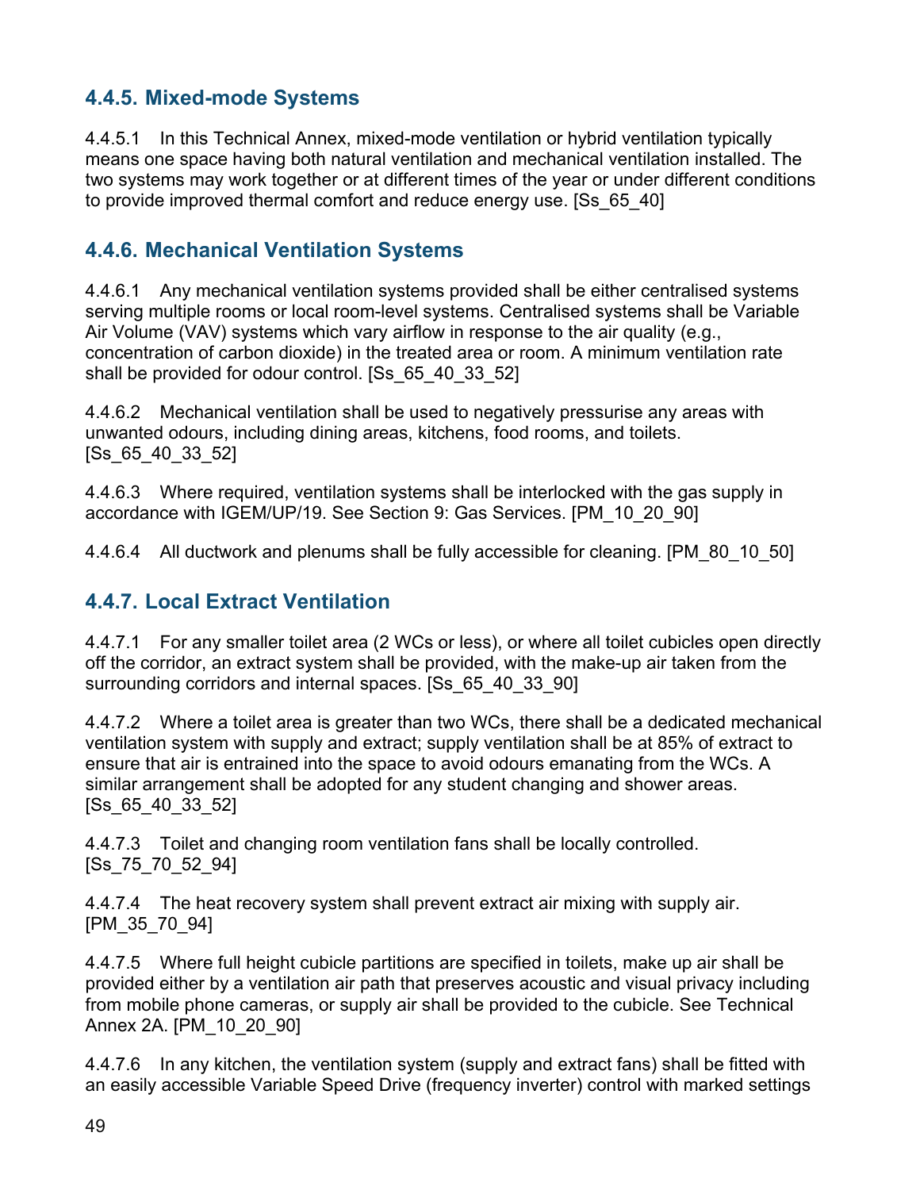### 4.4.5. Mixed-mode Systems

4.4.5.1 In this Technical Annex, mixed-mode ventilation or hybrid ventilation typically means one space having both natural ventilation and mechanical ventilation installed. The two systems may work together or at different times of the year or under different conditions to provide improved thermal comfort and reduce energy use. [Ss_65_40]

### 4.4.6. Mechanical Ventilation Systems

4.4.6.1 Any mechanical ventilation systems provided shall be either centralised systems serving multiple rooms or local room-level systems. Centralised systems shall be Variable Air Volume (VAV) systems which vary airflow in response to the air quality (e.g., concentration of carbon dioxide) in the treated area or room. A minimum ventilation rate shall be provided for odour control. [Ss_65_40_33_52]

4.4.6.2 Mechanical ventilation shall be used to negatively pressurise any areas with unwanted odours, including dining areas, kitchens, food rooms, and toilets. [Ss_65_40_33_52]

4.4.6.3 Where required, ventilation systems shall be interlocked with the gas supply in accordance with IGEM/UP/19. See Section 9: Gas Services. [PM_10_20_90]

4.4.6.4 All ductwork and plenums shall be fully accessible for cleaning. [PM_80_10_50]

### 4.4.7. Local Extract Ventilation

4.4.7.1 For any smaller toilet area (2 WCs or less), or where all toilet cubicles open directly off the corridor, an extract system shall be provided, with the make-up air taken from the surrounding corridors and internal spaces. [Ss_65_40_33_90]

4.4.7.2 Where a toilet area is greater than two WCs, there shall be a dedicated mechanical ventilation system with supply and extract; supply ventilation shall be at 85% of extract to ensure that air is entrained into the space to avoid odours emanating from the WCs. A similar arrangement shall be adopted for any student changing and shower areas. [Ss_65_40_33_52]

4.4.7.3 Toilet and changing room ventilation fans shall be locally controlled. [Ss_75_70_52_94]

4.4.7.4 The heat recovery system shall prevent extract air mixing with supply air. [PM_35_70_94]

4.4.7.5 Where full height cubicle partitions are specified in toilets, make up air shall be provided either by a ventilation air path that preserves acoustic and visual privacy including from mobile phone cameras, or supply air shall be provided to the cubicle. See Technical Annex 2A. [PM_10_20_90]

4.4.7.6 In any kitchen, the ventilation system (supply and extract fans) shall be fitted with an easily accessible Variable Speed Drive (frequency inverter) control with marked settings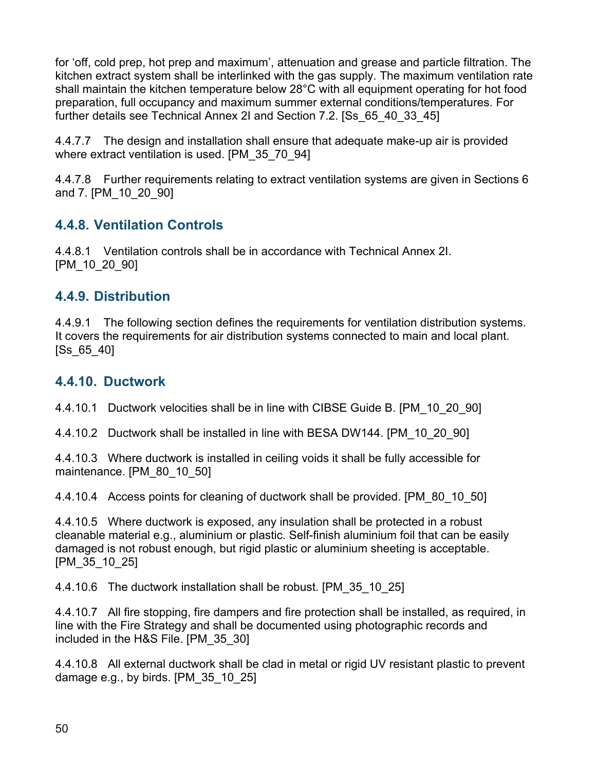for 'off, cold prep, hot prep and maximum', attenuation and grease and particle filtration. The kitchen extract system shall be interlinked with the gas supply. The maximum ventilation rate shall maintain the kitchen temperature below 28°C with all equipment operating for hot food preparation, full occupancy and maximum summer external conditions/temperatures. For further details see Technical Annex 2I and Section 7.2. [Ss_65_40_33_45]

4.4.7.7 The design and installation shall ensure that adequate make-up air is provided where extract ventilation is used. [PM_35_70_94]

4.4.7.8 Further requirements relating to extract ventilation systems are given in Sections 6 and 7. [PM_10_20_90]

### 4.4.8. Ventilation Controls

4.4.8.1 Ventilation controls shall be in accordance with Technical Annex 2I. [PM_10_20_90]

### 4.4.9. Distribution

4.4.9.1 The following section defines the requirements for ventilation distribution systems. It covers the requirements for air distribution systems connected to main and local plant. [Ss_65_40]

### 4.4.10. Ductwork

4.4.10.1 Ductwork velocities shall be in line with CIBSE Guide B. [PM_10_20_90]

4.4.10.2 Ductwork shall be installed in line with BESA DW144. [PM_10_20_90]

4.4.10.3 Where ductwork is installed in ceiling voids it shall be fully accessible for maintenance. [PM_80_10_50]

4.4.10.4 Access points for cleaning of ductwork shall be provided. [PM_80_10_50]

4.4.10.5 Where ductwork is exposed, any insulation shall be protected in a robust cleanable material e.g., aluminium or plastic. Self-finish aluminium foil that can be easily damaged is not robust enough, but rigid plastic or aluminium sheeting is acceptable. [PM_35_10_25]

4.4.10.6 The ductwork installation shall be robust. [PM_35_10_25]

4.4.10.7 All fire stopping, fire dampers and fire protection shall be installed, as required, in line with the Fire Strategy and shall be documented using photographic records and included in the H&S File. [PM_35_30]

4.4.10.8 All external ductwork shall be clad in metal or rigid UV resistant plastic to prevent damage e.g., by birds. [PM_35_10_25]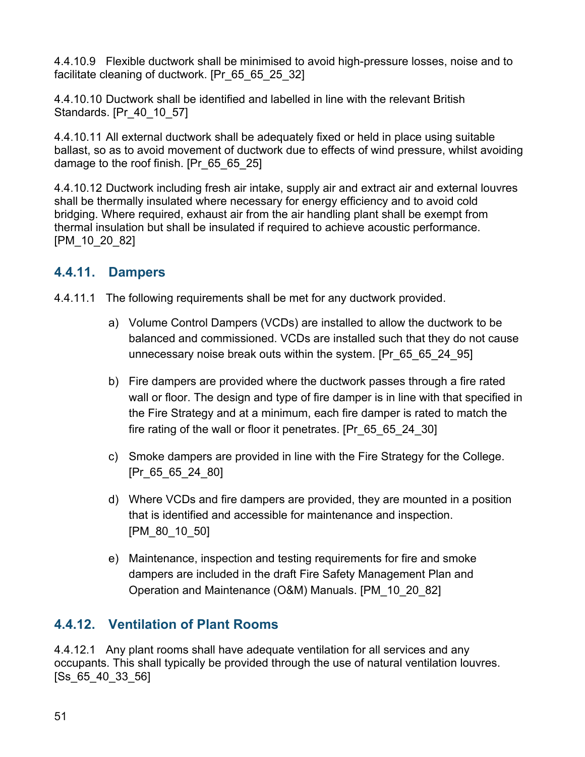4.4.10.9 Flexible ductwork shall be minimised to avoid high-pressure losses, noise and to facilitate cleaning of ductwork. [Pr_65_65_25_32]

4.4.10.10 Ductwork shall be identified and labelled in line with the relevant British Standards. [Pr_40_10_57]

4.4.10.11 All external ductwork shall be adequately fixed or held in place using suitable ballast, so as to avoid movement of ductwork due to effects of wind pressure, whilst avoiding damage to the roof finish. [Pr_65_65_25]

4.4.10.12 Ductwork including fresh air intake, supply air and extract air and external louvres shall be thermally insulated where necessary for energy efficiency and to avoid cold bridging. Where required, exhaust air from the air handling plant shall be exempt from thermal insulation but shall be insulated if required to achieve acoustic performance. [PM_10_20_82]

### 4.4.11. Dampers

4.4.11.1 The following requirements shall be met for any ductwork provided.

a) Volume Control Dampers (VCDs) are installed to allow the ductwork to be balanced and commissioned. VCDs are installed such that they do not cause unnecessary noise break outs within the system. [Pr_65_65_24_95]

b) Fire dampers are provided where the ductwork passes through a fire rated wall or floor. The design and type of fire damper is in line with that specified in the Fire Strategy and at a minimum, each fire damper is rated to match the fire rating of the wall or floor it penetrates. [Pr_65_65_24_30]

c) Smoke dampers are provided in line with the Fire Strategy for the College. [Pr_65_65_24_80]

d) Where VCDs and fire dampers are provided, they are mounted in a position that is identified and accessible for maintenance and inspection. [PM_80_10_50]

e) Maintenance, inspection and testing requirements for fire and smoke dampers are included in the draft Fire Safety Management Plan and Operation and Maintenance (O&M) Manuals. [PM_10_20_82]

### 4.4.12. Ventilation of Plant Rooms

4.4.12.1 Any plant rooms shall have adequate ventilation for all services and any occupants. This shall typically be provided through the use of natural ventilation louvres. [Ss_65_40_33_56]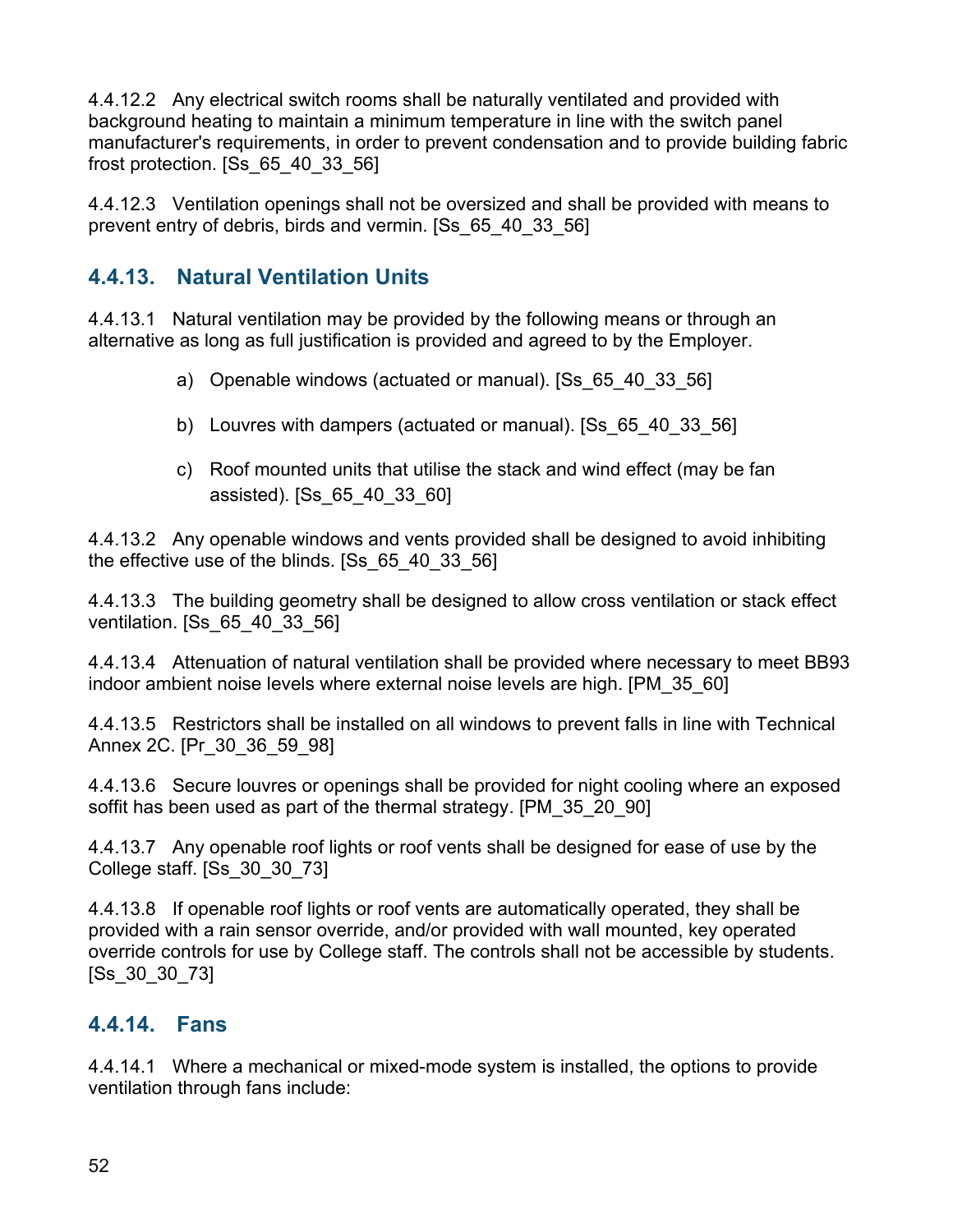4.4.12.2 Any electrical switch rooms shall be naturally ventilated and provided with background heating to maintain a minimum temperature in line with the switch panel manufacturer's requirements, in order to prevent condensation and to provide building fabric frost protection. [Ss_65_40_33_56]

4.4.12.3 Ventilation openings shall not be oversized and shall be provided with means to prevent entry of debris, birds and vermin. [Ss_65_40_33_56]

### 4.4.13. Natural Ventilation Units

4.4.13.1 Natural ventilation may be provided by the following means or through an alternative as long as full justification is provided and agreed to by the Employer.

a) Openable windows (actuated or manual). [Ss_65_40_33_56]

b) Louvres with dampers (actuated or manual). [Ss_65_40_33_56]

c) Roof mounted units that utilise the stack and wind effect (may be fan assisted). [Ss_65_40_33_60]

4.4.13.2 Any openable windows and vents provided shall be designed to avoid inhibiting the effective use of the blinds. [Ss_65_40_33_56]

4.4.13.3 The building geometry shall be designed to allow cross ventilation or stack effect ventilation. [Ss_65_40_33_56]

4.4.13.4 Attenuation of natural ventilation shall be provided where necessary to meet BB93 indoor ambient noise levels where external noise levels are high. [PM_35_60]

4.4.13.5 Restrictors shall be installed on all windows to prevent falls in line with Technical Annex 2C. [Pr_30_36_59_98]

4.4.13.6 Secure louvres or openings shall be provided for night cooling where an exposed soffit has been used as part of the thermal strategy. [PM_35_20_90]

4.4.13.7 Any openable roof lights or roof vents shall be designed for ease of use by the College staff. [Ss_30_30_73]

4.4.13.8 If openable roof lights or roof vents are automatically operated, they shall be provided with a rain sensor override, and/or provided with wall mounted, key operated override controls for use by College staff. The controls shall not be accessible by students. [Ss_30_30_73]

### 4.4.14. Fans

4.4.14.1 Where a mechanical or mixed-mode system is installed, the options to provide ventilation through fans include: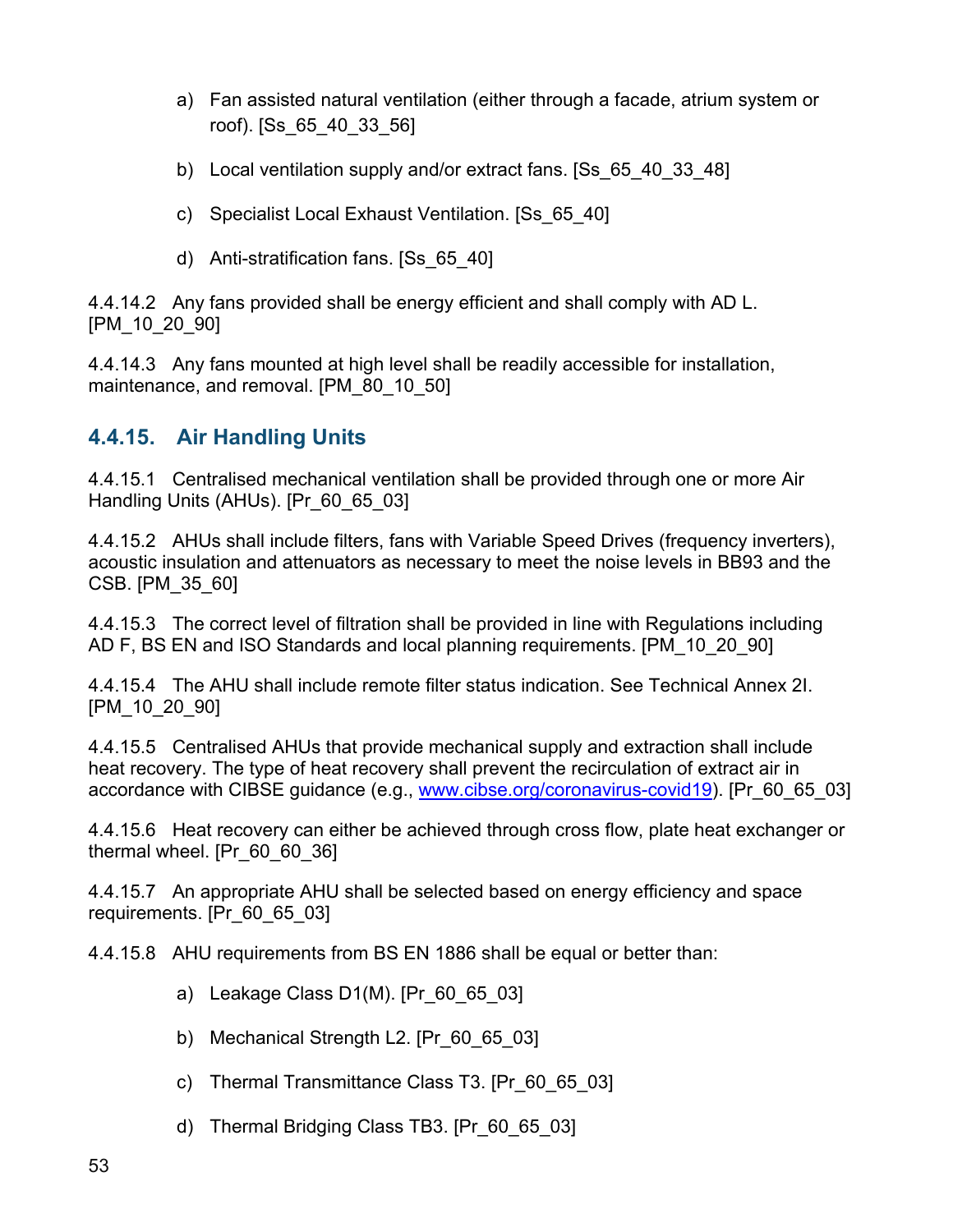a) Fan assisted natural ventilation (either through a facade, atrium system or roof). [Ss_65_40_33_56]

b) Local ventilation supply and/or extract fans. [Ss_65_40_33_48]

c) Specialist Local Exhaust Ventilation. [Ss_65_40]

d) Anti-stratification fans. [Ss_65_40]

4.4.14.2 Any fans provided shall be energy efficient and shall comply with AD L. [PM_10_20_90]

4.4.14.3 Any fans mounted at high level shall be readily accessible for installation, maintenance, and removal. [PM_80_10_50]

### 4.4.15. Air Handling Units

4.4.15.1 Centralised mechanical ventilation shall be provided through one or more Air Handling Units (AHUs). [Pr_60_65_03]

4.4.15.2 AHUs shall include filters, fans with Variable Speed Drives (frequency inverters), acoustic insulation and attenuators as necessary to meet the noise levels in BB93 and the CSB. [PM_35_60]

4.4.15.3 The correct level of filtration shall be provided in line with Regulations including AD F, BS EN and ISO Standards and local planning requirements. [PM_10_20_90]

4.4.15.4 The AHU shall include remote filter status indication. See Technical Annex 2I. [PM_10_20_90]

4.4.15.5 Centralised AHUs that provide mechanical supply and extraction shall include heat recovery. The type of heat recovery shall prevent the recirculation of extract air in accordance with CIBSE guidance (e.g., www.cibse.org/coronavirus-covid19). [Pr_60_65_03]

4.4.15.6 Heat recovery can either be achieved through cross flow, plate heat exchanger or thermal wheel. [Pr_60_60_36]

4.4.15.7 An appropriate AHU shall be selected based on energy efficiency and space requirements. [Pr_60_65_03]

4.4.15.8 AHU requirements from BS EN 1886 shall be equal or better than:

a) Leakage Class D1(M). [Pr_60_65_03]

b) Mechanical Strength L2. [Pr_60_65_03]

c) Thermal Transmittance Class T3. [Pr_60_65_03]

d) Thermal Bridging Class TB3. [Pr_60_65_03]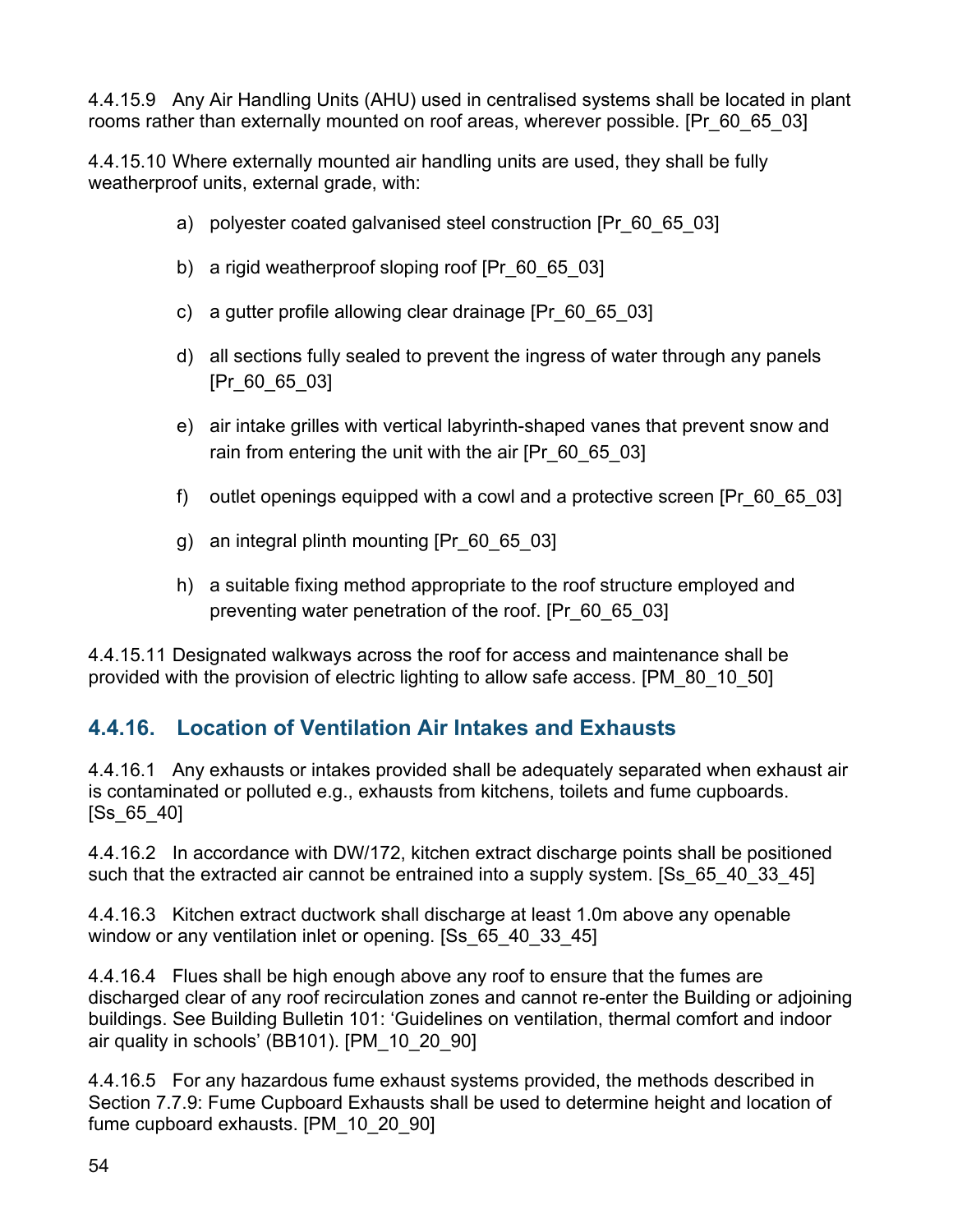4.4.15.9 Any Air Handling Units (AHU) used in centralised systems shall be located in plant rooms rather than externally mounted on roof areas, wherever possible. [Pr_60_65_03]

4.4.15.10 Where externally mounted air handling units are used, they shall be fully weatherproof units, external grade, with:

a) polyester coated galvanised steel construction [Pr_60_65_03]

b) a rigid weatherproof sloping roof [Pr_60_65_03]

c) a gutter profile allowing clear drainage [Pr_60_65_03]

d) all sections fully sealed to prevent the ingress of water through any panels [Pr_60_65_03]

e) air intake grilles with vertical labyrinth-shaped vanes that prevent snow and rain from entering the unit with the air [Pr_60_65_03]

f) outlet openings equipped with a cowl and a protective screen [Pr_60_65_03]

g) an integral plinth mounting [Pr_60_65_03]

h) a suitable fixing method appropriate to the roof structure employed and preventing water penetration of the roof. [Pr_60_65_03]

4.4.15.11 Designated walkways across the roof for access and maintenance shall be provided with the provision of electric lighting to allow safe access. [PM_80_10_50]

### 4.4.16. Location of Ventilation Air Intakes and Exhausts

4.4.16.1 Any exhausts or intakes provided shall be adequately separated when exhaust air is contaminated or polluted e.g., exhausts from kitchens, toilets and fume cupboards. [Ss_65_40]

4.4.16.2 In accordance with DW/172, kitchen extract discharge points shall be positioned such that the extracted air cannot be entrained into a supply system. [Ss_65_40_33_45]

4.4.16.3 Kitchen extract ductwork shall discharge at least 1.0m above any openable window or any ventilation inlet or opening. [Ss_65_40_33_45]

4.4.16.4 Flues shall be high enough above any roof to ensure that the fumes are discharged clear of any roof recirculation zones and cannot re-enter the Building or adjoining buildings. See Building Bulletin 101: 'Guidelines on ventilation, thermal comfort and indoor air quality in schools' (BB101). [PM_10_20_90]

4.4.16.5 For any hazardous fume exhaust systems provided, the methods described in Section 7.7.9: Fume Cupboard Exhausts shall be used to determine height and location of fume cupboard exhausts. [PM_10_20_90]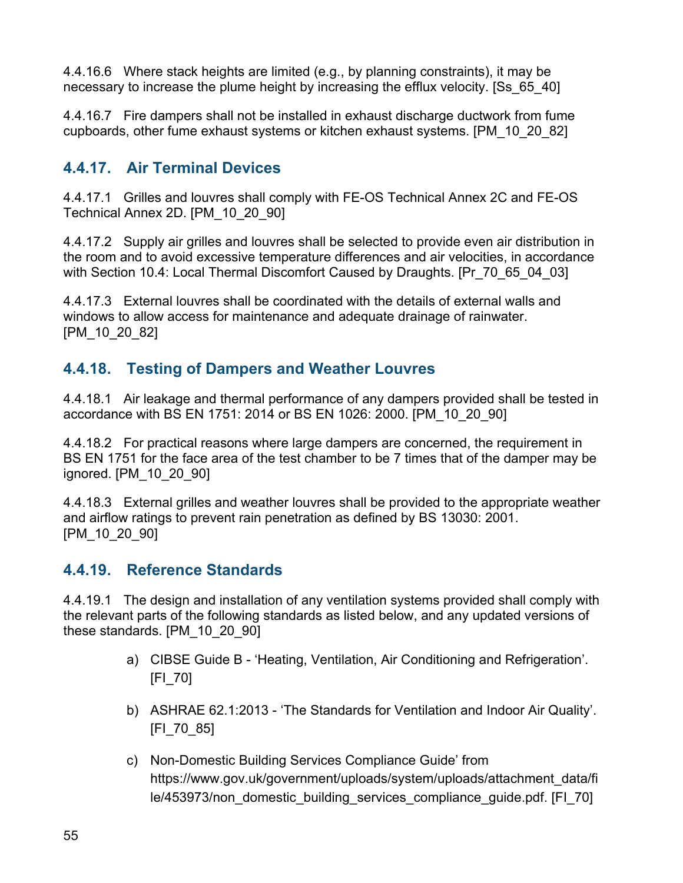4.4.16.6 Where stack heights are limited (e.g., by planning constraints), it may be necessary to increase the plume height by increasing the efflux velocity. [Ss_65_40]

4.4.16.7 Fire dampers shall not be installed in exhaust discharge ductwork from fume cupboards, other fume exhaust systems or kitchen exhaust systems. [PM_10_20_82]

### 4.4.17. Air Terminal Devices

4.4.17.1 Grilles and louvres shall comply with FE-OS Technical Annex 2C and FE-OS Technical Annex 2D. [PM_10_20_90]

4.4.17.2 Supply air grilles and louvres shall be selected to provide even air distribution in the room and to avoid excessive temperature differences and air velocities, in accordance with Section 10.4: Local Thermal Discomfort Caused by Draughts. [Pr_70_65_04_03]

4.4.17.3 External louvres shall be coordinated with the details of external walls and windows to allow access for maintenance and adequate drainage of rainwater. [PM_10_20_82]

### 4.4.18. Testing of Dampers and Weather Louvres

4.4.18.1 Air leakage and thermal performance of any dampers provided shall be tested in accordance with BS EN 1751: 2014 or BS EN 1026: 2000. [PM_10_20_90]

4.4.18.2 For practical reasons where large dampers are concerned, the requirement in BS EN 1751 for the face area of the test chamber to be 7 times that of the damper may be ignored. [PM_10_20_90]

4.4.18.3 External grilles and weather louvres shall be provided to the appropriate weather and airflow ratings to prevent rain penetration as defined by BS 13030: 2001. [PM_10_20_90]

### 4.4.19. Reference Standards

4.4.19.1 The design and installation of any ventilation systems provided shall comply with the relevant parts of the following standards as listed below, and any updated versions of these standards. [PM_10_20_90]

a) CIBSE Guide B - 'Heating, Ventilation, Air Conditioning and Refrigeration'. [FI_70]

b) ASHRAE 62.1:2013 - 'The Standards for Ventilation and Indoor Air Quality'. [FI_70_85]

c) Non-Domestic Building Services Compliance Guide' from https://www.gov.uk/government/uploads/system/uploads/attachment_data/file/453973/non_domestic_building_services_compliance_guide.pdf. [FI_70]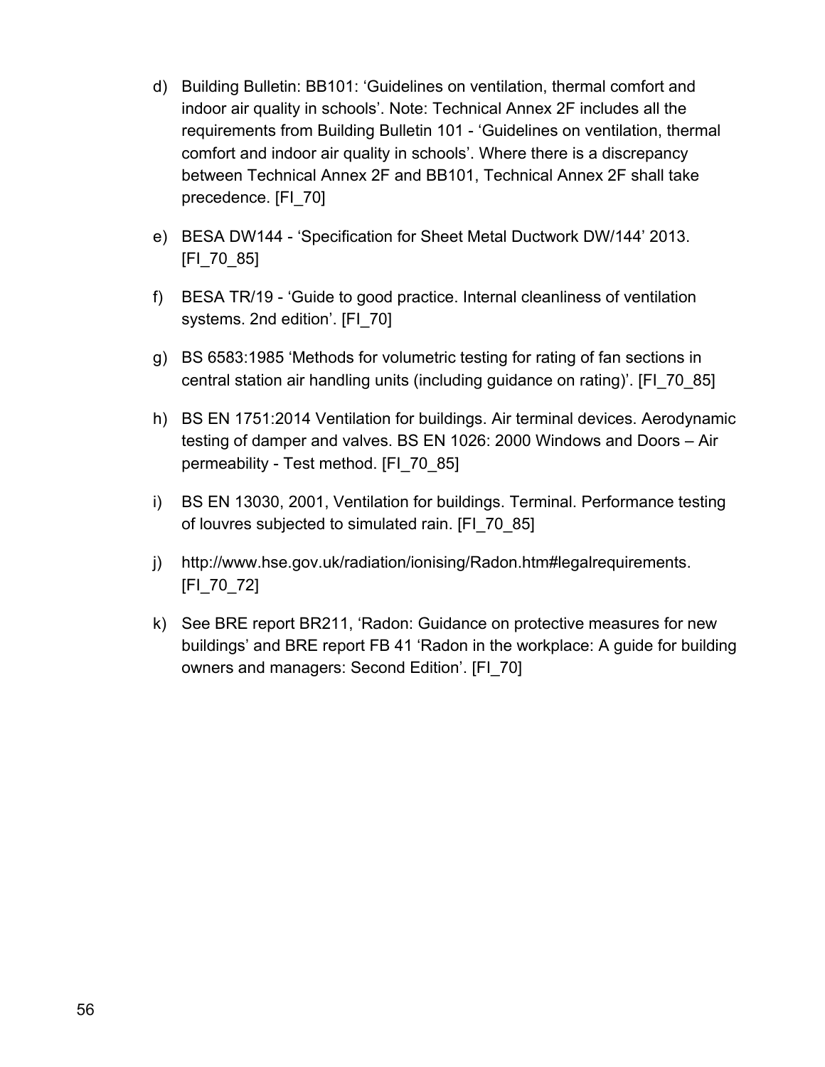d) Building Bulletin: BB101: 'Guidelines on ventilation, thermal comfort and indoor air quality in schools'. Note: Technical Annex 2F includes all the requirements from Building Bulletin 101 - 'Guidelines on ventilation, thermal comfort and indoor air quality in schools'. Where there is a discrepancy between Technical Annex 2F and BB101, Technical Annex 2F shall take precedence. [FI_70]

e) BESA DW144 - 'Specification for Sheet Metal Ductwork DW/144' 2013. [FI_70_85]

f) BESA TR/19 - 'Guide to good practice. Internal cleanliness of ventilation systems. 2nd edition'. [FI_70]

g) BS 6583:1985 'Methods for volumetric testing for rating of fan sections in central station air handling units (including guidance on rating)'. [FI_70_85]

h) BS EN 1751:2014 Ventilation for buildings. Air terminal devices. Aerodynamic testing of damper and valves. BS EN 1026: 2000 Windows and Doors – Air permeability - Test method. [FI_70_85]

i) BS EN 13030, 2001, Ventilation for buildings. Terminal. Performance testing of louvres subjected to simulated rain. [FI_70_85]

j) http://www.hse.gov.uk/radiation/ionising/Radon.htm#legalrequirements. [FI_70_72]

k) See BRE report BR211, 'Radon: Guidance on protective measures for new buildings' and BRE report FB 41 'Radon in the workplace: A guide for building owners and managers: Second Edition'. [FI_70]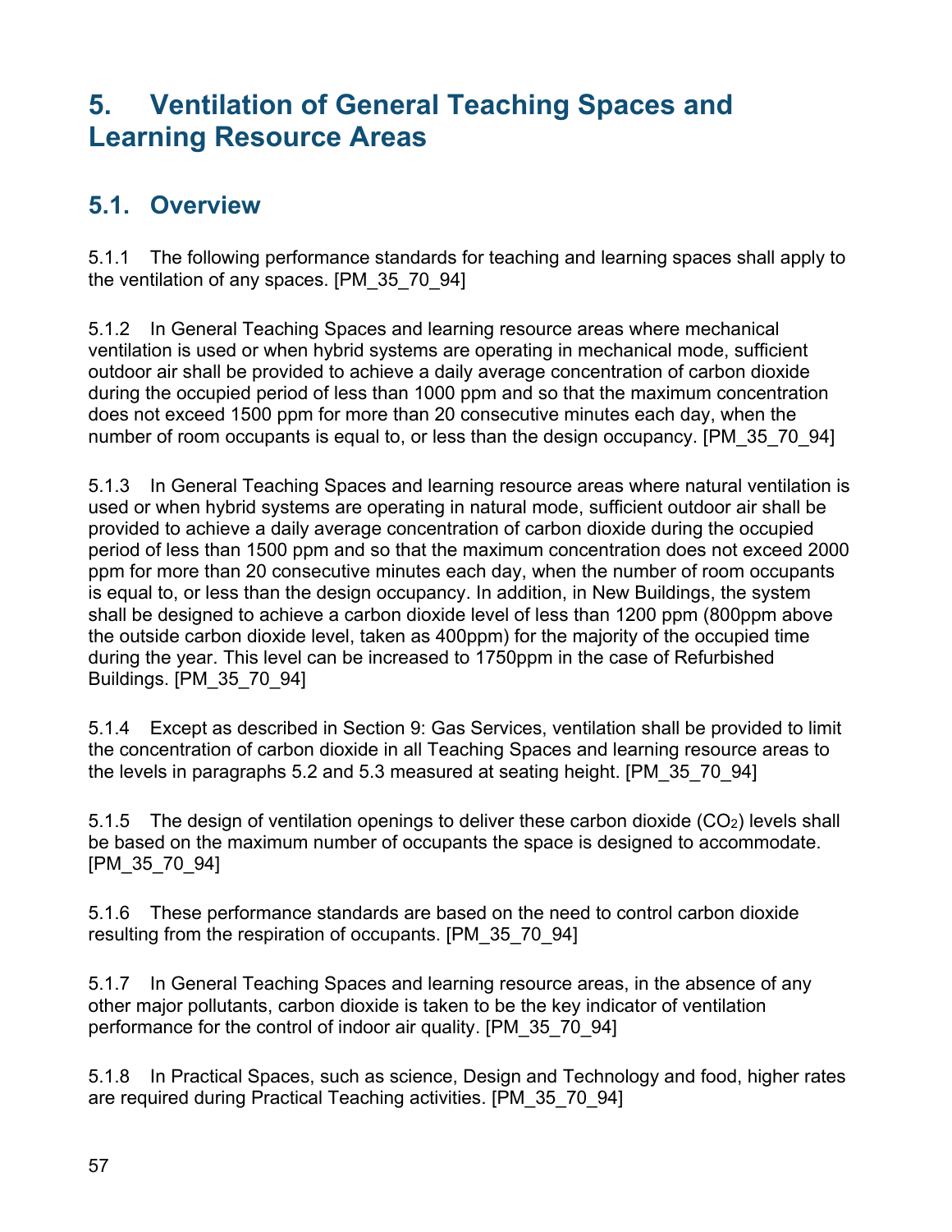# 5. Ventilation of General Teaching Spaces and Learning Resource Areas

## 5.1. Overview

5.1.1 The following performance standards for teaching and learning spaces shall apply to the ventilation of any spaces. [PM_35_70_94]

5.1.2 In General Teaching Spaces and learning resource areas where mechanical ventilation is used or when hybrid systems are operating in mechanical mode, sufficient outdoor air shall be provided to achieve a daily average concentration of carbon dioxide during the occupied period of less than 1000 ppm and so that the maximum concentration does not exceed 1500 ppm for more than 20 consecutive minutes each day, when the number of room occupants is equal to, or less than the design occupancy. [PM_35_70_94]

5.1.3 In General Teaching Spaces and learning resource areas where natural ventilation is used or when hybrid systems are operating in natural mode, sufficient outdoor air shall be provided to achieve a daily average concentration of carbon dioxide during the occupied period of less than 1500 ppm and so that the maximum concentration does not exceed 2000 ppm for more than 20 consecutive minutes each day, when the number of room occupants is equal to, or less than the design occupancy. In addition, in New Buildings, the system shall be designed to achieve a carbon dioxide level of less than 1200 ppm (800ppm above the outside carbon dioxide level, taken as 400ppm) for the majority of the occupied time during the year. This level can be increased to 1750ppm in the case of Refurbished Buildings. [PM_35_70_94]

5.1.4 Except as described in Section 9: Gas Services, ventilation shall be provided to limit the concentration of carbon dioxide in all Teaching Spaces and learning resource areas to the levels in paragraphs 5.2 and 5.3 measured at seating height. [PM_35_70_94]

5.1.5 The design of ventilation openings to deliver these carbon dioxide ($CO_2$) levels shall be based on the maximum number of occupants the space is designed to accommodate. [PM_35_70_94]

5.1.6 These performance standards are based on the need to control carbon dioxide resulting from the respiration of occupants. [PM_35_70_94]

5.1.7 In General Teaching Spaces and learning resource areas, in the absence of any other major pollutants, carbon dioxide is taken to be the key indicator of ventilation performance for the control of indoor air quality. [PM_35_70_94]

5.1.8 In Practical Spaces, such as science, Design and Technology and food, higher rates are required during Practical Teaching activities. [PM_35_70_94]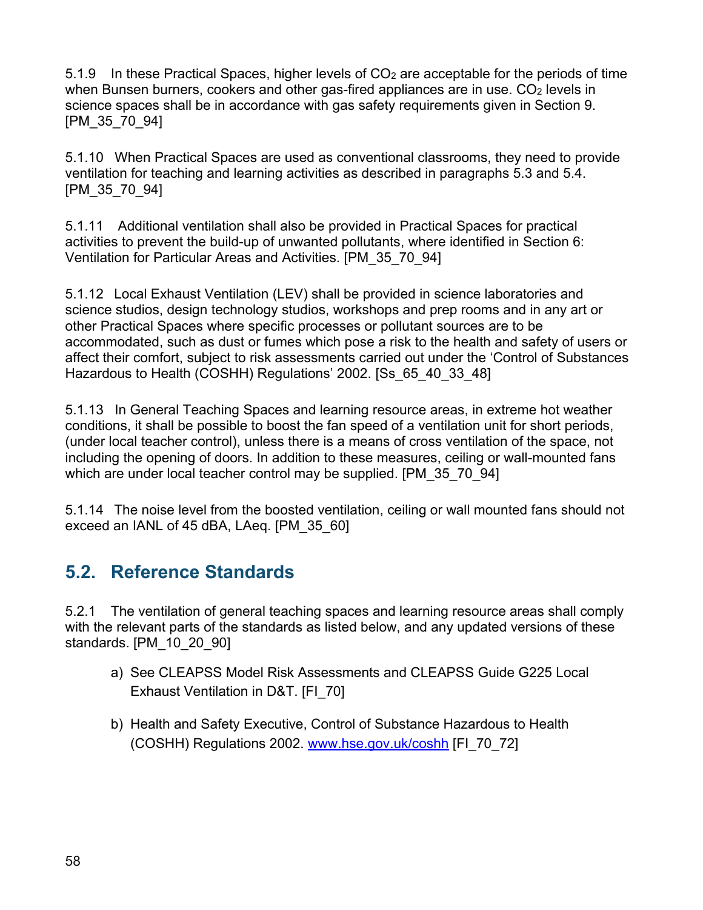5.1.9 In these Practical Spaces, higher levels of $CO_2$ are acceptable for the periods of time when Bunsen burners, cookers and other gas-fired appliances are in use. $CO_2$ levels in science spaces shall be in accordance with gas safety requirements given in Section 9. [PM_35_70_94]

5.1.10 When Practical Spaces are used as conventional classrooms, they need to provide ventilation for teaching and learning activities as described in paragraphs 5.3 and 5.4. [PM_35_70_94]

5.1.11 Additional ventilation shall also be provided in Practical Spaces for practical activities to prevent the build-up of unwanted pollutants, where identified in Section 6: Ventilation for Particular Areas and Activities. [PM_35_70_94]

5.1.12 Local Exhaust Ventilation (LEV) shall be provided in science laboratories and science studios, design technology studios, workshops and prep rooms and in any art or other Practical Spaces where specific processes or pollutant sources are to be accommodated, such as dust or fumes which pose a risk to the health and safety of users or affect their comfort, subject to risk assessments carried out under the 'Control of Substances Hazardous to Health (COSHH) Regulations' 2002. [Ss_65_40_33_48]

5.1.13 In General Teaching Spaces and learning resource areas, in extreme hot weather conditions, it shall be possible to boost the fan speed of a ventilation unit for short periods, (under local teacher control), unless there is a means of cross ventilation of the space, not including the opening of doors. In addition to these measures, ceiling or wall-mounted fans which are under local teacher control may be supplied. [PM_35_70_94]

5.1.14 The noise level from the boosted ventilation, ceiling or wall mounted fans should not exceed an IANL of 45 dBA, LAeq. [PM_35_60]

## 5.2. Reference Standards

5.2.1 The ventilation of general teaching spaces and learning resource areas shall comply with the relevant parts of the standards as listed below, and any updated versions of these standards. [PM_10_20_90]

a) See CLEAPSS Model Risk Assessments and CLEAPSS Guide G225 Local Exhaust Ventilation in D&T. [FI_70]

b) Health and Safety Executive, Control of Substance Hazardous to Health (COSHH) Regulations 2002. www.hse.gov.uk/coshh [FI_70_72]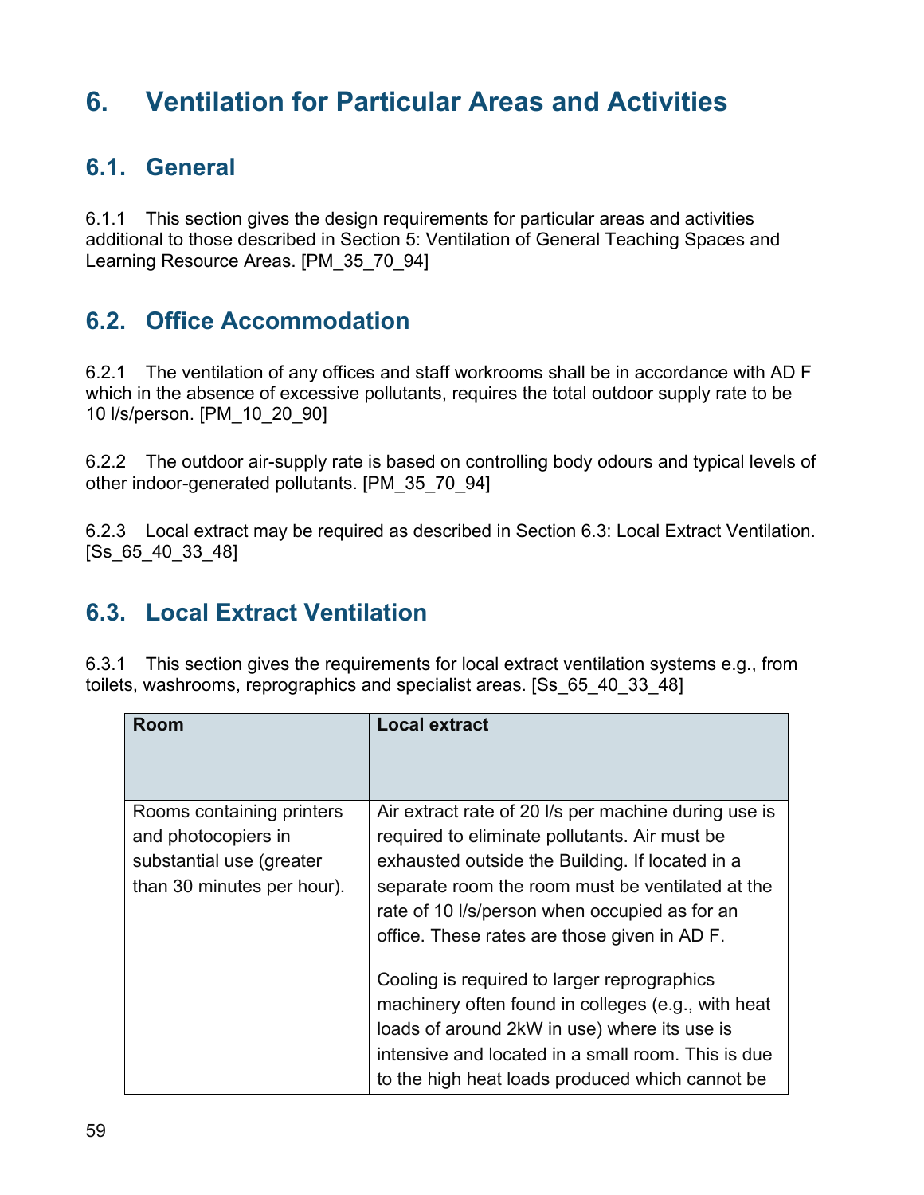# 6. Ventilation for Particular Areas and Activities

## 6.1. General

6.1.1 This section gives the design requirements for particular areas and activities additional to those described in Section 5: Ventilation of General Teaching Spaces and Learning Resource Areas. [PM_35_70_94]

## 6.2. Office Accommodation

6.2.1 The ventilation of any offices and staff workrooms shall be in accordance with AD F which in the absence of excessive pollutants, requires the total outdoor supply rate to be 10 l/s/person. [PM_10_20_90]

6.2.2 The outdoor air-supply rate is based on controlling body odours and typical levels of other indoor-generated pollutants. [PM_35_70_94]

6.2.3 Local extract may be required as described in Section 6.3: Local Extract Ventilation. [Ss_65_40_33_48]

## 6.3. Local Extract Ventilation

6.3.1 This section gives the requirements for local extract ventilation systems e.g., from toilets, washrooms, reprographics and specialist areas. [Ss_65_40_33_48]

| Room | Local extract |
|---|---|
| Rooms containing printers and photocopiers in substantial use (greater than 30 minutes per hour). | Air extract rate of 20 l/s per machine during use is required to eliminate pollutants. Air must be exhausted outside the Building. If located in a separate room the room must be ventilated at the rate of 10 l/s/person when occupied as for an office. These rates are those given in AD F.<br><br>Cooling is required to larger reprographics machinery often found in colleges (e.g., with heat loads of around 2kW in use) where its use is intensive and located in a small room. This is due to the high heat loads produced which cannot be |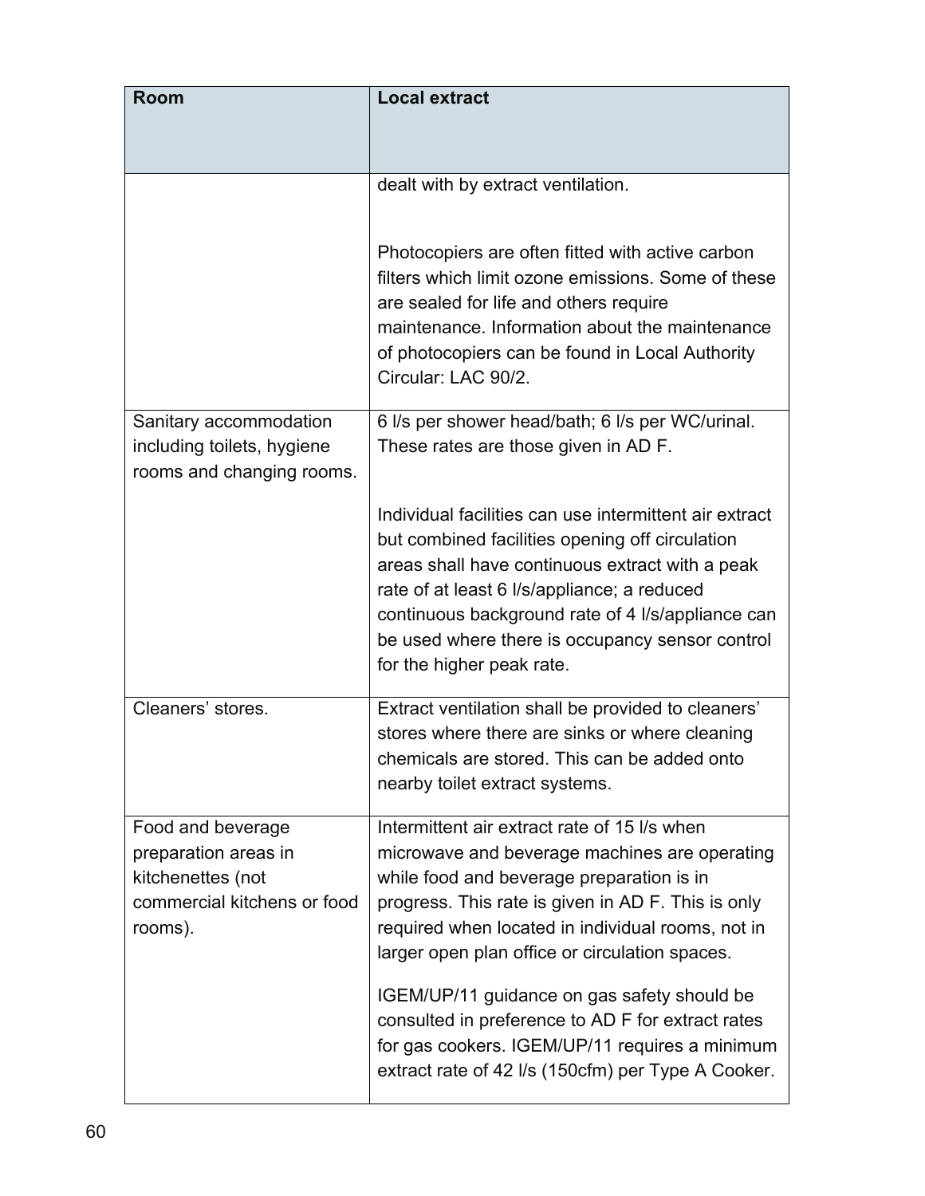| Room | Local extract |
|---|---|
| | dealt with by extract ventilation.<br><br>Photocopiers are often fitted with active carbon filters which limit ozone emissions. Some of these are sealed for life and others require maintenance. Information about the maintenance of photocopiers can be found in Local Authority Circular: LAC 90/2. |
| Sanitary accommodation including toilets, hygiene rooms and changing rooms. | 6 l/s per shower head/bath; 6 l/s per WC/urinal. These rates are those given in AD F.<br><br>Individual facilities can use intermittent air extract but combined facilities opening off circulation areas shall have continuous extract with a peak rate of at least 6 l/s/appliance; a reduced continuous background rate of 4 l/s/appliance can be used where there is occupancy sensor control for the higher peak rate. |
| Cleaners' stores. | Extract ventilation shall be provided to cleaners' stores where there are sinks or where cleaning chemicals are stored. This can be added onto nearby toilet extract systems. |
| Food and beverage preparation areas in kitchenettes (not commercial kitchens or food rooms). | Intermittent air extract rate of 15 l/s when microwave and beverage machines are operating while food and beverage preparation is in progress. This rate is given in AD F. This is only required when located in individual rooms, not in larger open plan office or circulation spaces.<br><br>IGEM/UP/11 guidance on gas safety should be consulted in preference to AD F for extract rates for gas cookers. IGEM/UP/11 requires a minimum extract rate of 42 l/s (150cfm) per Type A Cooker. |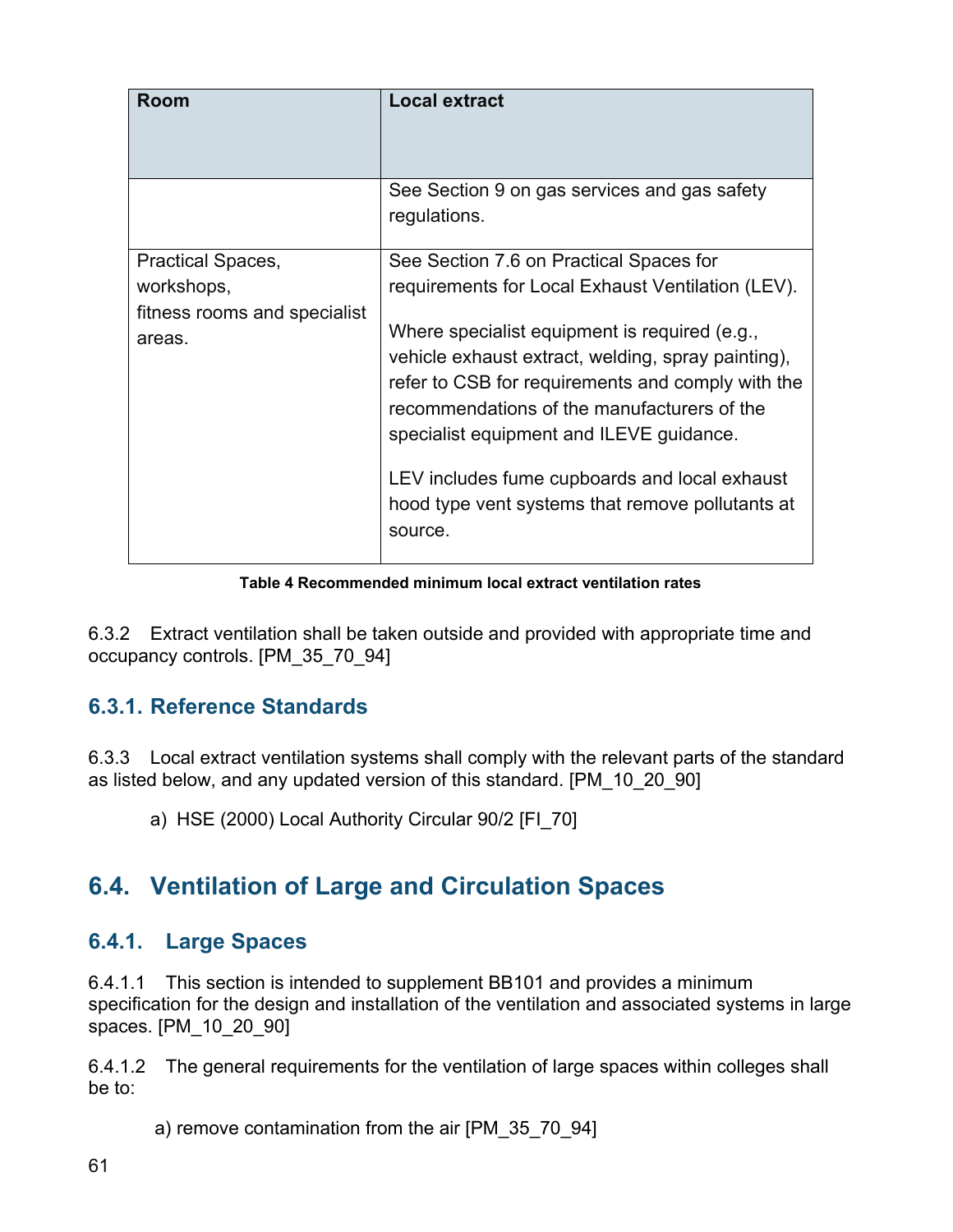| Room | Local extract |
| --- | --- |
| | See Section 9 on gas services and gas safety regulations. |
| Practical Spaces, workshops, fitness rooms and specialist areas. | See Section 7.6 on Practical Spaces for requirements for Local Exhaust Ventilation (LEV). Where specialist equipment is required (e.g., vehicle exhaust extract, welding, spray painting), refer to CSB for requirements and comply with the recommendations of the manufacturers of the specialist equipment and ILEVE guidance. LEV includes fume cupboards and local exhaust hood type vent systems that remove pollutants at source. |

**Table 4 Recommended minimum local extract ventilation rates**

6.3.2 Extract ventilation shall be taken outside and provided with appropriate time and occupancy controls. [PM_35_70_94]

### 6.3.1. Reference Standards

6.3.3 Local extract ventilation systems shall comply with the relevant parts of the standard as listed below, and any updated version of this standard. [PM_10_20_90]

a) HSE (2000) Local Authority Circular 90/2 [FI_70]

## 6.4. Ventilation of Large and Circulation Spaces

### 6.4.1. Large Spaces

6.4.1.1 This section is intended to supplement BB101 and provides a minimum specification for the design and installation of the ventilation and associated systems in large spaces. [PM_10_20_90]

6.4.1.2 The general requirements for the ventilation of large spaces within colleges shall be to:

a) remove contamination from the air [PM_35_70_94]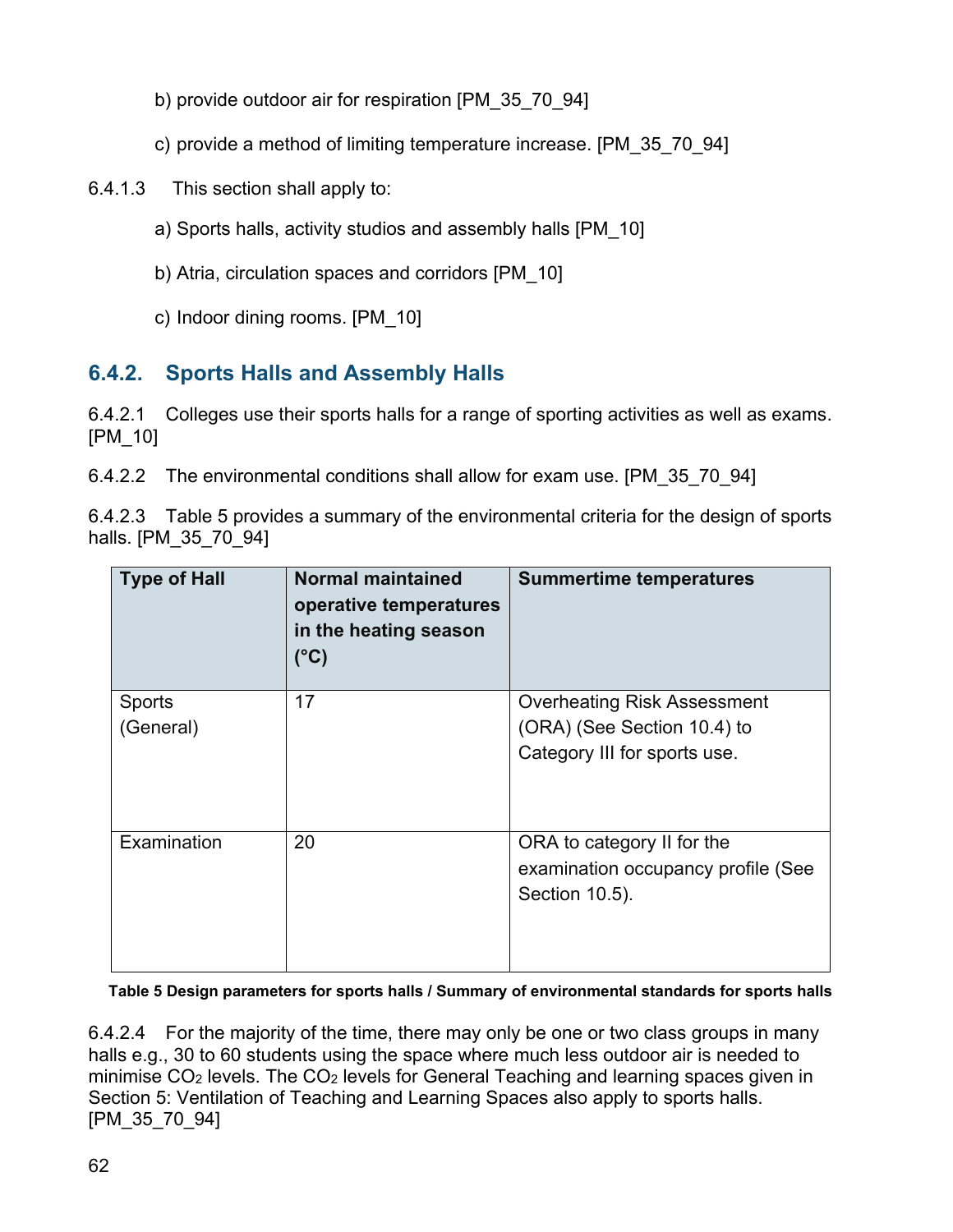b) provide outdoor air for respiration [PM_35_70_94]

c) provide a method of limiting temperature increase. [PM_35_70_94]

6.4.1.3 This section shall apply to:

a) Sports halls, activity studios and assembly halls [PM_10]

b) Atria, circulation spaces and corridors [PM_10]

c) Indoor dining rooms. [PM_10]

### 6.4.2. Sports Halls and Assembly Halls

6.4.2.1 Colleges use their sports halls for a range of sporting activities as well as exams. [PM_10]

6.4.2.2 The environmental conditions shall allow for exam use. [PM_35_70_94]

6.4.2.3 Table 5 provides a summary of the environmental criteria for the design of sports halls. [PM_35_70_94]

| Type of Hall | Normal maintained operative temperatures in the heating season (°C) | Summertime temperatures |
|---|---|---|
| Sports (General) | 17 | Overheating Risk Assessment (ORA) (See Section 10.4) to Category III for sports use. |
| Examination | 20 | ORA to category II for the examination occupancy profile (See Section 10.5). |

**Table 5 Design parameters for sports halls / Summary of environmental standards for sports halls**

6.4.2.4 For the majority of the time, there may only be one or two class groups in many halls e.g., 30 to 60 students using the space where much less outdoor air is needed to minimise $CO_2$ levels. The $CO_2$ levels for General Teaching and learning spaces given in Section 5: Ventilation of Teaching and Learning Spaces also apply to sports halls. [PM_35_70_94]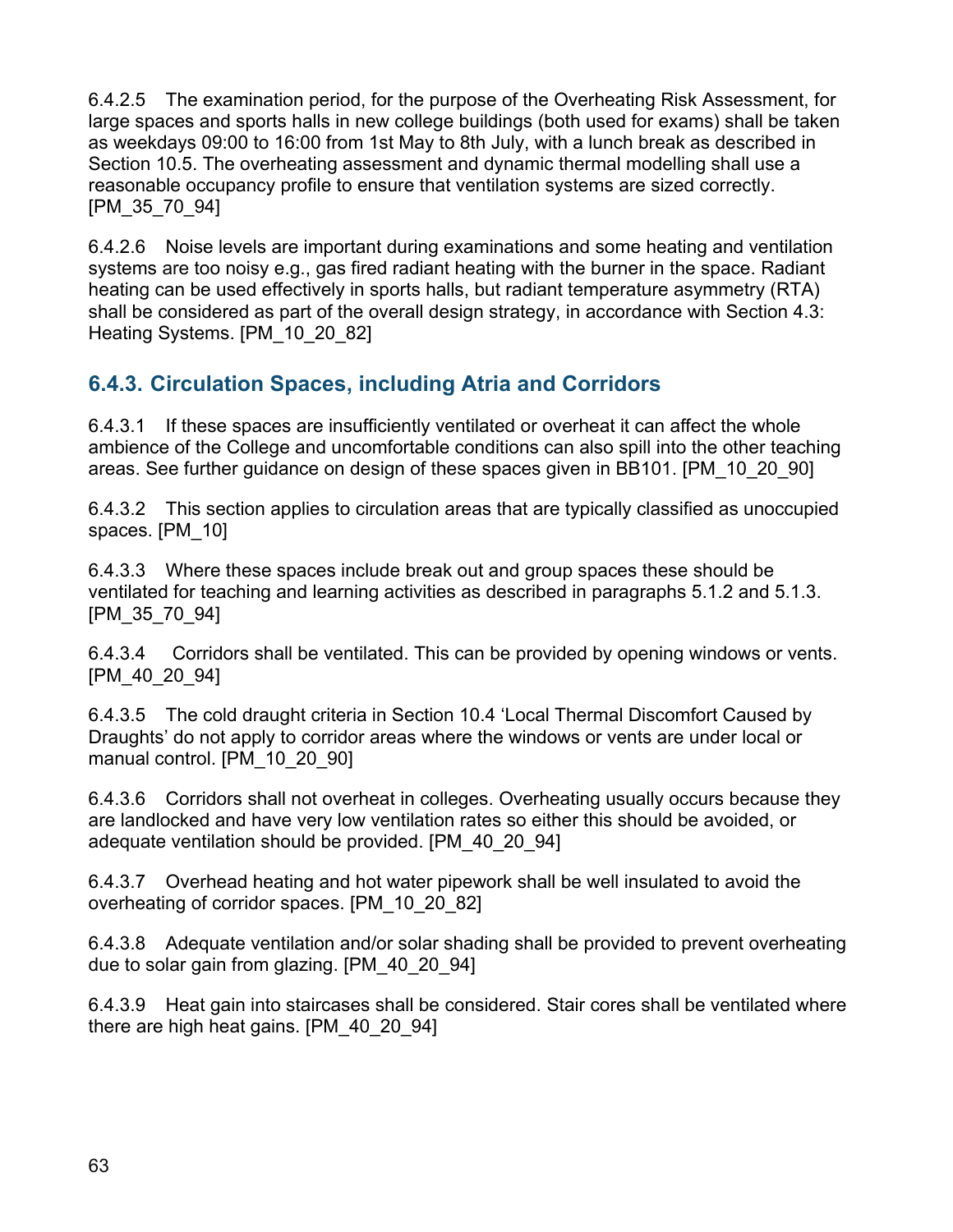6.4.2.5 The examination period, for the purpose of the Overheating Risk Assessment, for large spaces and sports halls in new college buildings (both used for exams) shall be taken as weekdays 09:00 to 16:00 from 1st May to 8th July, with a lunch break as described in Section 10.5. The overheating assessment and dynamic thermal modelling shall use a reasonable occupancy profile to ensure that ventilation systems are sized correctly. [PM_35_70_94]

6.4.2.6 Noise levels are important during examinations and some heating and ventilation systems are too noisy e.g., gas fired radiant heating with the burner in the space. Radiant heating can be used effectively in sports halls, but radiant temperature asymmetry (RTA) shall be considered as part of the overall design strategy, in accordance with Section 4.3: Heating Systems. [PM_10_20_82]

### 6.4.3. Circulation Spaces, including Atria and Corridors

6.4.3.1 If these spaces are insufficiently ventilated or overheat it can affect the whole ambience of the College and uncomfortable conditions can also spill into the other teaching areas. See further guidance on design of these spaces given in BB101. [PM_10_20_90]

6.4.3.2 This section applies to circulation areas that are typically classified as unoccupied spaces. [PM_10]

6.4.3.3 Where these spaces include break out and group spaces these should be ventilated for teaching and learning activities as described in paragraphs 5.1.2 and 5.1.3. [PM_35_70_94]

6.4.3.4 Corridors shall be ventilated. This can be provided by opening windows or vents. [PM_40_20_94]

6.4.3.5 The cold draught criteria in Section 10.4 'Local Thermal Discomfort Caused by Draughts' do not apply to corridor areas where the windows or vents are under local or manual control. [PM_10_20_90]

6.4.3.6 Corridors shall not overheat in colleges. Overheating usually occurs because they are landlocked and have very low ventilation rates so either this should be avoided, or adequate ventilation should be provided. [PM_40_20_94]

6.4.3.7 Overhead heating and hot water pipework shall be well insulated to avoid the overheating of corridor spaces. [PM_10_20_82]

6.4.3.8 Adequate ventilation and/or solar shading shall be provided to prevent overheating due to solar gain from glazing. [PM_40_20_94]

6.4.3.9 Heat gain into staircases shall be considered. Stair cores shall be ventilated where there are high heat gains. [PM_40_20_94]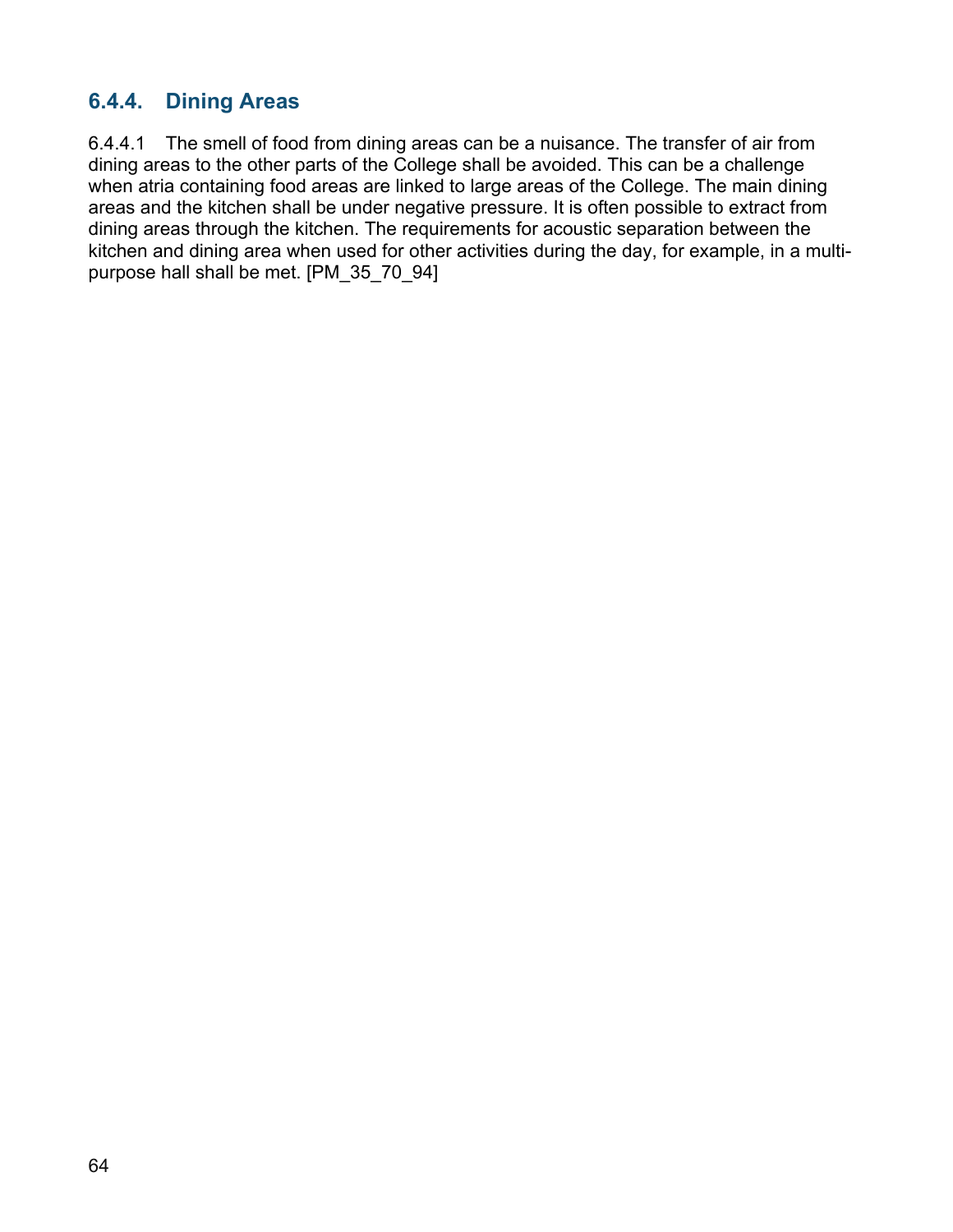### 6.4.4. Dining Areas

6.4.4.1 The smell of food from dining areas can be a nuisance. The transfer of air from dining areas to the other parts of the College shall be avoided. This can be a challenge when atria containing food areas are linked to large areas of the College. The main dining areas and the kitchen shall be under negative pressure. It is often possible to extract from dining areas through the kitchen. The requirements for acoustic separation between the kitchen and dining area when used for other activities during the day, for example, in a multi-purpose hall shall be met. [PM_35_70_94]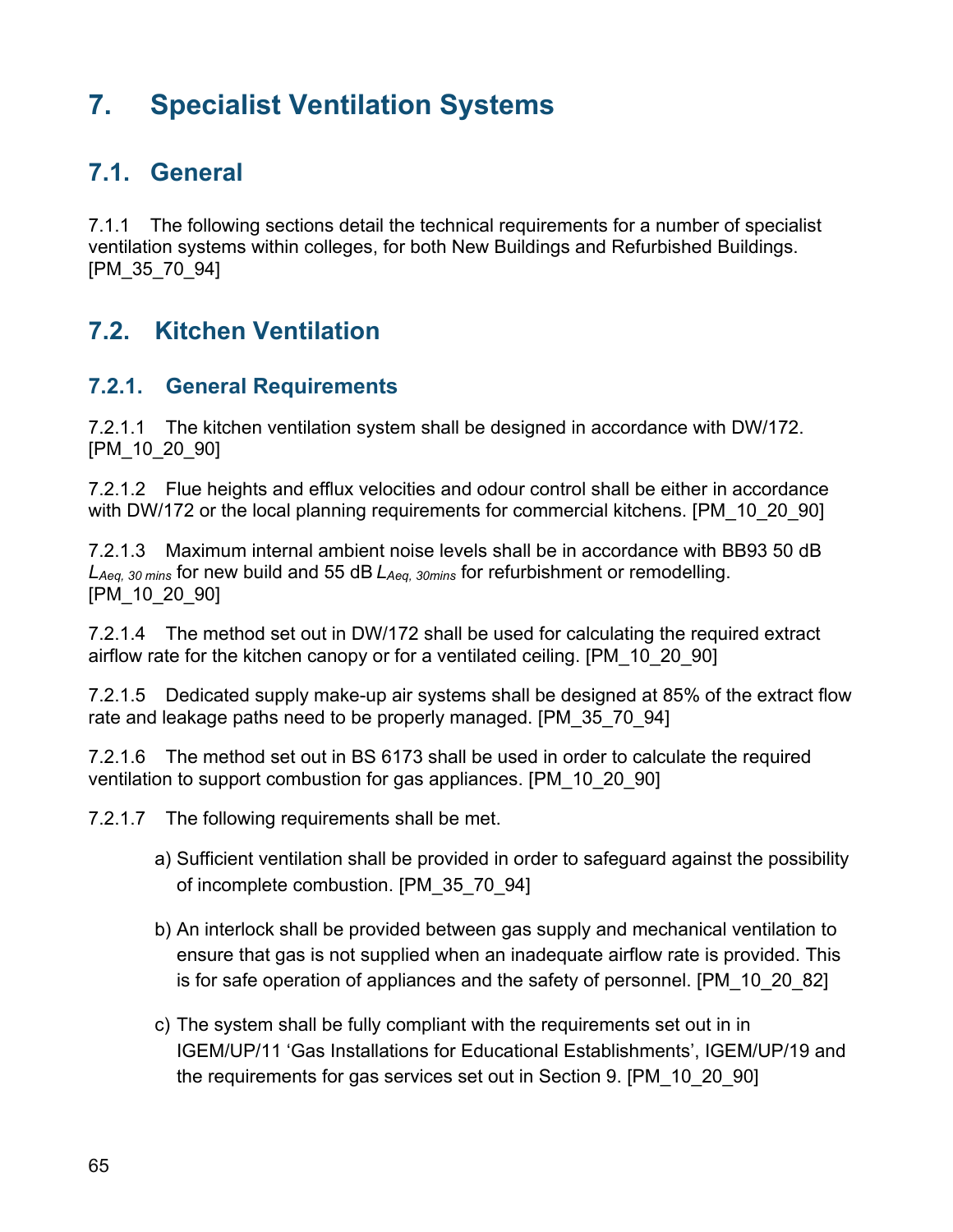# 7. Specialist Ventilation Systems

## 7.1. General

7.1.1 The following sections detail the technical requirements for a number of specialist ventilation systems within colleges, for both New Buildings and Refurbished Buildings. [PM_35_70_94]

## 7.2. Kitchen Ventilation

### 7.2.1. General Requirements

7.2.1.1 The kitchen ventilation system shall be designed in accordance with DW/172. [PM_10_20_90]

7.2.1.2 Flue heights and efflux velocities and odour control shall be either in accordance with DW/172 or the local planning requirements for commercial kitchens. [PM_10_20_90]

7.2.1.3 Maximum internal ambient noise levels shall be in accordance with BB93 50 dB $L_{Aeq,\ 30\ mins}$ for new build and 55 dB $L_{Aeq,\ 30mins}$ for refurbishment or remodelling. [PM_10_20_90]

7.2.1.4 The method set out in DW/172 shall be used for calculating the required extract airflow rate for the kitchen canopy or for a ventilated ceiling. [PM_10_20_90]

7.2.1.5 Dedicated supply make-up air systems shall be designed at 85% of the extract flow rate and leakage paths need to be properly managed. [PM_35_70_94]

7.2.1.6 The method set out in BS 6173 shall be used in order to calculate the required ventilation to support combustion for gas appliances. [PM_10_20_90]

7.2.1.7 The following requirements shall be met.

a) Sufficient ventilation shall be provided in order to safeguard against the possibility of incomplete combustion. [PM_35_70_94]

b) An interlock shall be provided between gas supply and mechanical ventilation to ensure that gas is not supplied when an inadequate airflow rate is provided. This is for safe operation of appliances and the safety of personnel. [PM_10_20_82]

c) The system shall be fully compliant with the requirements set out in in IGEM/UP/11 'Gas Installations for Educational Establishments', IGEM/UP/19 and the requirements for gas services set out in Section 9. [PM_10_20_90]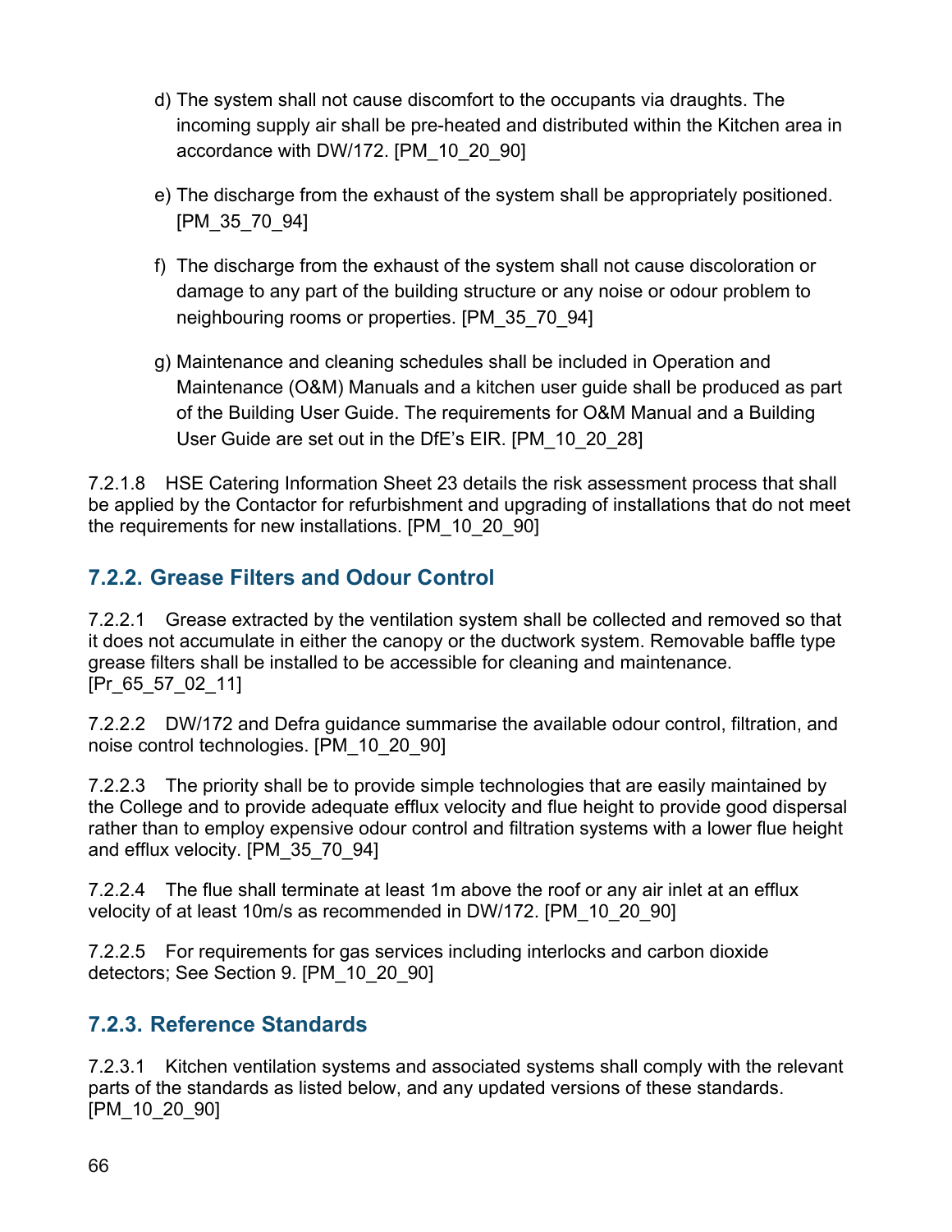d) The system shall not cause discomfort to the occupants via draughts. The incoming supply air shall be pre-heated and distributed within the Kitchen area in accordance with DW/172. [PM_10_20_90]

e) The discharge from the exhaust of the system shall be appropriately positioned. [PM_35_70_94]

f) The discharge from the exhaust of the system shall not cause discoloration or damage to any part of the building structure or any noise or odour problem to neighbouring rooms or properties. [PM_35_70_94]

g) Maintenance and cleaning schedules shall be included in Operation and Maintenance (O&M) Manuals and a kitchen user guide shall be produced as part of the Building User Guide. The requirements for O&M Manual and a Building User Guide are set out in the DfE's EIR. [PM_10_20_28]

7.2.1.8 HSE Catering Information Sheet 23 details the risk assessment process that shall be applied by the Contactor for refurbishment and upgrading of installations that do not meet the requirements for new installations. [PM_10_20_90]

### 7.2.2. Grease Filters and Odour Control

7.2.2.1 Grease extracted by the ventilation system shall be collected and removed so that it does not accumulate in either the canopy or the ductwork system. Removable baffle type grease filters shall be installed to be accessible for cleaning and maintenance. [Pr_65_57_02_11]

7.2.2.2 DW/172 and Defra guidance summarise the available odour control, filtration, and noise control technologies. [PM_10_20_90]

7.2.2.3 The priority shall be to provide simple technologies that are easily maintained by the College and to provide adequate efflux velocity and flue height to provide good dispersal rather than to employ expensive odour control and filtration systems with a lower flue height and efflux velocity. [PM_35_70_94]

7.2.2.4 The flue shall terminate at least 1m above the roof or any air inlet at an efflux velocity of at least 10m/s as recommended in DW/172. [PM_10_20_90]

7.2.2.5 For requirements for gas services including interlocks and carbon dioxide detectors; See Section 9. [PM_10_20_90]

### 7.2.3. Reference Standards

7.2.3.1 Kitchen ventilation systems and associated systems shall comply with the relevant parts of the standards as listed below, and any updated versions of these standards. [PM_10_20_90]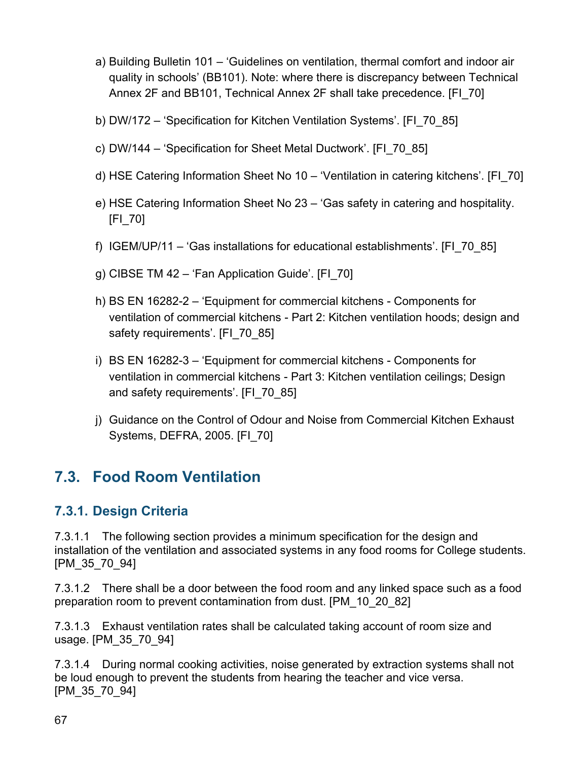a) Building Bulletin 101 – 'Guidelines on ventilation, thermal comfort and indoor air quality in schools' (BB101). Note: where there is discrepancy between Technical Annex 2F and BB101, Technical Annex 2F shall take precedence. [FI_70]

b) DW/172 – 'Specification for Kitchen Ventilation Systems'. [FI_70_85]

c) DW/144 – 'Specification for Sheet Metal Ductwork'. [FI_70_85]

d) HSE Catering Information Sheet No 10 – 'Ventilation in catering kitchens'. [FI_70]

e) HSE Catering Information Sheet No 23 – 'Gas safety in catering and hospitality. [FI_70]

f) IGEM/UP/11 – 'Gas installations for educational establishments'. [FI_70_85]

g) CIBSE TM 42 – 'Fan Application Guide'. [FI_70]

h) BS EN 16282-2 – 'Equipment for commercial kitchens - Components for ventilation of commercial kitchens - Part 2: Kitchen ventilation hoods; design and safety requirements'. [FI_70_85]

i) BS EN 16282-3 – 'Equipment for commercial kitchens - Components for ventilation in commercial kitchens - Part 3: Kitchen ventilation ceilings; Design and safety requirements'. [FI_70_85]

j) Guidance on the Control of Odour and Noise from Commercial Kitchen Exhaust Systems, DEFRA, 2005. [FI_70]

## 7.3. Food Room Ventilation

### 7.3.1. Design Criteria

7.3.1.1 The following section provides a minimum specification for the design and installation of the ventilation and associated systems in any food rooms for College students. [PM_35_70_94]

7.3.1.2 There shall be a door between the food room and any linked space such as a food preparation room to prevent contamination from dust. [PM_10_20_82]

7.3.1.3 Exhaust ventilation rates shall be calculated taking account of room size and usage. [PM_35_70_94]

7.3.1.4 During normal cooking activities, noise generated by extraction systems shall not be loud enough to prevent the students from hearing the teacher and vice versa. [PM_35_70_94]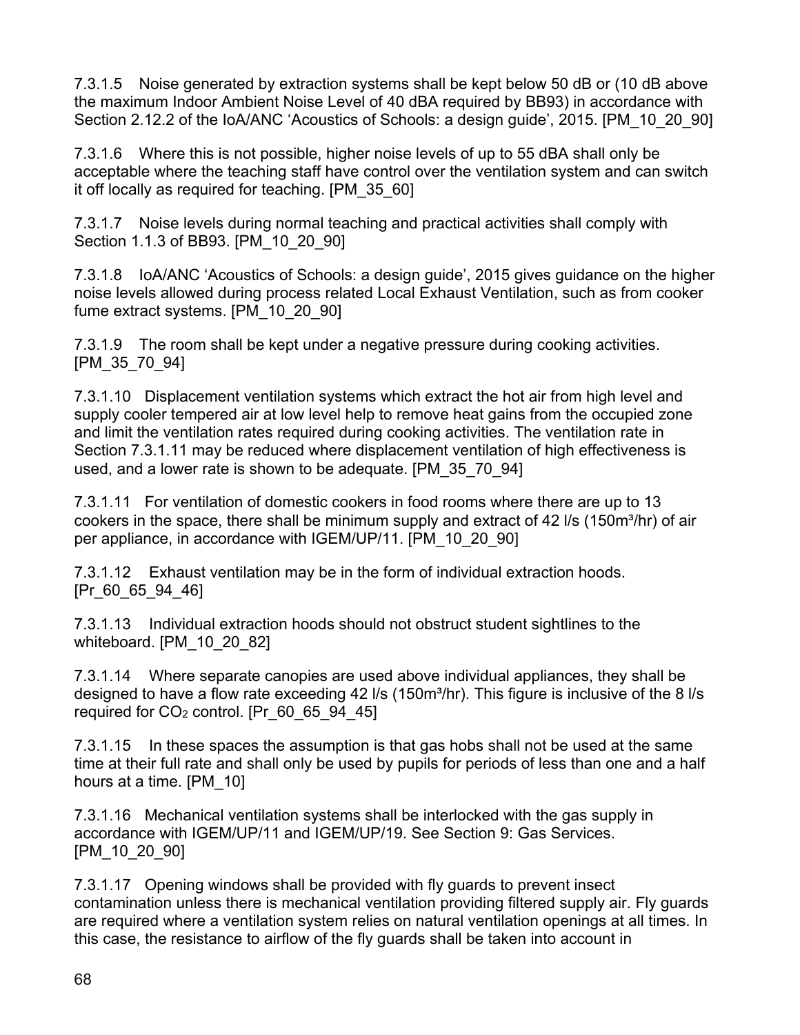7.3.1.5 Noise generated by extraction systems shall be kept below 50 dB or (10 dB above the maximum Indoor Ambient Noise Level of 40 dBA required by BB93) in accordance with Section 2.12.2 of the IoA/ANC 'Acoustics of Schools: a design guide', 2015. [PM_10_20_90]

7.3.1.6 Where this is not possible, higher noise levels of up to 55 dBA shall only be acceptable where the teaching staff have control over the ventilation system and can switch it off locally as required for teaching. [PM_35_60]

7.3.1.7 Noise levels during normal teaching and practical activities shall comply with Section 1.1.3 of BB93. [PM_10_20_90]

7.3.1.8 IoA/ANC 'Acoustics of Schools: a design guide', 2015 gives guidance on the higher noise levels allowed during process related Local Exhaust Ventilation, such as from cooker fume extract systems. [PM_10_20_90]

7.3.1.9 The room shall be kept under a negative pressure during cooking activities. [PM_35_70_94]

7.3.1.10 Displacement ventilation systems which extract the hot air from high level and supply cooler tempered air at low level help to remove heat gains from the occupied zone and limit the ventilation rates required during cooking activities. The ventilation rate in Section 7.3.1.11 may be reduced where displacement ventilation of high effectiveness is used, and a lower rate is shown to be adequate. [PM_35_70_94]

7.3.1.11 For ventilation of domestic cookers in food rooms where there are up to 13 cookers in the space, there shall be minimum supply and extract of 42 l/s (150m³/hr) of air per appliance, in accordance with IGEM/UP/11. [PM_10_20_90]

7.3.1.12 Exhaust ventilation may be in the form of individual extraction hoods. [Pr_60_65_94_46]

7.3.1.13 Individual extraction hoods should not obstruct student sightlines to the whiteboard. [PM_10_20_82]

7.3.1.14 Where separate canopies are used above individual appliances, they shall be designed to have a flow rate exceeding 42 l/s (150m³/hr). This figure is inclusive of the 8 l/s required for $CO_2$ control. [Pr_60_65_94_45]

7.3.1.15 In these spaces the assumption is that gas hobs shall not be used at the same time at their full rate and shall only be used by pupils for periods of less than one and a half hours at a time. [PM_10]

7.3.1.16 Mechanical ventilation systems shall be interlocked with the gas supply in accordance with IGEM/UP/11 and IGEM/UP/19. See Section 9: Gas Services. [PM_10_20_90]

7.3.1.17 Opening windows shall be provided with fly guards to prevent insect contamination unless there is mechanical ventilation providing filtered supply air. Fly guards are required where a ventilation system relies on natural ventilation openings at all times. In this case, the resistance to airflow of the fly guards shall be taken into account in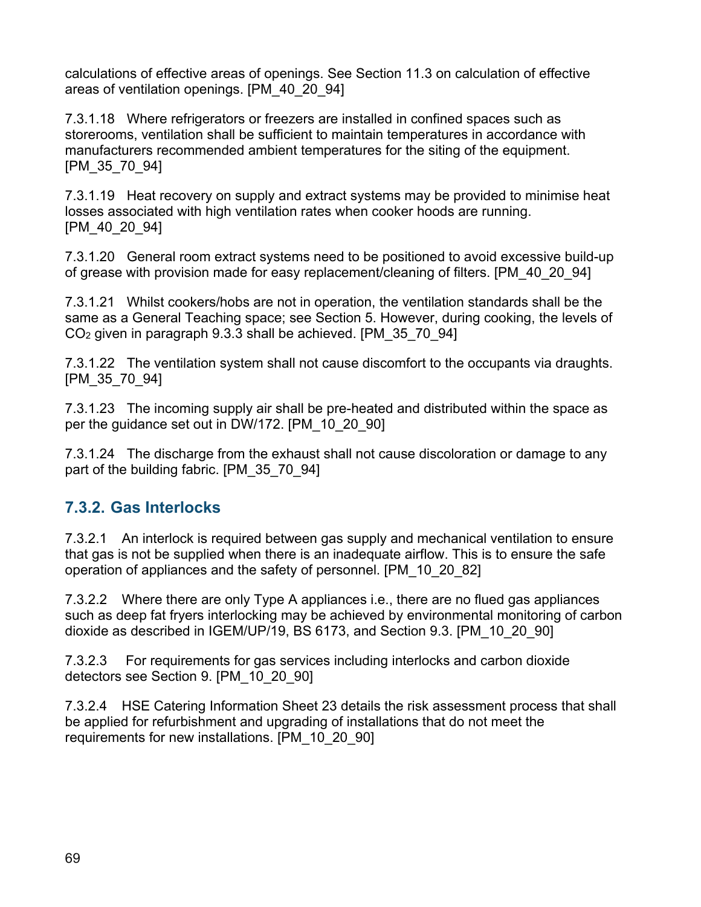calculations of effective areas of openings. See Section 11.3 on calculation of effective areas of ventilation openings. [PM_40_20_94]

7.3.1.18 Where refrigerators or freezers are installed in confined spaces such as storerooms, ventilation shall be sufficient to maintain temperatures in accordance with manufacturers recommended ambient temperatures for the siting of the equipment. [PM_35_70_94]

7.3.1.19 Heat recovery on supply and extract systems may be provided to minimise heat losses associated with high ventilation rates when cooker hoods are running. [PM_40_20_94]

7.3.1.20 General room extract systems need to be positioned to avoid excessive build-up of grease with provision made for easy replacement/cleaning of filters. [PM_40_20_94]

7.3.1.21 Whilst cookers/hobs are not in operation, the ventilation standards shall be the same as a General Teaching space; see Section 5. However, during cooking, the levels of $CO_2$ given in paragraph 9.3.3 shall be achieved. [PM_35_70_94]

7.3.1.22 The ventilation system shall not cause discomfort to the occupants via draughts. [PM_35_70_94]

7.3.1.23 The incoming supply air shall be pre-heated and distributed within the space as per the guidance set out in DW/172. [PM_10_20_90]

7.3.1.24 The discharge from the exhaust shall not cause discoloration or damage to any part of the building fabric. [PM_35_70_94]

### 7.3.2. Gas Interlocks

7.3.2.1 An interlock is required between gas supply and mechanical ventilation to ensure that gas is not be supplied when there is an inadequate airflow. This is to ensure the safe operation of appliances and the safety of personnel. [PM_10_20_82]

7.3.2.2 Where there are only Type A appliances i.e., there are no flued gas appliances such as deep fat fryers interlocking may be achieved by environmental monitoring of carbon dioxide as described in IGEM/UP/19, BS 6173, and Section 9.3. [PM_10_20_90]

7.3.2.3 For requirements for gas services including interlocks and carbon dioxide detectors see Section 9. [PM_10_20_90]

7.3.2.4 HSE Catering Information Sheet 23 details the risk assessment process that shall be applied for refurbishment and upgrading of installations that do not meet the requirements for new installations. [PM_10_20_90]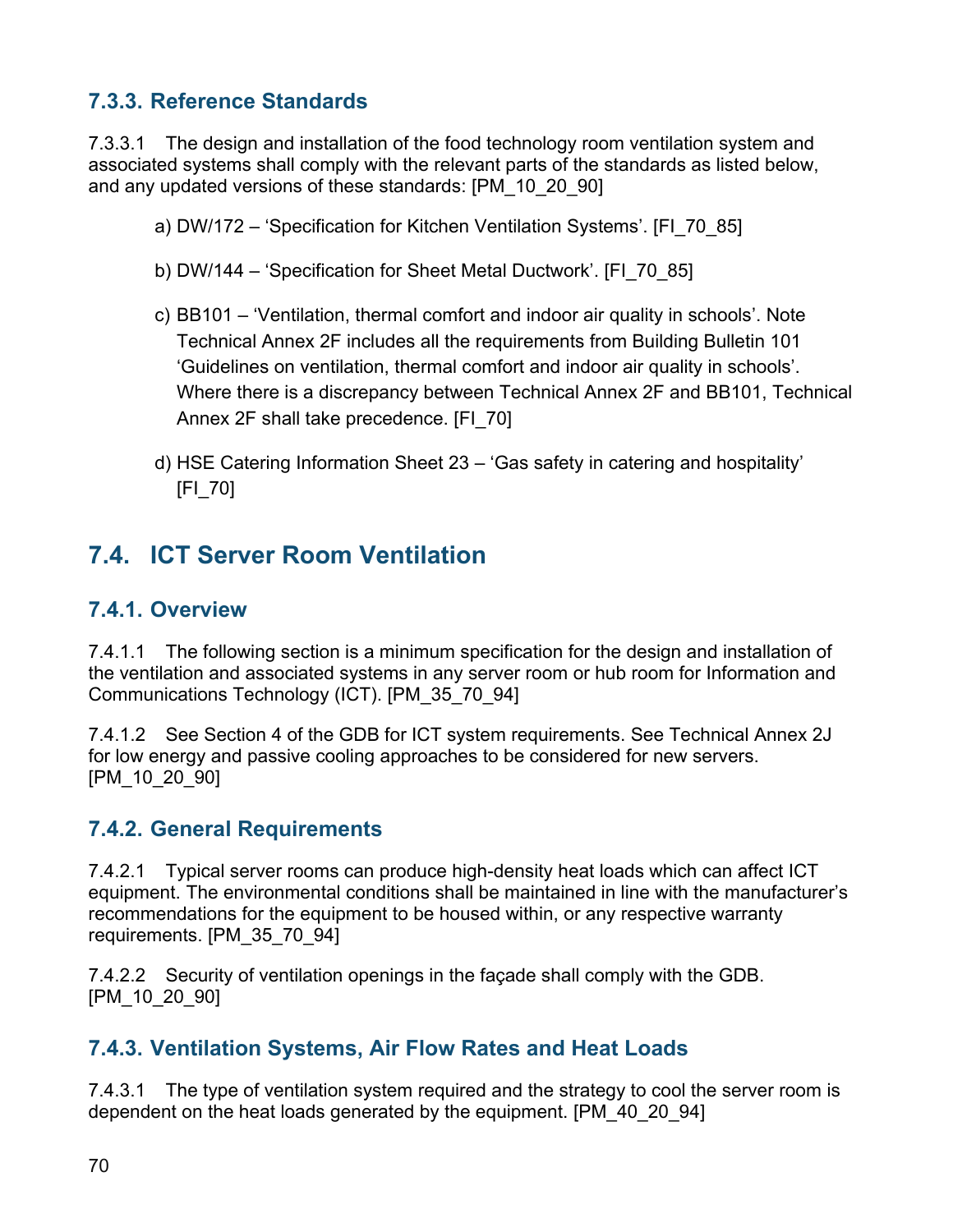### 7.3.3. Reference Standards

7.3.3.1 The design and installation of the food technology room ventilation system and associated systems shall comply with the relevant parts of the standards as listed below, and any updated versions of these standards: [PM_10_20_90]

a) DW/172 – 'Specification for Kitchen Ventilation Systems'. [FI_70_85]

b) DW/144 – 'Specification for Sheet Metal Ductwork'. [FI_70_85]

c) BB101 – 'Ventilation, thermal comfort and indoor air quality in schools'. Note Technical Annex 2F includes all the requirements from Building Bulletin 101 'Guidelines on ventilation, thermal comfort and indoor air quality in schools'. Where there is a discrepancy between Technical Annex 2F and BB101, Technical Annex 2F shall take precedence. [FI_70]

d) HSE Catering Information Sheet 23 – 'Gas safety in catering and hospitality' [FI_70]

## 7.4. ICT Server Room Ventilation

### 7.4.1. Overview

7.4.1.1 The following section is a minimum specification for the design and installation of the ventilation and associated systems in any server room or hub room for Information and Communications Technology (ICT). [PM_35_70_94]

7.4.1.2 See Section 4 of the GDB for ICT system requirements. See Technical Annex 2J for low energy and passive cooling approaches to be considered for new servers. [PM_10_20_90]

### 7.4.2. General Requirements

7.4.2.1 Typical server rooms can produce high-density heat loads which can affect ICT equipment. The environmental conditions shall be maintained in line with the manufacturer's recommendations for the equipment to be housed within, or any respective warranty requirements. [PM_35_70_94]

7.4.2.2 Security of ventilation openings in the façade shall comply with the GDB. [PM_10_20_90]

### 7.4.3. Ventilation Systems, Air Flow Rates and Heat Loads

7.4.3.1 The type of ventilation system required and the strategy to cool the server room is dependent on the heat loads generated by the equipment. [PM_40_20_94]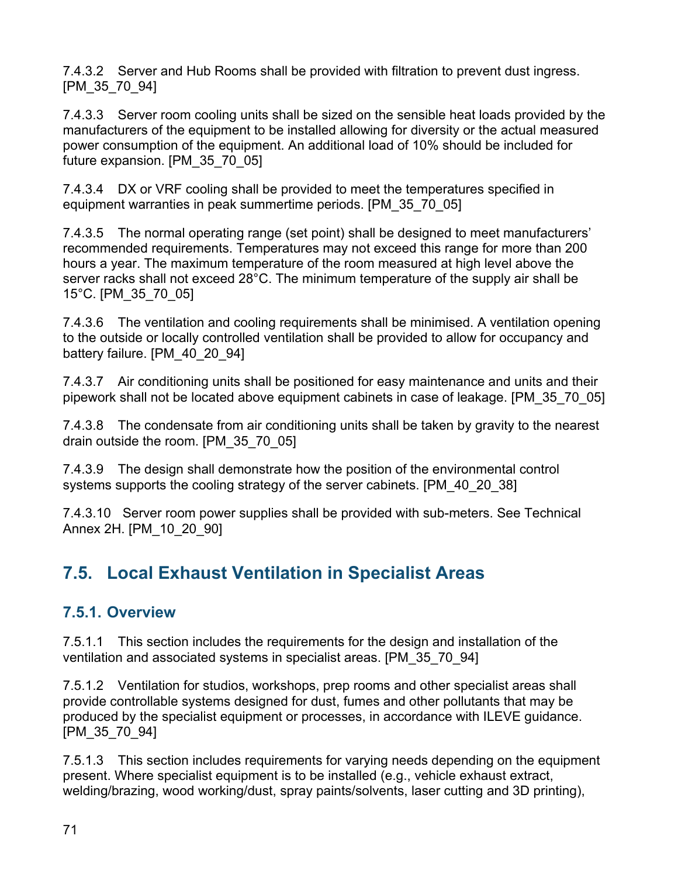7.4.3.2 Server and Hub Rooms shall be provided with filtration to prevent dust ingress. [PM_35_70_94]

7.4.3.3 Server room cooling units shall be sized on the sensible heat loads provided by the manufacturers of the equipment to be installed allowing for diversity or the actual measured power consumption of the equipment. An additional load of 10% should be included for future expansion. [PM_35_70_05]

7.4.3.4 DX or VRF cooling shall be provided to meet the temperatures specified in equipment warranties in peak summertime periods. [PM_35_70_05]

7.4.3.5 The normal operating range (set point) shall be designed to meet manufacturers' recommended requirements. Temperatures may not exceed this range for more than 200 hours a year. The maximum temperature of the room measured at high level above the server racks shall not exceed 28°C. The minimum temperature of the supply air shall be 15°C. [PM_35_70_05]

7.4.3.6 The ventilation and cooling requirements shall be minimised. A ventilation opening to the outside or locally controlled ventilation shall be provided to allow for occupancy and battery failure. [PM_40_20_94]

7.4.3.7 Air conditioning units shall be positioned for easy maintenance and units and their pipework shall not be located above equipment cabinets in case of leakage. [PM_35_70_05]

7.4.3.8 The condensate from air conditioning units shall be taken by gravity to the nearest drain outside the room. [PM_35_70_05]

7.4.3.9 The design shall demonstrate how the position of the environmental control systems supports the cooling strategy of the server cabinets. [PM_40_20_38]

7.4.3.10 Server room power supplies shall be provided with sub-meters. See Technical Annex 2H. [PM_10_20_90]

## 7.5. Local Exhaust Ventilation in Specialist Areas

### 7.5.1. Overview

7.5.1.1 This section includes the requirements for the design and installation of the ventilation and associated systems in specialist areas. [PM_35_70_94]

7.5.1.2 Ventilation for studios, workshops, prep rooms and other specialist areas shall provide controllable systems designed for dust, fumes and other pollutants that may be produced by the specialist equipment or processes, in accordance with ILEVE guidance. [PM_35_70_94]

7.5.1.3 This section includes requirements for varying needs depending on the equipment present. Where specialist equipment is to be installed (e.g., vehicle exhaust extract, welding/brazing, wood working/dust, spray paints/solvents, laser cutting and 3D printing),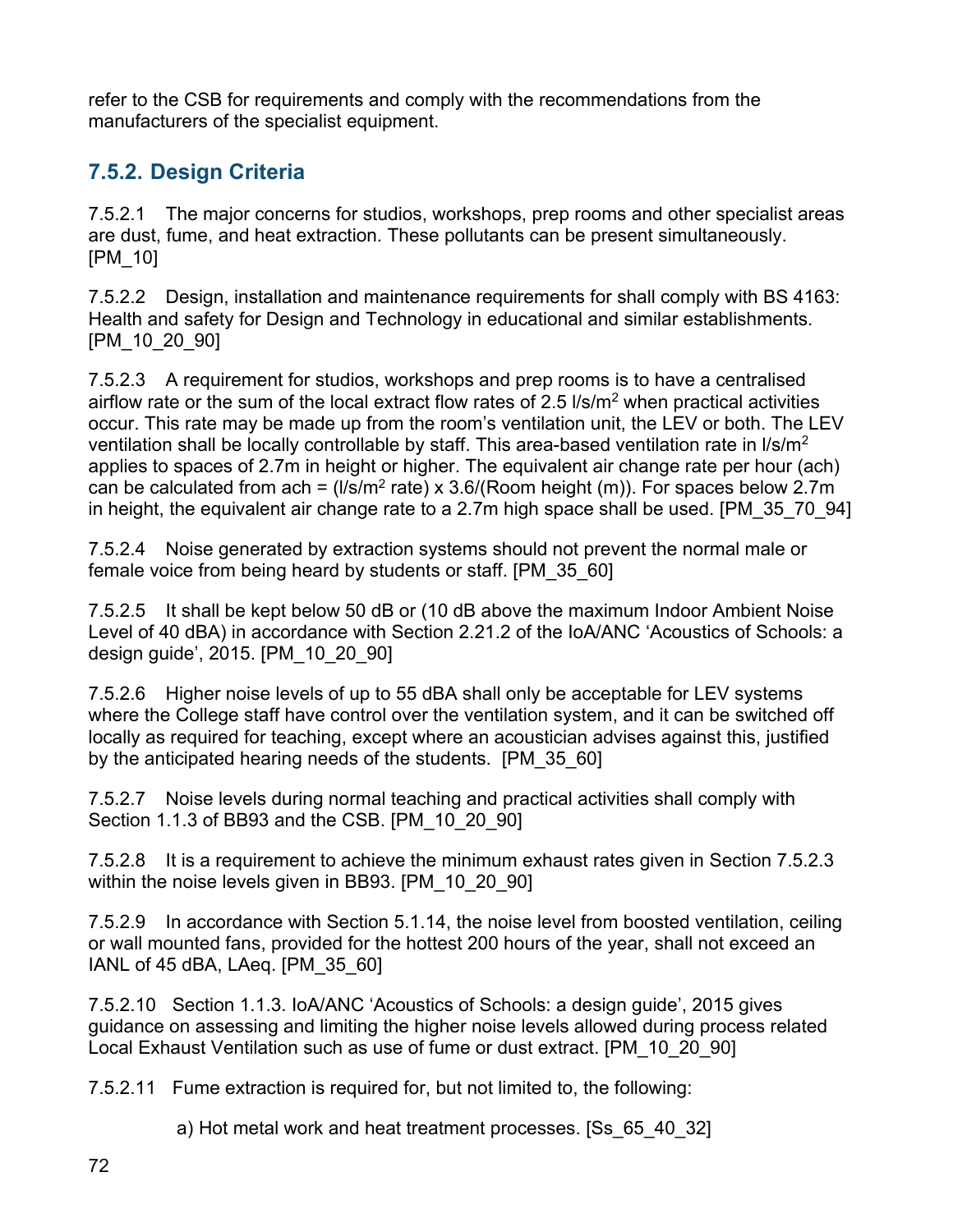refer to the CSB for requirements and comply with the recommendations from the manufacturers of the specialist equipment.

### 7.5.2. Design Criteria

7.5.2.1 The major concerns for studios, workshops, prep rooms and other specialist areas are dust, fume, and heat extraction. These pollutants can be present simultaneously. [PM_10]

7.5.2.2 Design, installation and maintenance requirements for shall comply with BS 4163: Health and safety for Design and Technology in educational and similar establishments. [PM_10_20_90]

7.5.2.3 A requirement for studios, workshops and prep rooms is to have a centralised airflow rate or the sum of the local extract flow rates of 2.5 l/s/$m^2$ when practical activities occur. This rate may be made up from the room's ventilation unit, the LEV or both. The LEV ventilation shall be locally controllable by staff. This area-based ventilation rate in l/s/$m^2$ applies to spaces of 2.7m in height or higher. The equivalent air change rate per hour (ach) can be calculated from ach = (l/s/$m^2$ rate) x 3.6/(Room height (m)). For spaces below 2.7m in height, the equivalent air change rate to a 2.7m high space shall be used. [PM_35_70_94]

7.5.2.4 Noise generated by extraction systems should not prevent the normal male or female voice from being heard by students or staff. [PM_35_60]

7.5.2.5 It shall be kept below 50 dB or (10 dB above the maximum Indoor Ambient Noise Level of 40 dBA) in accordance with Section 2.21.2 of the IoA/ANC 'Acoustics of Schools: a design guide', 2015. [PM_10_20_90]

7.5.2.6 Higher noise levels of up to 55 dBA shall only be acceptable for LEV systems where the College staff have control over the ventilation system, and it can be switched off locally as required for teaching, except where an acoustician advises against this, justified by the anticipated hearing needs of the students. [PM_35_60]

7.5.2.7 Noise levels during normal teaching and practical activities shall comply with Section 1.1.3 of BB93 and the CSB. [PM_10_20_90]

7.5.2.8 It is a requirement to achieve the minimum exhaust rates given in Section 7.5.2.3 within the noise levels given in BB93. [PM_10_20_90]

7.5.2.9 In accordance with Section 5.1.14, the noise level from boosted ventilation, ceiling or wall mounted fans, provided for the hottest 200 hours of the year, shall not exceed an IANL of 45 dBA, LAeq. [PM_35_60]

7.5.2.10 Section 1.1.3. IoA/ANC 'Acoustics of Schools: a design guide', 2015 gives guidance on assessing and limiting the higher noise levels allowed during process related Local Exhaust Ventilation such as use of fume or dust extract. [PM_10_20_90]

7.5.2.11 Fume extraction is required for, but not limited to, the following:

a) Hot metal work and heat treatment processes. [Ss_65_40_32]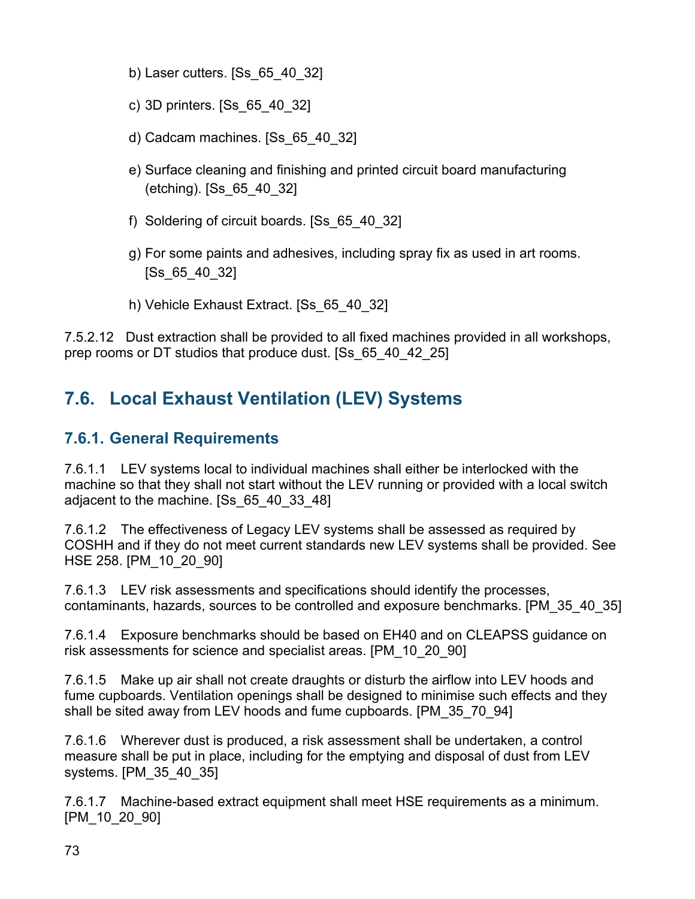b) Laser cutters. [Ss_65_40_32]

c) 3D printers. [Ss_65_40_32]

d) Cadcam machines. [Ss_65_40_32]

e) Surface cleaning and finishing and printed circuit board manufacturing (etching). [Ss_65_40_32]

f) Soldering of circuit boards. [Ss_65_40_32]

g) For some paints and adhesives, including spray fix as used in art rooms. [Ss_65_40_32]

h) Vehicle Exhaust Extract. [Ss_65_40_32]

7.5.2.12 Dust extraction shall be provided to all fixed machines provided in all workshops, prep rooms or DT studios that produce dust. [Ss_65_40_42_25]

## 7.6. Local Exhaust Ventilation (LEV) Systems

### 7.6.1. General Requirements

7.6.1.1 LEV systems local to individual machines shall either be interlocked with the machine so that they shall not start without the LEV running or provided with a local switch adjacent to the machine. [Ss_65_40_33_48]

7.6.1.2 The effectiveness of Legacy LEV systems shall be assessed as required by COSHH and if they do not meet current standards new LEV systems shall be provided. See HSE 258. [PM_10_20_90]

7.6.1.3 LEV risk assessments and specifications should identify the processes, contaminants, hazards, sources to be controlled and exposure benchmarks. [PM_35_40_35]

7.6.1.4 Exposure benchmarks should be based on EH40 and on CLEAPSS guidance on risk assessments for science and specialist areas. [PM_10_20_90]

7.6.1.5 Make up air shall not create draughts or disturb the airflow into LEV hoods and fume cupboards. Ventilation openings shall be designed to minimise such effects and they shall be sited away from LEV hoods and fume cupboards. [PM_35_70_94]

7.6.1.6 Wherever dust is produced, a risk assessment shall be undertaken, a control measure shall be put in place, including for the emptying and disposal of dust from LEV systems. [PM_35_40_35]

7.6.1.7 Machine-based extract equipment shall meet HSE requirements as a minimum. [PM_10_20_90]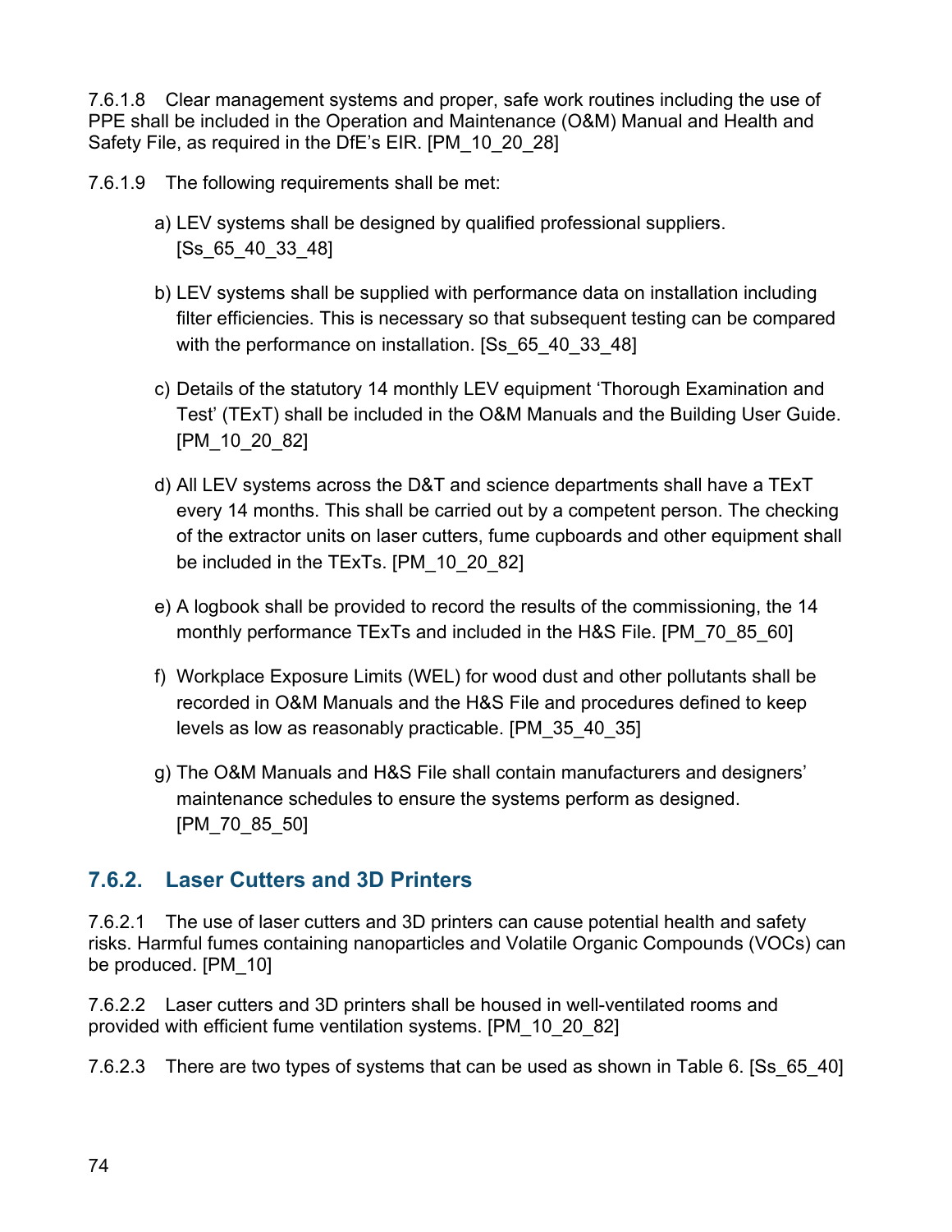7.6.1.8 Clear management systems and proper, safe work routines including the use of PPE shall be included in the Operation and Maintenance (O&M) Manual and Health and Safety File, as required in the DfE's EIR. [PM_10_20_28]

7.6.1.9 The following requirements shall be met:

a) LEV systems shall be designed by qualified professional suppliers. [Ss_65_40_33_48]

b) LEV systems shall be supplied with performance data on installation including filter efficiencies. This is necessary so that subsequent testing can be compared with the performance on installation. [Ss_65_40_33_48]

c) Details of the statutory 14 monthly LEV equipment 'Thorough Examination and Test' (TExT) shall be included in the O&M Manuals and the Building User Guide. [PM_10_20_82]

d) All LEV systems across the D&T and science departments shall have a TExT every 14 months. This shall be carried out by a competent person. The checking of the extractor units on laser cutters, fume cupboards and other equipment shall be included in the TExTs. [PM_10_20_82]

e) A logbook shall be provided to record the results of the commissioning, the 14 monthly performance TExTs and included in the H&S File. [PM_70_85_60]

f) Workplace Exposure Limits (WEL) for wood dust and other pollutants shall be recorded in O&M Manuals and the H&S File and procedures defined to keep levels as low as reasonably practicable. [PM_35_40_35]

g) The O&M Manuals and H&S File shall contain manufacturers and designers' maintenance schedules to ensure the systems perform as designed. [PM_70_85_50]

### 7.6.2. Laser Cutters and 3D Printers

7.6.2.1 The use of laser cutters and 3D printers can cause potential health and safety risks. Harmful fumes containing nanoparticles and Volatile Organic Compounds (VOCs) can be produced. [PM_10]

7.6.2.2 Laser cutters and 3D printers shall be housed in well-ventilated rooms and provided with efficient fume ventilation systems. [PM_10_20_82]

7.6.2.3 There are two types of systems that can be used as shown in Table 6. [Ss_65_40]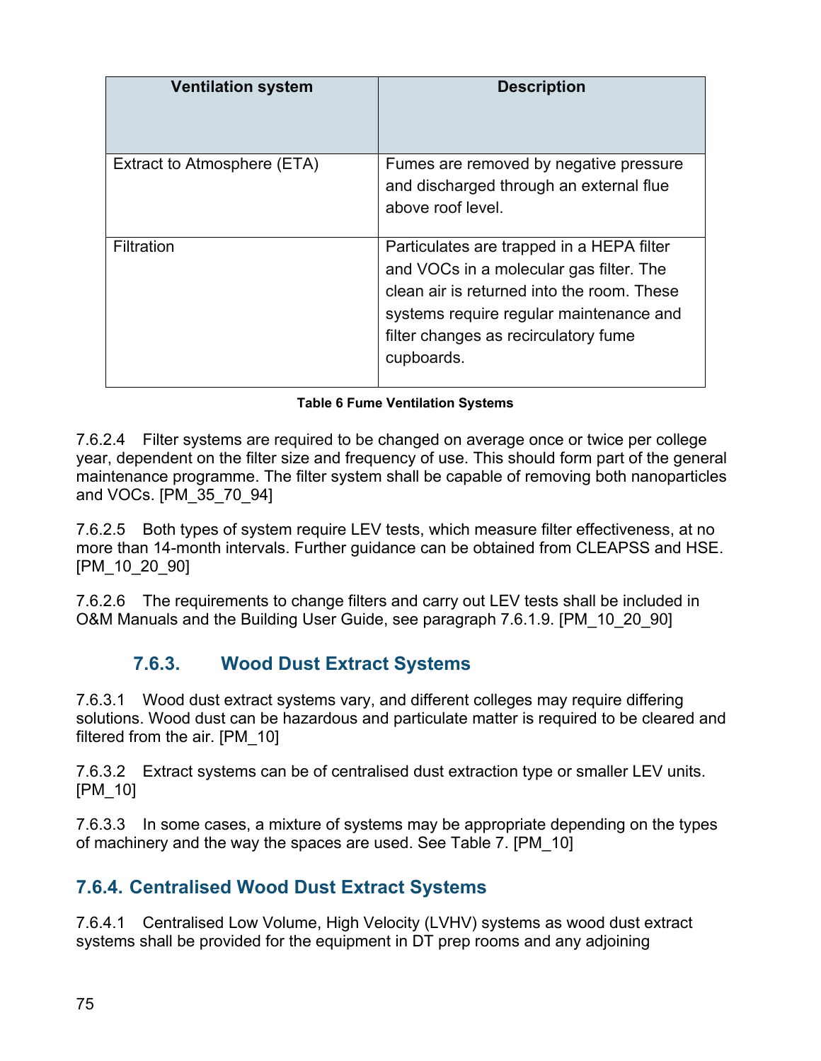| Ventilation system | Description |
|---|---|
| Extract to Atmosphere (ETA) | Fumes are removed by negative pressure and discharged through an external flue above roof level. |
| Filtration | Particulates are trapped in a HEPA filter and VOCs in a molecular gas filter. The clean air is returned into the room. These systems require regular maintenance and filter changes as recirculatory fume cupboards. |

**Table 6 Fume Ventilation Systems**

7.6.2.4 Filter systems are required to be changed on average once or twice per college year, dependent on the filter size and frequency of use. This should form part of the general maintenance programme. The filter system shall be capable of removing both nanoparticles and VOCs. [PM_35_70_94]

7.6.2.5 Both types of system require LEV tests, which measure filter effectiveness, at no more than 14-month intervals. Further guidance can be obtained from CLEAPSS and HSE. [PM_10_20_90]

7.6.2.6 The requirements to change filters and carry out LEV tests shall be included in O&M Manuals and the Building User Guide, see paragraph 7.6.1.9. [PM_10_20_90]

### 7.6.3. Wood Dust Extract Systems

7.6.3.1 Wood dust extract systems vary, and different colleges may require differing solutions. Wood dust can be hazardous and particulate matter is required to be cleared and filtered from the air. [PM_10]

7.6.3.2 Extract systems can be of centralised dust extraction type or smaller LEV units. [PM_10]

7.6.3.3 In some cases, a mixture of systems may be appropriate depending on the types of machinery and the way the spaces are used. See Table 7. [PM_10]

### 7.6.4. Centralised Wood Dust Extract Systems

7.6.4.1 Centralised Low Volume, High Velocity (LVHV) systems as wood dust extract systems shall be provided for the equipment in DT prep rooms and any adjoining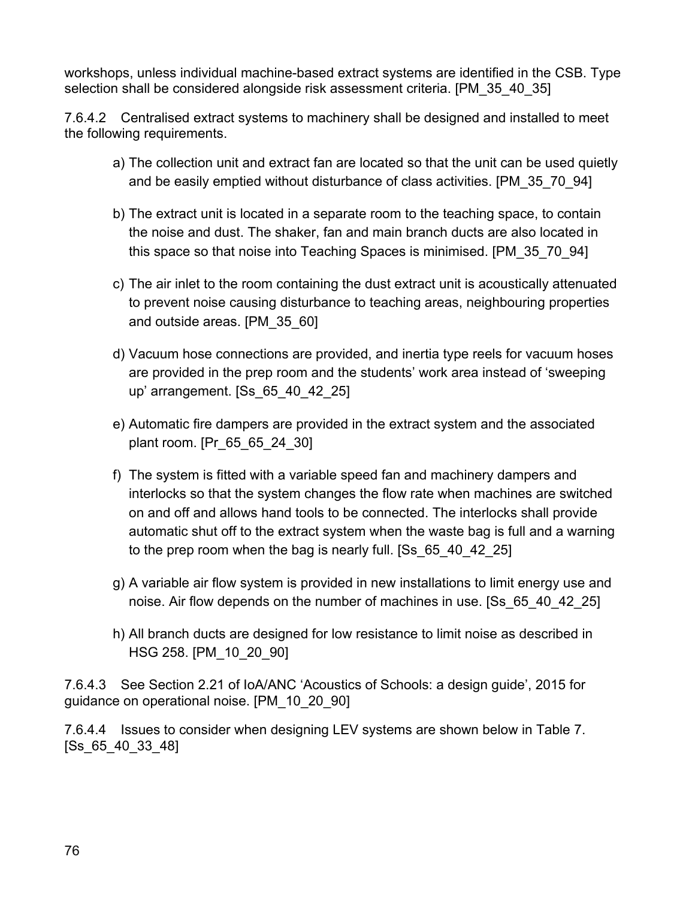workshops, unless individual machine-based extract systems are identified in the CSB. Type selection shall be considered alongside risk assessment criteria. [PM_35_40_35]

7.6.4.2 Centralised extract systems to machinery shall be designed and installed to meet the following requirements.

a) The collection unit and extract fan are located so that the unit can be used quietly and be easily emptied without disturbance of class activities. [PM_35_70_94]

b) The extract unit is located in a separate room to the teaching space, to contain the noise and dust. The shaker, fan and main branch ducts are also located in this space so that noise into Teaching Spaces is minimised. [PM_35_70_94]

c) The air inlet to the room containing the dust extract unit is acoustically attenuated to prevent noise causing disturbance to teaching areas, neighbouring properties and outside areas. [PM_35_60]

d) Vacuum hose connections are provided, and inertia type reels for vacuum hoses are provided in the prep room and the students' work area instead of 'sweeping up' arrangement. [Ss_65_40_42_25]

e) Automatic fire dampers are provided in the extract system and the associated plant room. [Pr_65_65_24_30]

f) The system is fitted with a variable speed fan and machinery dampers and interlocks so that the system changes the flow rate when machines are switched on and off and allows hand tools to be connected. The interlocks shall provide automatic shut off to the extract system when the waste bag is full and a warning to the prep room when the bag is nearly full. [Ss_65_40_42_25]

g) A variable air flow system is provided in new installations to limit energy use and noise. Air flow depends on the number of machines in use. [Ss_65_40_42_25]

h) All branch ducts are designed for low resistance to limit noise as described in HSG 258. [PM_10_20_90]

7.6.4.3 See Section 2.21 of IoA/ANC 'Acoustics of Schools: a design guide', 2015 for guidance on operational noise. [PM_10_20_90]

7.6.4.4 Issues to consider when designing LEV systems are shown below in Table 7. [Ss_65_40_33_48]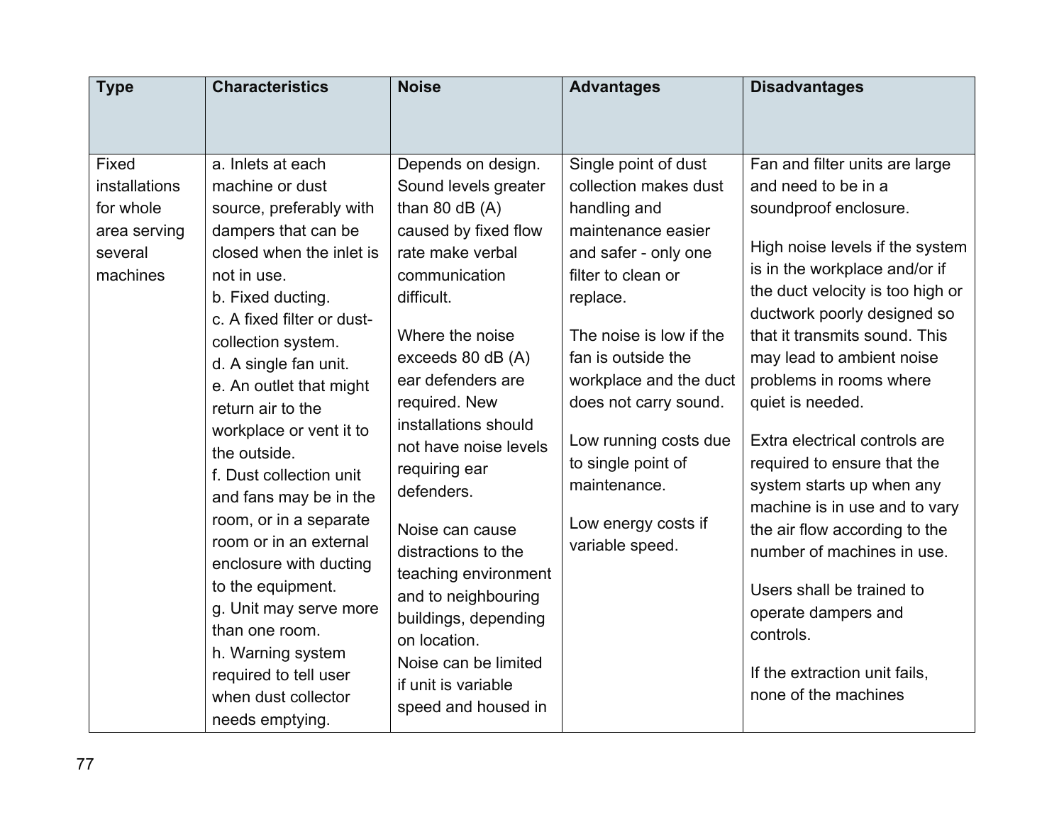| Type | Characteristics | Noise | Advantages | Disadvantages |
|---|---|---|---|---|
| Fixed installations for whole area serving several machines | a. Inlets at each machine or dust source, preferably with dampers that can be closed when the inlet is not in use.<br>b. Fixed ducting.<br>c. A fixed filter or dust-collection system.<br>d. A single fan unit.<br>e. An outlet that might return air to the workplace or vent it to the outside.<br>f. Dust collection unit and fans may be in the room, or in a separate room or in an external enclosure with ducting to the equipment.<br>g. Unit may serve more than one room.<br>h. Warning system required to tell user when dust collector needs emptying. | Depends on design. Sound levels greater than 80 dB (A) caused by fixed flow rate make verbal communication difficult.<br><br>Where the noise exceeds 80 dB (A) ear defenders are required. New installations should not have noise levels requiring ear defenders.<br><br>Noise can cause distractions to the teaching environment and to neighbouring buildings, depending on location.<br>Noise can be limited if unit is variable speed and housed in | Single point of dust collection makes dust handling and maintenance easier and safer - only one filter to clean or replace.<br><br>The noise is low if the fan is outside the workplace and the duct does not carry sound.<br><br>Low running costs due to single point of maintenance.<br><br>Low energy costs if variable speed. | Fan and filter units are large and need to be in a soundproof enclosure.<br><br>High noise levels if the system is in the workplace and/or if the duct velocity is too high or ductwork poorly designed so that it transmits sound. This may lead to ambient noise problems in rooms where quiet is needed.<br><br>Extra electrical controls are required to ensure that the system starts up when any machine is in use and to vary the air flow according to the number of machines in use.<br><br>Users shall be trained to operate dampers and controls.<br><br>If the extraction unit fails, none of the machines |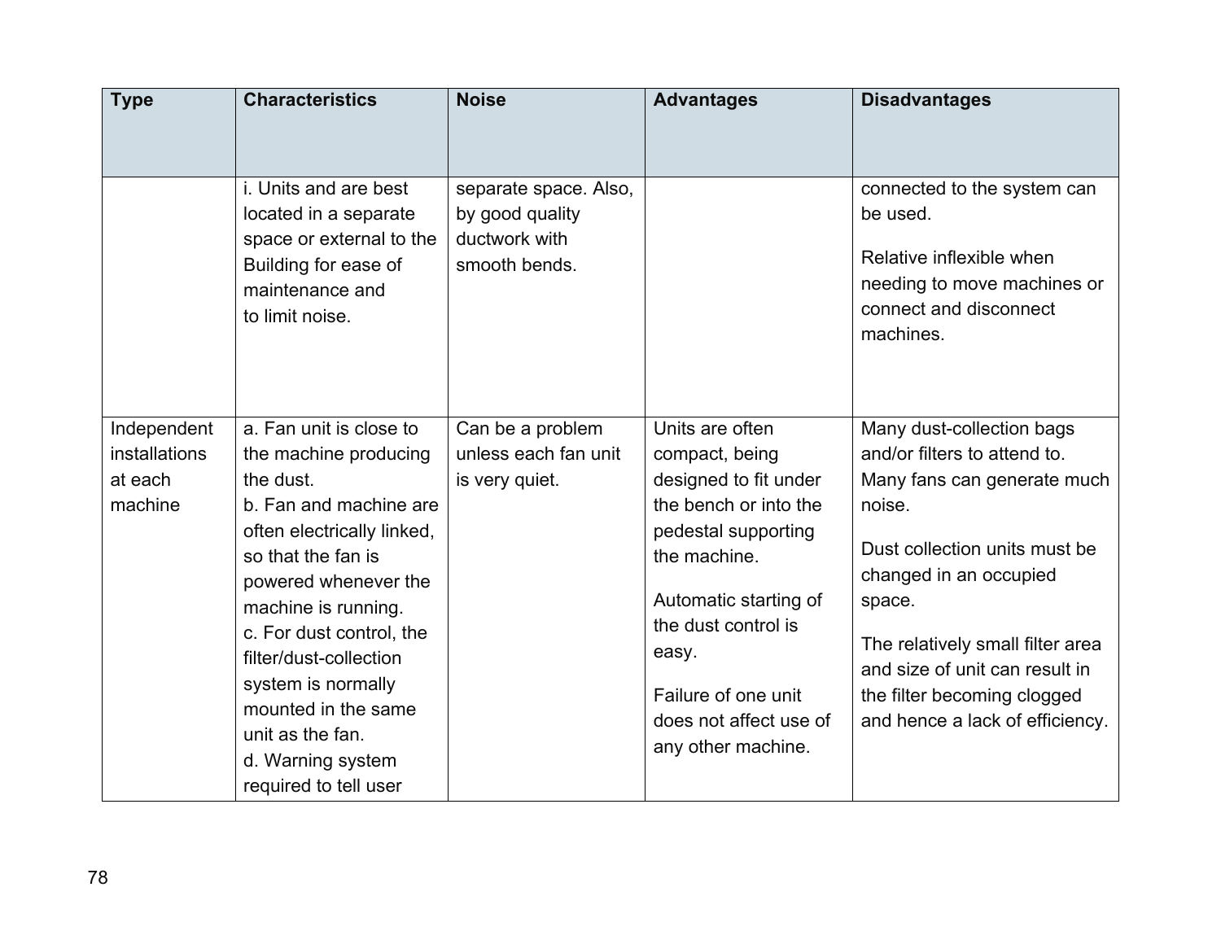| Type | Characteristics | Noise | Advantages | Disadvantages |
| --- | --- | --- | --- | --- |
| | i. Units and are best located in a separate space or external to the Building for ease of maintenance and to limit noise. | separate space. Also, by good quality ductwork with smooth bends. | | connected to the system can be used.<br><br>Relative inflexible when needing to move machines or connect and disconnect machines. |
| Independent installations at each machine | a. Fan unit is close to the machine producing the dust.<br>b. Fan and machine are often electrically linked, so that the fan is powered whenever the machine is running.<br>c. For dust control, the filter/dust-collection system is normally mounted in the same unit as the fan.<br>d. Warning system required to tell user | Can be a problem unless each fan unit is very quiet. | Units are often compact, being designed to fit under the bench or into the pedestal supporting the machine.<br><br>Automatic starting of the dust control is easy.<br><br>Failure of one unit does not affect use of any other machine. | Many dust-collection bags and/or filters to attend to. Many fans can generate much noise.<br><br>Dust collection units must be changed in an occupied space.<br><br>The relatively small filter area and size of unit can result in the filter becoming clogged and hence a lack of efficiency. |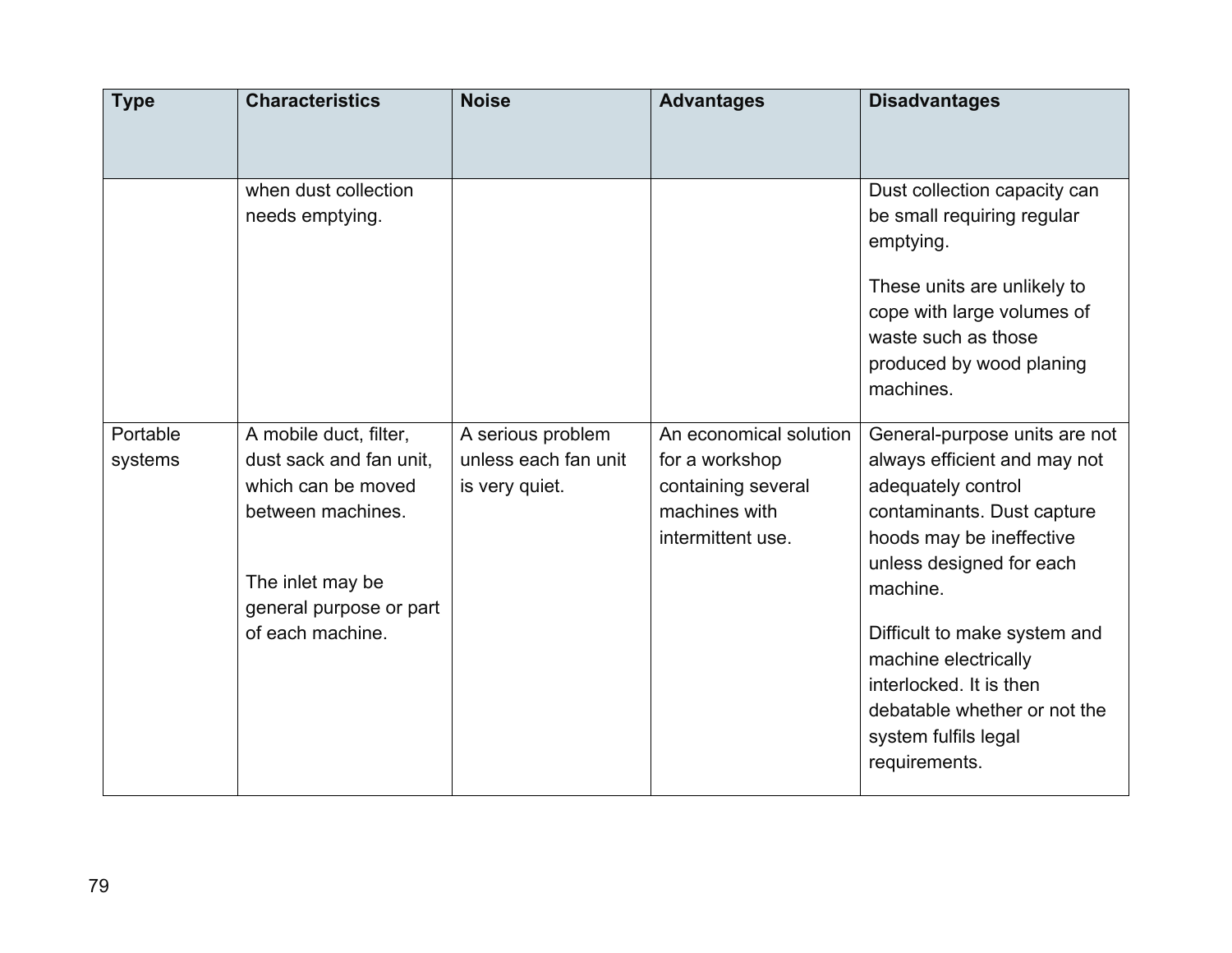| Type | Characteristics | Noise | Advantages | Disadvantages |
| --- | --- | --- | --- | --- |
| | when dust collection needs emptying. | | | Dust collection capacity can be small requiring regular emptying.<br><br>These units are unlikely to cope with large volumes of waste such as those produced by wood planing machines. |
| Portable systems | A mobile duct, filter, dust sack and fan unit, which can be moved between machines.<br><br>The inlet may be general purpose or part of each machine. | A serious problem unless each fan unit is very quiet. | An economical solution for a workshop containing several machines with intermittent use. | General-purpose units are not always efficient and may not adequately control contaminants. Dust capture hoods may be ineffective unless designed for each machine.<br><br>Difficult to make system and machine electrically interlocked. It is then debatable whether or not the system fulfils legal requirements. |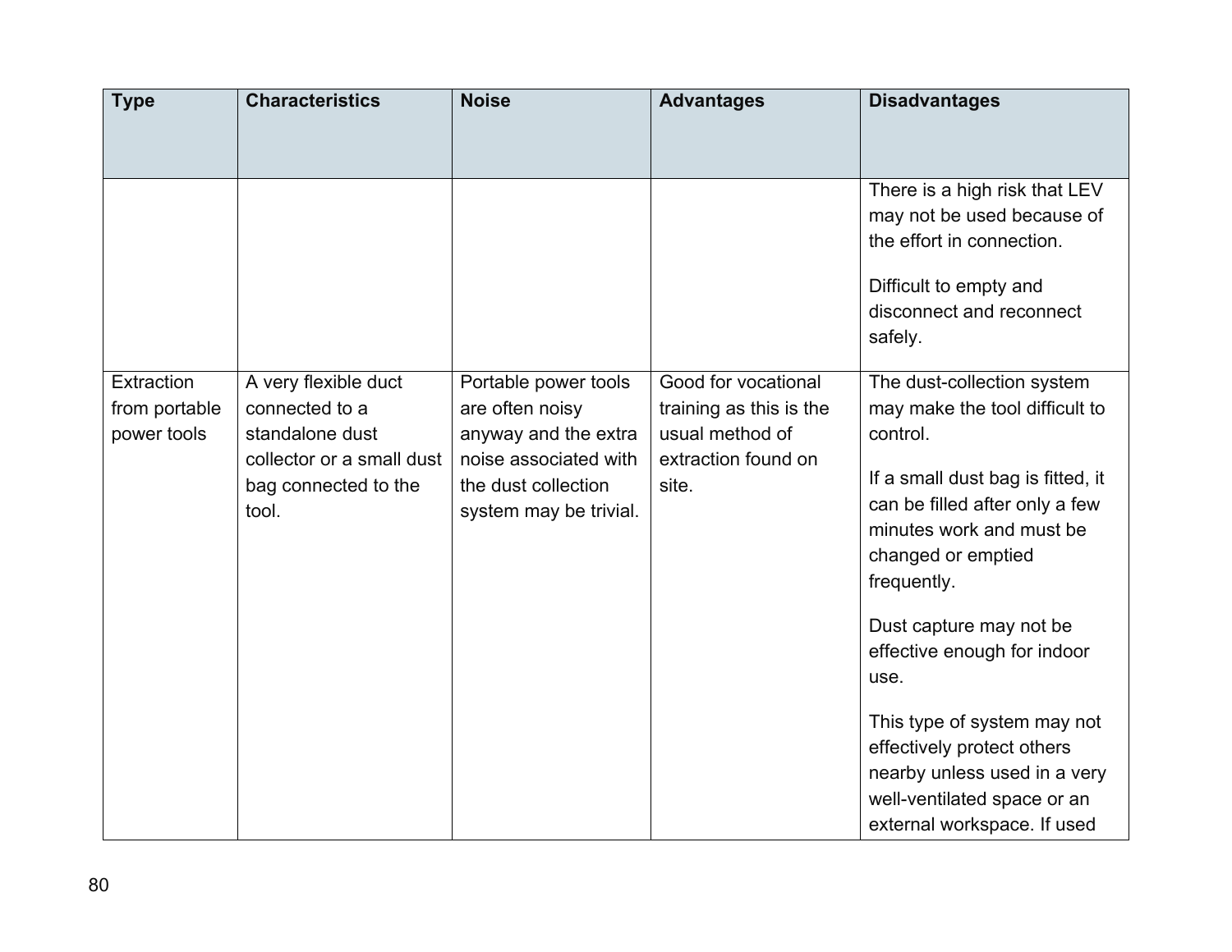| Type | Characteristics | Noise | Advantages | Disadvantages |
|---|---|---|---|---|
| | | | | There is a high risk that LEV may not be used because of the effort in connection.<br><br>Difficult to empty and disconnect and reconnect safely. |
| Extraction from portable power tools | A very flexible duct connected to a standalone dust collector or a small dust bag connected to the tool. | Portable power tools are often noisy anyway and the extra noise associated with the dust collection system may be trivial. | Good for vocational training as this is the usual method of extraction found on site. | The dust-collection system may make the tool difficult to control.<br><br>If a small dust bag is fitted, it can be filled after only a few minutes work and must be changed or emptied frequently.<br><br>Dust capture may not be effective enough for indoor use.<br><br>This type of system may not effectively protect others nearby unless used in a very well-ventilated space or an external workspace. If used |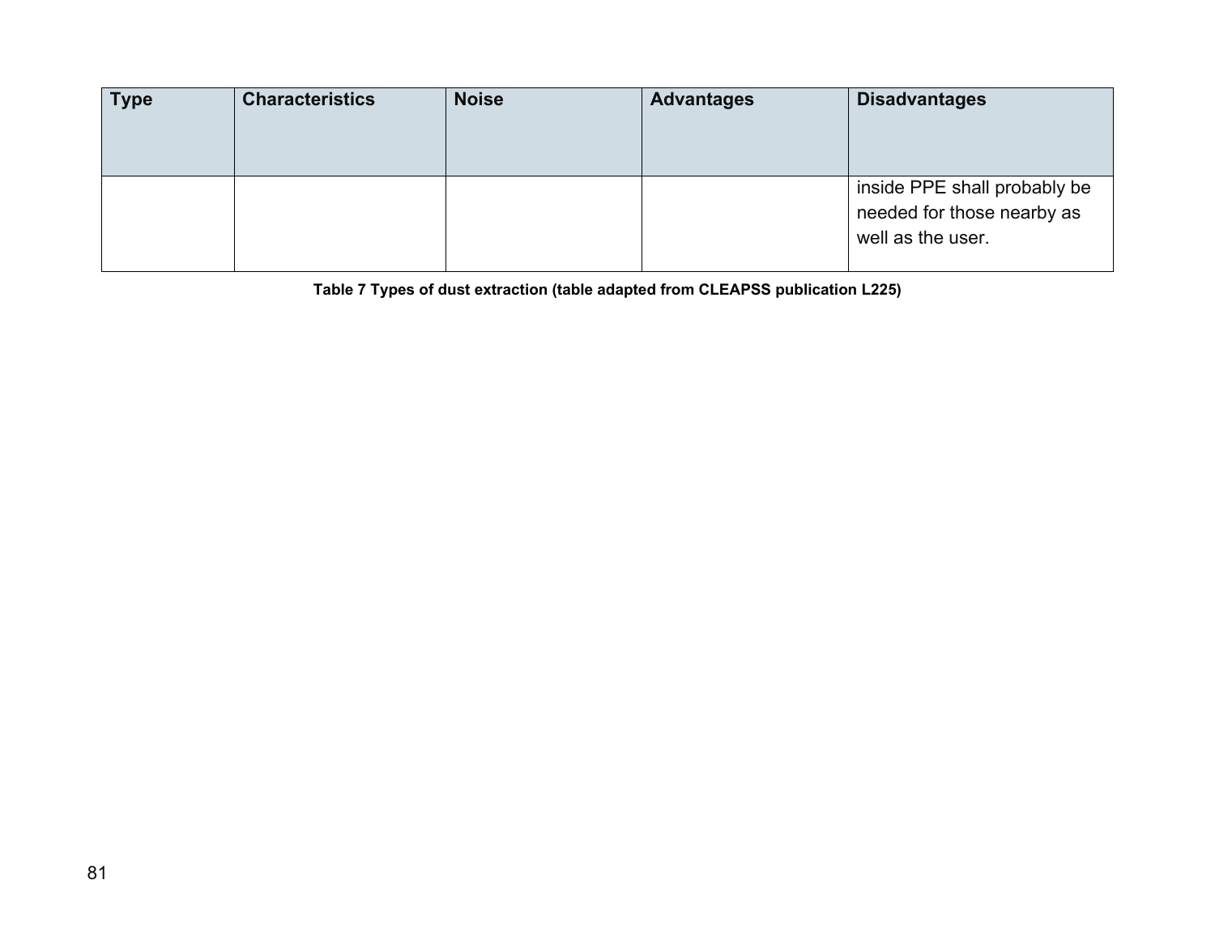| Type | Characteristics | Noise | Advantages | Disadvantages |
|---|---|---|---|---|
| | | | | inside PPE shall probably be needed for those nearby as well as the user. |

**Table 7 Types of dust extraction (table adapted from CLEAPSS publication L225)**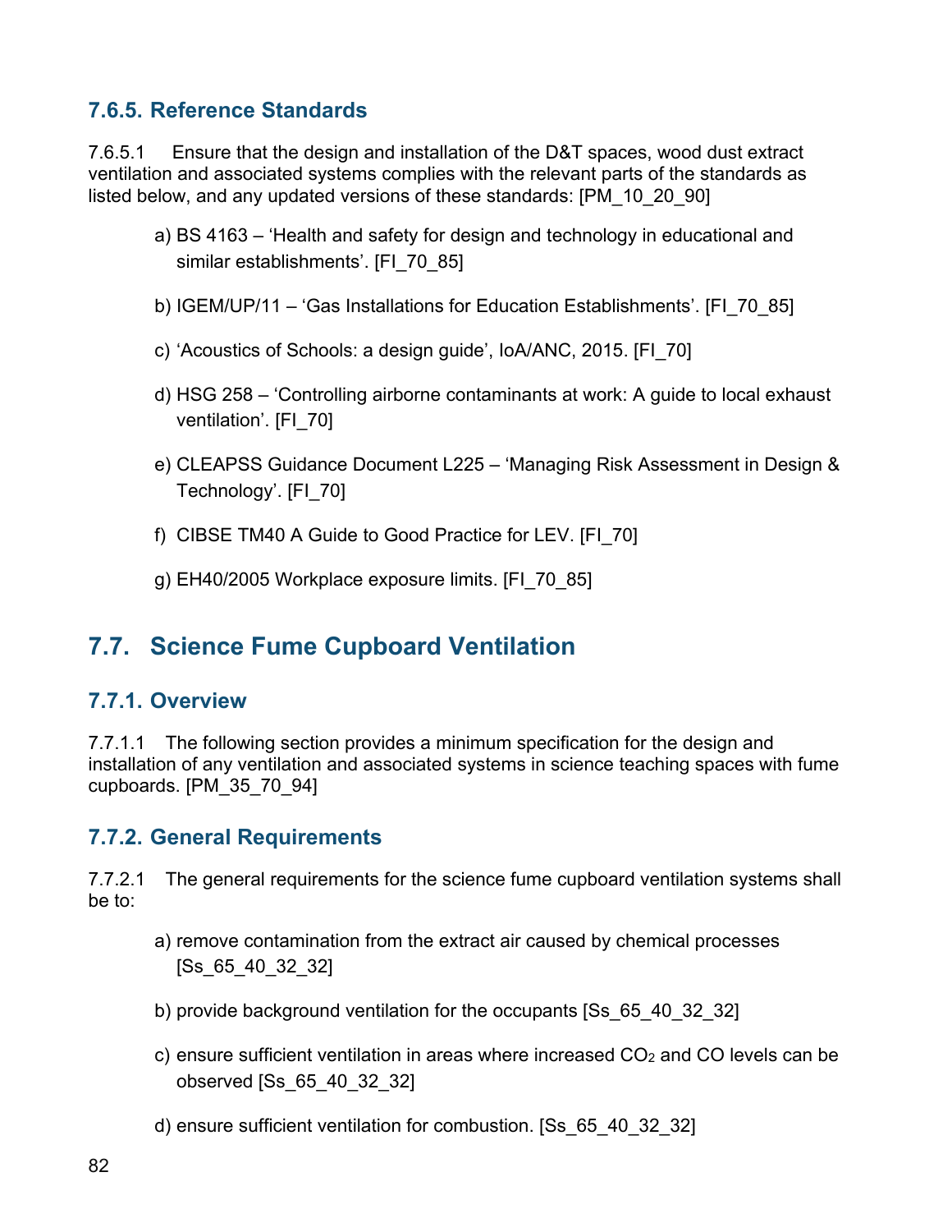### 7.6.5. Reference Standards

7.6.5.1 Ensure that the design and installation of the D&T spaces, wood dust extract ventilation and associated systems complies with the relevant parts of the standards as listed below, and any updated versions of these standards: [PM_10_20_90]

a) BS 4163 – 'Health and safety for design and technology in educational and similar establishments'. [FI_70_85]

b) IGEM/UP/11 – 'Gas Installations for Education Establishments'. [FI_70_85]

c) 'Acoustics of Schools: a design guide', IoA/ANC, 2015. [FI_70]

d) HSG 258 – 'Controlling airborne contaminants at work: A guide to local exhaust ventilation'. [FI_70]

e) CLEAPSS Guidance Document L225 – 'Managing Risk Assessment in Design & Technology'. [FI_70]

f) CIBSE TM40 A Guide to Good Practice for LEV. [FI_70]

g) EH40/2005 Workplace exposure limits. [FI_70_85]

## 7.7. Science Fume Cupboard Ventilation

### 7.7.1. Overview

7.7.1.1 The following section provides a minimum specification for the design and installation of any ventilation and associated systems in science teaching spaces with fume cupboards. [PM_35_70_94]

### 7.7.2. General Requirements

7.7.2.1 The general requirements for the science fume cupboard ventilation systems shall be to:

a) remove contamination from the extract air caused by chemical processes [Ss_65_40_32_32]

b) provide background ventilation for the occupants [Ss_65_40_32_32]

c) ensure sufficient ventilation in areas where increased $CO_2$ and CO levels can be observed [Ss_65_40_32_32]

d) ensure sufficient ventilation for combustion. [Ss_65_40_32_32]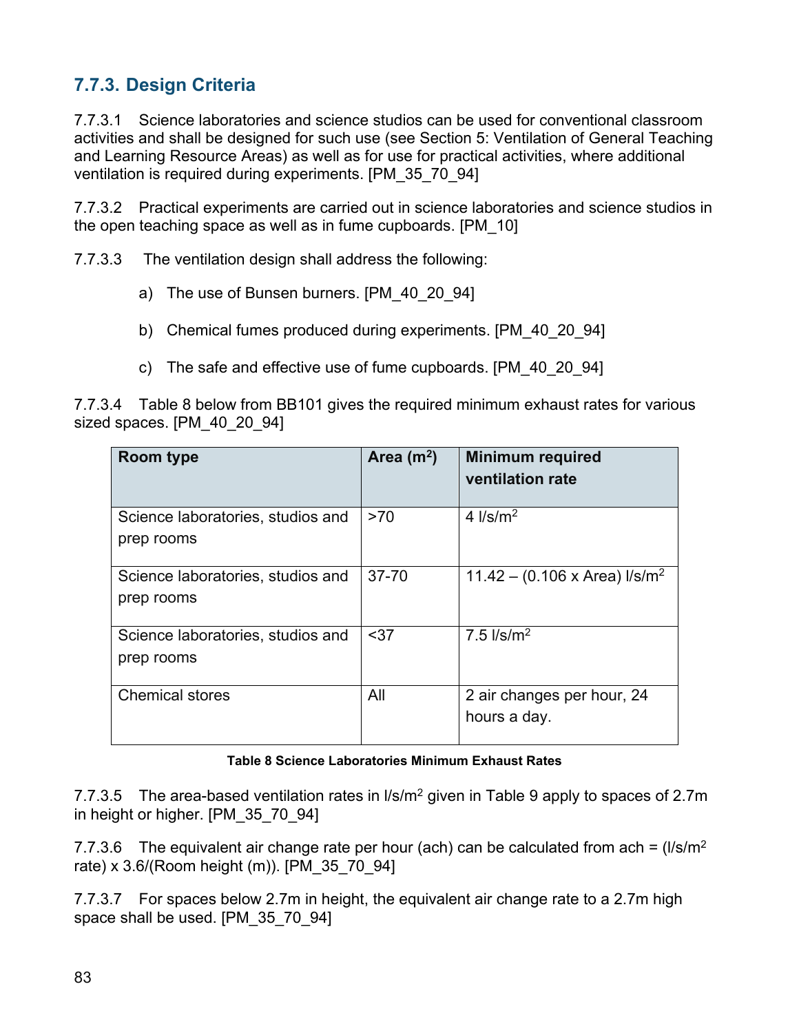### 7.7.3. Design Criteria

7.7.3.1 Science laboratories and science studios can be used for conventional classroom activities and shall be designed for such use (see Section 5: Ventilation of General Teaching and Learning Resource Areas) as well as for use for practical activities, where additional ventilation is required during experiments. [PM_35_70_94]

7.7.3.2 Practical experiments are carried out in science laboratories and science studios in the open teaching space as well as in fume cupboards. [PM_10]

7.7.3.3 The ventilation design shall address the following:

a) The use of Bunsen burners. [PM_40_20_94]

b) Chemical fumes produced during experiments. [PM_40_20_94]

c) The safe and effective use of fume cupboards. [PM_40_20_94]

7.7.3.4 Table 8 below from BB101 gives the required minimum exhaust rates for various sized spaces. [PM_40_20_94]

| Room type | Area ($m^2$) | Minimum required ventilation rate |
|---|---|---|
| Science laboratories, studios and prep rooms | >70 | 4 l/s/$m^2$ |
| Science laboratories, studios and prep rooms | 37-70 | 11.42 – (0.106 x Area) l/s/$m^2$ |
| Science laboratories, studios and prep rooms | <37 | 7.5 l/s/$m^2$ |
| Chemical stores | All | 2 air changes per hour, 24 hours a day. |

**Table 8 Science Laboratories Minimum Exhaust Rates**

7.7.3.5 The area-based ventilation rates in l/s/$m^2$ given in Table 9 apply to spaces of 2.7m in height or higher. [PM_35_70_94]

7.7.3.6 The equivalent air change rate per hour (ach) can be calculated from ach = (l/s/$m^2$ rate) x 3.6/(Room height (m)). [PM_35_70_94]

7.7.3.7 For spaces below 2.7m in height, the equivalent air change rate to a 2.7m high space shall be used. [PM_35_70_94]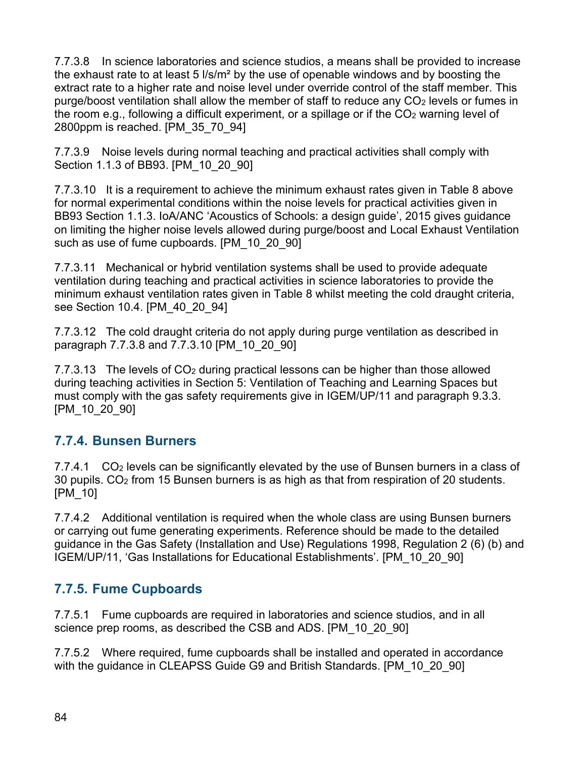7.7.3.8 In science laboratories and science studios, a means shall be provided to increase the exhaust rate to at least 5 l/s/m² by the use of openable windows and by boosting the extract rate to a higher rate and noise level under override control of the staff member. This purge/boost ventilation shall allow the member of staff to reduce any $CO_2$ levels or fumes in the room e.g., following a difficult experiment, or a spillage or if the $CO_2$ warning level of 2800ppm is reached. [PM_35_70_94]

7.7.3.9 Noise levels during normal teaching and practical activities shall comply with Section 1.1.3 of BB93. [PM_10_20_90]

7.7.3.10 It is a requirement to achieve the minimum exhaust rates given in Table 8 above for normal experimental conditions within the noise levels for practical activities given in BB93 Section 1.1.3. IoA/ANC 'Acoustics of Schools: a design guide', 2015 gives guidance on limiting the higher noise levels allowed during purge/boost and Local Exhaust Ventilation such as use of fume cupboards. [PM_10_20_90]

7.7.3.11 Mechanical or hybrid ventilation systems shall be used to provide adequate ventilation during teaching and practical activities in science laboratories to provide the minimum exhaust ventilation rates given in Table 8 whilst meeting the cold draught criteria, see Section 10.4. [PM_40_20_94]

7.7.3.12 The cold draught criteria do not apply during purge ventilation as described in paragraph 7.7.3.8 and 7.7.3.10 [PM_10_20_90]

7.7.3.13 The levels of $CO_2$ during practical lessons can be higher than those allowed during teaching activities in Section 5: Ventilation of Teaching and Learning Spaces but must comply with the gas safety requirements give in IGEM/UP/11 and paragraph 9.3.3. [PM_10_20_90]

## 7.7.4. Bunsen Burners

7.7.4.1 $CO_2$ levels can be significantly elevated by the use of Bunsen burners in a class of 30 pupils. $CO_2$ from 15 Bunsen burners is as high as that from respiration of 20 students. [PM_10]

7.7.4.2 Additional ventilation is required when the whole class are using Bunsen burners or carrying out fume generating experiments. Reference should be made to the detailed guidance in the Gas Safety (Installation and Use) Regulations 1998, Regulation 2 (6) (b) and IGEM/UP/11, 'Gas Installations for Educational Establishments'. [PM_10_20_90]

## 7.7.5. Fume Cupboards

7.7.5.1 Fume cupboards are required in laboratories and science studios, and in all science prep rooms, as described the CSB and ADS. [PM_10_20_90]

7.7.5.2 Where required, fume cupboards shall be installed and operated in accordance with the guidance in CLEAPSS Guide G9 and British Standards. [PM_10_20_90]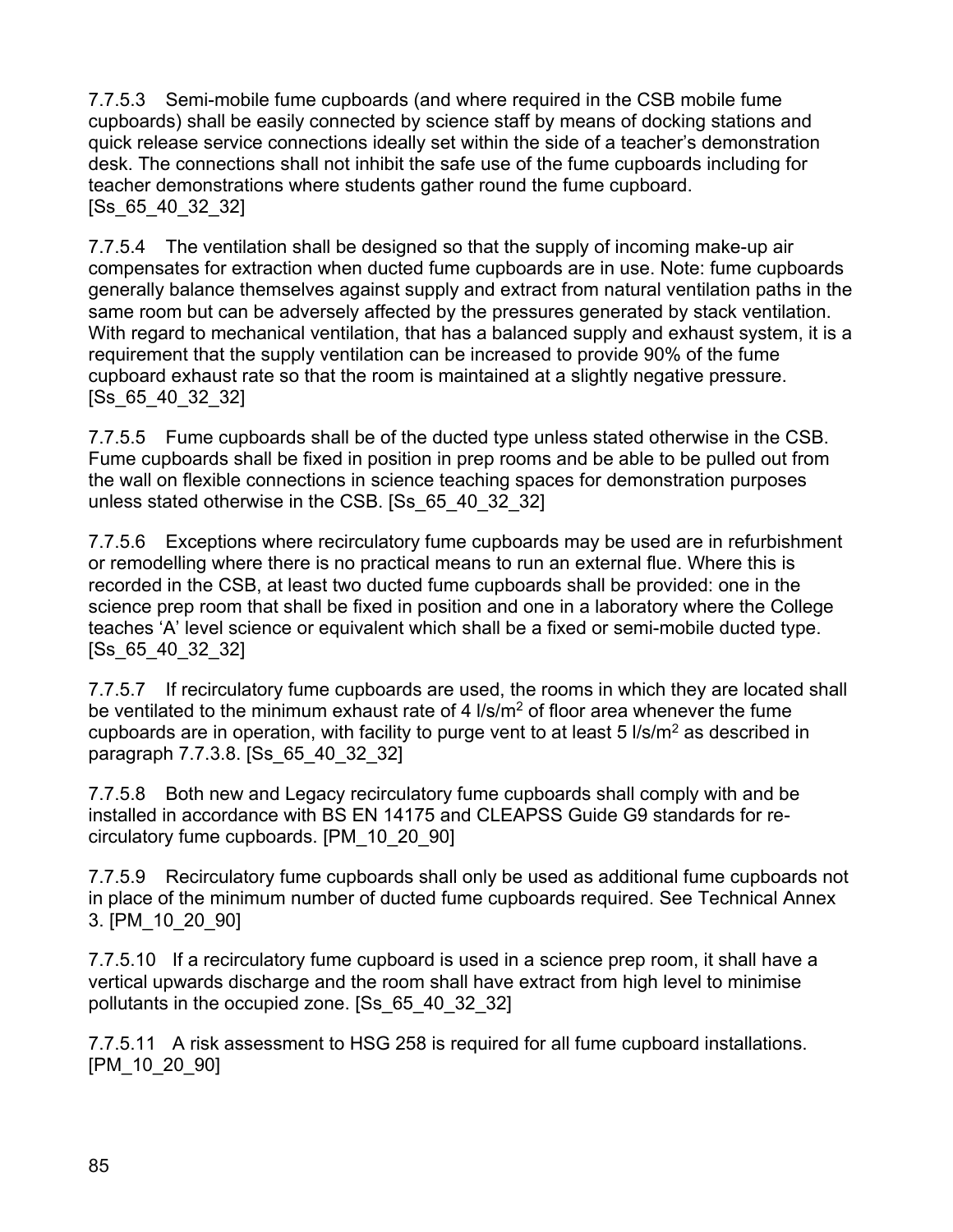7.7.5.3 Semi-mobile fume cupboards (and where required in the CSB mobile fume cupboards) shall be easily connected by science staff by means of docking stations and quick release service connections ideally set within the side of a teacher's demonstration desk. The connections shall not inhibit the safe use of the fume cupboards including for teacher demonstrations where students gather round the fume cupboard. [Ss_65_40_32_32]

7.7.5.4 The ventilation shall be designed so that the supply of incoming make-up air compensates for extraction when ducted fume cupboards are in use. Note: fume cupboards generally balance themselves against supply and extract from natural ventilation paths in the same room but can be adversely affected by the pressures generated by stack ventilation. With regard to mechanical ventilation, that has a balanced supply and exhaust system, it is a requirement that the supply ventilation can be increased to provide 90% of the fume cupboard exhaust rate so that the room is maintained at a slightly negative pressure. [Ss_65_40_32_32]

7.7.5.5 Fume cupboards shall be of the ducted type unless stated otherwise in the CSB. Fume cupboards shall be fixed in position in prep rooms and be able to be pulled out from the wall on flexible connections in science teaching spaces for demonstration purposes unless stated otherwise in the CSB. [Ss_65_40_32_32]

7.7.5.6 Exceptions where recirculatory fume cupboards may be used are in refurbishment or remodelling where there is no practical means to run an external flue. Where this is recorded in the CSB, at least two ducted fume cupboards shall be provided: one in the science prep room that shall be fixed in position and one in a laboratory where the College teaches 'A' level science or equivalent which shall be a fixed or semi-mobile ducted type. [Ss_65_40_32_32]

7.7.5.7 If recirculatory fume cupboards are used, the rooms in which they are located shall be ventilated to the minimum exhaust rate of 4 $l/s/m^2$ of floor area whenever the fume cupboards are in operation, with facility to purge vent to at least 5 $l/s/m^2$ as described in paragraph 7.7.3.8. [Ss_65_40_32_32]

7.7.5.8 Both new and Legacy recirculatory fume cupboards shall comply with and be installed in accordance with BS EN 14175 and CLEAPSS Guide G9 standards for re-circulatory fume cupboards. [PM_10_20_90]

7.7.5.9 Recirculatory fume cupboards shall only be used as additional fume cupboards not in place of the minimum number of ducted fume cupboards required. See Technical Annex 3. [PM_10_20_90]

7.7.5.10 If a recirculatory fume cupboard is used in a science prep room, it shall have a vertical upwards discharge and the room shall have extract from high level to minimise pollutants in the occupied zone. [Ss_65_40_32_32]

7.7.5.11 A risk assessment to HSG 258 is required for all fume cupboard installations. [PM_10_20_90]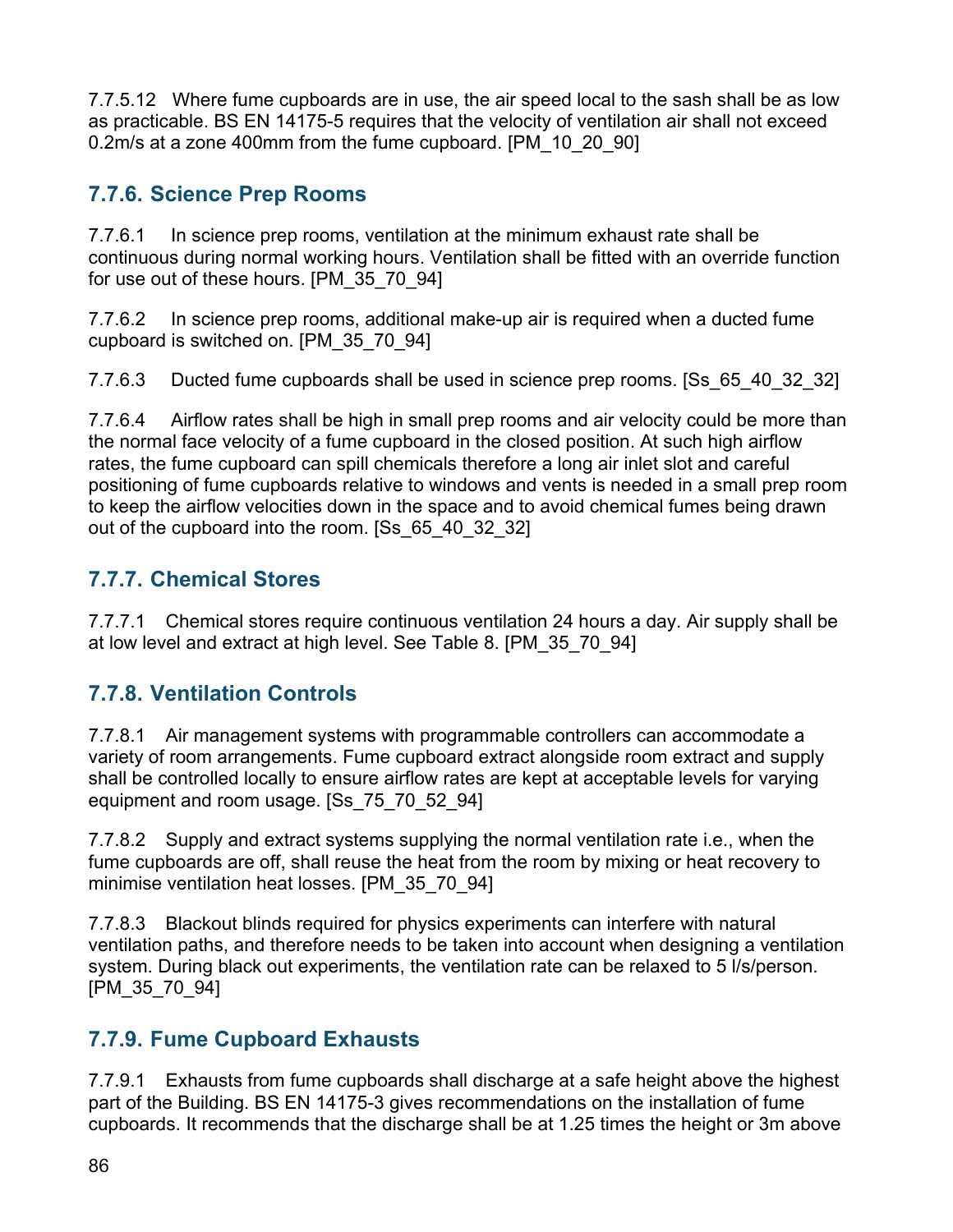7.7.5.12 Where fume cupboards are in use, the air speed local to the sash shall be as low as practicable. BS EN 14175-5 requires that the velocity of ventilation air shall not exceed 0.2m/s at a zone 400mm from the fume cupboard. [PM_10_20_90]

### 7.7.6. Science Prep Rooms

7.7.6.1 In science prep rooms, ventilation at the minimum exhaust rate shall be continuous during normal working hours. Ventilation shall be fitted with an override function for use out of these hours. [PM_35_70_94]

7.7.6.2 In science prep rooms, additional make-up air is required when a ducted fume cupboard is switched on. [PM_35_70_94]

7.7.6.3 Ducted fume cupboards shall be used in science prep rooms. [Ss_65_40_32_32]

7.7.6.4 Airflow rates shall be high in small prep rooms and air velocity could be more than the normal face velocity of a fume cupboard in the closed position. At such high airflow rates, the fume cupboard can spill chemicals therefore a long air inlet slot and careful positioning of fume cupboards relative to windows and vents is needed in a small prep room to keep the airflow velocities down in the space and to avoid chemical fumes being drawn out of the cupboard into the room. [Ss_65_40_32_32]

### 7.7.7. Chemical Stores

7.7.7.1 Chemical stores require continuous ventilation 24 hours a day. Air supply shall be at low level and extract at high level. See Table 8. [PM_35_70_94]

### 7.7.8. Ventilation Controls

7.7.8.1 Air management systems with programmable controllers can accommodate a variety of room arrangements. Fume cupboard extract alongside room extract and supply shall be controlled locally to ensure airflow rates are kept at acceptable levels for varying equipment and room usage. [Ss_75_70_52_94]

7.7.8.2 Supply and extract systems supplying the normal ventilation rate i.e., when the fume cupboards are off, shall reuse the heat from the room by mixing or heat recovery to minimise ventilation heat losses. [PM_35_70_94]

7.7.8.3 Blackout blinds required for physics experiments can interfere with natural ventilation paths, and therefore needs to be taken into account when designing a ventilation system. During black out experiments, the ventilation rate can be relaxed to 5 l/s/person. [PM_35_70_94]

### 7.7.9. Fume Cupboard Exhausts

7.7.9.1 Exhausts from fume cupboards shall discharge at a safe height above the highest part of the Building. BS EN 14175-3 gives recommendations on the installation of fume cupboards. It recommends that the discharge shall be at 1.25 times the height or 3m above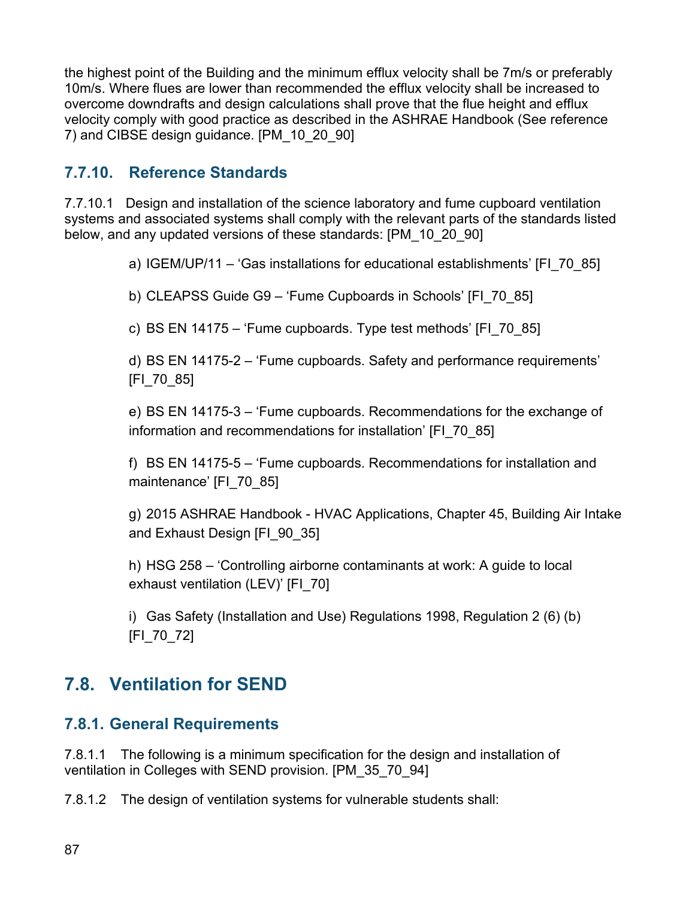the highest point of the Building and the minimum efflux velocity shall be 7m/s or preferably 10m/s. Where flues are lower than recommended the efflux velocity shall be increased to overcome downdrafts and design calculations shall prove that the flue height and efflux velocity comply with good practice as described in the ASHRAE Handbook (See reference 7) and CIBSE design guidance. [PM_10_20_90]

### 7.7.10. Reference Standards

7.7.10.1 Design and installation of the science laboratory and fume cupboard ventilation systems and associated systems shall comply with the relevant parts of the standards listed below, and any updated versions of these standards: [PM_10_20_90]

a) IGEM/UP/11 – 'Gas installations for educational establishments' [FI_70_85]

b) CLEAPSS Guide G9 – 'Fume Cupboards in Schools' [FI_70_85]

c) BS EN 14175 – 'Fume cupboards. Type test methods' [FI_70_85]

d) BS EN 14175-2 – 'Fume cupboards. Safety and performance requirements' [FI_70_85]

e) BS EN 14175-3 – 'Fume cupboards. Recommendations for the exchange of information and recommendations for installation' [FI_70_85]

f) BS EN 14175-5 – 'Fume cupboards. Recommendations for installation and maintenance' [FI_70_85]

g) 2015 ASHRAE Handbook - HVAC Applications, Chapter 45, Building Air Intake and Exhaust Design [FI_90_35]

h) HSG 258 – 'Controlling airborne contaminants at work: A guide to local exhaust ventilation (LEV)' [FI_70]

i) Gas Safety (Installation and Use) Regulations 1998, Regulation 2 (6) (b) [FI_70_72]

## 7.8. Ventilation for SEND

### 7.8.1. General Requirements

7.8.1.1 The following is a minimum specification for the design and installation of ventilation in Colleges with SEND provision. [PM_35_70_94]

7.8.1.2 The design of ventilation systems for vulnerable students shall: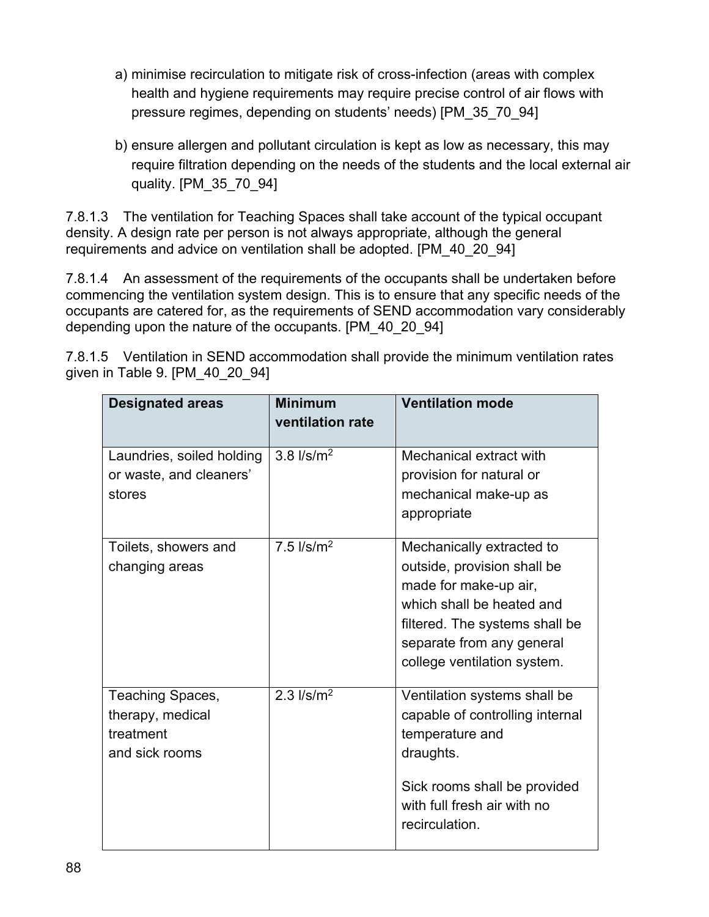a) minimise recirculation to mitigate risk of cross-infection (areas with complex health and hygiene requirements may require precise control of air flows with pressure regimes, depending on students' needs) [PM_35_70_94]

b) ensure allergen and pollutant circulation is kept as low as necessary, this may require filtration depending on the needs of the students and the local external air quality. [PM_35_70_94]

7.8.1.3 The ventilation for Teaching Spaces shall take account of the typical occupant density. A design rate per person is not always appropriate, although the general requirements and advice on ventilation shall be adopted. [PM_40_20_94]

7.8.1.4 An assessment of the requirements of the occupants shall be undertaken before commencing the ventilation system design. This is to ensure that any specific needs of the occupants are catered for, as the requirements of SEND accommodation vary considerably depending upon the nature of the occupants. [PM_40_20_94]

7.8.1.5 Ventilation in SEND accommodation shall provide the minimum ventilation rates given in Table 9. [PM_40_20_94]

| Designated areas | Minimum ventilation rate | Ventilation mode |
| --- | --- | --- |
| Laundries, soiled holding or waste, and cleaners' stores | 3.8 l/s/$m^2$ | Mechanical extract with provision for natural or mechanical make-up as appropriate |
| Toilets, showers and changing areas | 7.5 l/s/$m^2$ | Mechanically extracted to outside, provision shall be made for make-up air, which shall be heated and filtered. The systems shall be separate from any general college ventilation system. |
| Teaching Spaces, therapy, medical treatment and sick rooms | 2.3 l/s/$m^2$ | Ventilation systems shall be capable of controlling internal temperature and draughts. Sick rooms shall be provided with full fresh air with no recirculation. |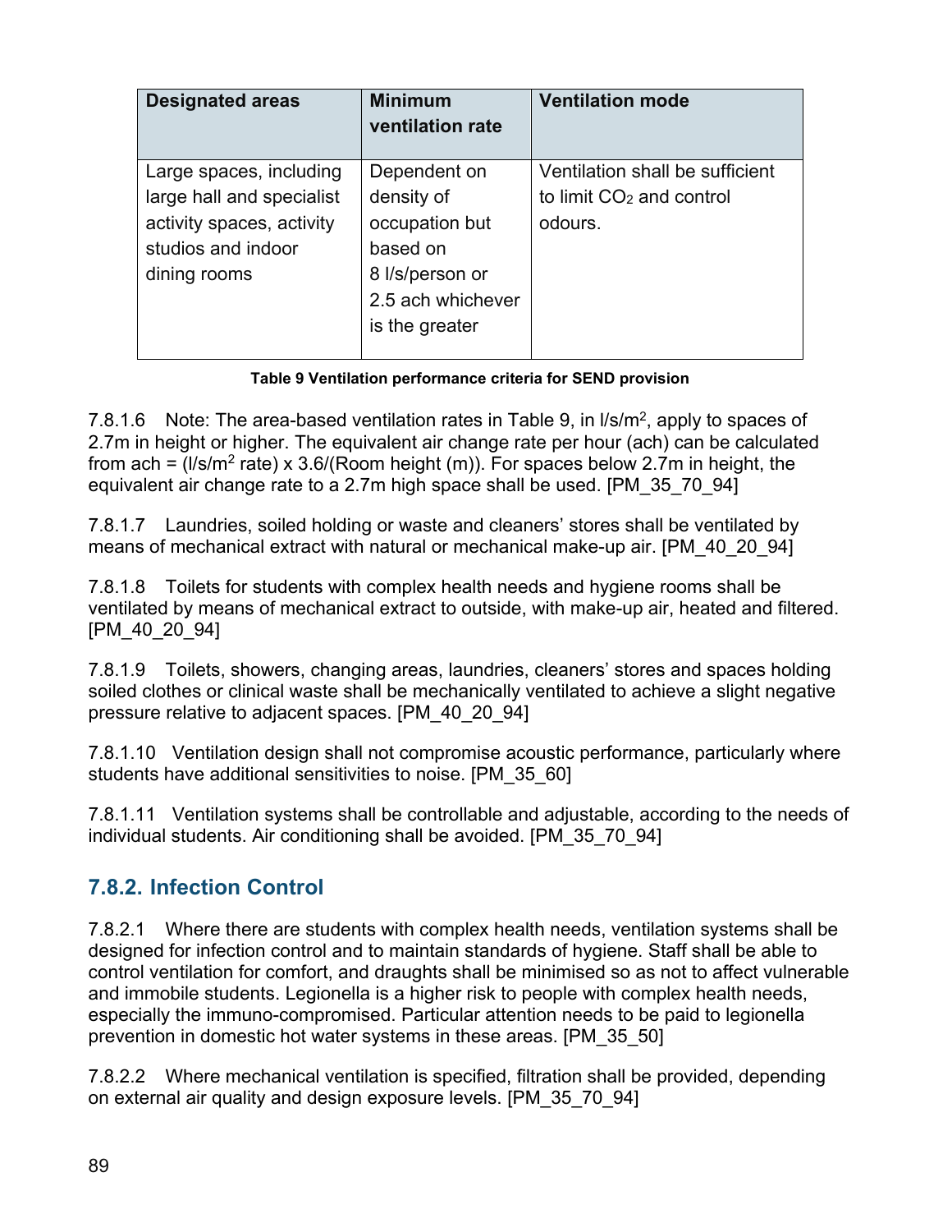| Designated areas | Minimum ventilation rate | Ventilation mode |
| --- | --- | --- |
| Large spaces, including large hall and specialist activity spaces, activity studios and indoor dining rooms | Dependent on density of occupation but based on 8 l/s/person or 2.5 ach whichever is the greater | Ventilation shall be sufficient to limit $CO_2$ and control odours. |

**Table 9 Ventilation performance criteria for SEND provision**

7.8.1.6 Note: The area-based ventilation rates in Table 9, in $l/s/m^2$, apply to spaces of 2.7m in height or higher. The equivalent air change rate per hour (ach) can be calculated from ach = ($l/s/m^2$ rate) x 3.6/(Room height (m)). For spaces below 2.7m in height, the equivalent air change rate to a 2.7m high space shall be used. [PM_35_70_94]

7.8.1.7 Laundries, soiled holding or waste and cleaners' stores shall be ventilated by means of mechanical extract with natural or mechanical make-up air. [PM_40_20_94]

7.8.1.8 Toilets for students with complex health needs and hygiene rooms shall be ventilated by means of mechanical extract to outside, with make-up air, heated and filtered. [PM_40_20_94]

7.8.1.9 Toilets, showers, changing areas, laundries, cleaners' stores and spaces holding soiled clothes or clinical waste shall be mechanically ventilated to achieve a slight negative pressure relative to adjacent spaces. [PM_40_20_94]

7.8.1.10 Ventilation design shall not compromise acoustic performance, particularly where students have additional sensitivities to noise. [PM_35_60]

7.8.1.11 Ventilation systems shall be controllable and adjustable, according to the needs of individual students. Air conditioning shall be avoided. [PM_35_70_94]

## 7.8.2. Infection Control

7.8.2.1 Where there are students with complex health needs, ventilation systems shall be designed for infection control and to maintain standards of hygiene. Staff shall be able to control ventilation for comfort, and draughts shall be minimised so as not to affect vulnerable and immobile students. Legionella is a higher risk to people with complex health needs, especially the immuno-compromised. Particular attention needs to be paid to legionella prevention in domestic hot water systems in these areas. [PM_35_50]

7.8.2.2 Where mechanical ventilation is specified, filtration shall be provided, depending on external air quality and design exposure levels. [PM_35_70_94]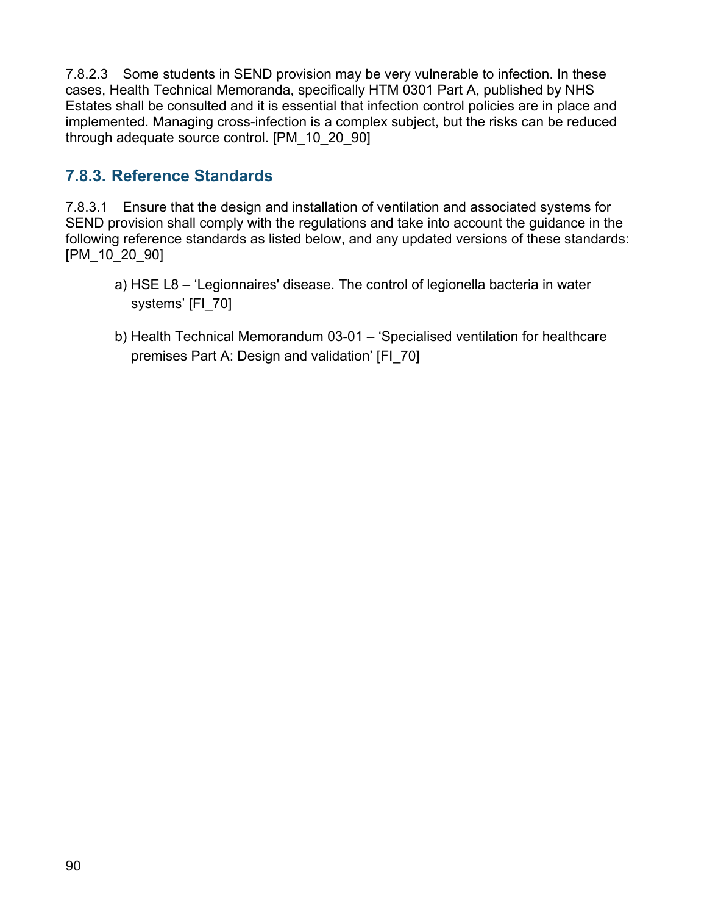7.8.2.3 Some students in SEND provision may be very vulnerable to infection. In these cases, Health Technical Memoranda, specifically HTM 0301 Part A, published by NHS Estates shall be consulted and it is essential that infection control policies are in place and implemented. Managing cross-infection is a complex subject, but the risks can be reduced through adequate source control. [PM_10_20_90]

### 7.8.3. Reference Standards

7.8.3.1 Ensure that the design and installation of ventilation and associated systems for SEND provision shall comply with the regulations and take into account the guidance in the following reference standards as listed below, and any updated versions of these standards: [PM_10_20_90]

a) HSE L8 – 'Legionnaires' disease. The control of legionella bacteria in water systems' [FI_70]

b) Health Technical Memorandum 03-01 – 'Specialised ventilation for healthcare premises Part A: Design and validation' [FI_70]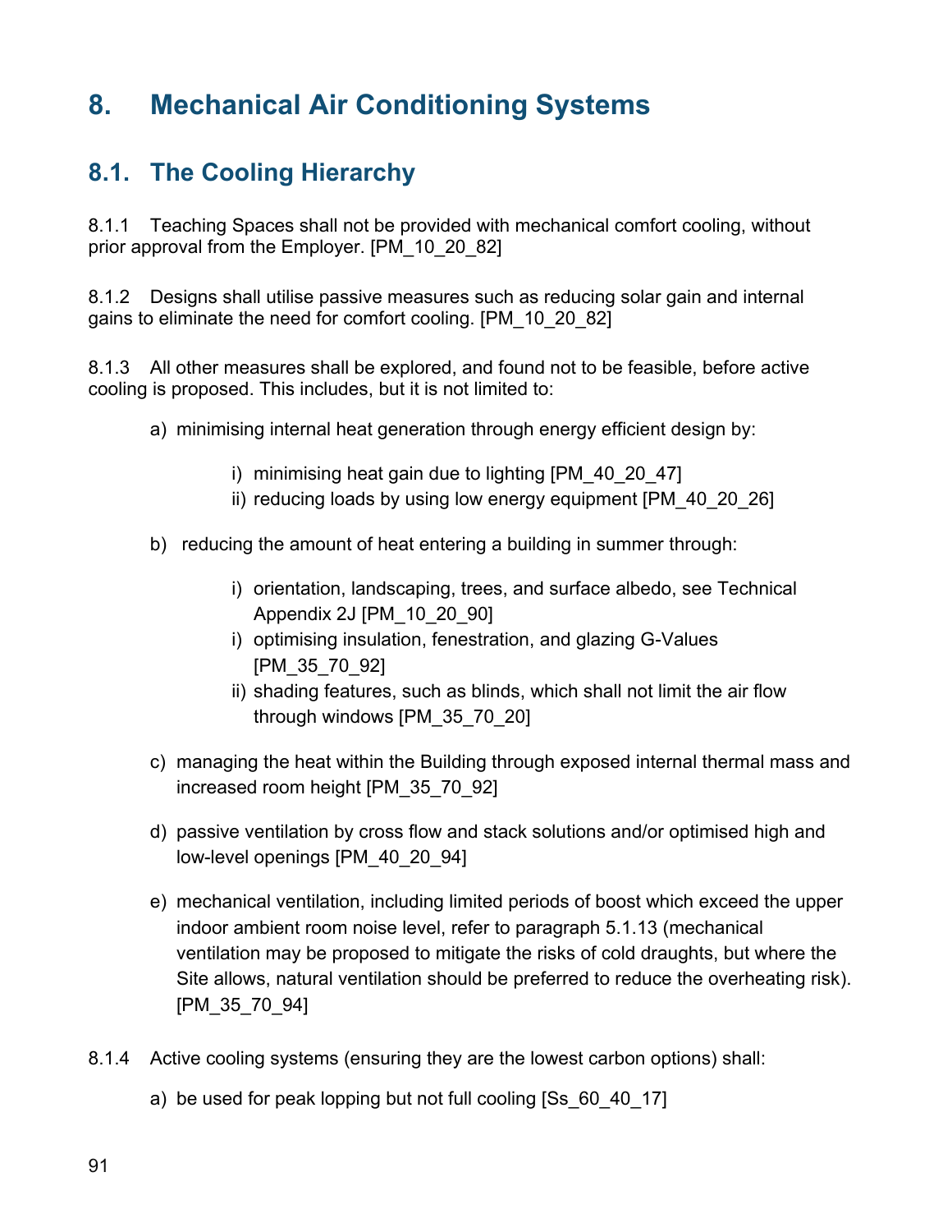# 8. Mechanical Air Conditioning Systems

## 8.1. The Cooling Hierarchy

8.1.1 Teaching Spaces shall not be provided with mechanical comfort cooling, without prior approval from the Employer. [PM_10_20_82]

8.1.2 Designs shall utilise passive measures such as reducing solar gain and internal gains to eliminate the need for comfort cooling. [PM_10_20_82]

8.1.3 All other measures shall be explored, and found not to be feasible, before active cooling is proposed. This includes, but it is not limited to:

a) minimising internal heat generation through energy efficient design by:

   i) minimising heat gain due to lighting [PM_40_20_47]
   ii) reducing loads by using low energy equipment [PM_40_20_26]

b) reducing the amount of heat entering a building in summer through:

   i) orientation, landscaping, trees, and surface albedo, see Technical Appendix 2J [PM_10_20_90]
   i) optimising insulation, fenestration, and glazing G-Values [PM_35_70_92]
   ii) shading features, such as blinds, which shall not limit the air flow through windows [PM_35_70_20]

c) managing the heat within the Building through exposed internal thermal mass and increased room height [PM_35_70_92]

d) passive ventilation by cross flow and stack solutions and/or optimised high and low-level openings [PM_40_20_94]

e) mechanical ventilation, including limited periods of boost which exceed the upper indoor ambient room noise level, refer to paragraph 5.1.13 (mechanical ventilation may be proposed to mitigate the risks of cold draughts, but where the Site allows, natural ventilation should be preferred to reduce the overheating risk). [PM_35_70_94]

8.1.4 Active cooling systems (ensuring they are the lowest carbon options) shall:

a) be used for peak lopping but not full cooling [Ss_60_40_17]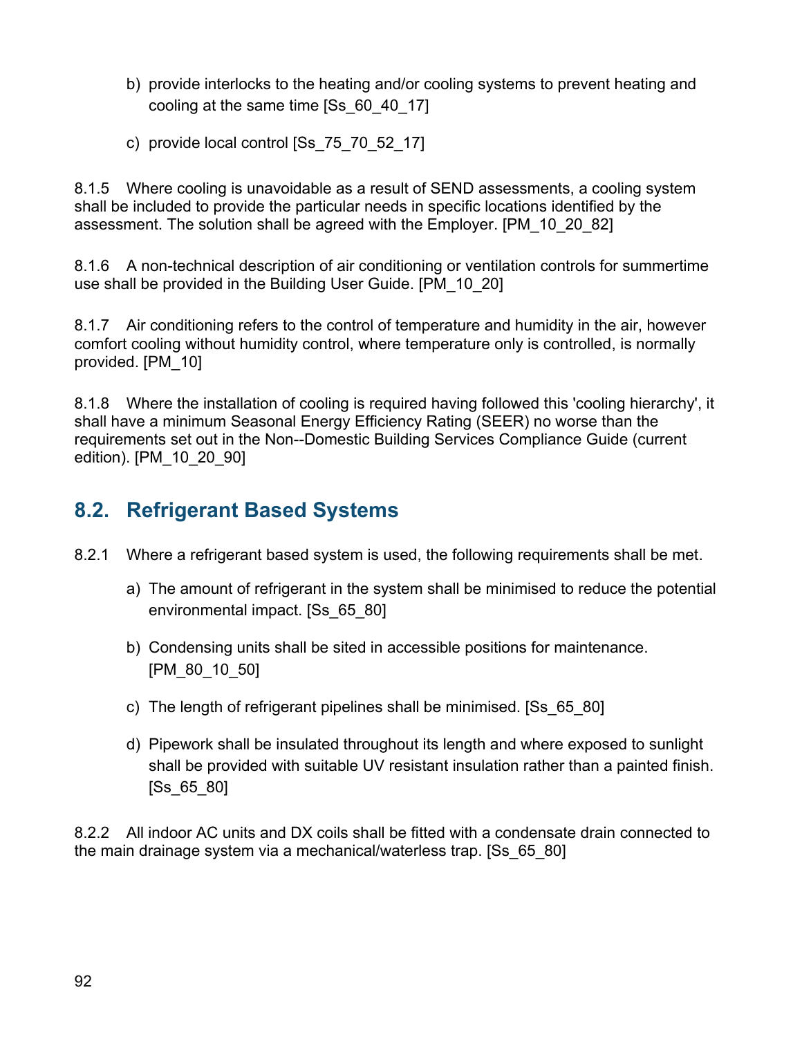b) provide interlocks to the heating and/or cooling systems to prevent heating and cooling at the same time [Ss_60_40_17]

c) provide local control [Ss_75_70_52_17]

8.1.5 Where cooling is unavoidable as a result of SEND assessments, a cooling system shall be included to provide the particular needs in specific locations identified by the assessment. The solution shall be agreed with the Employer. [PM_10_20_82]

8.1.6 A non-technical description of air conditioning or ventilation controls for summertime use shall be provided in the Building User Guide. [PM_10_20]

8.1.7 Air conditioning refers to the control of temperature and humidity in the air, however comfort cooling without humidity control, where temperature only is controlled, is normally provided. [PM_10]

8.1.8 Where the installation of cooling is required having followed this 'cooling hierarchy', it shall have a minimum Seasonal Energy Efficiency Rating (SEER) no worse than the requirements set out in the Non--Domestic Building Services Compliance Guide (current edition). [PM_10_20_90]

## 8.2. Refrigerant Based Systems

8.2.1 Where a refrigerant based system is used, the following requirements shall be met.

a) The amount of refrigerant in the system shall be minimised to reduce the potential environmental impact. [Ss_65_80]

b) Condensing units shall be sited in accessible positions for maintenance. [PM_80_10_50]

c) The length of refrigerant pipelines shall be minimised. [Ss_65_80]

d) Pipework shall be insulated throughout its length and where exposed to sunlight shall be provided with suitable UV resistant insulation rather than a painted finish. [Ss_65_80]

8.2.2 All indoor AC units and DX coils shall be fitted with a condensate drain connected to the main drainage system via a mechanical/waterless trap. [Ss_65_80]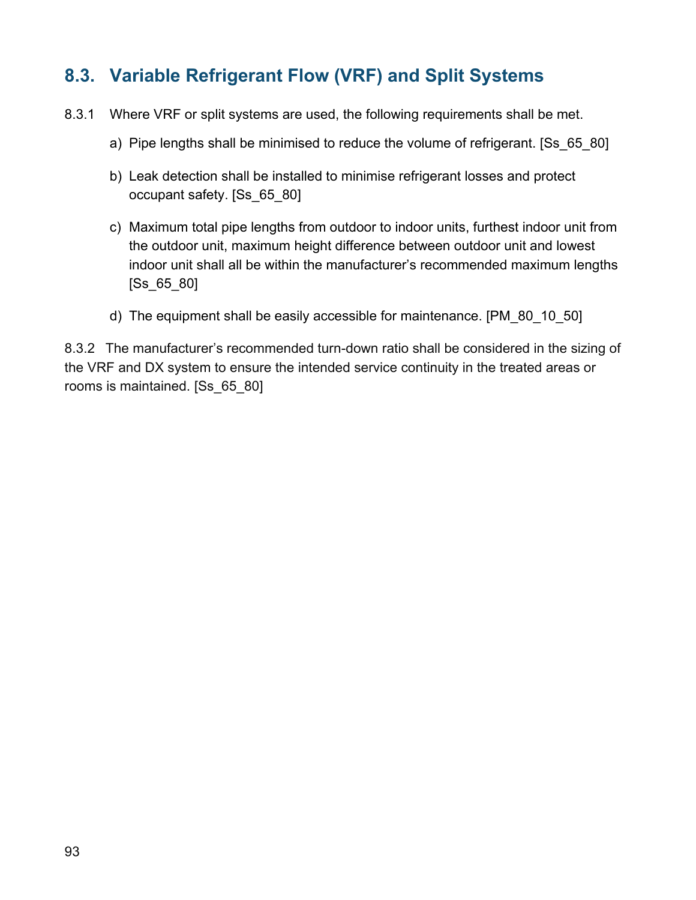## 8.3. Variable Refrigerant Flow (VRF) and Split Systems

8.3.1 Where VRF or split systems are used, the following requirements shall be met.

a) Pipe lengths shall be minimised to reduce the volume of refrigerant. [Ss_65_80]

b) Leak detection shall be installed to minimise refrigerant losses and protect occupant safety. [Ss_65_80]

c) Maximum total pipe lengths from outdoor to indoor units, furthest indoor unit from the outdoor unit, maximum height difference between outdoor unit and lowest indoor unit shall all be within the manufacturer's recommended maximum lengths [Ss_65_80]

d) The equipment shall be easily accessible for maintenance. [PM_80_10_50]

8.3.2 The manufacturer's recommended turn-down ratio shall be considered in the sizing of the VRF and DX system to ensure the intended service continuity in the treated areas or rooms is maintained. [Ss_65_80]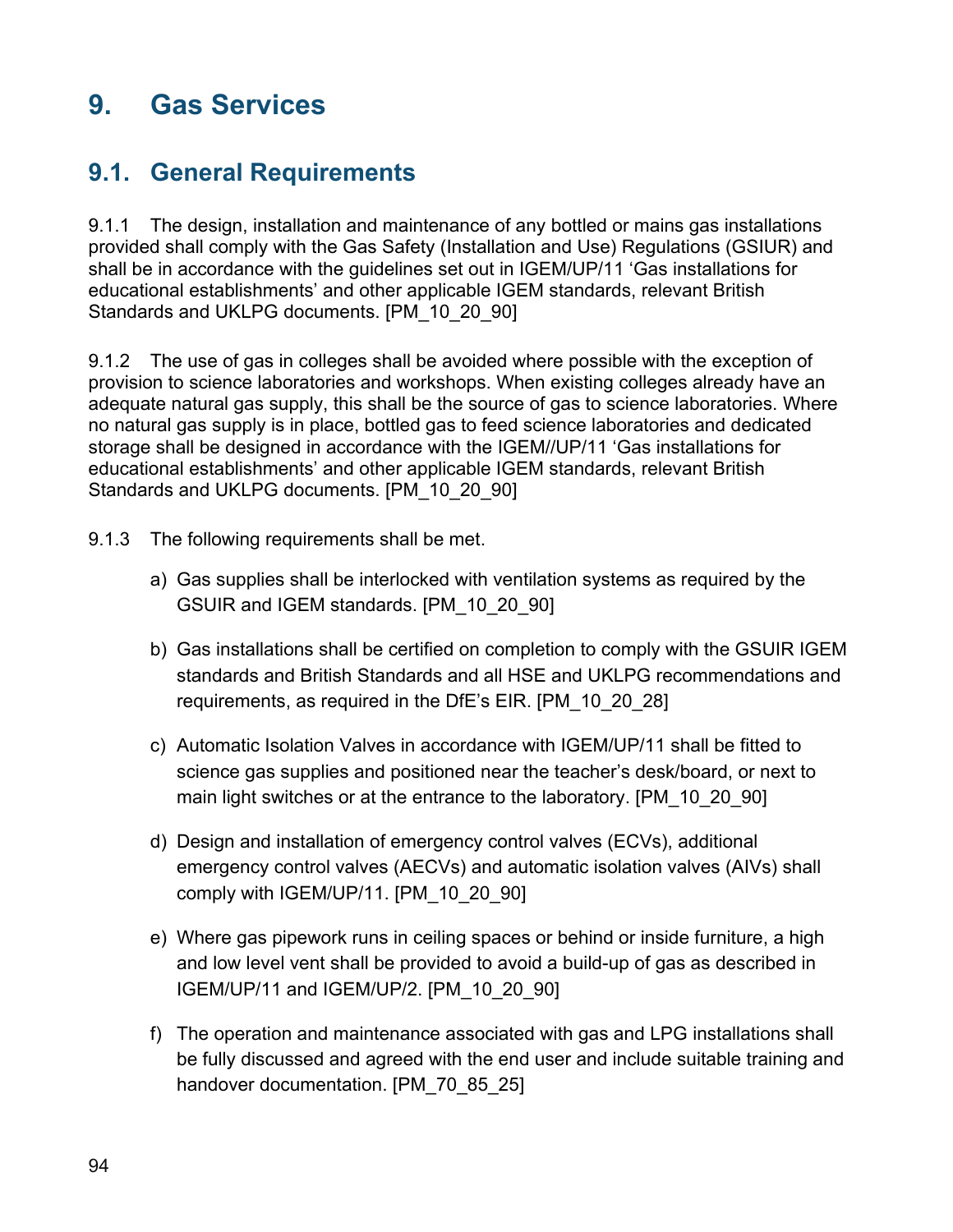# 9. Gas Services

## 9.1. General Requirements

9.1.1 The design, installation and maintenance of any bottled or mains gas installations provided shall comply with the Gas Safety (Installation and Use) Regulations (GSIUR) and shall be in accordance with the guidelines set out in IGEM/UP/11 'Gas installations for educational establishments' and other applicable IGEM standards, relevant British Standards and UKLPG documents. [PM_10_20_90]

9.1.2 The use of gas in colleges shall be avoided where possible with the exception of provision to science laboratories and workshops. When existing colleges already have an adequate natural gas supply, this shall be the source of gas to science laboratories. Where no natural gas supply is in place, bottled gas to feed science laboratories and dedicated storage shall be designed in accordance with the IGEM//UP/11 'Gas installations for educational establishments' and other applicable IGEM standards, relevant British Standards and UKLPG documents. [PM_10_20_90]

9.1.3 The following requirements shall be met.

a) Gas supplies shall be interlocked with ventilation systems as required by the GSUIR and IGEM standards. [PM_10_20_90]

b) Gas installations shall be certified on completion to comply with the GSUIR IGEM standards and British Standards and all HSE and UKLPG recommendations and requirements, as required in the DfE's EIR. [PM_10_20_28]

c) Automatic Isolation Valves in accordance with IGEM/UP/11 shall be fitted to science gas supplies and positioned near the teacher's desk/board, or next to main light switches or at the entrance to the laboratory. [PM_10_20_90]

d) Design and installation of emergency control valves (ECVs), additional emergency control valves (AECVs) and automatic isolation valves (AIVs) shall comply with IGEM/UP/11. [PM_10_20_90]

e) Where gas pipework runs in ceiling spaces or behind or inside furniture, a high and low level vent shall be provided to avoid a build-up of gas as described in IGEM/UP/11 and IGEM/UP/2. [PM_10_20_90]

f) The operation and maintenance associated with gas and LPG installations shall be fully discussed and agreed with the end user and include suitable training and handover documentation. [PM_70_85_25]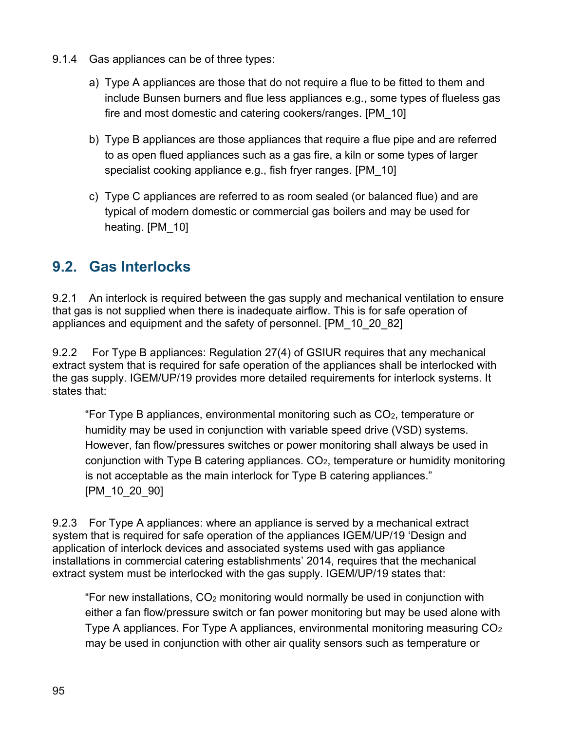9.1.4 Gas appliances can be of three types:

a) Type A appliances are those that do not require a flue to be fitted to them and include Bunsen burners and flue less appliances e.g., some types of flueless gas fire and most domestic and catering cookers/ranges. [PM_10]

b) Type B appliances are those appliances that require a flue pipe and are referred to as open flued appliances such as a gas fire, a kiln or some types of larger specialist cooking appliance e.g., fish fryer ranges. [PM_10]

c) Type C appliances are referred to as room sealed (or balanced flue) and are typical of modern domestic or commercial gas boilers and may be used for heating. [PM_10]

## 9.2. Gas Interlocks

9.2.1 An interlock is required between the gas supply and mechanical ventilation to ensure that gas is not supplied when there is inadequate airflow. This is for safe operation of appliances and equipment and the safety of personnel. [PM_10_20_82]

9.2.2 For Type B appliances: Regulation 27(4) of GSIUR requires that any mechanical extract system that is required for safe operation of the appliances shall be interlocked with the gas supply. IGEM/UP/19 provides more detailed requirements for interlock systems. It states that:

> "For Type B appliances, environmental monitoring such as $CO_2$, temperature or humidity may be used in conjunction with variable speed drive (VSD) systems. However, fan flow/pressures switches or power monitoring shall always be used in conjunction with Type B catering appliances. $CO_2$, temperature or humidity monitoring is not acceptable as the main interlock for Type B catering appliances." [PM_10_20_90]

9.2.3 For Type A appliances: where an appliance is served by a mechanical extract system that is required for safe operation of the appliances IGEM/UP/19 'Design and application of interlock devices and associated systems used with gas appliance installations in commercial catering establishments' 2014, requires that the mechanical extract system must be interlocked with the gas supply. IGEM/UP/19 states that:

> "For new installations, $CO_2$ monitoring would normally be used in conjunction with either a fan flow/pressure switch or fan power monitoring but may be used alone with Type A appliances. For Type A appliances, environmental monitoring measuring $CO_2$ may be used in conjunction with other air quality sensors such as temperature or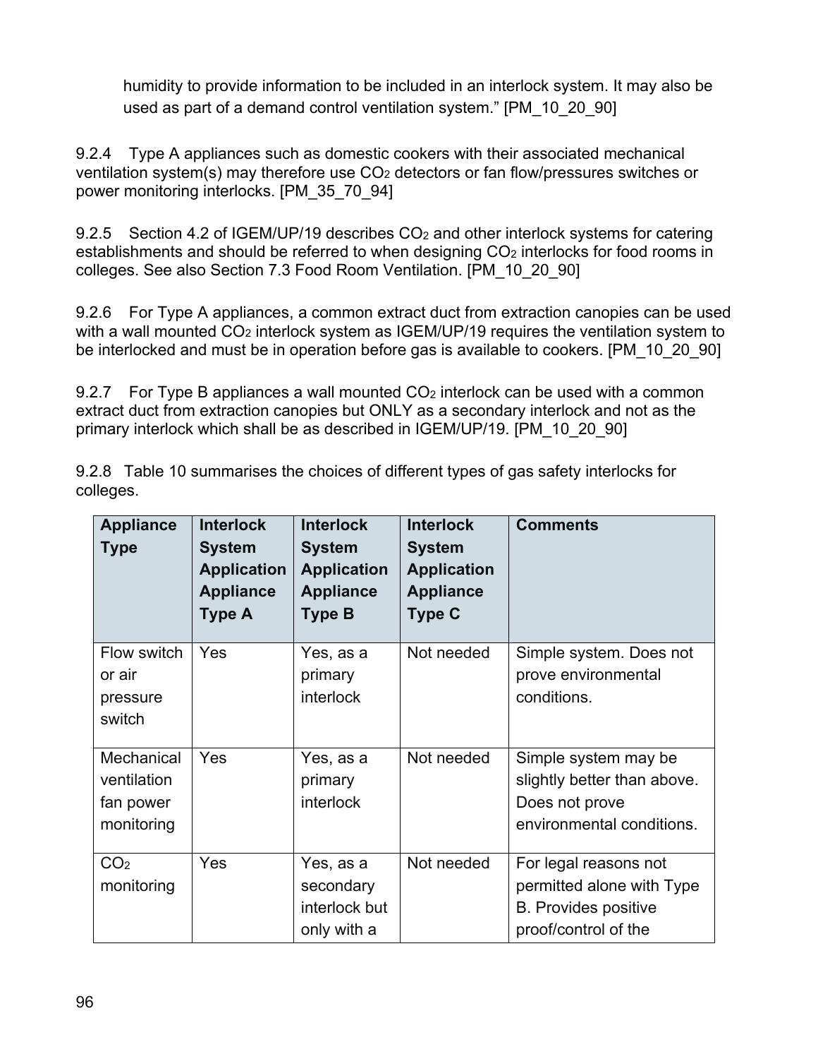humidity to provide information to be included in an interlock system. It may also be used as part of a demand control ventilation system." [PM_10_20_90]

9.2.4 Type A appliances such as domestic cookers with their associated mechanical ventilation system(s) may therefore use $CO_2$ detectors or fan flow/pressures switches or power monitoring interlocks. [PM_35_70_94]

9.2.5 Section 4.2 of IGEM/UP/19 describes $CO_2$ and other interlock systems for catering establishments and should be referred to when designing $CO_2$ interlocks for food rooms in colleges. See also Section 7.3 Food Room Ventilation. [PM_10_20_90]

9.2.6 For Type A appliances, a common extract duct from extraction canopies can be used with a wall mounted $CO_2$ interlock system as IGEM/UP/19 requires the ventilation system to be interlocked and must be in operation before gas is available to cookers. [PM_10_20_90]

9.2.7 For Type B appliances a wall mounted $CO_2$ interlock can be used with a common extract duct from extraction canopies but ONLY as a secondary interlock and not as the primary interlock which shall be as described in IGEM/UP/19. [PM_10_20_90]

9.2.8 Table 10 summarises the choices of different types of gas safety interlocks for colleges.

| Appliance Type | Interlock System Application Appliance Type A | Interlock System Application Appliance Type B | Interlock System Application Appliance Type C | Comments |
|---|---|---|---|---|
| Flow switch or air pressure switch | Yes | Yes, as a primary interlock | Not needed | Simple system. Does not prove environmental conditions. |
| Mechanical ventilation fan power monitoring | Yes | Yes, as a primary interlock | Not needed | Simple system may be slightly better than above. Does not prove environmental conditions. |
| $CO_2$ monitoring | Yes | Yes, as a secondary interlock but only with a | Not needed | For legal reasons not permitted alone with Type B. Provides positive proof/control of the |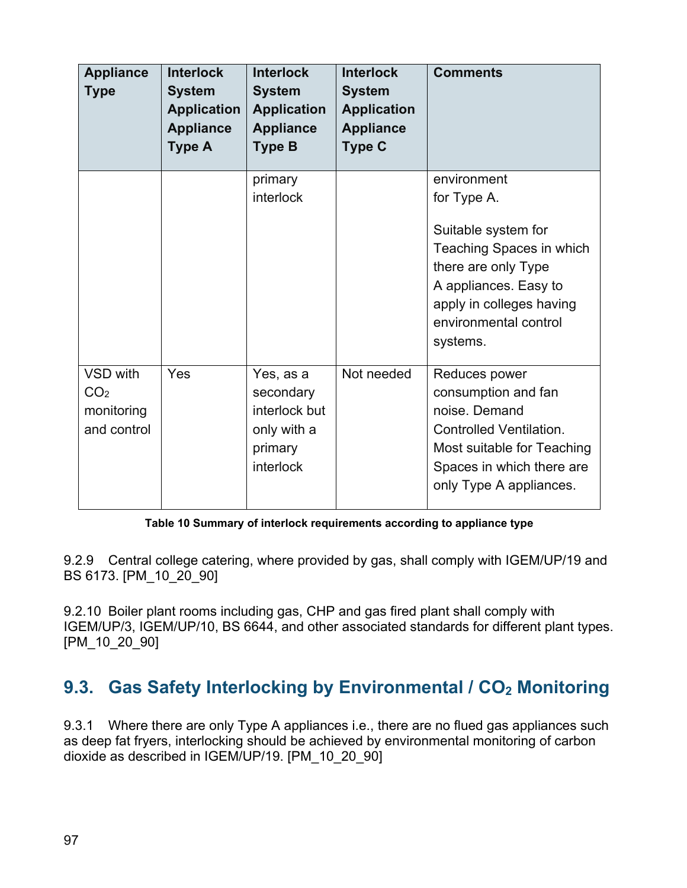| Appliance Type | Interlock System Application Appliance Type A | Interlock System Application Appliance Type B | Interlock System Application Appliance Type C | Comments |
|---|---|---|---|---|
| | | primary interlock | | environment for Type A. Suitable system for Teaching Spaces in which there are only Type A appliances. Easy to apply in colleges having environmental control systems. |
| VSD with $CO_2$ monitoring and control | Yes | Yes, as a secondary interlock but only with a primary interlock | Not needed | Reduces power consumption and fan noise. Demand Controlled Ventilation. Most suitable for Teaching Spaces in which there are only Type A appliances. |

**Table 10 Summary of interlock requirements according to appliance type**

9.2.9 Central college catering, where provided by gas, shall comply with IGEM/UP/19 and BS 6173. [PM_10_20_90]

9.2.10 Boiler plant rooms including gas, CHP and gas fired plant shall comply with IGEM/UP/3, IGEM/UP/10, BS 6644, and other associated standards for different plant types. [PM_10_20_90]

## 9.3. Gas Safety Interlocking by Environmental / $CO_2$ Monitoring

9.3.1 Where there are only Type A appliances i.e., there are no flued gas appliances such as deep fat fryers, interlocking should be achieved by environmental monitoring of carbon dioxide as described in IGEM/UP/19. [PM_10_20_90]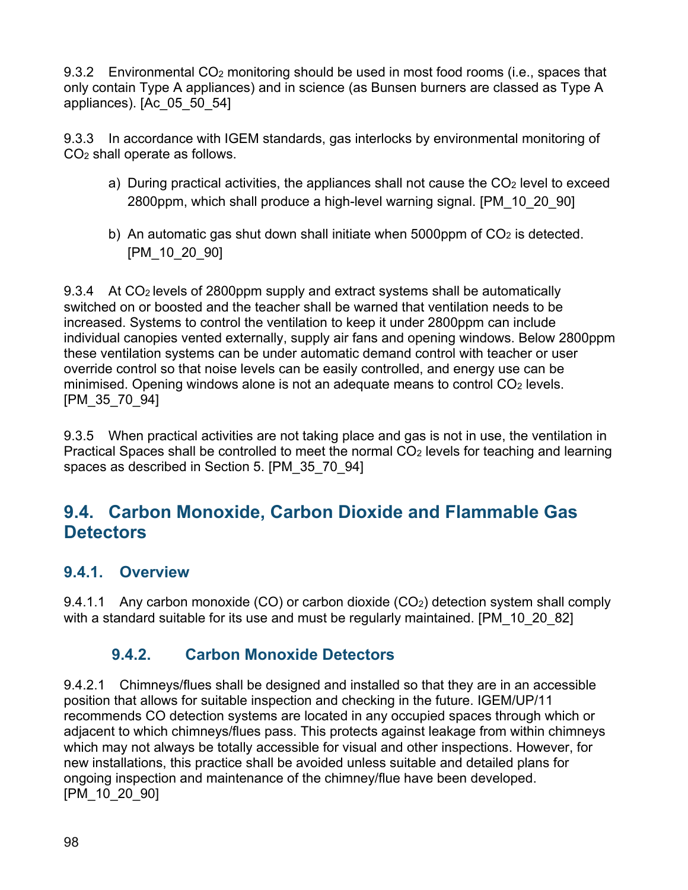9.3.2 Environmental $CO_2$ monitoring should be used in most food rooms (i.e., spaces that only contain Type A appliances) and in science (as Bunsen burners are classed as Type A appliances). [Ac_05_50_54]

9.3.3 In accordance with IGEM standards, gas interlocks by environmental monitoring of $CO_2$ shall operate as follows.

a) During practical activities, the appliances shall not cause the $CO_2$ level to exceed 2800ppm, which shall produce a high-level warning signal. [PM_10_20_90]

b) An automatic gas shut down shall initiate when 5000ppm of $CO_2$ is detected. [PM_10_20_90]

9.3.4 At $CO_2$ levels of 2800ppm supply and extract systems shall be automatically switched on or boosted and the teacher shall be warned that ventilation needs to be increased. Systems to control the ventilation to keep it under 2800ppm can include individual canopies vented externally, supply air fans and opening windows. Below 2800ppm these ventilation systems can be under automatic demand control with teacher or user override control so that noise levels can be easily controlled, and energy use can be minimised. Opening windows alone is not an adequate means to control $CO_2$ levels. [PM_35_70_94]

9.3.5 When practical activities are not taking place and gas is not in use, the ventilation in Practical Spaces shall be controlled to meet the normal $CO_2$ levels for teaching and learning spaces as described in Section 5. [PM_35_70_94]

## 9.4. Carbon Monoxide, Carbon Dioxide and Flammable Gas Detectors

### 9.4.1. Overview

9.4.1.1 Any carbon monoxide (CO) or carbon dioxide ($CO_2$) detection system shall comply with a standard suitable for its use and must be regularly maintained. [PM_10_20_82]

### 9.4.2. Carbon Monoxide Detectors

9.4.2.1 Chimneys/flues shall be designed and installed so that they are in an accessible position that allows for suitable inspection and checking in the future. IGEM/UP/11 recommends CO detection systems are located in any occupied spaces through which or adjacent to which chimneys/flues pass. This protects against leakage from within chimneys which may not always be totally accessible for visual and other inspections. However, for new installations, this practice shall be avoided unless suitable and detailed plans for ongoing inspection and maintenance of the chimney/flue have been developed. [PM_10_20_90]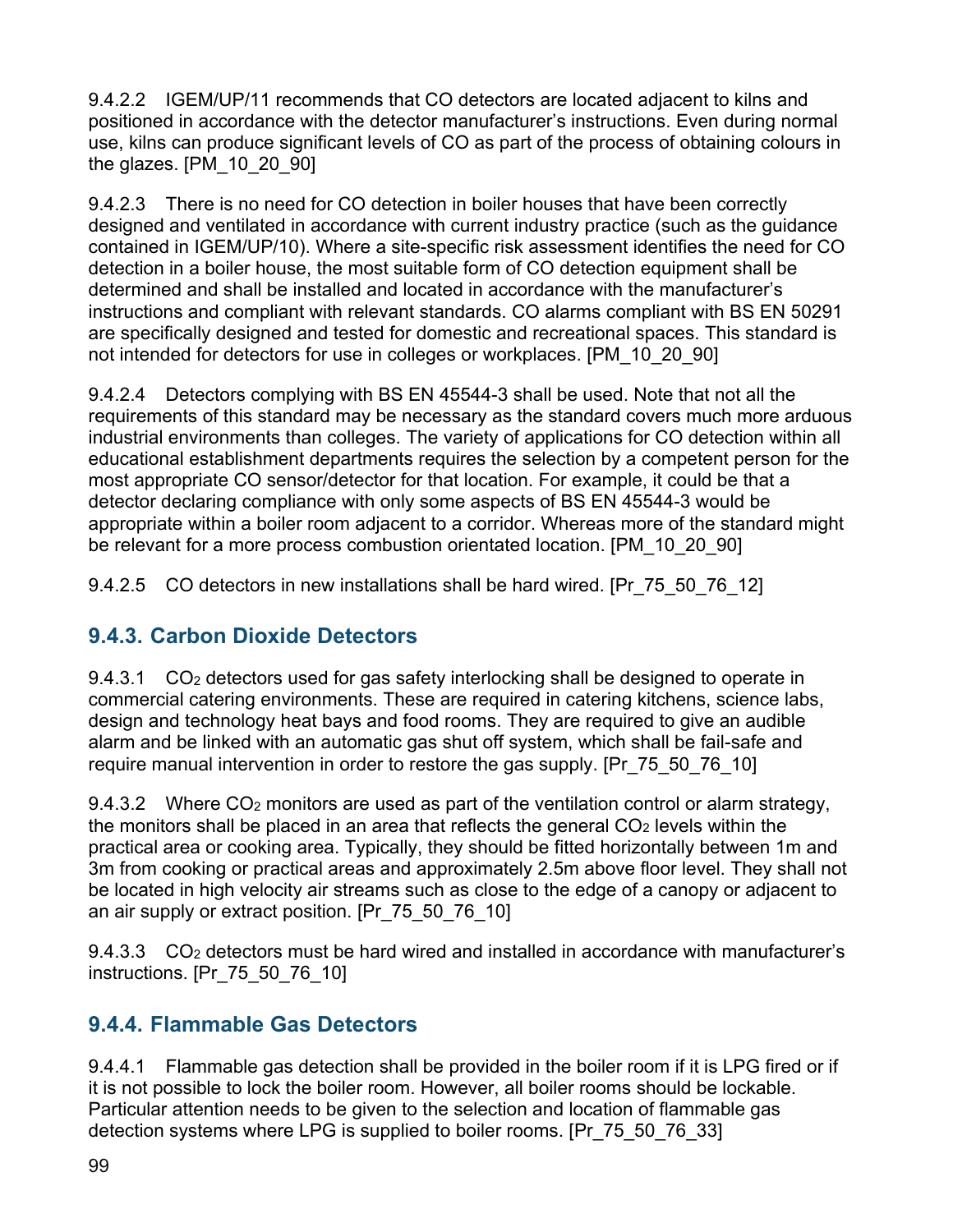9.4.2.2 IGEM/UP/11 recommends that CO detectors are located adjacent to kilns and positioned in accordance with the detector manufacturer's instructions. Even during normal use, kilns can produce significant levels of CO as part of the process of obtaining colours in the glazes. [PM_10_20_90]

9.4.2.3 There is no need for CO detection in boiler houses that have been correctly designed and ventilated in accordance with current industry practice (such as the guidance contained in IGEM/UP/10). Where a site-specific risk assessment identifies the need for CO detection in a boiler house, the most suitable form of CO detection equipment shall be determined and shall be installed and located in accordance with the manufacturer's instructions and compliant with relevant standards. CO alarms compliant with BS EN 50291 are specifically designed and tested for domestic and recreational spaces. This standard is not intended for detectors for use in colleges or workplaces. [PM_10_20_90]

9.4.2.4 Detectors complying with BS EN 45544-3 shall be used. Note that not all the requirements of this standard may be necessary as the standard covers much more arduous industrial environments than colleges. The variety of applications for CO detection within all educational establishment departments requires the selection by a competent person for the most appropriate CO sensor/detector for that location. For example, it could be that a detector declaring compliance with only some aspects of BS EN 45544-3 would be appropriate within a boiler room adjacent to a corridor. Whereas more of the standard might be relevant for a more process combustion orientated location. [PM_10_20_90]

9.4.2.5 CO detectors in new installations shall be hard wired. [Pr_75_50_76_12]

### 9.4.3. Carbon Dioxide Detectors

9.4.3.1 $CO_2$ detectors used for gas safety interlocking shall be designed to operate in commercial catering environments. These are required in catering kitchens, science labs, design and technology heat bays and food rooms. They are required to give an audible alarm and be linked with an automatic gas shut off system, which shall be fail-safe and require manual intervention in order to restore the gas supply. [Pr_75_50_76_10]

9.4.3.2 Where $CO_2$ monitors are used as part of the ventilation control or alarm strategy, the monitors shall be placed in an area that reflects the general $CO_2$ levels within the practical area or cooking area. Typically, they should be fitted horizontally between 1m and 3m from cooking or practical areas and approximately 2.5m above floor level. They shall not be located in high velocity air streams such as close to the edge of a canopy or adjacent to an air supply or extract position. [Pr_75_50_76_10]

9.4.3.3 $CO_2$ detectors must be hard wired and installed in accordance with manufacturer's instructions. [Pr_75_50_76_10]

### 9.4.4. Flammable Gas Detectors

9.4.4.1 Flammable gas detection shall be provided in the boiler room if it is LPG fired or if it is not possible to lock the boiler room. However, all boiler rooms should be lockable. Particular attention needs to be given to the selection and location of flammable gas detection systems where LPG is supplied to boiler rooms. [Pr_75_50_76_33]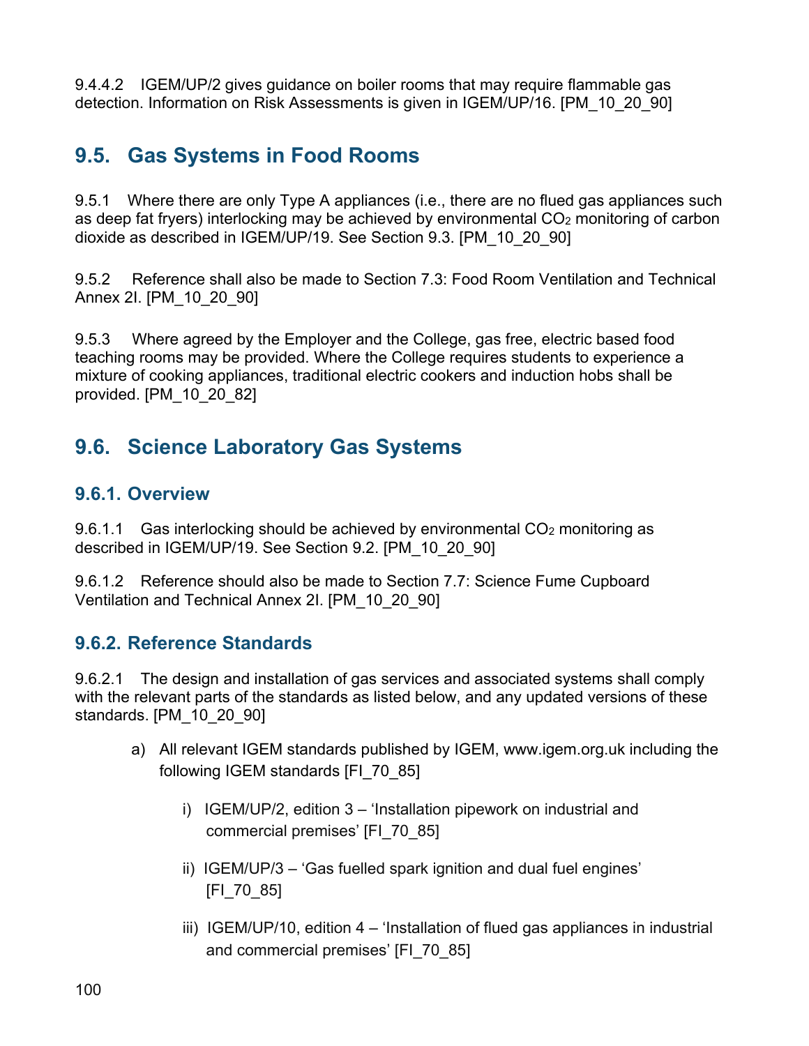9.4.4.2 IGEM/UP/2 gives guidance on boiler rooms that may require flammable gas detection. Information on Risk Assessments is given in IGEM/UP/16. [PM_10_20_90]

## 9.5. Gas Systems in Food Rooms

9.5.1 Where there are only Type A appliances (i.e., there are no flued gas appliances such as deep fat fryers) interlocking may be achieved by environmental $CO_2$ monitoring of carbon dioxide as described in IGEM/UP/19. See Section 9.3. [PM_10_20_90]

9.5.2 Reference shall also be made to Section 7.3: Food Room Ventilation and Technical Annex 2I. [PM_10_20_90]

9.5.3 Where agreed by the Employer and the College, gas free, electric based food teaching rooms may be provided. Where the College requires students to experience a mixture of cooking appliances, traditional electric cookers and induction hobs shall be provided. [PM_10_20_82]

## 9.6. Science Laboratory Gas Systems

### 9.6.1. Overview

9.6.1.1 Gas interlocking should be achieved by environmental $CO_2$ monitoring as described in IGEM/UP/19. See Section 9.2. [PM_10_20_90]

9.6.1.2 Reference should also be made to Section 7.7: Science Fume Cupboard Ventilation and Technical Annex 2I. [PM_10_20_90]

### 9.6.2. Reference Standards

9.6.2.1 The design and installation of gas services and associated systems shall comply with the relevant parts of the standards as listed below, and any updated versions of these standards. [PM_10_20_90]

a) All relevant IGEM standards published by IGEM, www.igem.org.uk including the following IGEM standards [FI_70_85]

   i) IGEM/UP/2, edition 3 – 'Installation pipework on industrial and commercial premises' [FI_70_85]

   ii) IGEM/UP/3 – 'Gas fuelled spark ignition and dual fuel engines' [FI_70_85]

   iii) IGEM/UP/10, edition 4 – 'Installation of flued gas appliances in industrial and commercial premises' [FI_70_85]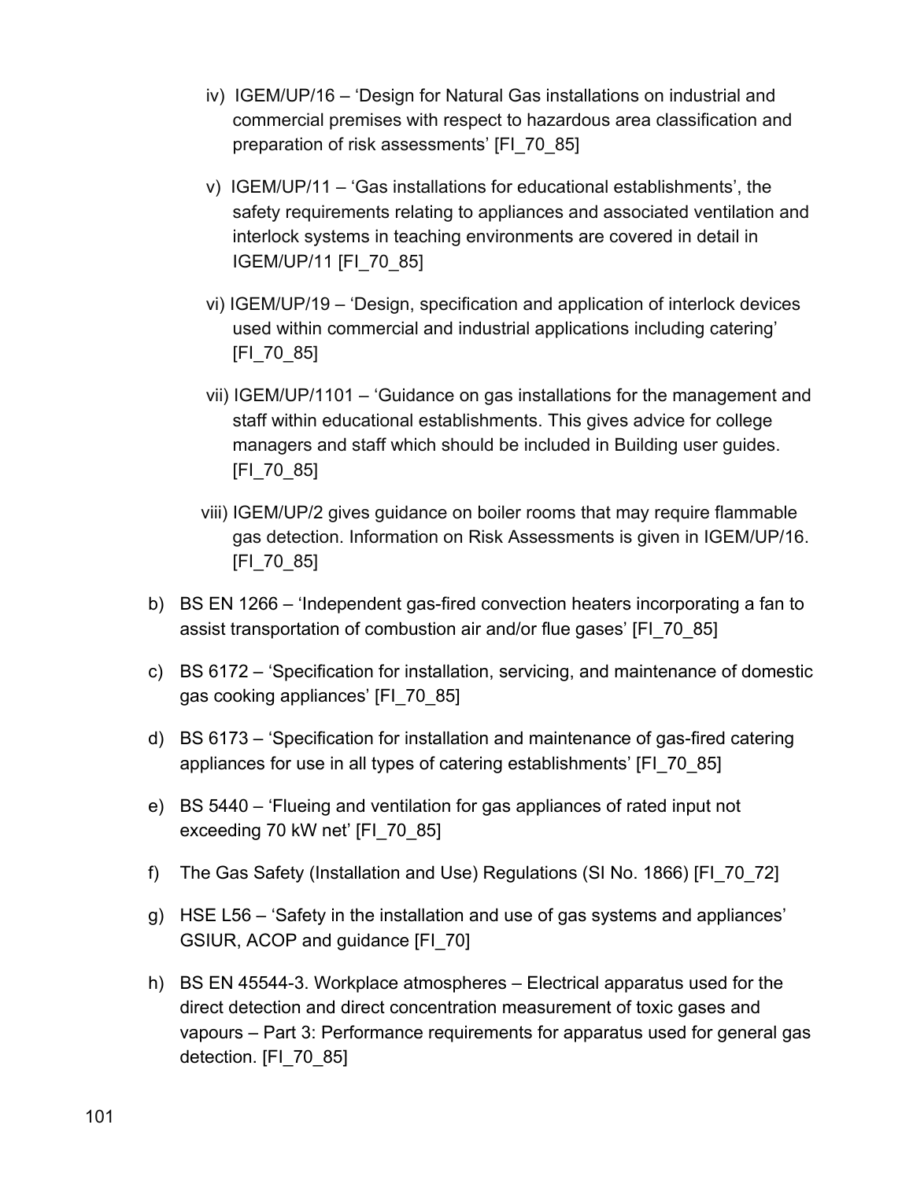iv) IGEM/UP/16 – 'Design for Natural Gas installations on industrial and commercial premises with respect to hazardous area classification and preparation of risk assessments' [FI_70_85]

v) IGEM/UP/11 – 'Gas installations for educational establishments', the safety requirements relating to appliances and associated ventilation and interlock systems in teaching environments are covered in detail in IGEM/UP/11 [FI_70_85]

vi) IGEM/UP/19 – 'Design, specification and application of interlock devices used within commercial and industrial applications including catering' [FI_70_85]

vii) IGEM/UP/1101 – 'Guidance on gas installations for the management and staff within educational establishments. This gives advice for college managers and staff which should be included in Building user guides. [FI_70_85]

viii) IGEM/UP/2 gives guidance on boiler rooms that may require flammable gas detection. Information on Risk Assessments is given in IGEM/UP/16. [FI_70_85]

b) BS EN 1266 – 'Independent gas-fired convection heaters incorporating a fan to assist transportation of combustion air and/or flue gases' [FI_70_85]

c) BS 6172 – 'Specification for installation, servicing, and maintenance of domestic gas cooking appliances' [FI_70_85]

d) BS 6173 – 'Specification for installation and maintenance of gas-fired catering appliances for use in all types of catering establishments' [FI_70_85]

e) BS 5440 – 'Flueing and ventilation for gas appliances of rated input not exceeding 70 kW net' [FI_70_85]

f) The Gas Safety (Installation and Use) Regulations (SI No. 1866) [FI_70_72]

g) HSE L56 – 'Safety in the installation and use of gas systems and appliances' GSIUR, ACOP and guidance [FI_70]

h) BS EN 45544-3. Workplace atmospheres – Electrical apparatus used for the direct detection and direct concentration measurement of toxic gases and vapours – Part 3: Performance requirements for apparatus used for general gas detection. [FI_70_85]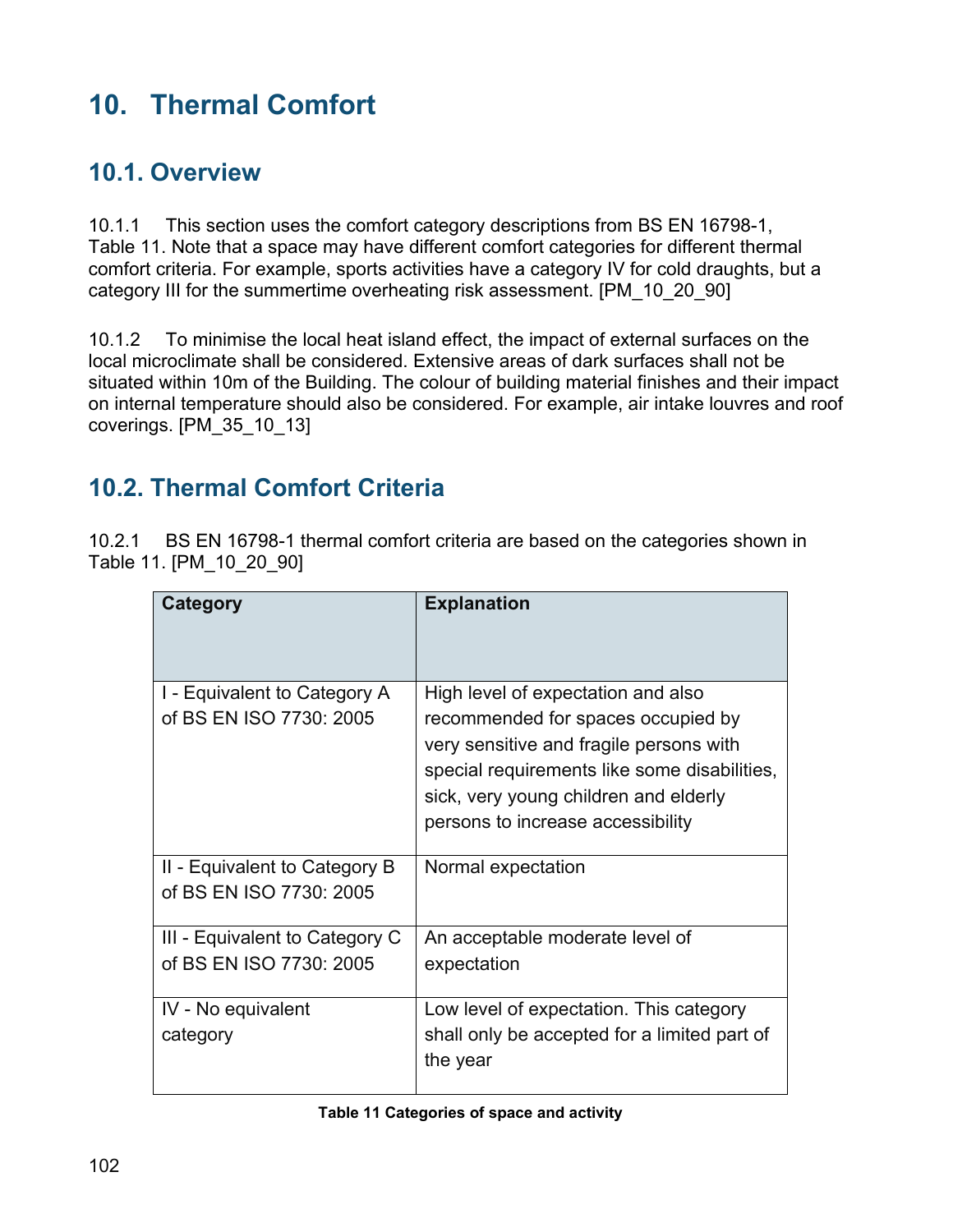# 10. Thermal Comfort

## 10.1. Overview

10.1.1 This section uses the comfort category descriptions from BS EN 16798-1, Table 11. Note that a space may have different comfort categories for different thermal comfort criteria. For example, sports activities have a category IV for cold draughts, but a category III for the summertime overheating risk assessment. [PM_10_20_90]

10.1.2 To minimise the local heat island effect, the impact of external surfaces on the local microclimate shall be considered. Extensive areas of dark surfaces shall not be situated within 10m of the Building. The colour of building material finishes and their impact on internal temperature should also be considered. For example, air intake louvres and roof coverings. [PM_35_10_13]

## 10.2. Thermal Comfort Criteria

10.2.1 BS EN 16798-1 thermal comfort criteria are based on the categories shown in Table 11. [PM_10_20_90]

| Category | Explanation |
|---|---|
| I - Equivalent to Category A of BS EN ISO 7730: 2005 | High level of expectation and also recommended for spaces occupied by very sensitive and fragile persons with special requirements like some disabilities, sick, very young children and elderly persons to increase accessibility |
| II - Equivalent to Category B of BS EN ISO 7730: 2005 | Normal expectation |
| III - Equivalent to Category C of BS EN ISO 7730: 2005 | An acceptable moderate level of expectation |
| IV - No equivalent category | Low level of expectation. This category shall only be accepted for a limited part of the year |

**Table 11 Categories of space and activity**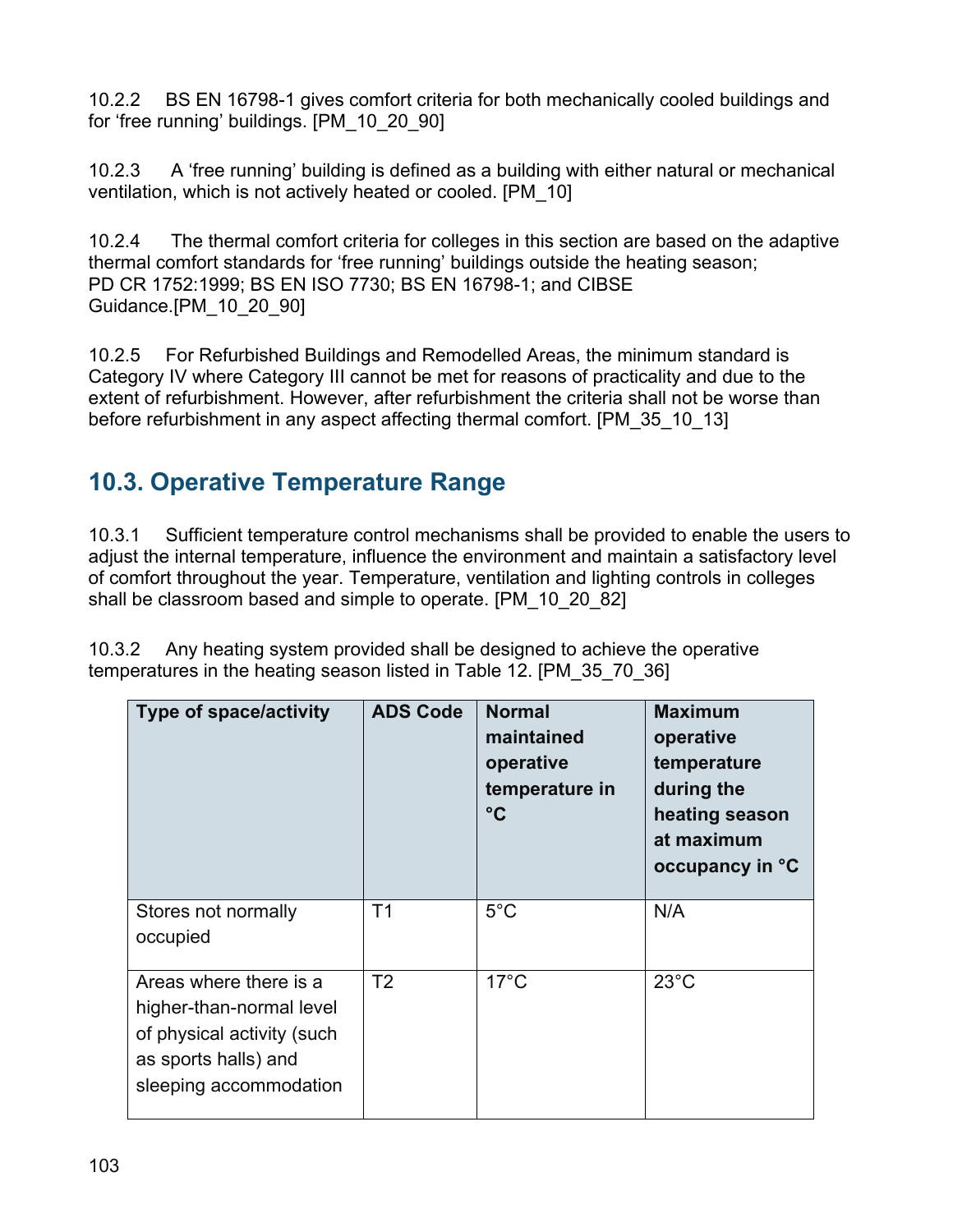10.2.2 BS EN 16798-1 gives comfort criteria for both mechanically cooled buildings and for 'free running' buildings. [PM_10_20_90]

10.2.3 A 'free running' building is defined as a building with either natural or mechanical ventilation, which is not actively heated or cooled. [PM_10]

10.2.4 The thermal comfort criteria for colleges in this section are based on the adaptive thermal comfort standards for 'free running' buildings outside the heating season; PD CR 1752:1999; BS EN ISO 7730; BS EN 16798-1; and CIBSE Guidance.[PM_10_20_90]

10.2.5 For Refurbished Buildings and Remodelled Areas, the minimum standard is Category IV where Category III cannot be met for reasons of practicality and due to the extent of refurbishment. However, after refurbishment the criteria shall not be worse than before refurbishment in any aspect affecting thermal comfort. [PM_35_10_13]

## 10.3. Operative Temperature Range

10.3.1 Sufficient temperature control mechanisms shall be provided to enable the users to adjust the internal temperature, influence the environment and maintain a satisfactory level of comfort throughout the year. Temperature, ventilation and lighting controls in colleges shall be classroom based and simple to operate. [PM_10_20_82]

10.3.2 Any heating system provided shall be designed to achieve the operative temperatures in the heating season listed in Table 12. [PM_35_70_36]

| Type of space/activity | ADS Code | Normal maintained operative temperature in °C | Maximum operative temperature during the heating season at maximum occupancy in °C |
|---|---|---|---|
| Stores not normally occupied | T1 | 5°C | N/A |
| Areas where there is a higher-than-normal level of physical activity (such as sports halls) and sleeping accommodation | T2 | 17°C | 23°C |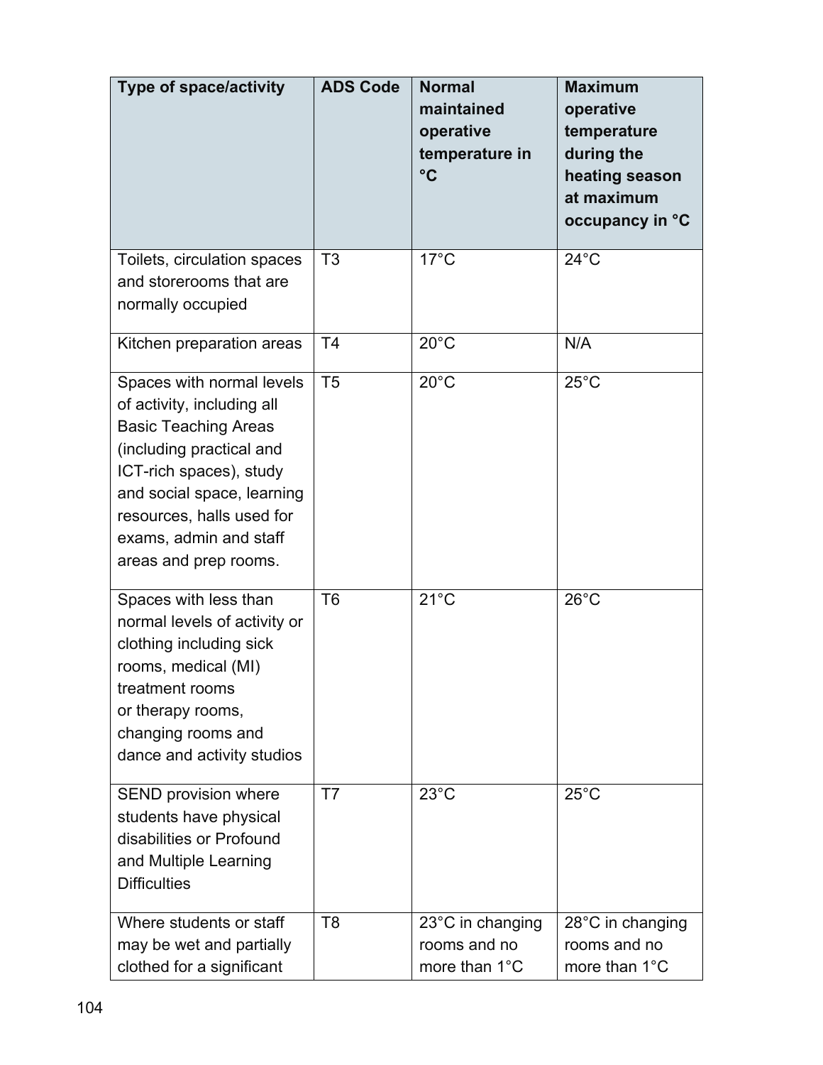| Type of space/activity | ADS Code | Normal maintained operative temperature in °C | Maximum operative temperature during the heating season at maximum occupancy in °C |
|---|---|---|---|
| Toilets, circulation spaces and storerooms that are normally occupied | T3 | 17°C | 24°C |
| Kitchen preparation areas | T4 | 20°C | N/A |
| Spaces with normal levels of activity, including all Basic Teaching Areas (including practical and ICT-rich spaces), study and social space, learning resources, halls used for exams, admin and staff areas and prep rooms. | T5 | 20°C | 25°C |
| Spaces with less than normal levels of activity or clothing including sick rooms, medical (MI) treatment rooms or therapy rooms, changing rooms and dance and activity studios | T6 | 21°C | 26°C |
| SEND provision where students have physical disabilities or Profound and Multiple Learning Difficulties | T7 | 23°C | 25°C |
| Where students or staff may be wet and partially clothed for a significant | T8 | 23°C in changing rooms and no more than 1°C | 28°C in changing rooms and no more than 1°C |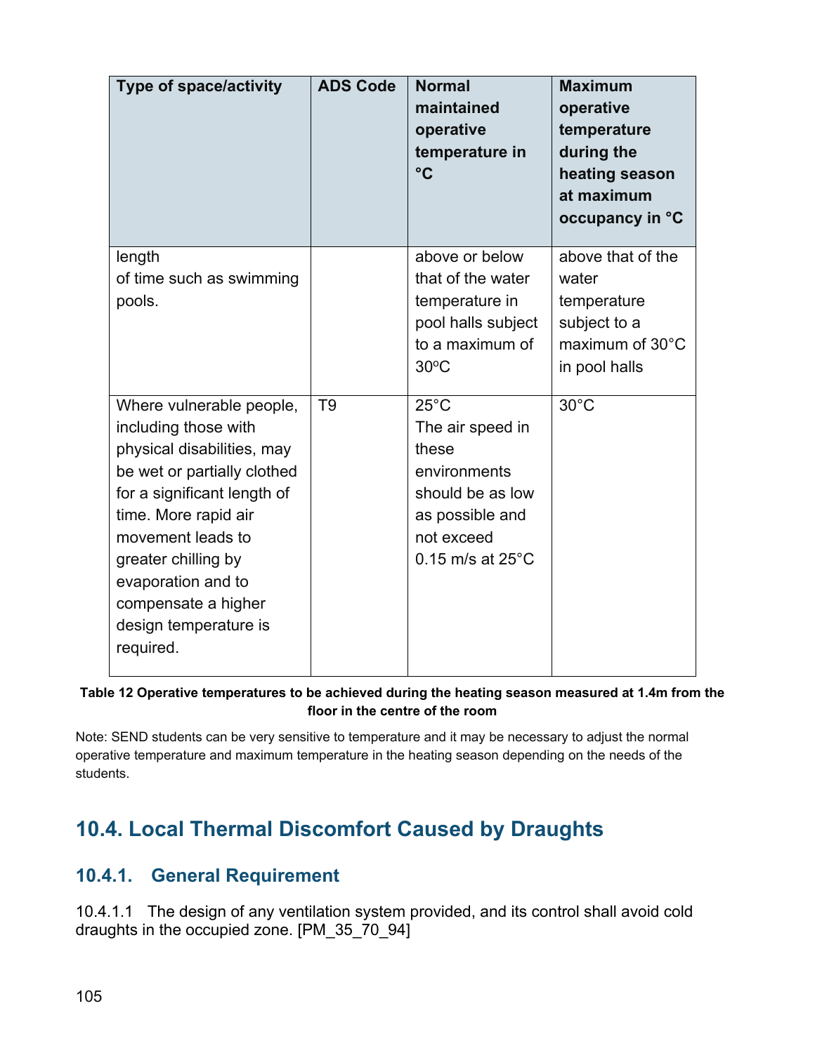| Type of space/activity | ADS Code | Normal maintained operative temperature in °C | Maximum operative temperature during the heating season at maximum occupancy in °C |
|---|---|---|---|
| length of time such as swimming pools. | | above or below that of the water temperature in pool halls subject to a maximum of 30ºC | above that of the water temperature subject to a maximum of 30°C in pool halls |
| Where vulnerable people, including those with physical disabilities, may be wet or partially clothed for a significant length of time. More rapid air movement leads to greater chilling by evaporation and to compensate a higher design temperature is required. | T9 | 25°C The air speed in these environments should be as low as possible and not exceed 0.15 m/s at 25°C | 30°C |

**Table 12 Operative temperatures to be achieved during the heating season measured at 1.4m from the floor in the centre of the room**

Note: SEND students can be very sensitive to temperature and it may be necessary to adjust the normal operative temperature and maximum temperature in the heating season depending on the needs of the students.

## 10.4. Local Thermal Discomfort Caused by Draughts

### 10.4.1. General Requirement

10.4.1.1 The design of any ventilation system provided, and its control shall avoid cold draughts in the occupied zone. [PM_35_70_94]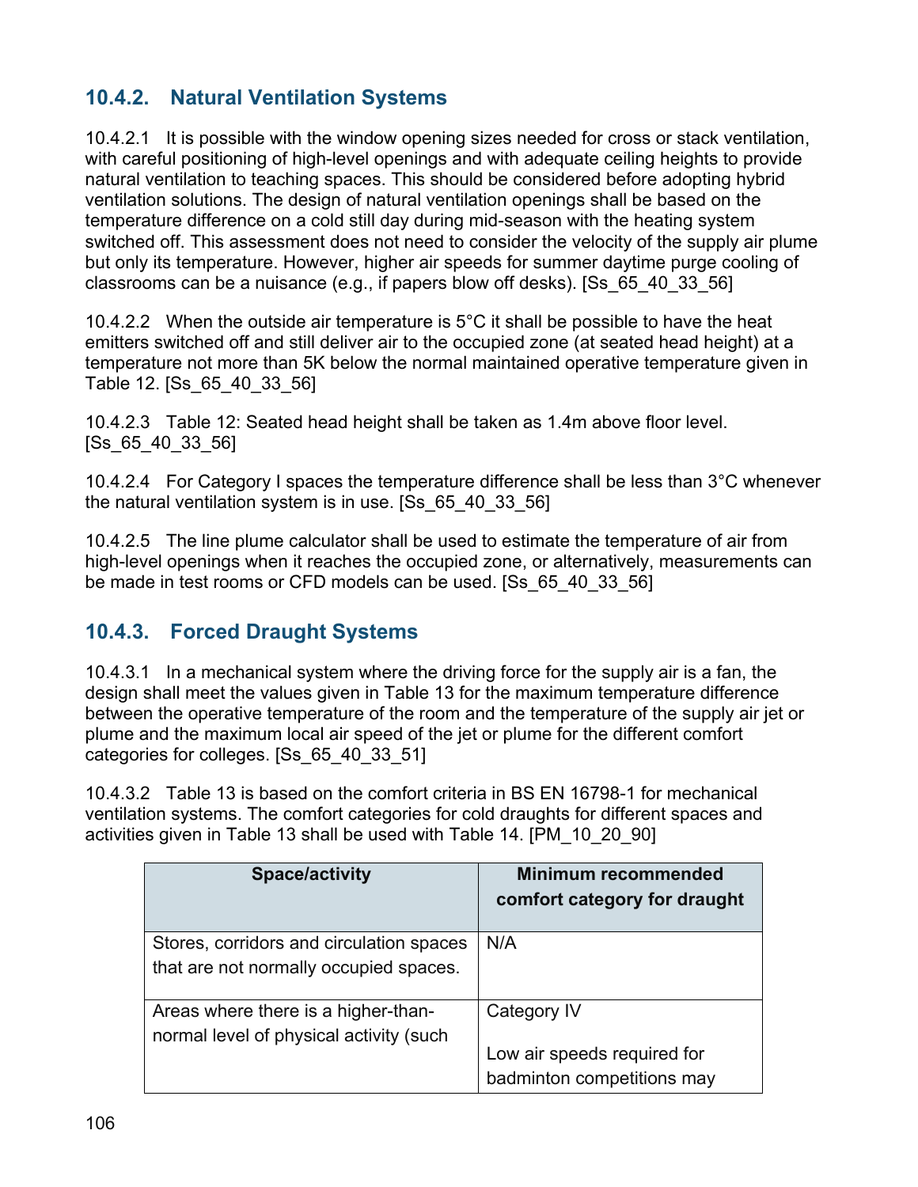### 10.4.2. Natural Ventilation Systems

10.4.2.1 It is possible with the window opening sizes needed for cross or stack ventilation, with careful positioning of high-level openings and with adequate ceiling heights to provide natural ventilation to teaching spaces. This should be considered before adopting hybrid ventilation solutions. The design of natural ventilation openings shall be based on the temperature difference on a cold still day during mid-season with the heating system switched off. This assessment does not need to consider the velocity of the supply air plume but only its temperature. However, higher air speeds for summer daytime purge cooling of classrooms can be a nuisance (e.g., if papers blow off desks). [Ss_65_40_33_56]

10.4.2.2 When the outside air temperature is 5°C it shall be possible to have the heat emitters switched off and still deliver air to the occupied zone (at seated head height) at a temperature not more than 5K below the normal maintained operative temperature given in Table 12. [Ss_65_40_33_56]

10.4.2.3 Table 12: Seated head height shall be taken as 1.4m above floor level. [Ss_65_40_33_56]

10.4.2.4 For Category I spaces the temperature difference shall be less than 3°C whenever the natural ventilation system is in use. [Ss_65_40_33_56]

10.4.2.5 The line plume calculator shall be used to estimate the temperature of air from high-level openings when it reaches the occupied zone, or alternatively, measurements can be made in test rooms or CFD models can be used. [Ss_65_40_33_56]

### 10.4.3. Forced Draught Systems

10.4.3.1 In a mechanical system where the driving force for the supply air is a fan, the design shall meet the values given in Table 13 for the maximum temperature difference between the operative temperature of the room and the temperature of the supply air jet or plume and the maximum local air speed of the jet or plume for the different comfort categories for colleges. [Ss_65_40_33_51]

10.4.3.2 Table 13 is based on the comfort criteria in BS EN 16798-1 for mechanical ventilation systems. The comfort categories for cold draughts for different spaces and activities given in Table 13 shall be used with Table 14. [PM_10_20_90]

| Space/activity | Minimum recommended comfort category for draught |
| --- | --- |
| Stores, corridors and circulation spaces that are not normally occupied spaces. | N/A |
| Areas where there is a higher-than-normal level of physical activity (such | Category IV<br><br>Low air speeds required for badminton competitions may |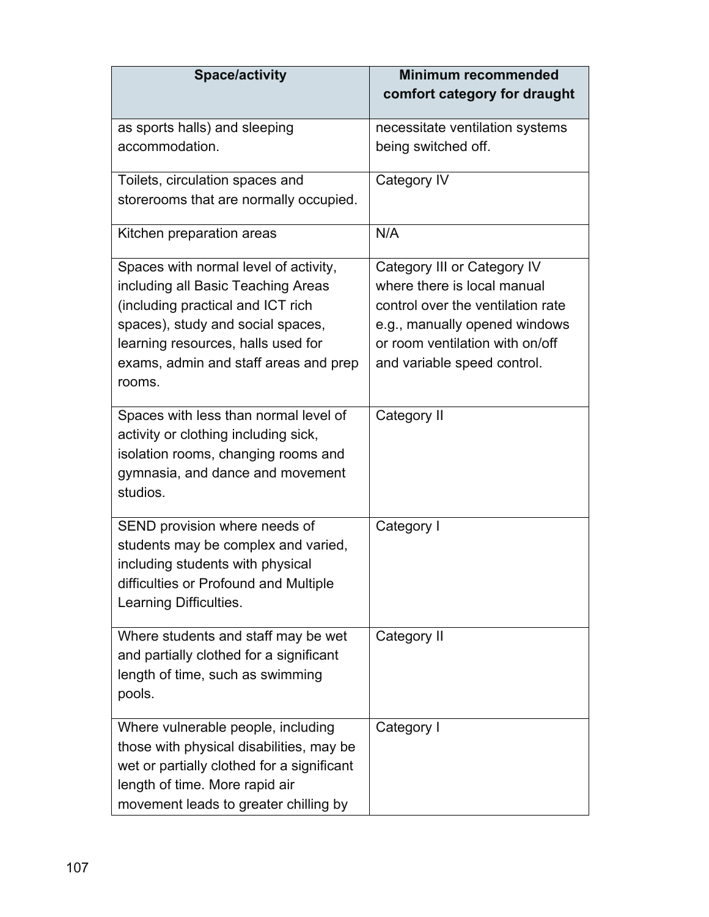| Space/activity | Minimum recommended comfort category for draught |
|---|---|
| as sports halls) and sleeping accommodation. | necessitate ventilation systems being switched off. |
| Toilets, circulation spaces and storerooms that are normally occupied. | Category IV |
| Kitchen preparation areas | N/A |
| Spaces with normal level of activity, including all Basic Teaching Areas (including practical and ICT rich spaces), study and social spaces, learning resources, halls used for exams, admin and staff areas and prep rooms. | Category III or Category IV where there is local manual control over the ventilation rate e.g., manually opened windows or room ventilation with on/off and variable speed control. |
| Spaces with less than normal level of activity or clothing including sick, isolation rooms, changing rooms and gymnasia, and dance and movement studios. | Category II |
| SEND provision where needs of students may be complex and varied, including students with physical difficulties or Profound and Multiple Learning Difficulties. | Category I |
| Where students and staff may be wet and partially clothed for a significant length of time, such as swimming pools. | Category II |
| Where vulnerable people, including those with physical disabilities, may be wet or partially clothed for a significant length of time. More rapid air movement leads to greater chilling by | Category I |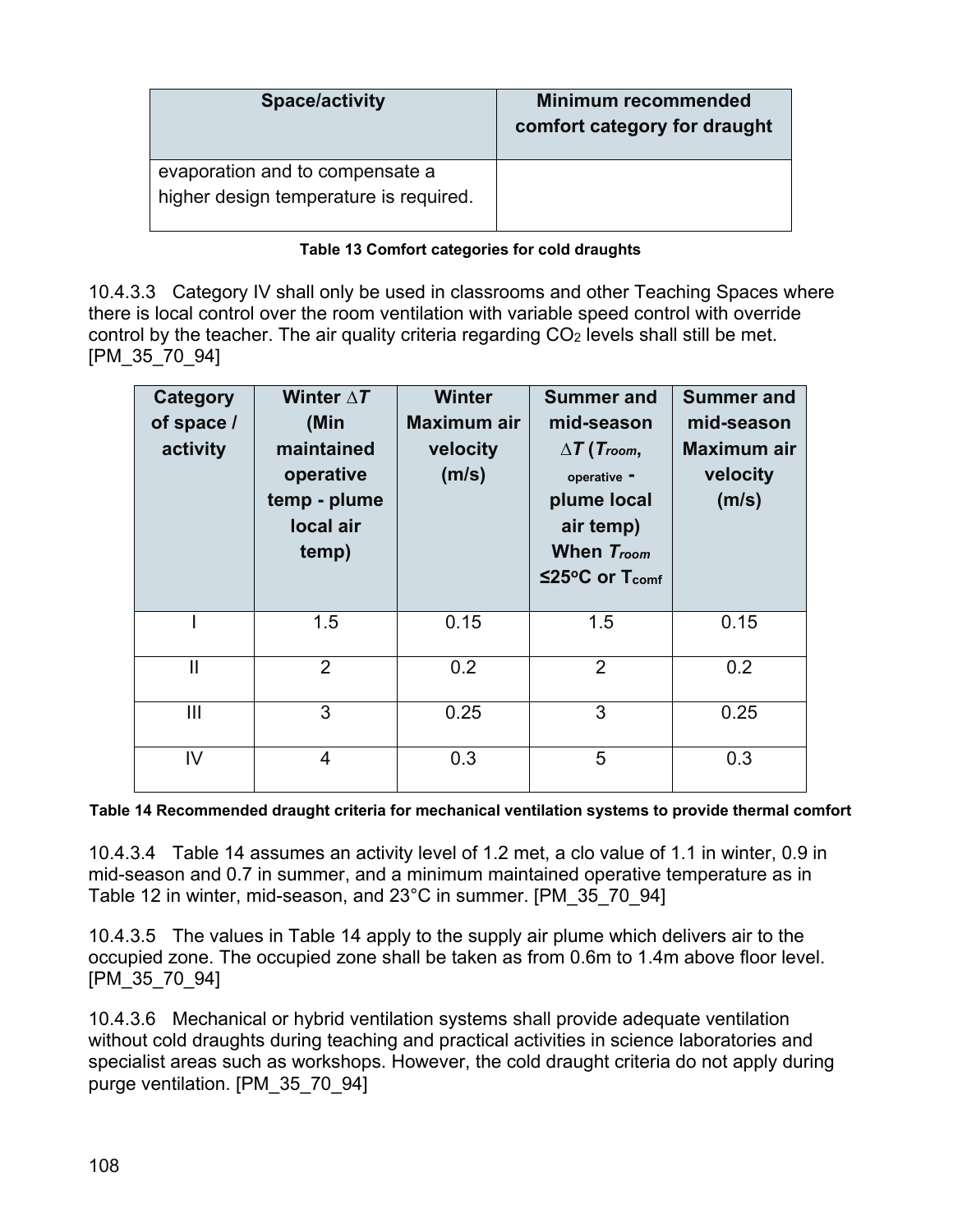| Space/activity | Minimum recommended comfort category for draught |
|---|---|
| evaporation and to compensate a higher design temperature is required. | |

**Table 13 Comfort categories for cold draughts**

10.4.3.3 Category IV shall only be used in classrooms and other Teaching Spaces where there is local control over the room ventilation with variable speed control with override control by the teacher. The air quality criteria regarding $CO_2$ levels shall still be met. [PM_35_70_94]

| Category of space / activity | Winter $\Delta T$ (Min maintained operative temp - plume local air temp) | Winter Maximum air velocity (m/s) | Summer and mid-season $\Delta T$ ($T_{room, operative}$ - plume local air temp) When $T_{room}$ ≤25°C or $T_{comf}$ | Summer and mid-season Maximum air velocity (m/s) |
|---|---|---|---|---|
| I | 1.5 | 0.15 | 1.5 | 0.15 |
| II | 2 | 0.2 | 2 | 0.2 |
| III | 3 | 0.25 | 3 | 0.25 |
| IV | 4 | 0.3 | 5 | 0.3 |

**Table 14 Recommended draught criteria for mechanical ventilation systems to provide thermal comfort**

10.4.3.4 Table 14 assumes an activity level of 1.2 met, a clo value of 1.1 in winter, 0.9 in mid-season and 0.7 in summer, and a minimum maintained operative temperature as in Table 12 in winter, mid-season, and 23°C in summer. [PM_35_70_94]

10.4.3.5 The values in Table 14 apply to the supply air plume which delivers air to the occupied zone. The occupied zone shall be taken as from 0.6m to 1.4m above floor level. [PM_35_70_94]

10.4.3.6 Mechanical or hybrid ventilation systems shall provide adequate ventilation without cold draughts during teaching and practical activities in science laboratories and specialist areas such as workshops. However, the cold draught criteria do not apply during purge ventilation. [PM_35_70_94]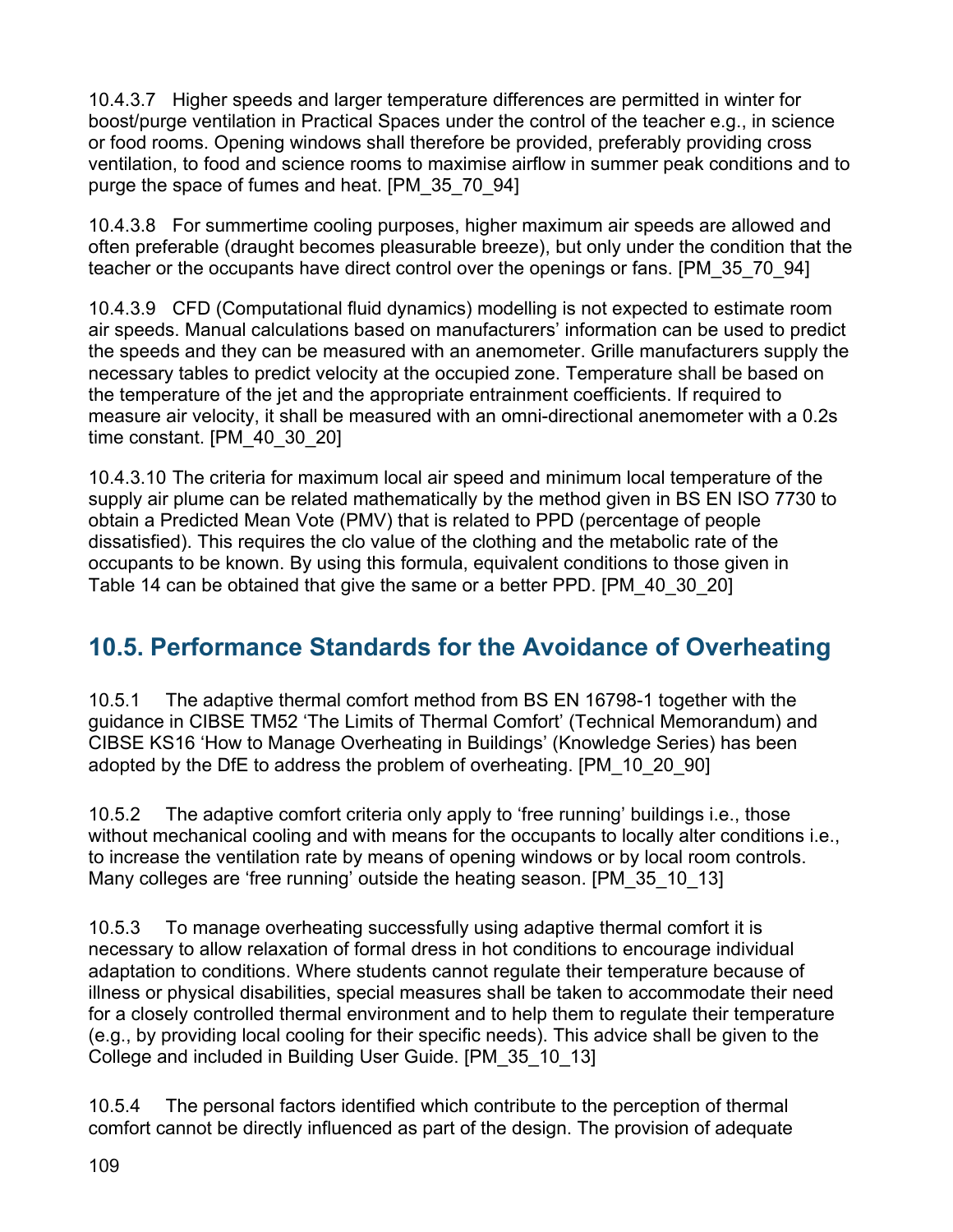10.4.3.7 Higher speeds and larger temperature differences are permitted in winter for boost/purge ventilation in Practical Spaces under the control of the teacher e.g., in science or food rooms. Opening windows shall therefore be provided, preferably providing cross ventilation, to food and science rooms to maximise airflow in summer peak conditions and to purge the space of fumes and heat. [PM_35_70_94]

10.4.3.8 For summertime cooling purposes, higher maximum air speeds are allowed and often preferable (draught becomes pleasurable breeze), but only under the condition that the teacher or the occupants have direct control over the openings or fans. [PM_35_70_94]

10.4.3.9 CFD (Computational fluid dynamics) modelling is not expected to estimate room air speeds. Manual calculations based on manufacturers' information can be used to predict the speeds and they can be measured with an anemometer. Grille manufacturers supply the necessary tables to predict velocity at the occupied zone. Temperature shall be based on the temperature of the jet and the appropriate entrainment coefficients. If required to measure air velocity, it shall be measured with an omni-directional anemometer with a 0.2s time constant. [PM_40_30_20]

10.4.3.10 The criteria for maximum local air speed and minimum local temperature of the supply air plume can be related mathematically by the method given in BS EN ISO 7730 to obtain a Predicted Mean Vote (PMV) that is related to PPD (percentage of people dissatisfied). This requires the clo value of the clothing and the metabolic rate of the occupants to be known. By using this formula, equivalent conditions to those given in Table 14 can be obtained that give the same or a better PPD. [PM_40_30_20]

## 10.5. Performance Standards for the Avoidance of Overheating

10.5.1 The adaptive thermal comfort method from BS EN 16798-1 together with the guidance in CIBSE TM52 'The Limits of Thermal Comfort' (Technical Memorandum) and CIBSE KS16 'How to Manage Overheating in Buildings' (Knowledge Series) has been adopted by the DfE to address the problem of overheating. [PM_10_20_90]

10.5.2 The adaptive comfort criteria only apply to 'free running' buildings i.e., those without mechanical cooling and with means for the occupants to locally alter conditions i.e., to increase the ventilation rate by means of opening windows or by local room controls. Many colleges are 'free running' outside the heating season. [PM_35_10_13]

10.5.3 To manage overheating successfully using adaptive thermal comfort it is necessary to allow relaxation of formal dress in hot conditions to encourage individual adaptation to conditions. Where students cannot regulate their temperature because of illness or physical disabilities, special measures shall be taken to accommodate their need for a closely controlled thermal environment and to help them to regulate their temperature (e.g., by providing local cooling for their specific needs). This advice shall be given to the College and included in Building User Guide. [PM_35_10_13]

10.5.4 The personal factors identified which contribute to the perception of thermal comfort cannot be directly influenced as part of the design. The provision of adequate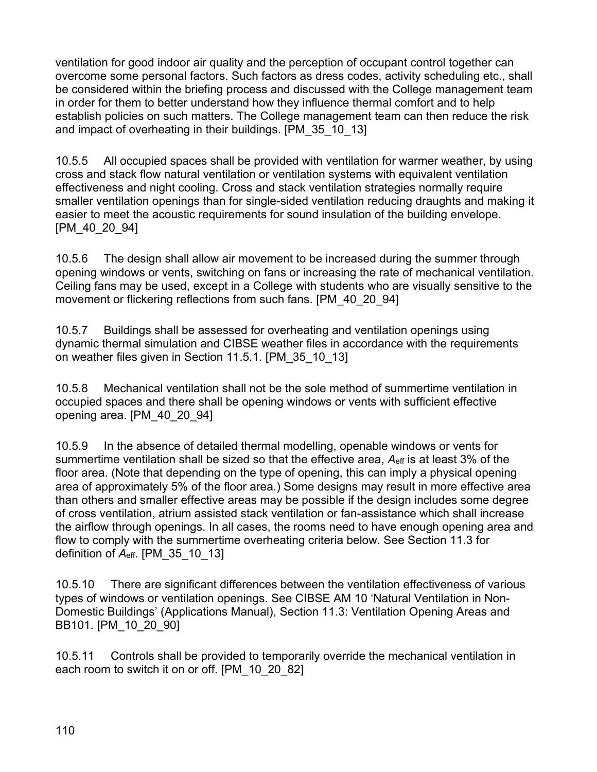ventilation for good indoor air quality and the perception of occupant control together can overcome some personal factors. Such factors as dress codes, activity scheduling etc., shall be considered within the briefing process and discussed with the College management team in order for them to better understand how they influence thermal comfort and to help establish policies on such matters. The College management team can then reduce the risk and impact of overheating in their buildings. [PM_35_10_13]

10.5.5 All occupied spaces shall be provided with ventilation for warmer weather, by using cross and stack flow natural ventilation or ventilation systems with equivalent ventilation effectiveness and night cooling. Cross and stack ventilation strategies normally require smaller ventilation openings than for single-sided ventilation reducing draughts and making it easier to meet the acoustic requirements for sound insulation of the building envelope. [PM_40_20_94]

10.5.6 The design shall allow air movement to be increased during the summer through opening windows or vents, switching on fans or increasing the rate of mechanical ventilation. Ceiling fans may be used, except in a College with students who are visually sensitive to the movement or flickering reflections from such fans. [PM_40_20_94]

10.5.7 Buildings shall be assessed for overheating and ventilation openings using dynamic thermal simulation and CIBSE weather files in accordance with the requirements on weather files given in Section 11.5.1. [PM_35_10_13]

10.5.8 Mechanical ventilation shall not be the sole method of summertime ventilation in occupied spaces and there shall be opening windows or vents with sufficient effective opening area. [PM_40_20_94]

10.5.9 In the absence of detailed thermal modelling, openable windows or vents for summertime ventilation shall be sized so that the effective area, $A_{eff}$ is at least 3% of the floor area. (Note that depending on the type of opening, this can imply a physical opening area of approximately 5% of the floor area.) Some designs may result in more effective area than others and smaller effective areas may be possible if the design includes some degree of cross ventilation, atrium assisted stack ventilation or fan-assistance which shall increase the airflow through openings. In all cases, the rooms need to have enough opening area and flow to comply with the summertime overheating criteria below. See Section 11.3 for definition of $A_{eff}$. [PM_35_10_13]

10.5.10 There are significant differences between the ventilation effectiveness of various types of windows or ventilation openings. See CIBSE AM 10 'Natural Ventilation in Non-Domestic Buildings' (Applications Manual), Section 11.3: Ventilation Opening Areas and BB101. [PM_10_20_90]

10.5.11 Controls shall be provided to temporarily override the mechanical ventilation in each room to switch it on or off. [PM_10_20_82]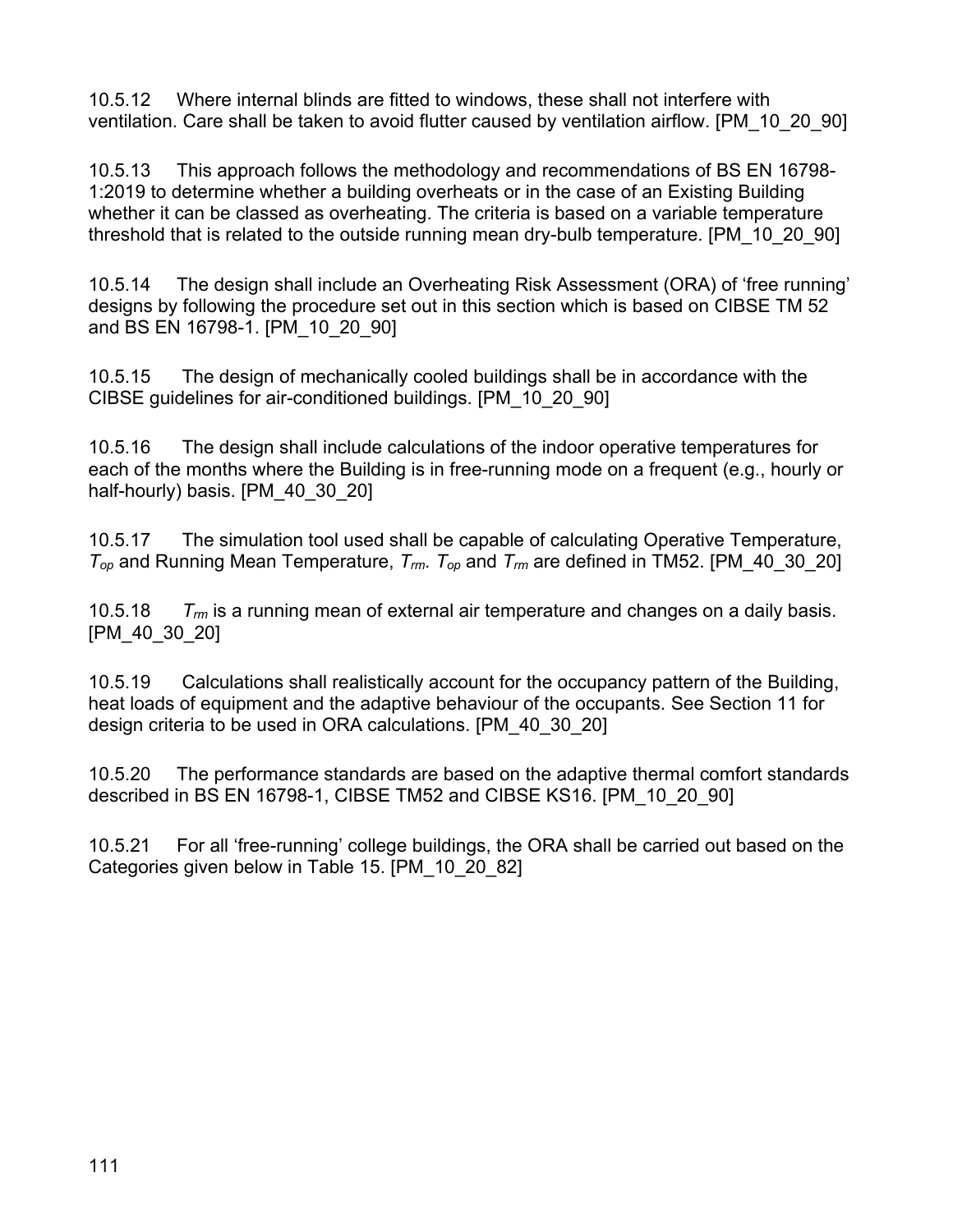10.5.12 Where internal blinds are fitted to windows, these shall not interfere with ventilation. Care shall be taken to avoid flutter caused by ventilation airflow. [PM_10_20_90]

10.5.13 This approach follows the methodology and recommendations of BS EN 16798-1:2019 to determine whether a building overheats or in the case of an Existing Building whether it can be classed as overheating. The criteria is based on a variable temperature threshold that is related to the outside running mean dry-bulb temperature. [PM_10_20_90]

10.5.14 The design shall include an Overheating Risk Assessment (ORA) of 'free running' designs by following the procedure set out in this section which is based on CIBSE TM 52 and BS EN 16798-1. [PM_10_20_90]

10.5.15 The design of mechanically cooled buildings shall be in accordance with the CIBSE guidelines for air-conditioned buildings. [PM_10_20_90]

10.5.16 The design shall include calculations of the indoor operative temperatures for each of the months where the Building is in free-running mode on a frequent (e.g., hourly or half-hourly) basis. [PM_40_30_20]

10.5.17 The simulation tool used shall be capable of calculating Operative Temperature, $T_{op}$ and Running Mean Temperature, $T_{rm}$. $T_{op}$ and $T_{rm}$ are defined in TM52. [PM_40_30_20]

10.5.18 $T_{rm}$ is a running mean of external air temperature and changes on a daily basis. [PM_40_30_20]

10.5.19 Calculations shall realistically account for the occupancy pattern of the Building, heat loads of equipment and the adaptive behaviour of the occupants. See Section 11 for design criteria to be used in ORA calculations. [PM_40_30_20]

10.5.20 The performance standards are based on the adaptive thermal comfort standards described in BS EN 16798-1, CIBSE TM52 and CIBSE KS16. [PM_10_20_90]

10.5.21 For all 'free-running' college buildings, the ORA shall be carried out based on the Categories given below in Table 15. [PM_10_20_82]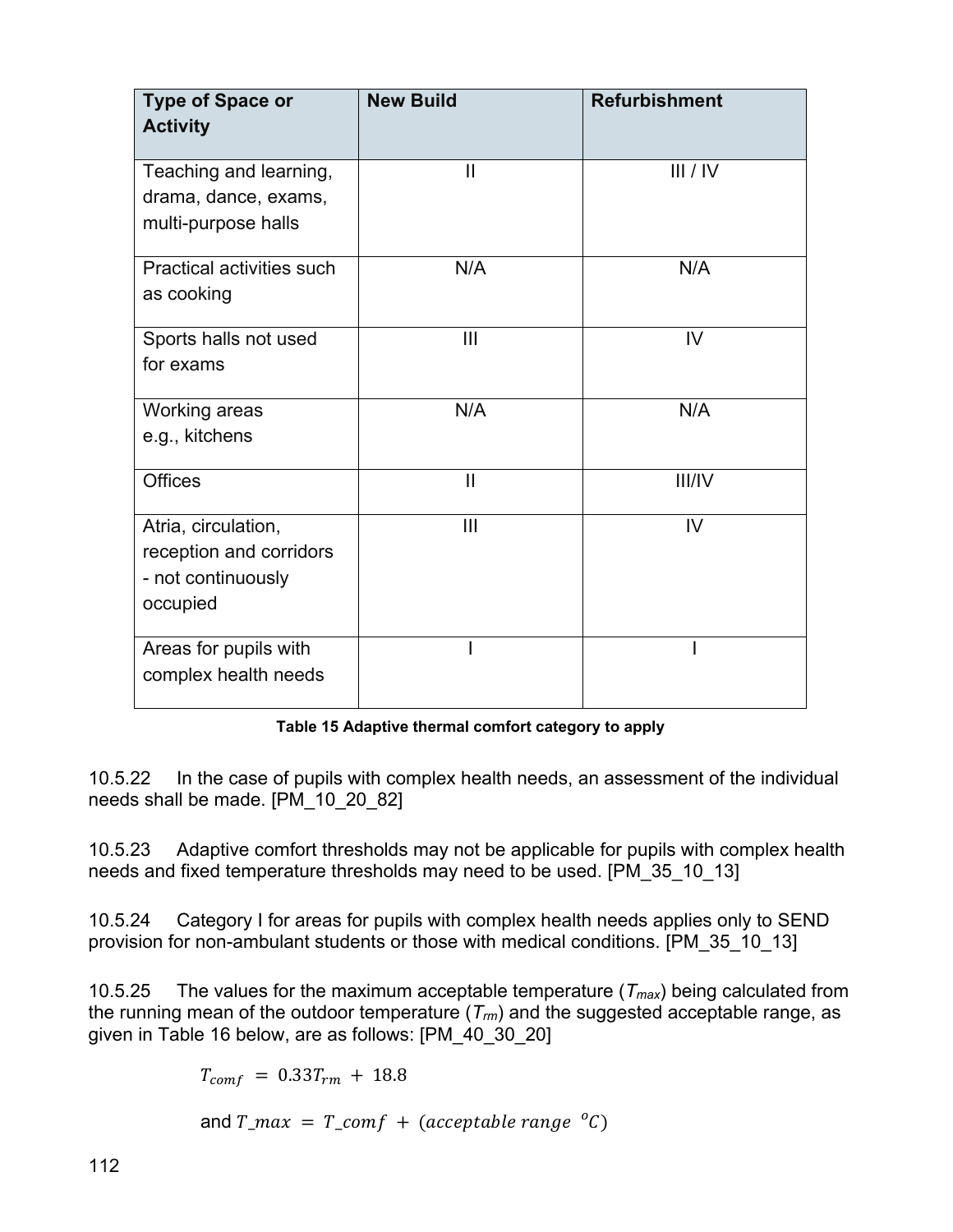| Type of Space or Activity | New Build | Refurbishment |
|---|---|---|
| Teaching and learning, drama, dance, exams, multi-purpose halls | II | III / IV |
| Practical activities such as cooking | N/A | N/A |
| Sports halls not used for exams | III | IV |
| Working areas e.g., kitchens | N/A | N/A |
| Offices | II | III/IV |
| Atria, circulation, reception and corridors - not continuously occupied | III | IV |
| Areas for pupils with complex health needs | I | I |

**Table 15 Adaptive thermal comfort category to apply**

10.5.22 In the case of pupils with complex health needs, an assessment of the individual needs shall be made. [PM_10_20_82]

10.5.23 Adaptive comfort thresholds may not be applicable for pupils with complex health needs and fixed temperature thresholds may need to be used. [PM_35_10_13]

10.5.24 Category I for areas for pupils with complex health needs applies only to SEND provision for non-ambulant students or those with medical conditions. [PM_35_10_13]

10.5.25 The values for the maximum acceptable temperature ($T_{max}$) being calculated from the running mean of the outdoor temperature ($T_{rm}$) and the suggested acceptable range, as given in Table 16 below, are as follows: [PM_40_30_20]

$$T_{comf} = 0.33T_{rm} + 18.8$$

and $T\_max = T\_comf + (acceptable\ range\ ^{o}C)$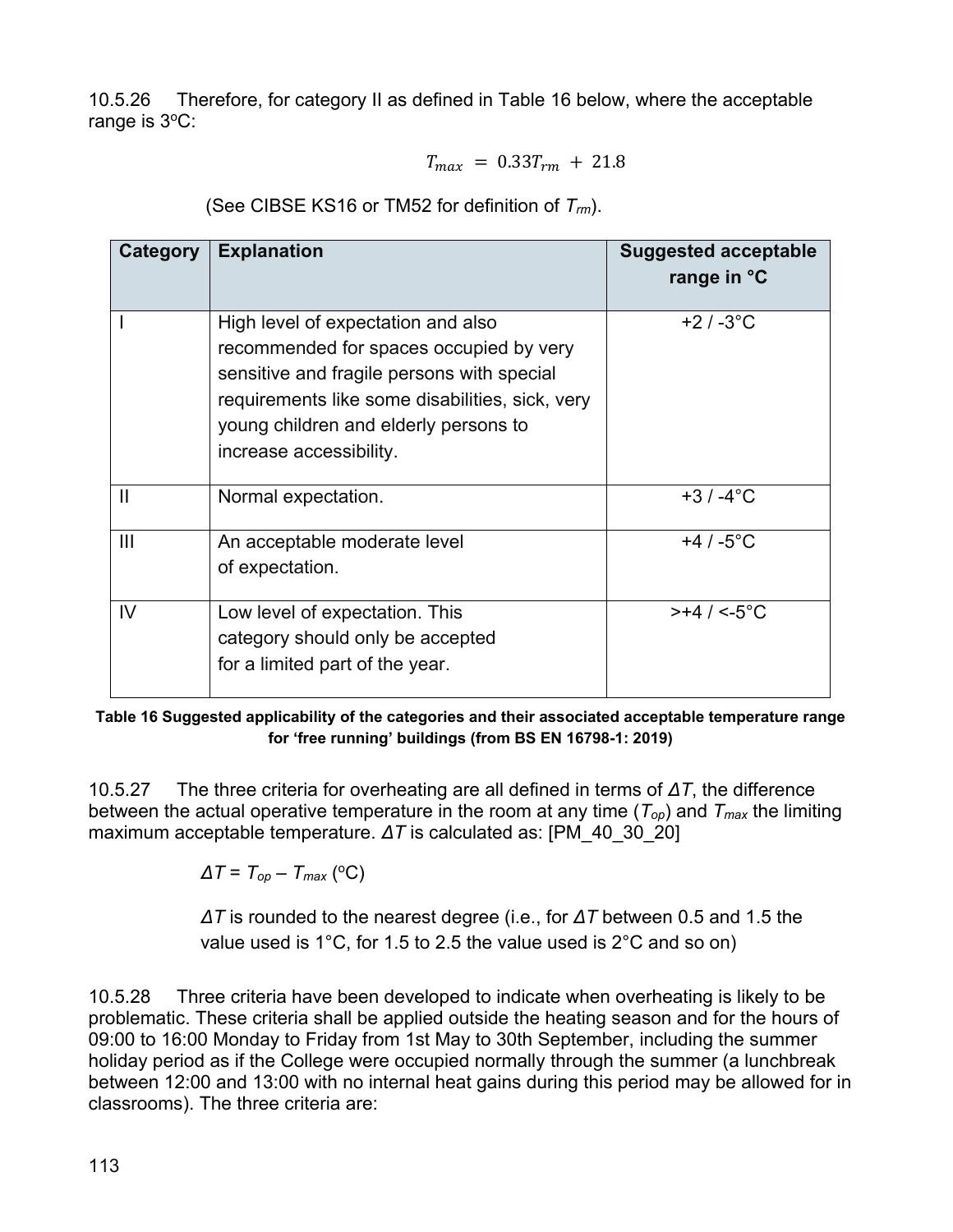10.5.26 Therefore, for category II as defined in Table 16 below, where the acceptable range is 3ºC:

$$T_{max} = 0.33T_{rm} + 21.8$$

(See CIBSE KS16 or TM52 for definition of $T_{rm}$).

| Category | Explanation | Suggested acceptable range in °C |
|---|---|---|
| I | High level of expectation and also recommended for spaces occupied by very sensitive and fragile persons with special requirements like some disabilities, sick, very young children and elderly persons to increase accessibility. | +2 / -3°C |
| II | Normal expectation. | +3 / -4°C |
| III | An acceptable moderate level of expectation. | +4 / -5°C |
| IV | Low level of expectation. This category should only be accepted for a limited part of the year. | >+4 / <-5°C |

**Table 16 Suggested applicability of the categories and their associated acceptable temperature range for 'free running' buildings (from BS EN 16798-1: 2019)**

10.5.27 The three criteria for overheating are all defined in terms of $\Delta T$, the difference between the actual operative temperature in the room at any time ($T_{op}$) and $T_{max}$ the limiting maximum acceptable temperature. $\Delta T$ is calculated as: [PM_40_30_20]

$\Delta T = T_{op} - T_{max}$ (ºC)

$\Delta T$ is rounded to the nearest degree (i.e., for $\Delta T$ between 0.5 and 1.5 the value used is 1°C, for 1.5 to 2.5 the value used is 2°C and so on)

10.5.28 Three criteria have been developed to indicate when overheating is likely to be problematic. These criteria shall be applied outside the heating season and for the hours of 09:00 to 16:00 Monday to Friday from 1st May to 30th September, including the summer holiday period as if the College were occupied normally through the summer (a lunchbreak between 12:00 and 13:00 with no internal heat gains during this period may be allowed for in classrooms). The three criteria are: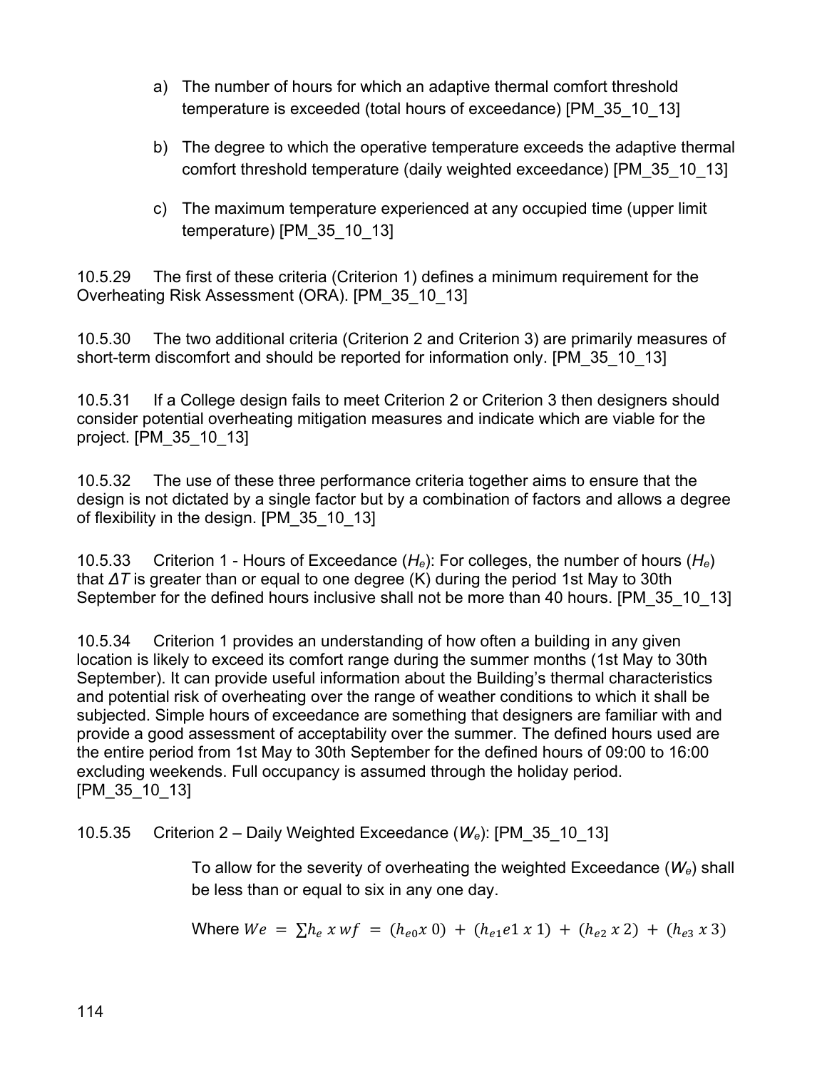a) The number of hours for which an adaptive thermal comfort threshold temperature is exceeded (total hours of exceedance) [PM_35_10_13]

b) The degree to which the operative temperature exceeds the adaptive thermal comfort threshold temperature (daily weighted exceedance) [PM_35_10_13]

c) The maximum temperature experienced at any occupied time (upper limit temperature) [PM_35_10_13]

10.5.29 The first of these criteria (Criterion 1) defines a minimum requirement for the Overheating Risk Assessment (ORA). [PM_35_10_13]

10.5.30 The two additional criteria (Criterion 2 and Criterion 3) are primarily measures of short-term discomfort and should be reported for information only. [PM_35_10_13]

10.5.31 If a College design fails to meet Criterion 2 or Criterion 3 then designers should consider potential overheating mitigation measures and indicate which are viable for the project. [PM_35_10_13]

10.5.32 The use of these three performance criteria together aims to ensure that the design is not dictated by a single factor but by a combination of factors and allows a degree of flexibility in the design. [PM_35_10_13]

10.5.33 Criterion 1 - Hours of Exceedance ($H_e$): For colleges, the number of hours ($H_e$) that $\Delta T$ is greater than or equal to one degree (K) during the period 1st May to 30th September for the defined hours inclusive shall not be more than 40 hours. [PM_35_10_13]

10.5.34 Criterion 1 provides an understanding of how often a building in any given location is likely to exceed its comfort range during the summer months (1st May to 30th September). It can provide useful information about the Building's thermal characteristics and potential risk of overheating over the range of weather conditions to which it shall be subjected. Simple hours of exceedance are something that designers are familiar with and provide a good assessment of acceptability over the summer. The defined hours used are the entire period from 1st May to 30th September for the defined hours of 09:00 to 16:00 excluding weekends. Full occupancy is assumed through the holiday period. [PM_35_10_13]

10.5.35 Criterion 2 – Daily Weighted Exceedance ($W_e$): [PM_35_10_13]

To allow for the severity of overheating the weighted Exceedance ($W_e$) shall be less than or equal to six in any one day.

Where $We = \sum h_e \, x \, wf = (h_{e0} x \; 0) + (h_{e1} e1 \; x \; 1) + (h_{e2} \; x \; 2) + (h_{e3} \; x \; 3)$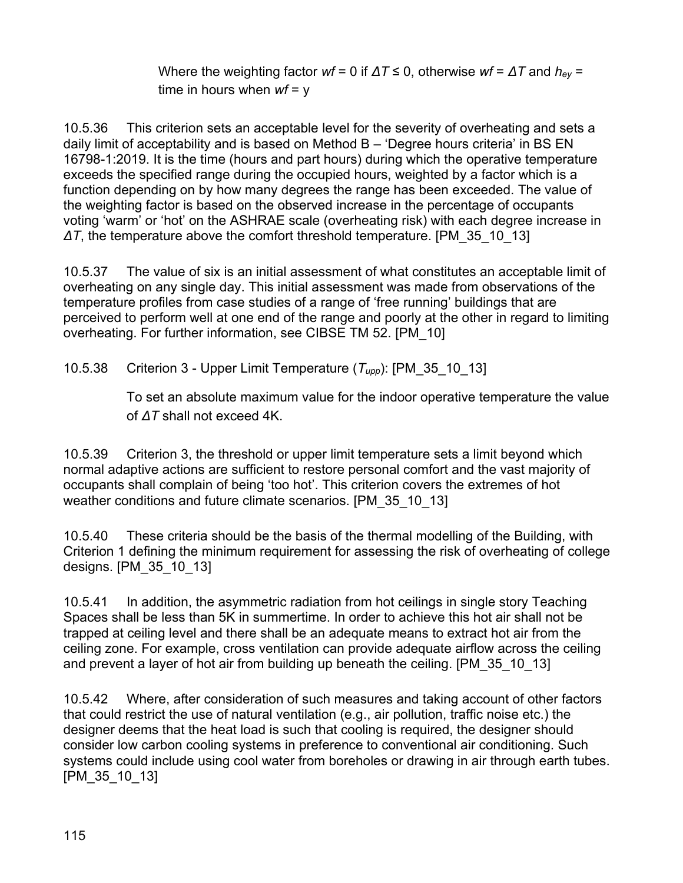Where the weighting factor $wf$ = 0 if $\Delta T \leq 0$, otherwise $wf = \Delta T$ and $h_{ey}$ = time in hours when $wf$ = y

10.5.36 This criterion sets an acceptable level for the severity of overheating and sets a daily limit of acceptability and is based on Method B – 'Degree hours criteria' in BS EN 16798-1:2019. It is the time (hours and part hours) during which the operative temperature exceeds the specified range during the occupied hours, weighted by a factor which is a function depending on by how many degrees the range has been exceeded. The value of the weighting factor is based on the observed increase in the percentage of occupants voting 'warm' or 'hot' on the ASHRAE scale (overheating risk) with each degree increase in $\Delta T$, the temperature above the comfort threshold temperature. [PM_35_10_13]

10.5.37 The value of six is an initial assessment of what constitutes an acceptable limit of overheating on any single day. This initial assessment was made from observations of the temperature profiles from case studies of a range of 'free running' buildings that are perceived to perform well at one end of the range and poorly at the other in regard to limiting overheating. For further information, see CIBSE TM 52. [PM_10]

10.5.38 Criterion 3 - Upper Limit Temperature ($T_{upp}$): [PM_35_10_13]

To set an absolute maximum value for the indoor operative temperature the value of $\Delta T$ shall not exceed 4K.

10.5.39 Criterion 3, the threshold or upper limit temperature sets a limit beyond which normal adaptive actions are sufficient to restore personal comfort and the vast majority of occupants shall complain of being 'too hot'. This criterion covers the extremes of hot weather conditions and future climate scenarios. [PM_35_10_13]

10.5.40 These criteria should be the basis of the thermal modelling of the Building, with Criterion 1 defining the minimum requirement for assessing the risk of overheating of college designs. [PM_35_10_13]

10.5.41 In addition, the asymmetric radiation from hot ceilings in single story Teaching Spaces shall be less than 5K in summertime. In order to achieve this hot air shall not be trapped at ceiling level and there shall be an adequate means to extract hot air from the ceiling zone. For example, cross ventilation can provide adequate airflow across the ceiling and prevent a layer of hot air from building up beneath the ceiling. [PM_35_10_13]

10.5.42 Where, after consideration of such measures and taking account of other factors that could restrict the use of natural ventilation (e.g., air pollution, traffic noise etc.) the designer deems that the heat load is such that cooling is required, the designer should consider low carbon cooling systems in preference to conventional air conditioning. Such systems could include using cool water from boreholes or drawing in air through earth tubes. [PM_35_10_13]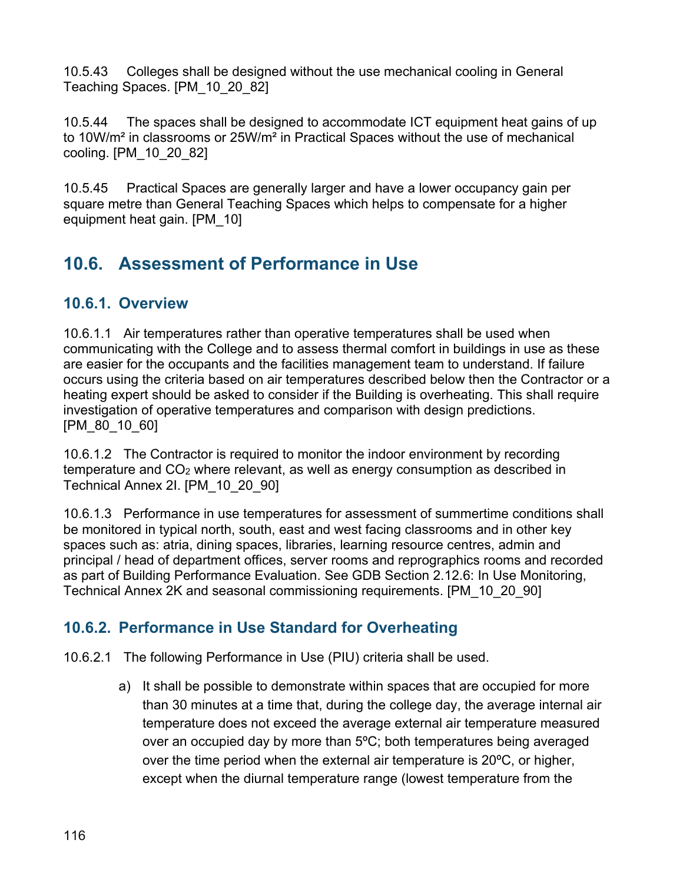10.5.43 Colleges shall be designed without the use mechanical cooling in General Teaching Spaces. [PM_10_20_82]

10.5.44 The spaces shall be designed to accommodate ICT equipment heat gains of up to 10W/m² in classrooms or 25W/m² in Practical Spaces without the use of mechanical cooling. [PM_10_20_82]

10.5.45 Practical Spaces are generally larger and have a lower occupancy gain per square metre than General Teaching Spaces which helps to compensate for a higher equipment heat gain. [PM_10]

## 10.6. Assessment of Performance in Use

### 10.6.1. Overview

10.6.1.1 Air temperatures rather than operative temperatures shall be used when communicating with the College and to assess thermal comfort in buildings in use as these are easier for the occupants and the facilities management team to understand. If failure occurs using the criteria based on air temperatures described below then the Contractor or a heating expert should be asked to consider if the Building is overheating. This shall require investigation of operative temperatures and comparison with design predictions. [PM_80_10_60]

10.6.1.2 The Contractor is required to monitor the indoor environment by recording temperature and $CO_2$ where relevant, as well as energy consumption as described in Technical Annex 2I. [PM_10_20_90]

10.6.1.3 Performance in use temperatures for assessment of summertime conditions shall be monitored in typical north, south, east and west facing classrooms and in other key spaces such as: atria, dining spaces, libraries, learning resource centres, admin and principal / head of department offices, server rooms and reprographics rooms and recorded as part of Building Performance Evaluation. See GDB Section 2.12.6: In Use Monitoring, Technical Annex 2K and seasonal commissioning requirements. [PM_10_20_90]

### 10.6.2. Performance in Use Standard for Overheating

10.6.2.1 The following Performance in Use (PIU) criteria shall be used.

a) It shall be possible to demonstrate within spaces that are occupied for more than 30 minutes at a time that, during the college day, the average internal air temperature does not exceed the average external air temperature measured over an occupied day by more than 5ºC; both temperatures being averaged over the time period when the external air temperature is 20ºC, or higher, except when the diurnal temperature range (lowest temperature from the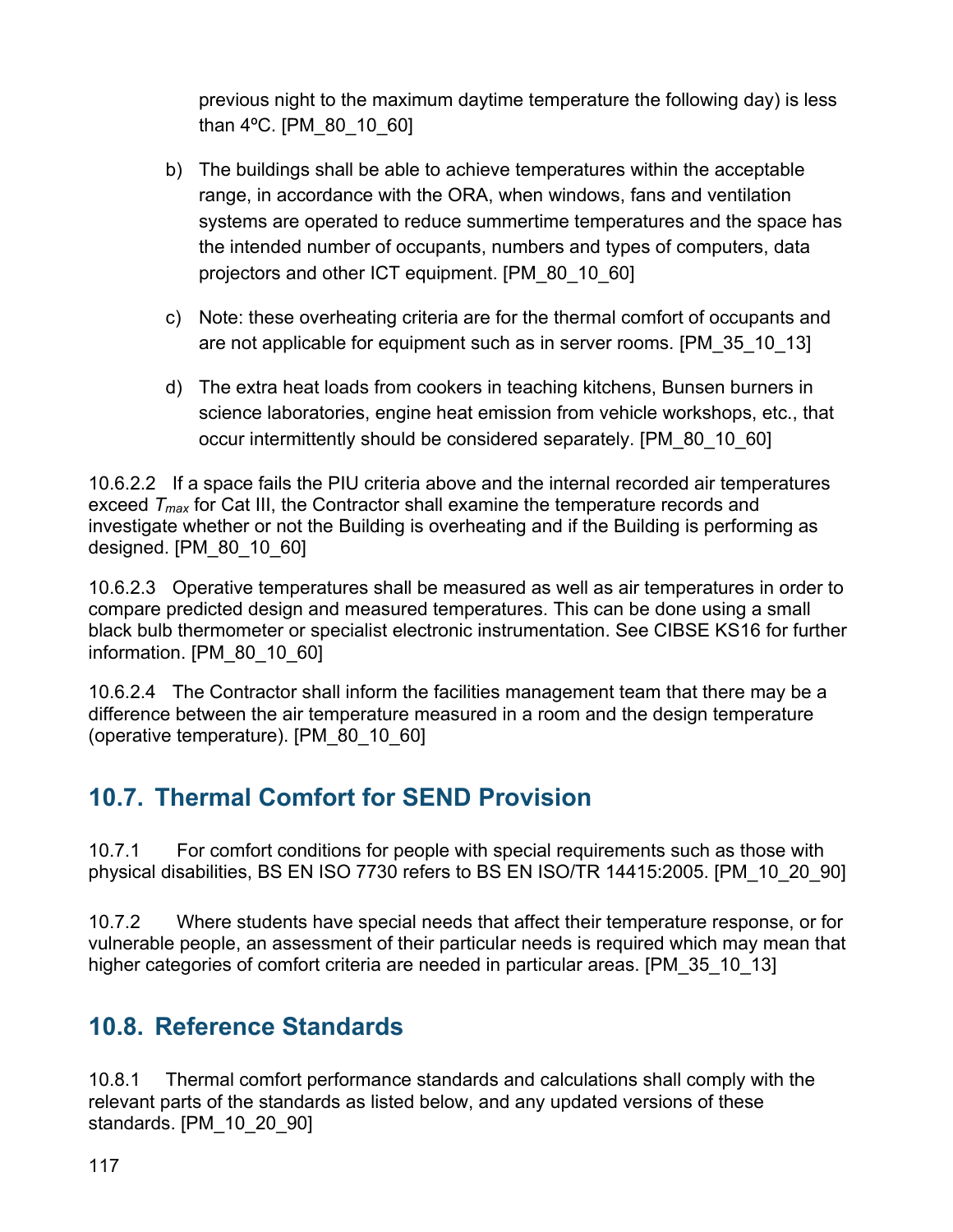previous night to the maximum daytime temperature the following day) is less than 4ºC. [PM_80_10_60]

b) The buildings shall be able to achieve temperatures within the acceptable range, in accordance with the ORA, when windows, fans and ventilation systems are operated to reduce summertime temperatures and the space has the intended number of occupants, numbers and types of computers, data projectors and other ICT equipment. [PM_80_10_60]

c) Note: these overheating criteria are for the thermal comfort of occupants and are not applicable for equipment such as in server rooms. [PM_35_10_13]

d) The extra heat loads from cookers in teaching kitchens, Bunsen burners in science laboratories, engine heat emission from vehicle workshops, etc., that occur intermittently should be considered separately. [PM_80_10_60]

10.6.2.2 If a space fails the PIU criteria above and the internal recorded air temperatures exceed $T_{max}$ for Cat III, the Contractor shall examine the temperature records and investigate whether or not the Building is overheating and if the Building is performing as designed. [PM_80_10_60]

10.6.2.3 Operative temperatures shall be measured as well as air temperatures in order to compare predicted design and measured temperatures. This can be done using a small black bulb thermometer or specialist electronic instrumentation. See CIBSE KS16 for further information. [PM_80_10_60]

10.6.2.4 The Contractor shall inform the facilities management team that there may be a difference between the air temperature measured in a room and the design temperature (operative temperature). [PM_80_10_60]

## 10.7. Thermal Comfort for SEND Provision

10.7.1 For comfort conditions for people with special requirements such as those with physical disabilities, BS EN ISO 7730 refers to BS EN ISO/TR 14415:2005. [PM_10_20_90]

10.7.2 Where students have special needs that affect their temperature response, or for vulnerable people, an assessment of their particular needs is required which may mean that higher categories of comfort criteria are needed in particular areas. [PM_35_10_13]

## 10.8. Reference Standards

10.8.1 Thermal comfort performance standards and calculations shall comply with the relevant parts of the standards as listed below, and any updated versions of these standards. [PM_10_20_90]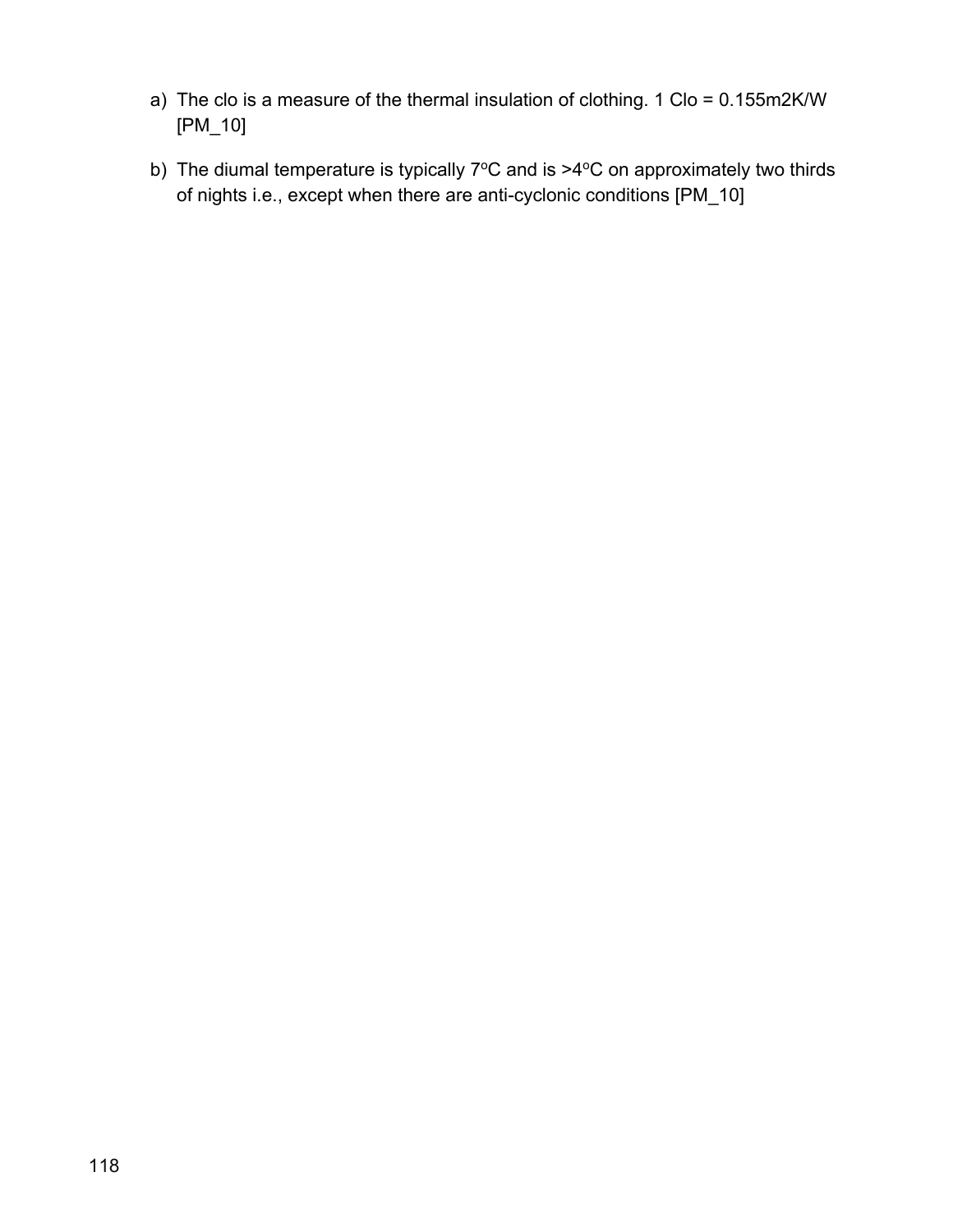a) The clo is a measure of the thermal insulation of clothing. 1 Clo = 0.155m2K/W [PM_10]

b) The diumal temperature is typically 7$^{o}$C and is >4$^{o}$C on approximately two thirds of nights i.e., except when there are anti-cyclonic conditions [PM_10]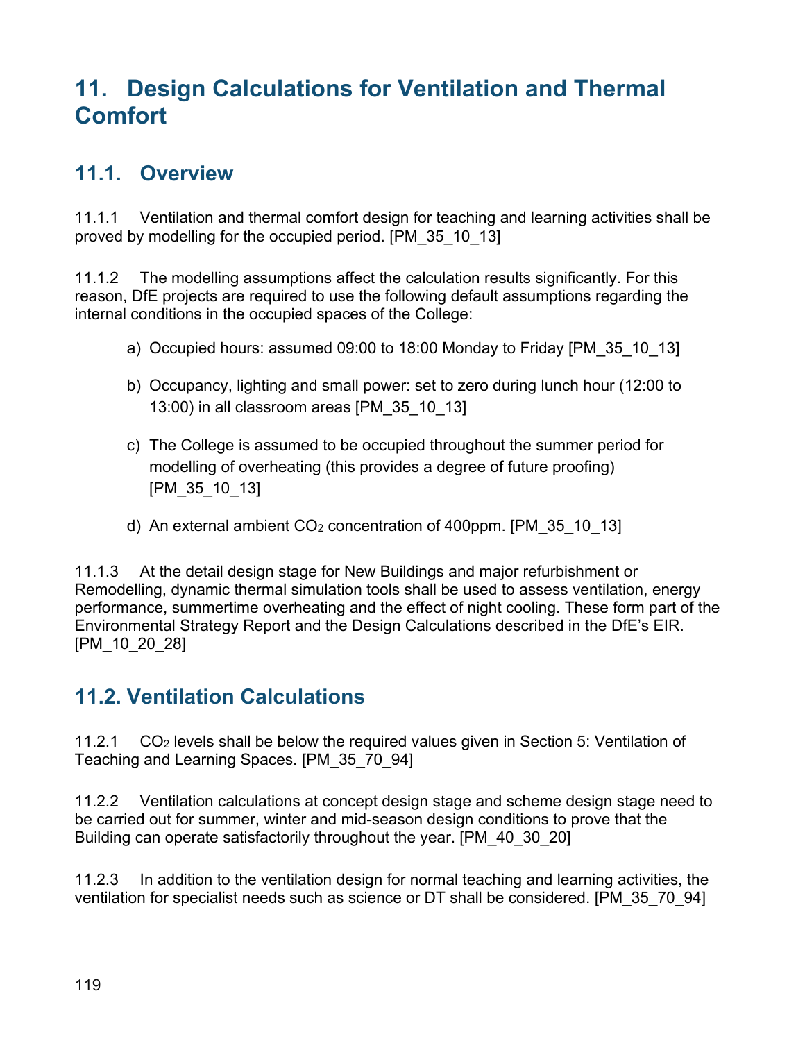# 11. Design Calculations for Ventilation and Thermal Comfort

## 11.1. Overview

11.1.1 Ventilation and thermal comfort design for teaching and learning activities shall be proved by modelling for the occupied period. [PM_35_10_13]

11.1.2 The modelling assumptions affect the calculation results significantly. For this reason, DfE projects are required to use the following default assumptions regarding the internal conditions in the occupied spaces of the College:

a) Occupied hours: assumed 09:00 to 18:00 Monday to Friday [PM_35_10_13]

b) Occupancy, lighting and small power: set to zero during lunch hour (12:00 to 13:00) in all classroom areas [PM_35_10_13]

c) The College is assumed to be occupied throughout the summer period for modelling of overheating (this provides a degree of future proofing) [PM_35_10_13]

d) An external ambient $CO_2$ concentration of 400ppm. [PM_35_10_13]

11.1.3 At the detail design stage for New Buildings and major refurbishment or Remodelling, dynamic thermal simulation tools shall be used to assess ventilation, energy performance, summertime overheating and the effect of night cooling. These form part of the Environmental Strategy Report and the Design Calculations described in the DfE's EIR. [PM_10_20_28]

## 11.2. Ventilation Calculations

11.2.1 $CO_2$ levels shall be below the required values given in Section 5: Ventilation of Teaching and Learning Spaces. [PM_35_70_94]

11.2.2 Ventilation calculations at concept design stage and scheme design stage need to be carried out for summer, winter and mid-season design conditions to prove that the Building can operate satisfactorily throughout the year. [PM_40_30_20]

11.2.3 In addition to the ventilation design for normal teaching and learning activities, the ventilation for specialist needs such as science or DT shall be considered. [PM_35_70_94]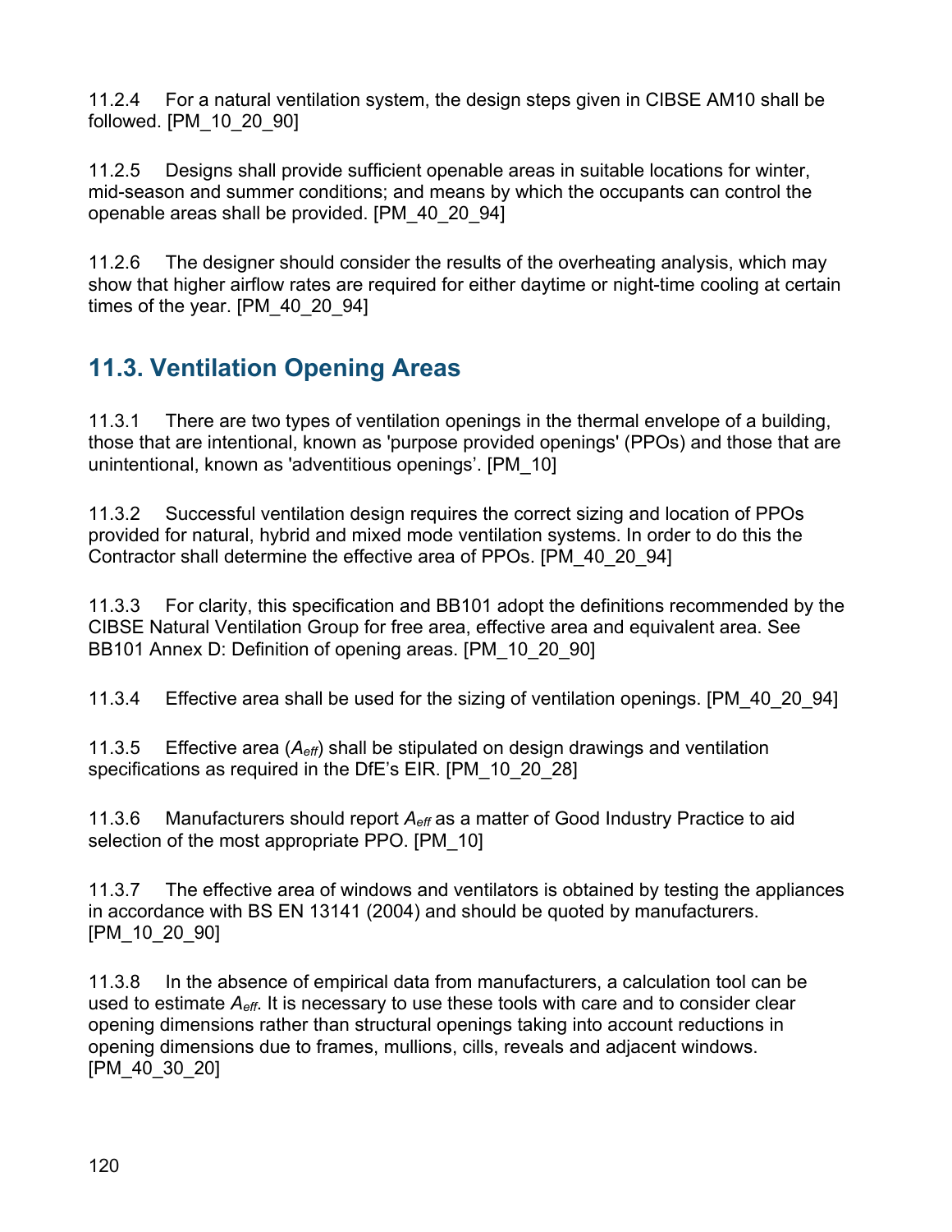11.2.4 For a natural ventilation system, the design steps given in CIBSE AM10 shall be followed. [PM_10_20_90]

11.2.5 Designs shall provide sufficient openable areas in suitable locations for winter, mid-season and summer conditions; and means by which the occupants can control the openable areas shall be provided. [PM_40_20_94]

11.2.6 The designer should consider the results of the overheating analysis, which may show that higher airflow rates are required for either daytime or night-time cooling at certain times of the year. [PM_40_20_94]

## 11.3. Ventilation Opening Areas

11.3.1 There are two types of ventilation openings in the thermal envelope of a building, those that are intentional, known as 'purpose provided openings' (PPOs) and those that are unintentional, known as 'adventitious openings'. [PM_10]

11.3.2 Successful ventilation design requires the correct sizing and location of PPOs provided for natural, hybrid and mixed mode ventilation systems. In order to do this the Contractor shall determine the effective area of PPOs. [PM_40_20_94]

11.3.3 For clarity, this specification and BB101 adopt the definitions recommended by the CIBSE Natural Ventilation Group for free area, effective area and equivalent area. See BB101 Annex D: Definition of opening areas. [PM_10_20_90]

11.3.4 Effective area shall be used for the sizing of ventilation openings. [PM_40_20_94]

11.3.5 Effective area ($A_{eff}$) shall be stipulated on design drawings and ventilation specifications as required in the DfE's EIR. [PM_10_20_28]

11.3.6 Manufacturers should report $A_{eff}$ as a matter of Good Industry Practice to aid selection of the most appropriate PPO. [PM_10]

11.3.7 The effective area of windows and ventilators is obtained by testing the appliances in accordance with BS EN 13141 (2004) and should be quoted by manufacturers. [PM_10_20_90]

11.3.8 In the absence of empirical data from manufacturers, a calculation tool can be used to estimate $A_{eff}$. It is necessary to use these tools with care and to consider clear opening dimensions rather than structural openings taking into account reductions in opening dimensions due to frames, mullions, cills, reveals and adjacent windows. [PM_40_30_20]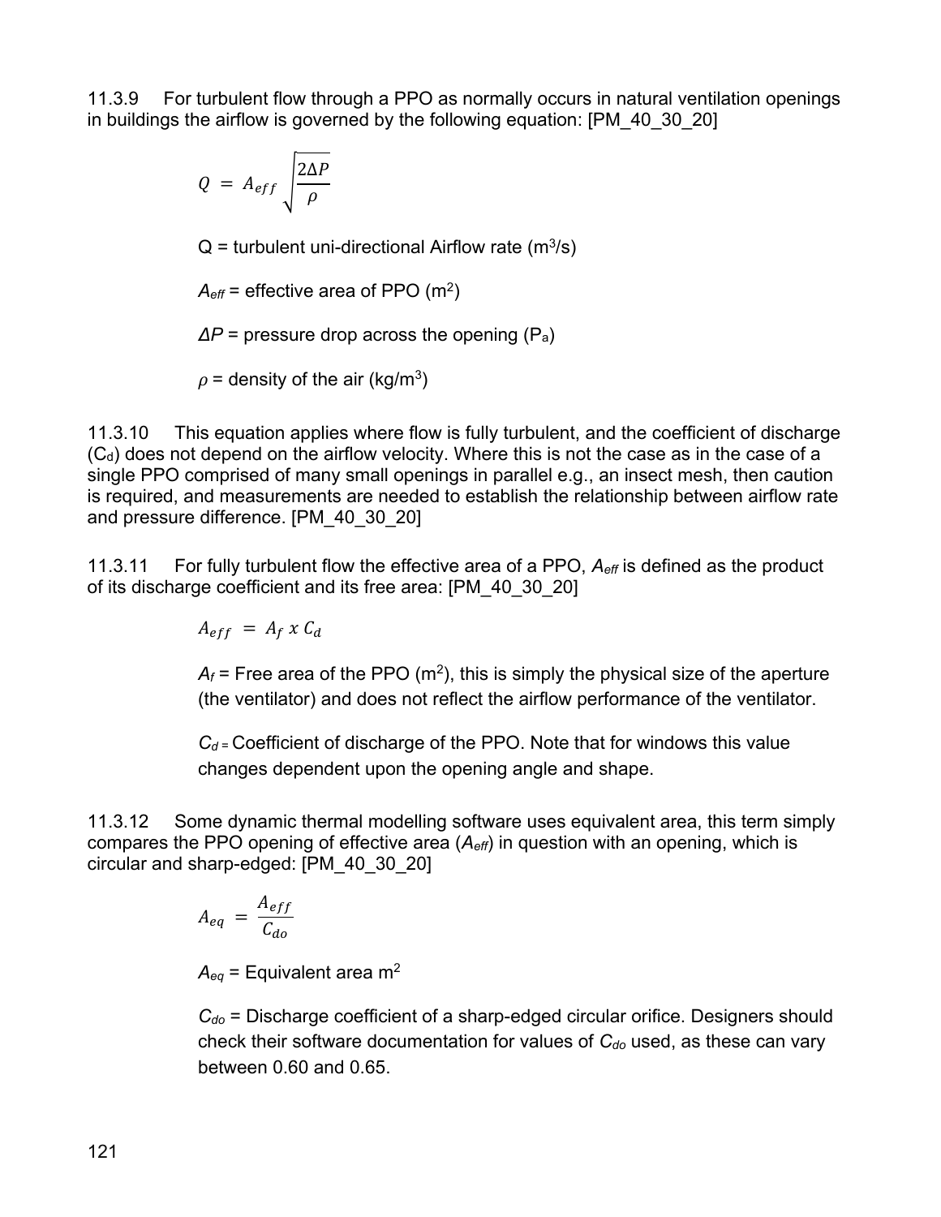11.3.9 For turbulent flow through a PPO as normally occurs in natural ventilation openings in buildings the airflow is governed by the following equation: [PM_40_30_20]

$$Q = A_{eff}\sqrt{\frac{2\Delta P}{\rho}}$$

Q = turbulent uni-directional Airflow rate ($m^3/s$)

$A_{eff}$ = effective area of PPO ($m^2$)

$\Delta P$ = pressure drop across the opening ($P_a$)

$\rho$ = density of the air ($kg/m^3$)

11.3.10 This equation applies where flow is fully turbulent, and the coefficient of discharge ($C_d$) does not depend on the airflow velocity. Where this is not the case as in the case of a single PPO comprised of many small openings in parallel e.g., an insect mesh, then caution is required, and measurements are needed to establish the relationship between airflow rate and pressure difference. [PM_40_30_20]

11.3.11 For fully turbulent flow the effective area of a PPO, $A_{eff}$ is defined as the product of its discharge coefficient and its free area: [PM_40_30_20]

$$A_{eff} = A_f \ x \ C_d$$

$A_f$ = Free area of the PPO ($m^2$), this is simply the physical size of the aperture (the ventilator) and does not reflect the airflow performance of the ventilator.

$C_d$ = Coefficient of discharge of the PPO. Note that for windows this value changes dependent upon the opening angle and shape.

11.3.12 Some dynamic thermal modelling software uses equivalent area, this term simply compares the PPO opening of effective area ($A_{eff}$) in question with an opening, which is circular and sharp-edged: [PM_40_30_20]

$$A_{eq} = \frac{A_{eff}}{C_{do}}$$

$A_{eq}$ = Equivalent area $m^2$

$C_{do}$ = Discharge coefficient of a sharp-edged circular orifice. Designers should check their software documentation for values of $C_{do}$ used, as these can vary between 0.60 and 0.65.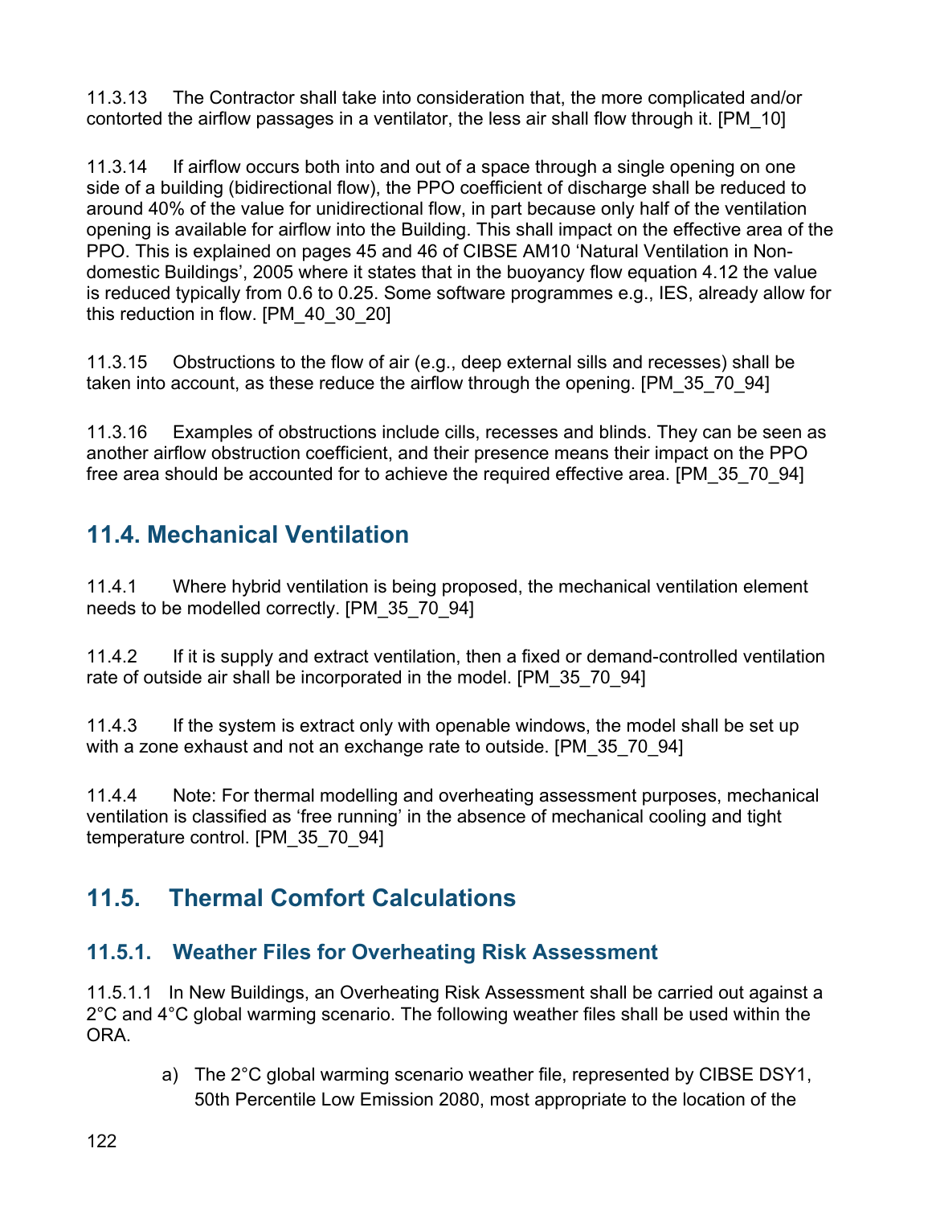11.3.13 The Contractor shall take into consideration that, the more complicated and/or contorted the airflow passages in a ventilator, the less air shall flow through it. [PM_10]

11.3.14 If airflow occurs both into and out of a space through a single opening on one side of a building (bidirectional flow), the PPO coefficient of discharge shall be reduced to around 40% of the value for unidirectional flow, in part because only half of the ventilation opening is available for airflow into the Building. This shall impact on the effective area of the PPO. This is explained on pages 45 and 46 of CIBSE AM10 'Natural Ventilation in Non-domestic Buildings', 2005 where it states that in the buoyancy flow equation 4.12 the value is reduced typically from 0.6 to 0.25. Some software programmes e.g., IES, already allow for this reduction in flow. [PM_40_30_20]

11.3.15 Obstructions to the flow of air (e.g., deep external sills and recesses) shall be taken into account, as these reduce the airflow through the opening. [PM_35_70_94]

11.3.16 Examples of obstructions include cills, recesses and blinds. They can be seen as another airflow obstruction coefficient, and their presence means their impact on the PPO free area should be accounted for to achieve the required effective area. [PM_35_70_94]

## 11.4. Mechanical Ventilation

11.4.1 Where hybrid ventilation is being proposed, the mechanical ventilation element needs to be modelled correctly. [PM_35_70_94]

11.4.2 If it is supply and extract ventilation, then a fixed or demand-controlled ventilation rate of outside air shall be incorporated in the model. [PM_35_70_94]

11.4.3 If the system is extract only with openable windows, the model shall be set up with a zone exhaust and not an exchange rate to outside. [PM_35_70_94]

11.4.4 Note: For thermal modelling and overheating assessment purposes, mechanical ventilation is classified as 'free running' in the absence of mechanical cooling and tight temperature control. [PM_35_70_94]

## 11.5. Thermal Comfort Calculations

### 11.5.1. Weather Files for Overheating Risk Assessment

11.5.1.1 In New Buildings, an Overheating Risk Assessment shall be carried out against a 2°C and 4°C global warming scenario. The following weather files shall be used within the ORA.

a) The 2°C global warming scenario weather file, represented by CIBSE DSY1, 50th Percentile Low Emission 2080, most appropriate to the location of the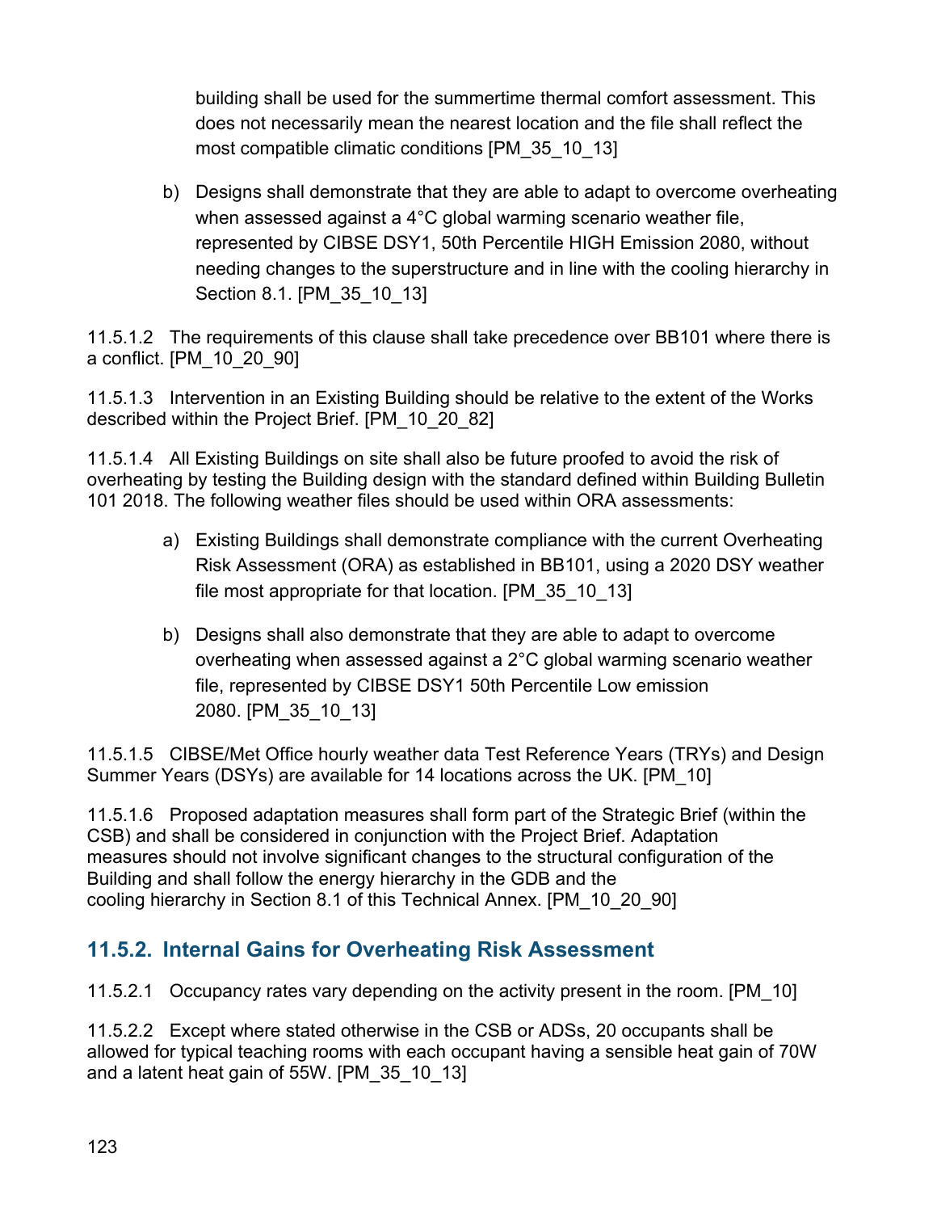building shall be used for the summertime thermal comfort assessment. This does not necessarily mean the nearest location and the file shall reflect the most compatible climatic conditions [PM_35_10_13]

b) Designs shall demonstrate that they are able to adapt to overcome overheating when assessed against a 4°C global warming scenario weather file, represented by CIBSE DSY1, 50th Percentile HIGH Emission 2080, without needing changes to the superstructure and in line with the cooling hierarchy in Section 8.1. [PM_35_10_13]

11.5.1.2 The requirements of this clause shall take precedence over BB101 where there is a conflict. [PM_10_20_90]

11.5.1.3 Intervention in an Existing Building should be relative to the extent of the Works described within the Project Brief. [PM_10_20_82]

11.5.1.4 All Existing Buildings on site shall also be future proofed to avoid the risk of overheating by testing the Building design with the standard defined within Building Bulletin 101 2018. The following weather files should be used within ORA assessments:

a) Existing Buildings shall demonstrate compliance with the current Overheating Risk Assessment (ORA) as established in BB101, using a 2020 DSY weather file most appropriate for that location. [PM_35_10_13]

b) Designs shall also demonstrate that they are able to adapt to overcome overheating when assessed against a 2°C global warming scenario weather file, represented by CIBSE DSY1 50th Percentile Low emission 2080. [PM_35_10_13]

11.5.1.5 CIBSE/Met Office hourly weather data Test Reference Years (TRYs) and Design Summer Years (DSYs) are available for 14 locations across the UK. [PM_10]

11.5.1.6 Proposed adaptation measures shall form part of the Strategic Brief (within the CSB) and shall be considered in conjunction with the Project Brief. Adaptation measures should not involve significant changes to the structural configuration of the Building and shall follow the energy hierarchy in the GDB and the cooling hierarchy in Section 8.1 of this Technical Annex. [PM_10_20_90]

### 11.5.2. Internal Gains for Overheating Risk Assessment

11.5.2.1 Occupancy rates vary depending on the activity present in the room. [PM_10]

11.5.2.2 Except where stated otherwise in the CSB or ADSs, 20 occupants shall be allowed for typical teaching rooms with each occupant having a sensible heat gain of 70W and a latent heat gain of 55W. [PM_35_10_13]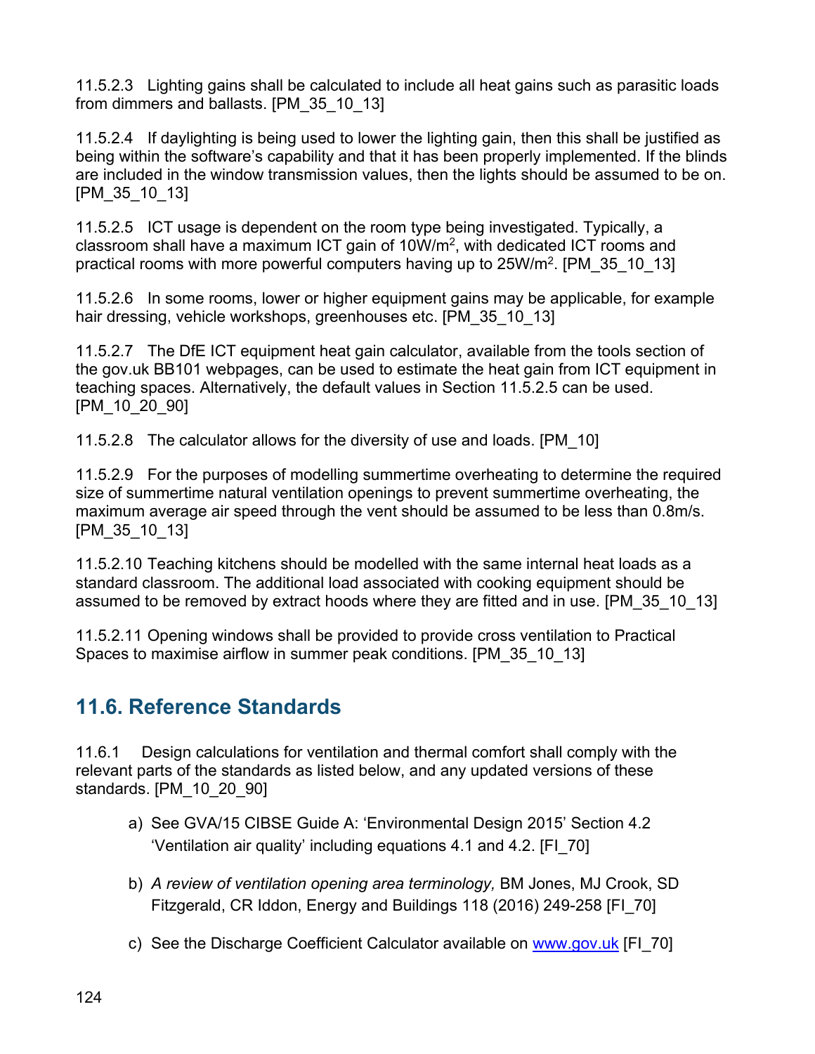11.5.2.3 Lighting gains shall be calculated to include all heat gains such as parasitic loads from dimmers and ballasts. [PM_35_10_13]

11.5.2.4 If daylighting is being used to lower the lighting gain, then this shall be justified as being within the software's capability and that it has been properly implemented. If the blinds are included in the window transmission values, then the lights should be assumed to be on. [PM_35_10_13]

11.5.2.5 ICT usage is dependent on the room type being investigated. Typically, a classroom shall have a maximum ICT gain of 10W/m$^2$, with dedicated ICT rooms and practical rooms with more powerful computers having up to 25W/m$^2$. [PM_35_10_13]

11.5.2.6 In some rooms, lower or higher equipment gains may be applicable, for example hair dressing, vehicle workshops, greenhouses etc. [PM_35_10_13]

11.5.2.7 The DfE ICT equipment heat gain calculator, available from the tools section of the gov.uk BB101 webpages, can be used to estimate the heat gain from ICT equipment in teaching spaces. Alternatively, the default values in Section 11.5.2.5 can be used. [PM_10_20_90]

11.5.2.8 The calculator allows for the diversity of use and loads. [PM_10]

11.5.2.9 For the purposes of modelling summertime overheating to determine the required size of summertime natural ventilation openings to prevent summertime overheating, the maximum average air speed through the vent should be assumed to be less than 0.8m/s. [PM_35_10_13]

11.5.2.10 Teaching kitchens should be modelled with the same internal heat loads as a standard classroom. The additional load associated with cooking equipment should be assumed to be removed by extract hoods where they are fitted and in use. [PM_35_10_13]

11.5.2.11 Opening windows shall be provided to provide cross ventilation to Practical Spaces to maximise airflow in summer peak conditions. [PM_35_10_13]

## 11.6. Reference Standards

11.6.1 Design calculations for ventilation and thermal comfort shall comply with the relevant parts of the standards as listed below, and any updated versions of these standards. [PM_10_20_90]

a) See GVA/15 CIBSE Guide A: 'Environmental Design 2015' Section 4.2 'Ventilation air quality' including equations 4.1 and 4.2. [FI_70]

b) *A review of ventilation opening area terminology,* BM Jones, MJ Crook, SD Fitzgerald, CR Iddon, Energy and Buildings 118 (2016) 249-258 [FI_70]

c) See the Discharge Coefficient Calculator available on [www.gov.uk](http://www.gov.uk) [FI_70]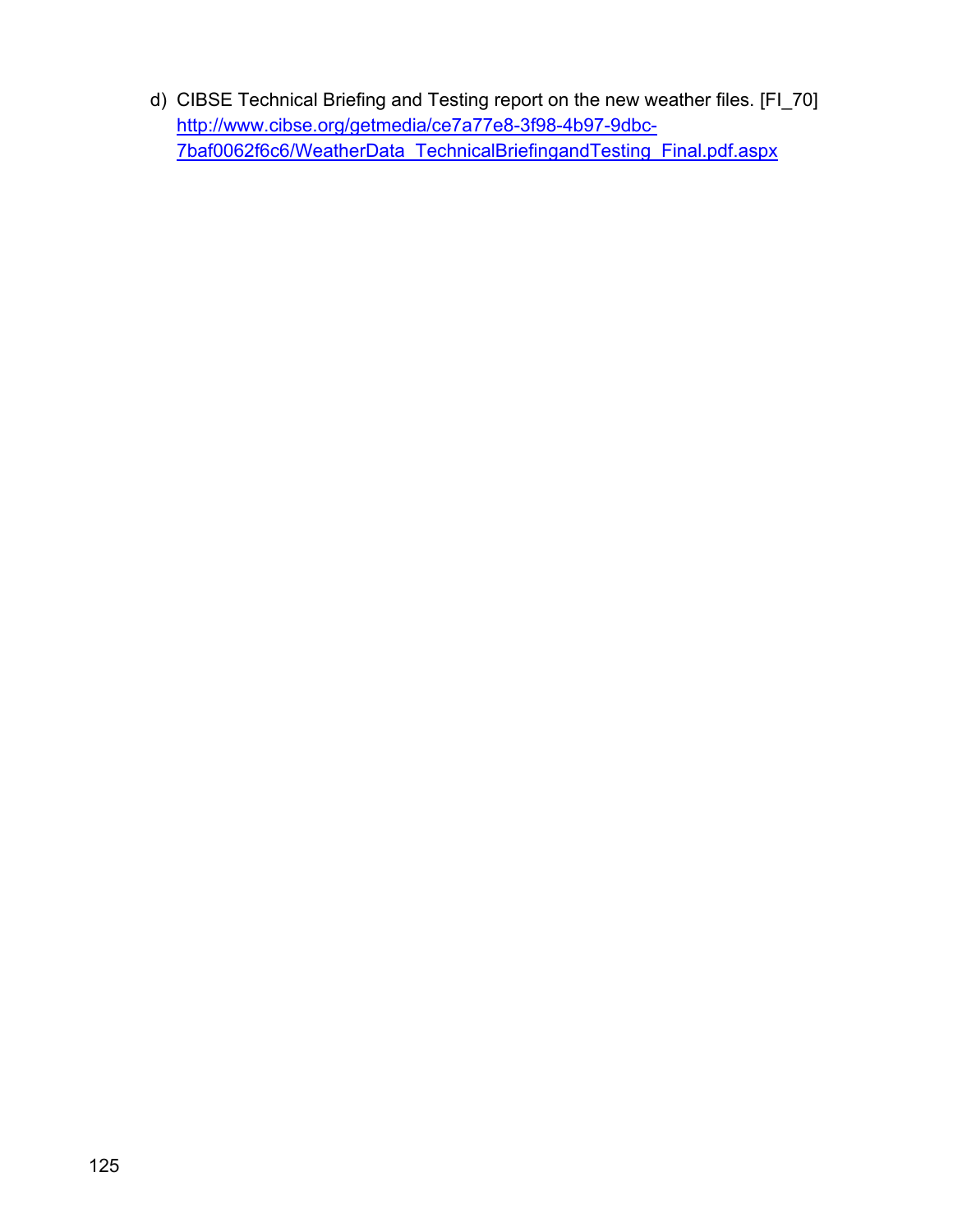d) CIBSE Technical Briefing and Testing report on the new weather files. [FI_70] [http://www.cibse.org/getmedia/ce7a77e8-3f98-4b97-9dbc-7baf0062f6c6/WeatherData_TechnicalBriefingandTesting_Final.pdf.aspx](http://www.cibse.org/getmedia/ce7a77e8-3f98-4b97-9dbc-7baf0062f6c6/WeatherData_TechnicalBriefingandTesting_Final.pdf.aspx)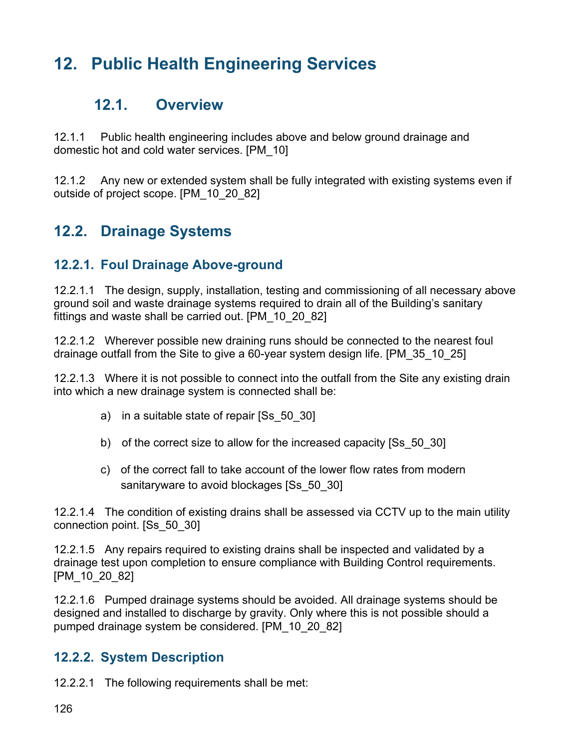# 12. Public Health Engineering Services

## 12.1. Overview

12.1.1 Public health engineering includes above and below ground drainage and domestic hot and cold water services. [PM_10]

12.1.2 Any new or extended system shall be fully integrated with existing systems even if outside of project scope. [PM_10_20_82]

## 12.2. Drainage Systems

### 12.2.1. Foul Drainage Above-ground

12.2.1.1 The design, supply, installation, testing and commissioning of all necessary above ground soil and waste drainage systems required to drain all of the Building's sanitary fittings and waste shall be carried out. [PM_10_20_82]

12.2.1.2 Wherever possible new draining runs should be connected to the nearest foul drainage outfall from the Site to give a 60-year system design life. [PM_35_10_25]

12.2.1.3 Where it is not possible to connect into the outfall from the Site any existing drain into which a new drainage system is connected shall be:

a) in a suitable state of repair [Ss_50_30]

b) of the correct size to allow for the increased capacity [Ss_50_30]

c) of the correct fall to take account of the lower flow rates from modern sanitaryware to avoid blockages [Ss_50_30]

12.2.1.4 The condition of existing drains shall be assessed via CCTV up to the main utility connection point. [Ss_50_30]

12.2.1.5 Any repairs required to existing drains shall be inspected and validated by a drainage test upon completion to ensure compliance with Building Control requirements. [PM_10_20_82]

12.2.1.6 Pumped drainage systems should be avoided. All drainage systems should be designed and installed to discharge by gravity. Only where this is not possible should a pumped drainage system be considered. [PM_10_20_82]

### 12.2.2. System Description

12.2.2.1 The following requirements shall be met: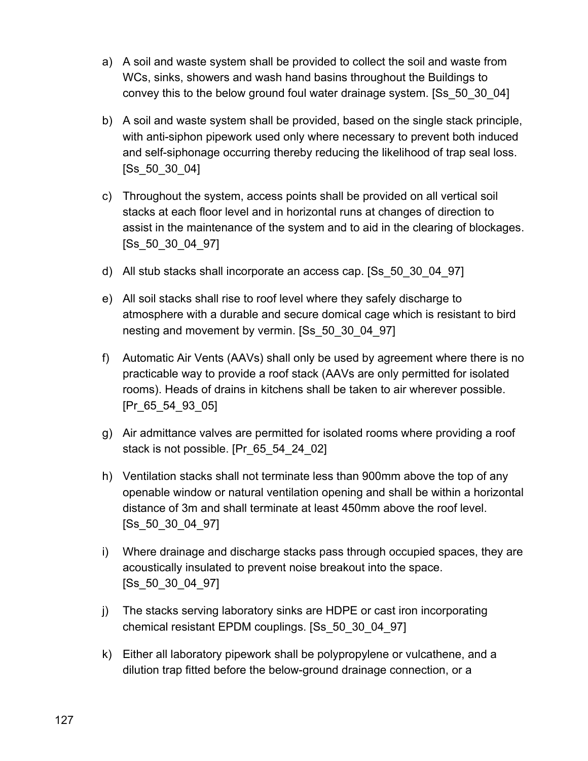a) A soil and waste system shall be provided to collect the soil and waste from WCs, sinks, showers and wash hand basins throughout the Buildings to convey this to the below ground foul water drainage system. [Ss_50_30_04]

b) A soil and waste system shall be provided, based on the single stack principle, with anti-siphon pipework used only where necessary to prevent both induced and self-siphonage occurring thereby reducing the likelihood of trap seal loss. [Ss_50_30_04]

c) Throughout the system, access points shall be provided on all vertical soil stacks at each floor level and in horizontal runs at changes of direction to assist in the maintenance of the system and to aid in the clearing of blockages. [Ss_50_30_04_97]

d) All stub stacks shall incorporate an access cap. [Ss_50_30_04_97]

e) All soil stacks shall rise to roof level where they safely discharge to atmosphere with a durable and secure domical cage which is resistant to bird nesting and movement by vermin. [Ss_50_30_04_97]

f) Automatic Air Vents (AAVs) shall only be used by agreement where there is no practicable way to provide a roof stack (AAVs are only permitted for isolated rooms). Heads of drains in kitchens shall be taken to air wherever possible. [Pr_65_54_93_05]

g) Air admittance valves are permitted for isolated rooms where providing a roof stack is not possible. [Pr_65_54_24_02]

h) Ventilation stacks shall not terminate less than 900mm above the top of any openable window or natural ventilation opening and shall be within a horizontal distance of 3m and shall terminate at least 450mm above the roof level. [Ss_50_30_04_97]

i) Where drainage and discharge stacks pass through occupied spaces, they are acoustically insulated to prevent noise breakout into the space. [Ss_50_30_04_97]

j) The stacks serving laboratory sinks are HDPE or cast iron incorporating chemical resistant EPDM couplings. [Ss_50_30_04_97]

k) Either all laboratory pipework shall be polypropylene or vulcathene, and a dilution trap fitted before the below-ground drainage connection, or a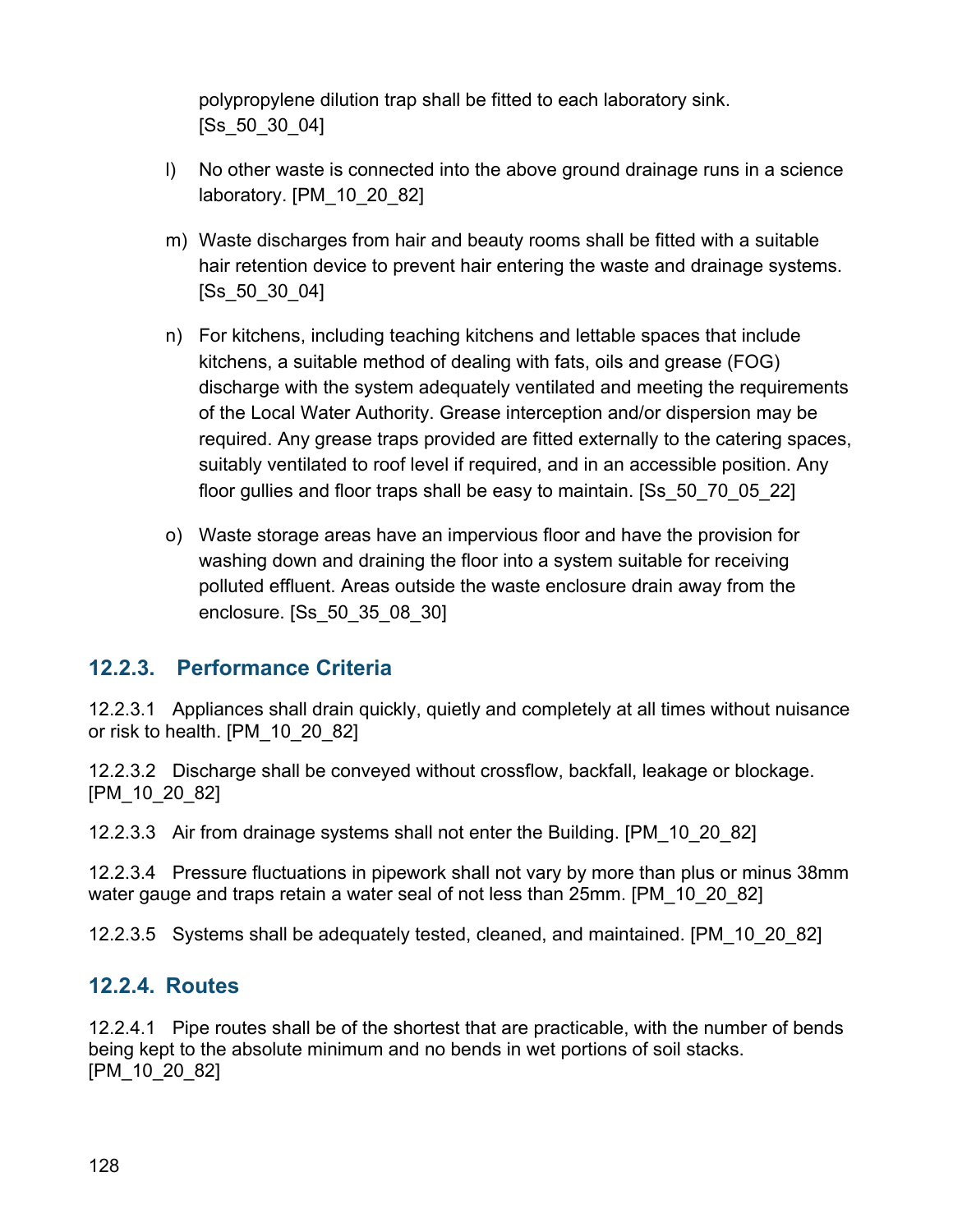polypropylene dilution trap shall be fitted to each laboratory sink. [Ss_50_30_04]

l) No other waste is connected into the above ground drainage runs in a science laboratory. [PM_10_20_82]

m) Waste discharges from hair and beauty rooms shall be fitted with a suitable hair retention device to prevent hair entering the waste and drainage systems. [Ss_50_30_04]

n) For kitchens, including teaching kitchens and lettable spaces that include kitchens, a suitable method of dealing with fats, oils and grease (FOG) discharge with the system adequately ventilated and meeting the requirements of the Local Water Authority. Grease interception and/or dispersion may be required. Any grease traps provided are fitted externally to the catering spaces, suitably ventilated to roof level if required, and in an accessible position. Any floor gullies and floor traps shall be easy to maintain. [Ss_50_70_05_22]

o) Waste storage areas have an impervious floor and have the provision for washing down and draining the floor into a system suitable for receiving polluted effluent. Areas outside the waste enclosure drain away from the enclosure. [Ss_50_35_08_30]

### 12.2.3. Performance Criteria

12.2.3.1 Appliances shall drain quickly, quietly and completely at all times without nuisance or risk to health. [PM_10_20_82]

12.2.3.2 Discharge shall be conveyed without crossflow, backfall, leakage or blockage. [PM_10_20_82]

12.2.3.3 Air from drainage systems shall not enter the Building. [PM_10_20_82]

12.2.3.4 Pressure fluctuations in pipework shall not vary by more than plus or minus 38mm water gauge and traps retain a water seal of not less than 25mm. [PM_10_20_82]

12.2.3.5 Systems shall be adequately tested, cleaned, and maintained. [PM_10_20_82]

### 12.2.4. Routes

12.2.4.1 Pipe routes shall be of the shortest that are practicable, with the number of bends being kept to the absolute minimum and no bends in wet portions of soil stacks. [PM_10_20_82]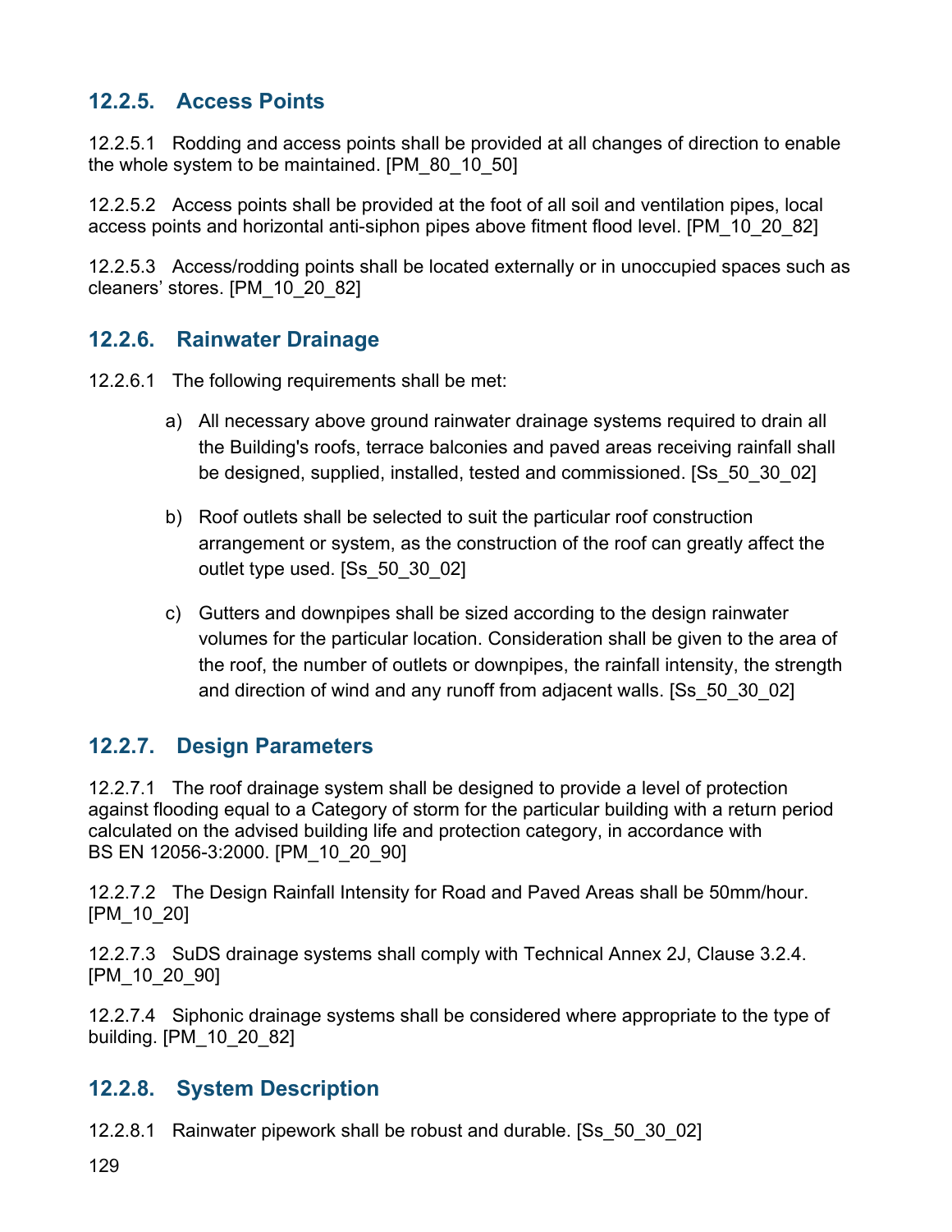### 12.2.5. Access Points

12.2.5.1 Rodding and access points shall be provided at all changes of direction to enable the whole system to be maintained. [PM_80_10_50]

12.2.5.2 Access points shall be provided at the foot of all soil and ventilation pipes, local access points and horizontal anti-siphon pipes above fitment flood level. [PM_10_20_82]

12.2.5.3 Access/rodding points shall be located externally or in unoccupied spaces such as cleaners' stores. [PM_10_20_82]

### 12.2.6. Rainwater Drainage

12.2.6.1 The following requirements shall be met:

a) All necessary above ground rainwater drainage systems required to drain all the Building's roofs, terrace balconies and paved areas receiving rainfall shall be designed, supplied, installed, tested and commissioned. [Ss_50_30_02]

b) Roof outlets shall be selected to suit the particular roof construction arrangement or system, as the construction of the roof can greatly affect the outlet type used. [Ss_50_30_02]

c) Gutters and downpipes shall be sized according to the design rainwater volumes for the particular location. Consideration shall be given to the area of the roof, the number of outlets or downpipes, the rainfall intensity, the strength and direction of wind and any runoff from adjacent walls. [Ss_50_30_02]

### 12.2.7. Design Parameters

12.2.7.1 The roof drainage system shall be designed to provide a level of protection against flooding equal to a Category of storm for the particular building with a return period calculated on the advised building life and protection category, in accordance with BS EN 12056-3:2000. [PM_10_20_90]

12.2.7.2 The Design Rainfall Intensity for Road and Paved Areas shall be 50mm/hour. [PM_10_20]

12.2.7.3 SuDS drainage systems shall comply with Technical Annex 2J, Clause 3.2.4. [PM_10_20_90]

12.2.7.4 Siphonic drainage systems shall be considered where appropriate to the type of building. [PM_10_20_82]

### 12.2.8. System Description

12.2.8.1 Rainwater pipework shall be robust and durable. [Ss_50_30_02]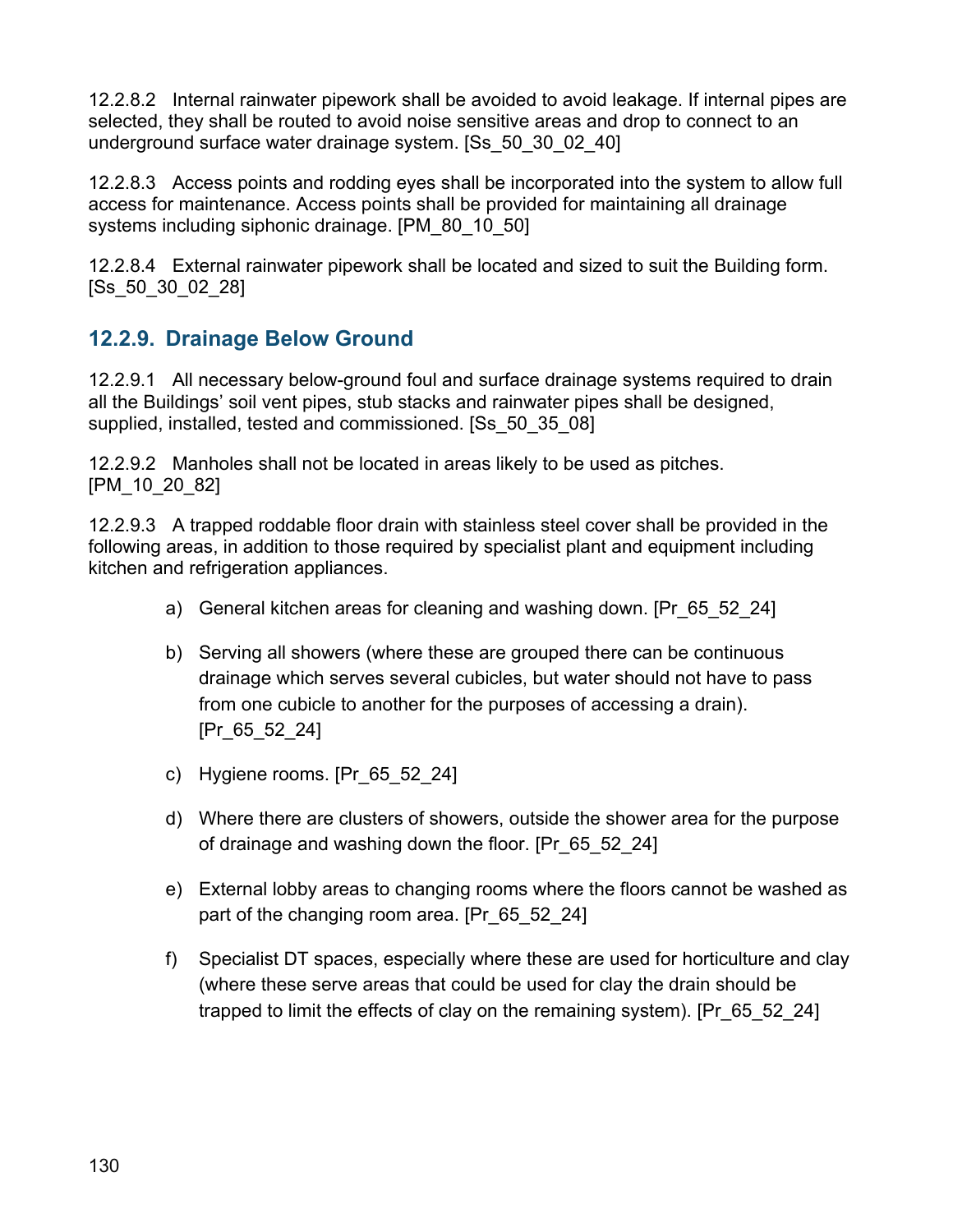12.2.8.2 Internal rainwater pipework shall be avoided to avoid leakage. If internal pipes are selected, they shall be routed to avoid noise sensitive areas and drop to connect to an underground surface water drainage system. [Ss_50_30_02_40]

12.2.8.3 Access points and rodding eyes shall be incorporated into the system to allow full access for maintenance. Access points shall be provided for maintaining all drainage systems including siphonic drainage. [PM_80_10_50]

12.2.8.4 External rainwater pipework shall be located and sized to suit the Building form. [Ss_50_30_02_28]

### 12.2.9. Drainage Below Ground

12.2.9.1 All necessary below-ground foul and surface drainage systems required to drain all the Buildings' soil vent pipes, stub stacks and rainwater pipes shall be designed, supplied, installed, tested and commissioned. [Ss_50_35_08]

12.2.9.2 Manholes shall not be located in areas likely to be used as pitches. [PM_10_20_82]

12.2.9.3 A trapped roddable floor drain with stainless steel cover shall be provided in the following areas, in addition to those required by specialist plant and equipment including kitchen and refrigeration appliances.

a) General kitchen areas for cleaning and washing down. [Pr_65_52_24]

b) Serving all showers (where these are grouped there can be continuous drainage which serves several cubicles, but water should not have to pass from one cubicle to another for the purposes of accessing a drain). [Pr_65_52_24]

c) Hygiene rooms. [Pr_65_52_24]

d) Where there are clusters of showers, outside the shower area for the purpose of drainage and washing down the floor. [Pr_65_52_24]

e) External lobby areas to changing rooms where the floors cannot be washed as part of the changing room area. [Pr_65_52_24]

f) Specialist DT spaces, especially where these are used for horticulture and clay (where these serve areas that could be used for clay the drain should be trapped to limit the effects of clay on the remaining system). [Pr_65_52_24]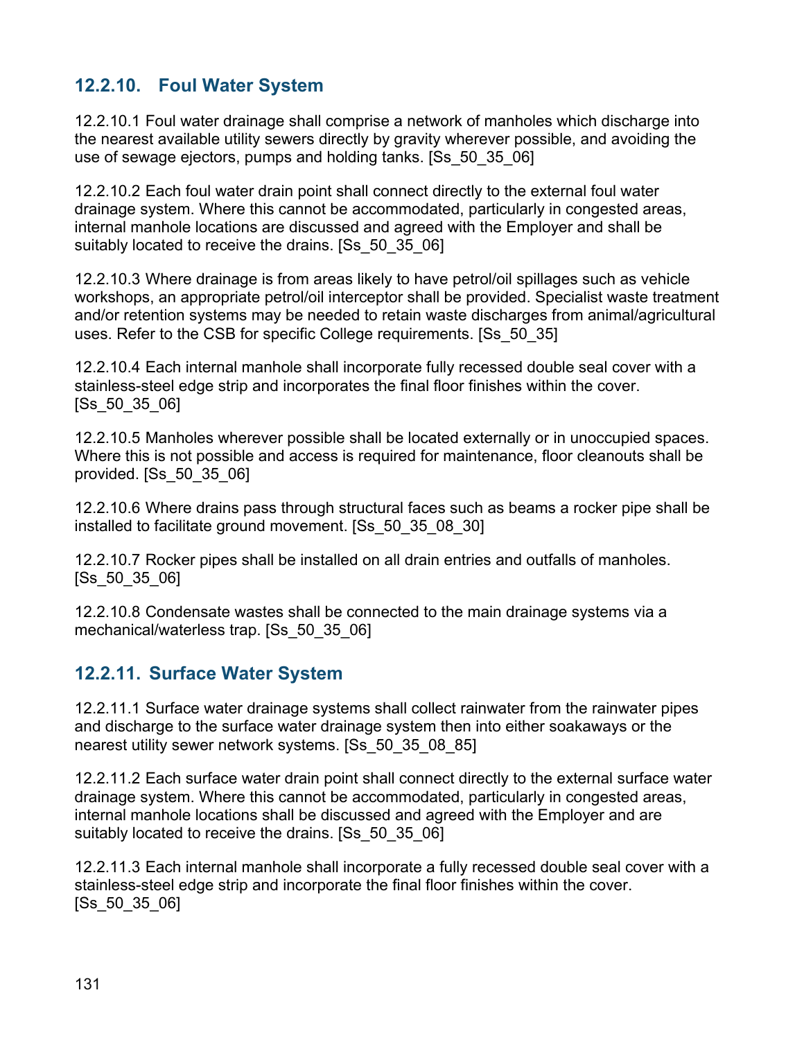### 12.2.10. Foul Water System

12.2.10.1 Foul water drainage shall comprise a network of manholes which discharge into the nearest available utility sewers directly by gravity wherever possible, and avoiding the use of sewage ejectors, pumps and holding tanks. [Ss_50_35_06]

12.2.10.2 Each foul water drain point shall connect directly to the external foul water drainage system. Where this cannot be accommodated, particularly in congested areas, internal manhole locations are discussed and agreed with the Employer and shall be suitably located to receive the drains. [Ss_50_35_06]

12.2.10.3 Where drainage is from areas likely to have petrol/oil spillages such as vehicle workshops, an appropriate petrol/oil interceptor shall be provided. Specialist waste treatment and/or retention systems may be needed to retain waste discharges from animal/agricultural uses. Refer to the CSB for specific College requirements. [Ss_50_35]

12.2.10.4 Each internal manhole shall incorporate fully recessed double seal cover with a stainless-steel edge strip and incorporates the final floor finishes within the cover. [Ss_50_35_06]

12.2.10.5 Manholes wherever possible shall be located externally or in unoccupied spaces. Where this is not possible and access is required for maintenance, floor cleanouts shall be provided. [Ss_50_35_06]

12.2.10.6 Where drains pass through structural faces such as beams a rocker pipe shall be installed to facilitate ground movement. [Ss_50_35_08_30]

12.2.10.7 Rocker pipes shall be installed on all drain entries and outfalls of manholes. [Ss_50_35_06]

12.2.10.8 Condensate wastes shall be connected to the main drainage systems via a mechanical/waterless trap. [Ss_50_35_06]

### 12.2.11. Surface Water System

12.2.11.1 Surface water drainage systems shall collect rainwater from the rainwater pipes and discharge to the surface water drainage system then into either soakaways or the nearest utility sewer network systems. [Ss_50_35_08_85]

12.2.11.2 Each surface water drain point shall connect directly to the external surface water drainage system. Where this cannot be accommodated, particularly in congested areas, internal manhole locations shall be discussed and agreed with the Employer and are suitably located to receive the drains. [Ss_50_35_06]

12.2.11.3 Each internal manhole shall incorporate a fully recessed double seal cover with a stainless-steel edge strip and incorporate the final floor finishes within the cover. [Ss_50_35_06]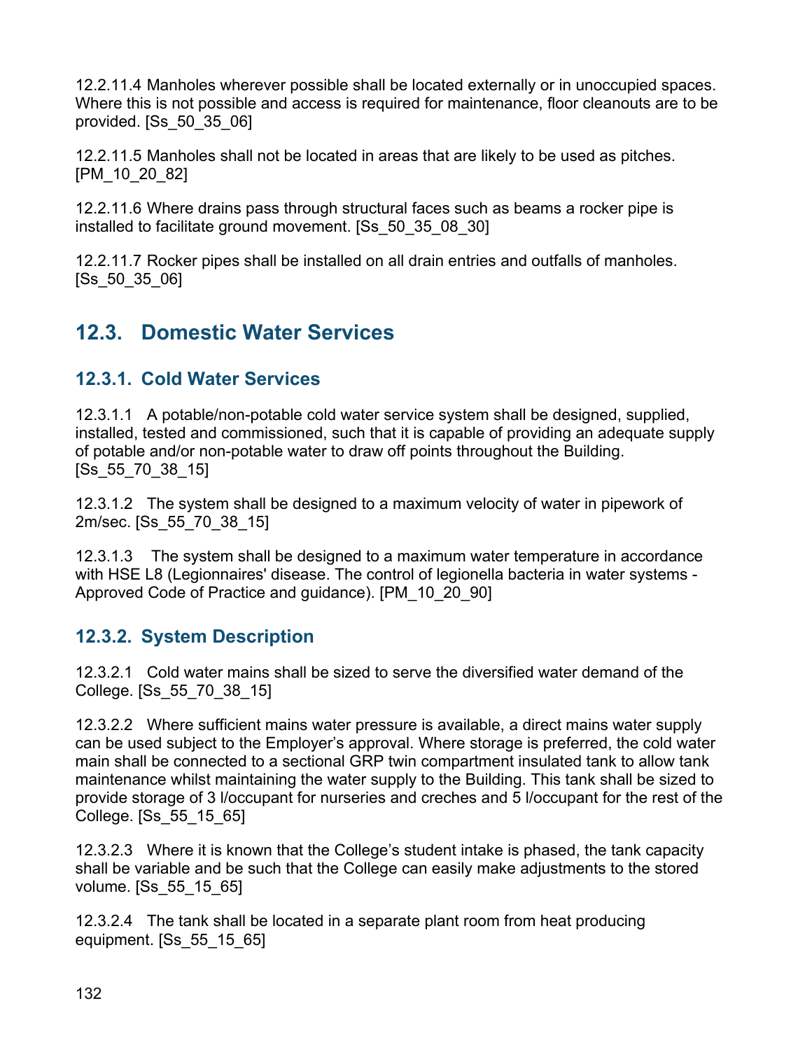12.2.11.4 Manholes wherever possible shall be located externally or in unoccupied spaces. Where this is not possible and access is required for maintenance, floor cleanouts are to be provided. [Ss_50_35_06]

12.2.11.5 Manholes shall not be located in areas that are likely to be used as pitches. [PM_10_20_82]

12.2.11.6 Where drains pass through structural faces such as beams a rocker pipe is installed to facilitate ground movement. [Ss_50_35_08_30]

12.2.11.7 Rocker pipes shall be installed on all drain entries and outfalls of manholes. [Ss_50_35_06]

## 12.3. Domestic Water Services

### 12.3.1. Cold Water Services

12.3.1.1 A potable/non-potable cold water service system shall be designed, supplied, installed, tested and commissioned, such that it is capable of providing an adequate supply of potable and/or non-potable water to draw off points throughout the Building. [Ss_55_70_38_15]

12.3.1.2 The system shall be designed to a maximum velocity of water in pipework of 2m/sec. [Ss_55_70_38_15]

12.3.1.3 The system shall be designed to a maximum water temperature in accordance with HSE L8 (Legionnaires' disease. The control of legionella bacteria in water systems - Approved Code of Practice and guidance). [PM_10_20_90]

### 12.3.2. System Description

12.3.2.1 Cold water mains shall be sized to serve the diversified water demand of the College. [Ss_55_70_38_15]

12.3.2.2 Where sufficient mains water pressure is available, a direct mains water supply can be used subject to the Employer's approval. Where storage is preferred, the cold water main shall be connected to a sectional GRP twin compartment insulated tank to allow tank maintenance whilst maintaining the water supply to the Building. This tank shall be sized to provide storage of 3 l/occupant for nurseries and creches and 5 l/occupant for the rest of the College. [Ss_55_15_65]

12.3.2.3 Where it is known that the College's student intake is phased, the tank capacity shall be variable and be such that the College can easily make adjustments to the stored volume. [Ss_55_15_65]

12.3.2.4 The tank shall be located in a separate plant room from heat producing equipment. [Ss_55_15_65]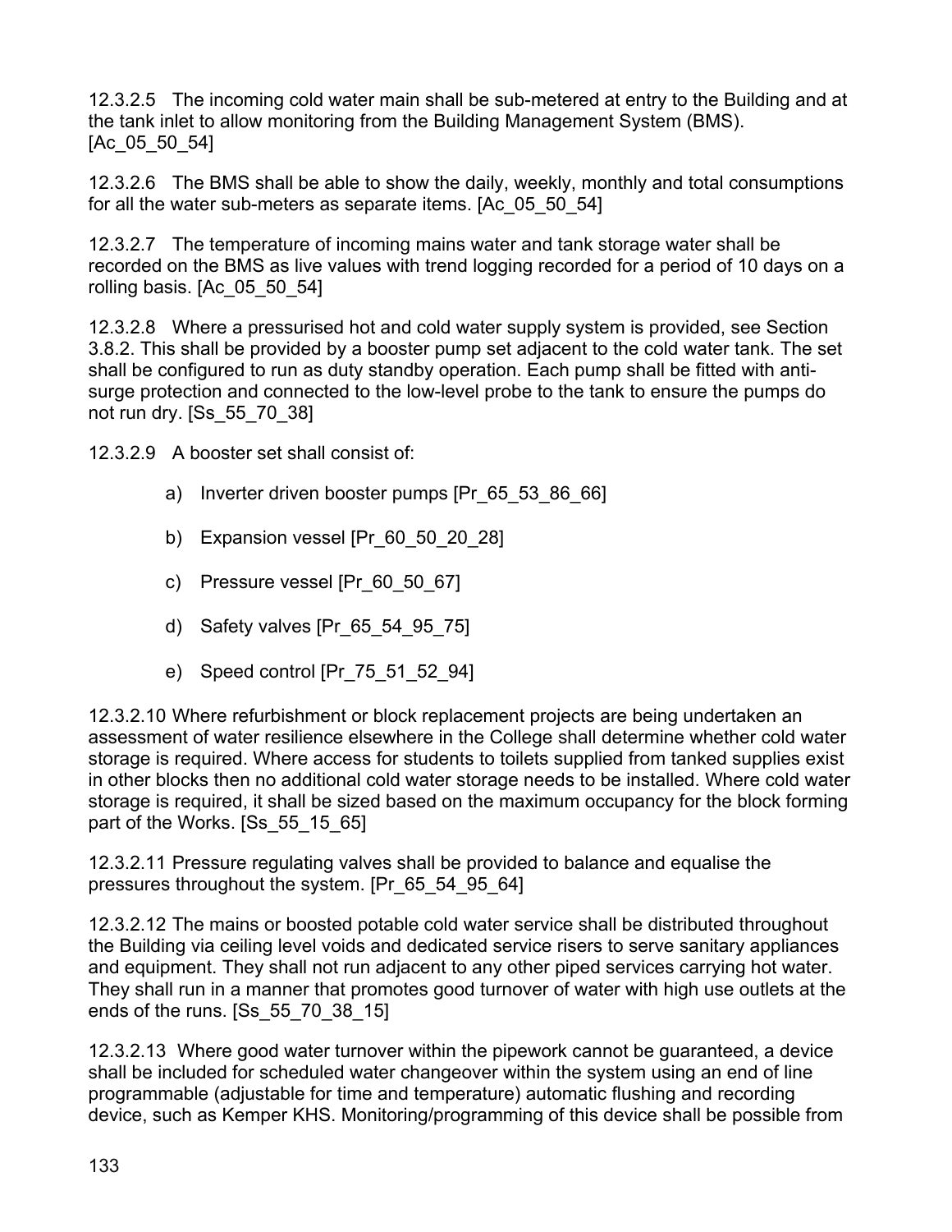12.3.2.5 The incoming cold water main shall be sub-metered at entry to the Building and at the tank inlet to allow monitoring from the Building Management System (BMS). [Ac_05_50_54]

12.3.2.6 The BMS shall be able to show the daily, weekly, monthly and total consumptions for all the water sub-meters as separate items. [Ac_05_50_54]

12.3.2.7 The temperature of incoming mains water and tank storage water shall be recorded on the BMS as live values with trend logging recorded for a period of 10 days on a rolling basis. [Ac_05_50_54]

12.3.2.8 Where a pressurised hot and cold water supply system is provided, see Section 3.8.2. This shall be provided by a booster pump set adjacent to the cold water tank. The set shall be configured to run as duty standby operation. Each pump shall be fitted with anti-surge protection and connected to the low-level probe to the tank to ensure the pumps do not run dry. [Ss_55_70_38]

12.3.2.9 A booster set shall consist of:

a) Inverter driven booster pumps [Pr_65_53_86_66]

b) Expansion vessel [Pr_60_50_20_28]

c) Pressure vessel [Pr_60_50_67]

d) Safety valves [Pr_65_54_95_75]

e) Speed control [Pr_75_51_52_94]

12.3.2.10 Where refurbishment or block replacement projects are being undertaken an assessment of water resilience elsewhere in the College shall determine whether cold water storage is required. Where access for students to toilets supplied from tanked supplies exist in other blocks then no additional cold water storage needs to be installed. Where cold water storage is required, it shall be sized based on the maximum occupancy for the block forming part of the Works. [Ss_55_15_65]

12.3.2.11 Pressure regulating valves shall be provided to balance and equalise the pressures throughout the system. [Pr_65_54_95_64]

12.3.2.12 The mains or boosted potable cold water service shall be distributed throughout the Building via ceiling level voids and dedicated service risers to serve sanitary appliances and equipment. They shall not run adjacent to any other piped services carrying hot water. They shall run in a manner that promotes good turnover of water with high use outlets at the ends of the runs. [Ss_55_70_38_15]

12.3.2.13 Where good water turnover within the pipework cannot be guaranteed, a device shall be included for scheduled water changeover within the system using an end of line programmable (adjustable for time and temperature) automatic flushing and recording device, such as Kemper KHS. Monitoring/programming of this device shall be possible from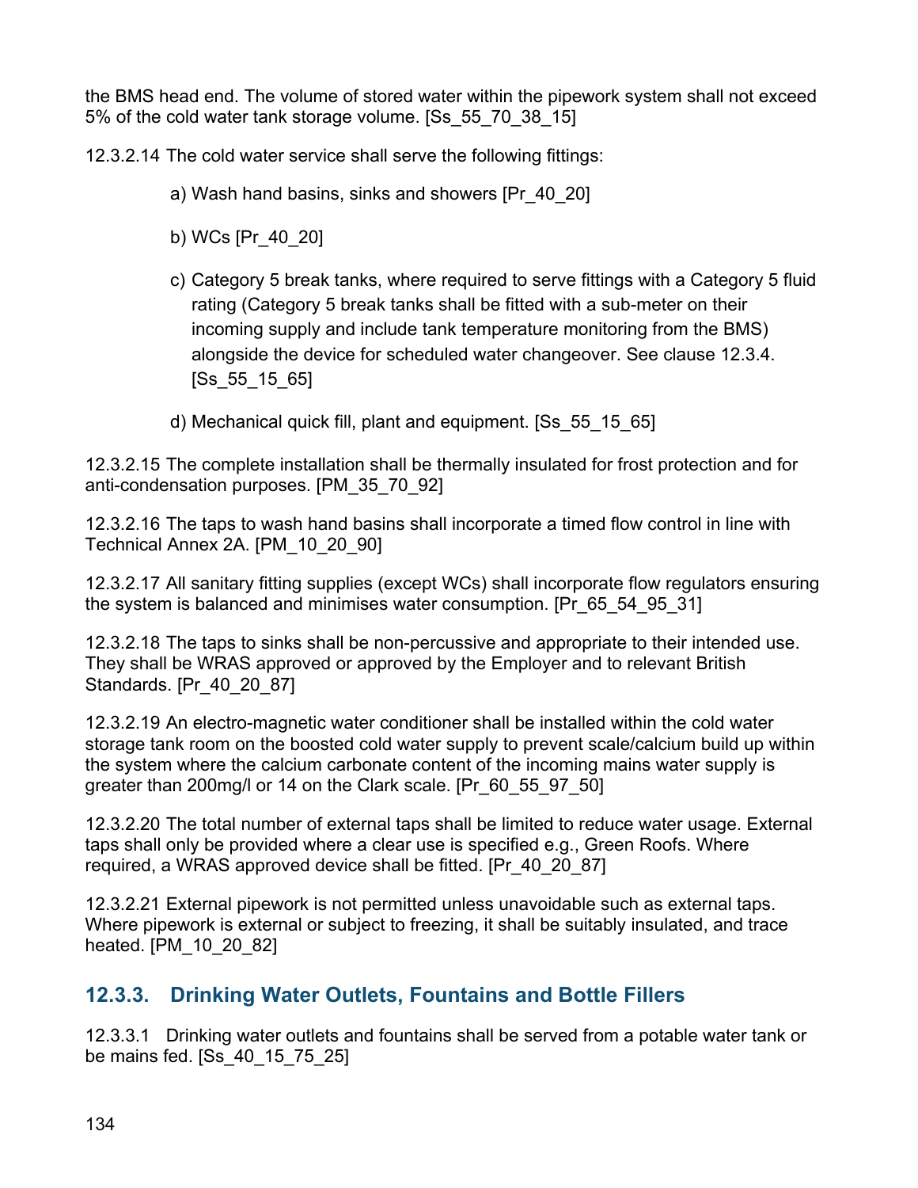the BMS head end. The volume of stored water within the pipework system shall not exceed 5% of the cold water tank storage volume. [Ss_55_70_38_15]

12.3.2.14 The cold water service shall serve the following fittings:

a) Wash hand basins, sinks and showers [Pr_40_20]

b) WCs [Pr_40_20]

c) Category 5 break tanks, where required to serve fittings with a Category 5 fluid rating (Category 5 break tanks shall be fitted with a sub-meter on their incoming supply and include tank temperature monitoring from the BMS) alongside the device for scheduled water changeover. See clause 12.3.4. [Ss_55_15_65]

d) Mechanical quick fill, plant and equipment. [Ss_55_15_65]

12.3.2.15 The complete installation shall be thermally insulated for frost protection and for anti-condensation purposes. [PM_35_70_92]

12.3.2.16 The taps to wash hand basins shall incorporate a timed flow control in line with Technical Annex 2A. [PM_10_20_90]

12.3.2.17 All sanitary fitting supplies (except WCs) shall incorporate flow regulators ensuring the system is balanced and minimises water consumption. [Pr_65_54_95_31]

12.3.2.18 The taps to sinks shall be non-percussive and appropriate to their intended use. They shall be WRAS approved or approved by the Employer and to relevant British Standards. [Pr_40_20_87]

12.3.2.19 An electro-magnetic water conditioner shall be installed within the cold water storage tank room on the boosted cold water supply to prevent scale/calcium build up within the system where the calcium carbonate content of the incoming mains water supply is greater than 200mg/l or 14 on the Clark scale. [Pr_60_55_97_50]

12.3.2.20 The total number of external taps shall be limited to reduce water usage. External taps shall only be provided where a clear use is specified e.g., Green Roofs. Where required, a WRAS approved device shall be fitted. [Pr_40_20_87]

12.3.2.21 External pipework is not permitted unless unavoidable such as external taps. Where pipework is external or subject to freezing, it shall be suitably insulated, and trace heated. [PM_10_20_82]

### 12.3.3. Drinking Water Outlets, Fountains and Bottle Fillers

12.3.3.1 Drinking water outlets and fountains shall be served from a potable water tank or be mains fed. [Ss_40_15_75_25]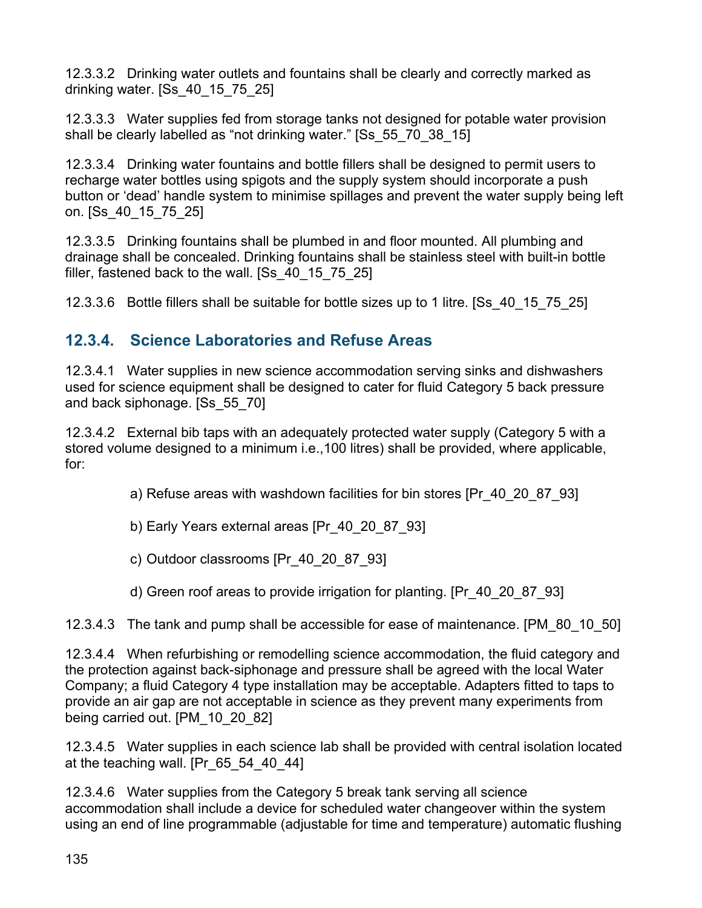12.3.3.2 Drinking water outlets and fountains shall be clearly and correctly marked as drinking water. [Ss_40_15_75_25]

12.3.3.3 Water supplies fed from storage tanks not designed for potable water provision shall be clearly labelled as "not drinking water." [Ss_55_70_38_15]

12.3.3.4 Drinking water fountains and bottle fillers shall be designed to permit users to recharge water bottles using spigots and the supply system should incorporate a push button or 'dead' handle system to minimise spillages and prevent the water supply being left on. [Ss_40_15_75_25]

12.3.3.5 Drinking fountains shall be plumbed in and floor mounted. All plumbing and drainage shall be concealed. Drinking fountains shall be stainless steel with built-in bottle filler, fastened back to the wall. [Ss_40_15_75_25]

12.3.3.6 Bottle fillers shall be suitable for bottle sizes up to 1 litre. [Ss_40_15_75_25]

### 12.3.4. Science Laboratories and Refuse Areas

12.3.4.1 Water supplies in new science accommodation serving sinks and dishwashers used for science equipment shall be designed to cater for fluid Category 5 back pressure and back siphonage. [Ss_55_70]

12.3.4.2 External bib taps with an adequately protected water supply (Category 5 with a stored volume designed to a minimum i.e.,100 litres) shall be provided, where applicable, for:

a) Refuse areas with washdown facilities for bin stores [Pr_40_20_87_93]

b) Early Years external areas [Pr_40_20_87_93]

c) Outdoor classrooms [Pr_40_20_87_93]

d) Green roof areas to provide irrigation for planting. [Pr_40_20_87_93]

12.3.4.3 The tank and pump shall be accessible for ease of maintenance. [PM_80_10_50]

12.3.4.4 When refurbishing or remodelling science accommodation, the fluid category and the protection against back-siphonage and pressure shall be agreed with the local Water Company; a fluid Category 4 type installation may be acceptable. Adapters fitted to taps to provide an air gap are not acceptable in science as they prevent many experiments from being carried out. [PM_10_20_82]

12.3.4.5 Water supplies in each science lab shall be provided with central isolation located at the teaching wall. [Pr_65_54_40_44]

12.3.4.6 Water supplies from the Category 5 break tank serving all science accommodation shall include a device for scheduled water changeover within the system using an end of line programmable (adjustable for time and temperature) automatic flushing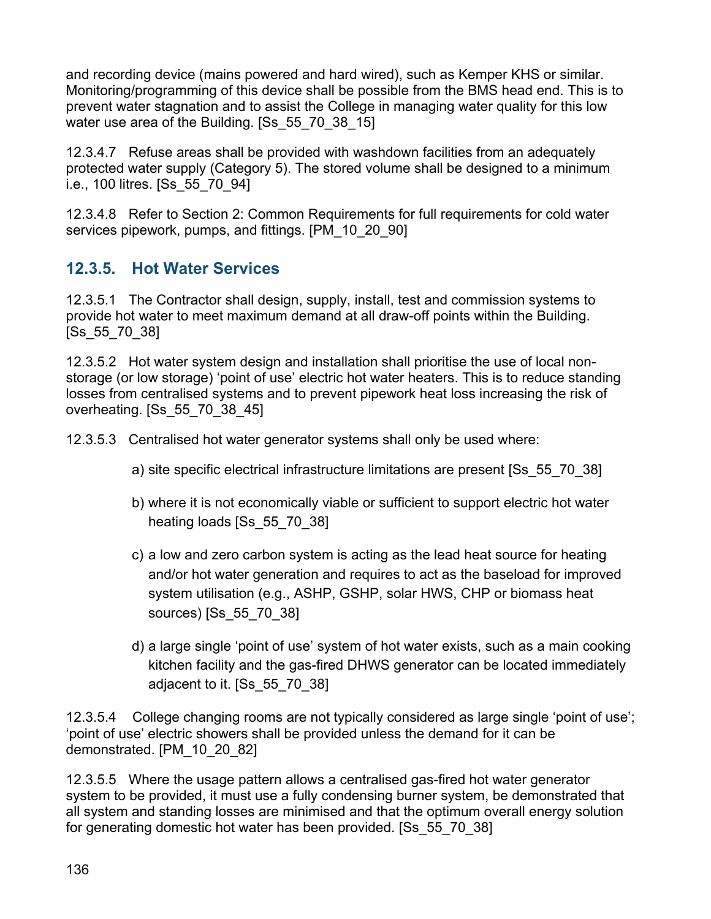and recording device (mains powered and hard wired), such as Kemper KHS or similar. Monitoring/programming of this device shall be possible from the BMS head end. This is to prevent water stagnation and to assist the College in managing water quality for this low water use area of the Building. [Ss_55_70_38_15]

12.3.4.7 Refuse areas shall be provided with washdown facilities from an adequately protected water supply (Category 5). The stored volume shall be designed to a minimum i.e., 100 litres. [Ss_55_70_94]

12.3.4.8 Refer to Section 2: Common Requirements for full requirements for cold water services pipework, pumps, and fittings. [PM_10_20_90]

### 12.3.5. Hot Water Services

12.3.5.1 The Contractor shall design, supply, install, test and commission systems to provide hot water to meet maximum demand at all draw-off points within the Building. [Ss_55_70_38]

12.3.5.2 Hot water system design and installation shall prioritise the use of local non-storage (or low storage) 'point of use' electric hot water heaters. This is to reduce standing losses from centralised systems and to prevent pipework heat loss increasing the risk of overheating. [Ss_55_70_38_45]

12.3.5.3 Centralised hot water generator systems shall only be used where:

a) site specific electrical infrastructure limitations are present [Ss_55_70_38]

b) where it is not economically viable or sufficient to support electric hot water heating loads [Ss_55_70_38]

c) a low and zero carbon system is acting as the lead heat source for heating and/or hot water generation and requires to act as the baseload for improved system utilisation (e.g., ASHP, GSHP, solar HWS, CHP or biomass heat sources) [Ss_55_70_38]

d) a large single 'point of use' system of hot water exists, such as a main cooking kitchen facility and the gas-fired DHWS generator can be located immediately adjacent to it. [Ss_55_70_38]

12.3.5.4 College changing rooms are not typically considered as large single 'point of use'; 'point of use' electric showers shall be provided unless the demand for it can be demonstrated. [PM_10_20_82]

12.3.5.5 Where the usage pattern allows a centralised gas-fired hot water generator system to be provided, it must use a fully condensing burner system, be demonstrated that all system and standing losses are minimised and that the optimum overall energy solution for generating domestic hot water has been provided. [Ss_55_70_38]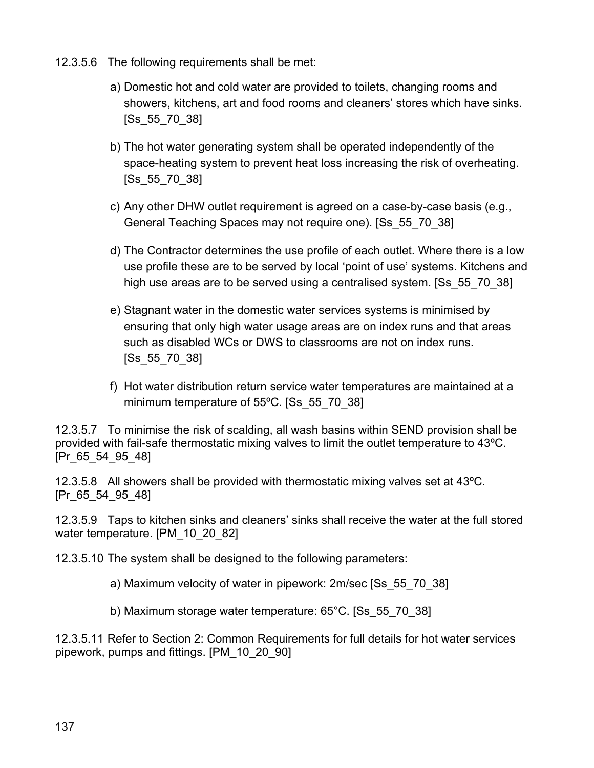12.3.5.6 The following requirements shall be met:

a) Domestic hot and cold water are provided to toilets, changing rooms and showers, kitchens, art and food rooms and cleaners' stores which have sinks. [Ss_55_70_38]

b) The hot water generating system shall be operated independently of the space-heating system to prevent heat loss increasing the risk of overheating. [Ss_55_70_38]

c) Any other DHW outlet requirement is agreed on a case-by-case basis (e.g., General Teaching Spaces may not require one). [Ss_55_70_38]

d) The Contractor determines the use profile of each outlet. Where there is a low use profile these are to be served by local 'point of use' systems. Kitchens and high use areas are to be served using a centralised system. [Ss_55_70_38]

e) Stagnant water in the domestic water services systems is minimised by ensuring that only high water usage areas are on index runs and that areas such as disabled WCs or DWS to classrooms are not on index runs. [Ss_55_70_38]

f) Hot water distribution return service water temperatures are maintained at a minimum temperature of 55ºC. [Ss_55_70_38]

12.3.5.7 To minimise the risk of scalding, all wash basins within SEND provision shall be provided with fail-safe thermostatic mixing valves to limit the outlet temperature to 43ºC. [Pr_65_54_95_48]

12.3.5.8 All showers shall be provided with thermostatic mixing valves set at 43ºC. [Pr_65_54_95_48]

12.3.5.9 Taps to kitchen sinks and cleaners' sinks shall receive the water at the full stored water temperature. [PM_10_20_82]

12.3.5.10 The system shall be designed to the following parameters:

a) Maximum velocity of water in pipework: 2m/sec [Ss_55_70_38]

b) Maximum storage water temperature: 65°C. [Ss_55_70_38]

12.3.5.11 Refer to Section 2: Common Requirements for full details for hot water services pipework, pumps and fittings. [PM_10_20_90]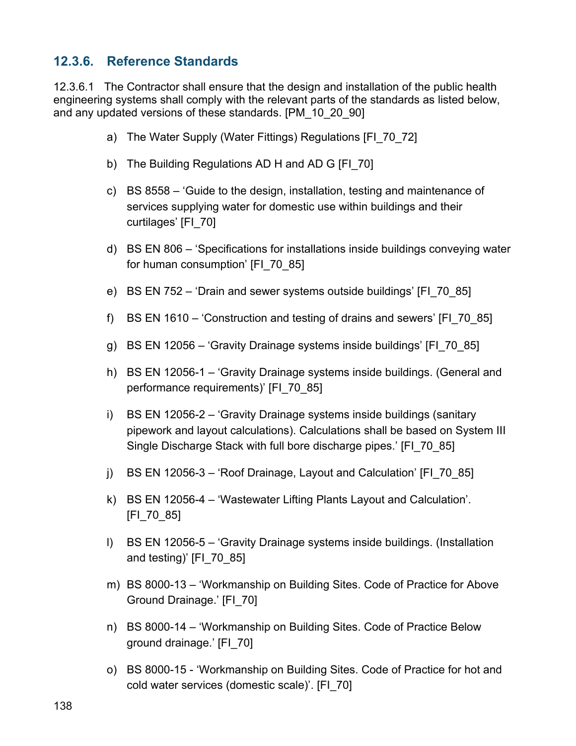### 12.3.6. Reference Standards

12.3.6.1 The Contractor shall ensure that the design and installation of the public health engineering systems shall comply with the relevant parts of the standards as listed below, and any updated versions of these standards. [PM_10_20_90]

a) The Water Supply (Water Fittings) Regulations [FI_70_72]

b) The Building Regulations AD H and AD G [FI_70]

c) BS 8558 – 'Guide to the design, installation, testing and maintenance of services supplying water for domestic use within buildings and their curtilages' [FI_70]

d) BS EN 806 – 'Specifications for installations inside buildings conveying water for human consumption' [FI_70_85]

e) BS EN 752 – 'Drain and sewer systems outside buildings' [FI_70_85]

f) BS EN 1610 – 'Construction and testing of drains and sewers' [FI_70_85]

g) BS EN 12056 – 'Gravity Drainage systems inside buildings' [FI_70_85]

h) BS EN 12056-1 – 'Gravity Drainage systems inside buildings. (General and performance requirements)' [FI_70_85]

i) BS EN 12056-2 – 'Gravity Drainage systems inside buildings (sanitary pipework and layout calculations). Calculations shall be based on System III Single Discharge Stack with full bore discharge pipes.' [FI_70_85]

j) BS EN 12056-3 – 'Roof Drainage, Layout and Calculation' [FI_70_85]

k) BS EN 12056-4 – 'Wastewater Lifting Plants Layout and Calculation'. [FI_70_85]

l) BS EN 12056-5 – 'Gravity Drainage systems inside buildings. (Installation and testing)' [FI_70_85]

m) BS 8000-13 – 'Workmanship on Building Sites. Code of Practice for Above Ground Drainage.' [FI_70]

n) BS 8000-14 – 'Workmanship on Building Sites. Code of Practice Below ground drainage.' [FI_70]

o) BS 8000-15 - 'Workmanship on Building Sites. Code of Practice for hot and cold water services (domestic scale)'. [FI_70]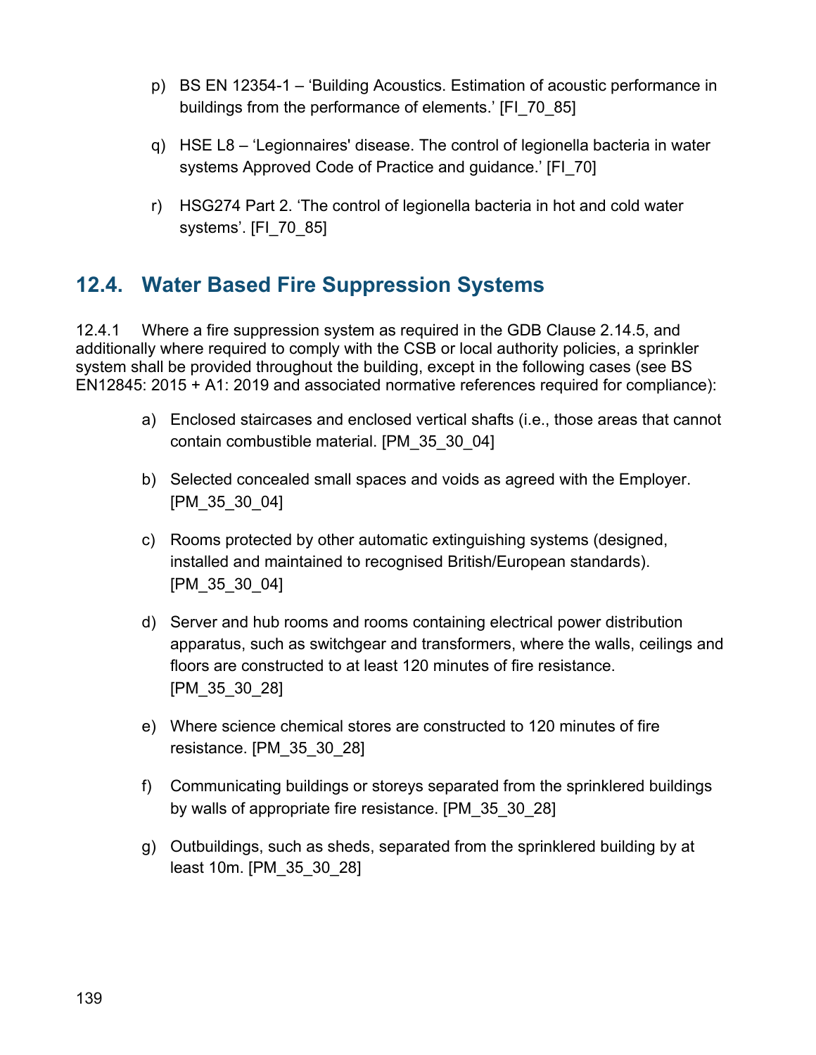p) BS EN 12354-1 – ‘Building Acoustics. Estimation of acoustic performance in buildings from the performance of elements.’ [FI_70_85]

q) HSE L8 – ‘Legionnaires' disease. The control of legionella bacteria in water systems Approved Code of Practice and guidance.’ [FI_70]

r) HSG274 Part 2. ‘The control of legionella bacteria in hot and cold water systems’. [FI_70_85]

## 12.4. Water Based Fire Suppression Systems

12.4.1 Where a fire suppression system as required in the GDB Clause 2.14.5, and additionally where required to comply with the CSB or local authority policies, a sprinkler system shall be provided throughout the building, except in the following cases (see BS EN12845: 2015 + A1: 2019 and associated normative references required for compliance):

a) Enclosed staircases and enclosed vertical shafts (i.e., those areas that cannot contain combustible material. [PM_35_30_04]

b) Selected concealed small spaces and voids as agreed with the Employer. [PM_35_30_04]

c) Rooms protected by other automatic extinguishing systems (designed, installed and maintained to recognised British/European standards). [PM_35_30_04]

d) Server and hub rooms and rooms containing electrical power distribution apparatus, such as switchgear and transformers, where the walls, ceilings and floors are constructed to at least 120 minutes of fire resistance. [PM_35_30_28]

e) Where science chemical stores are constructed to 120 minutes of fire resistance. [PM_35_30_28]

f) Communicating buildings or storeys separated from the sprinklered buildings by walls of appropriate fire resistance. [PM_35_30_28]

g) Outbuildings, such as sheds, separated from the sprinklered building by at least 10m. [PM_35_30_28]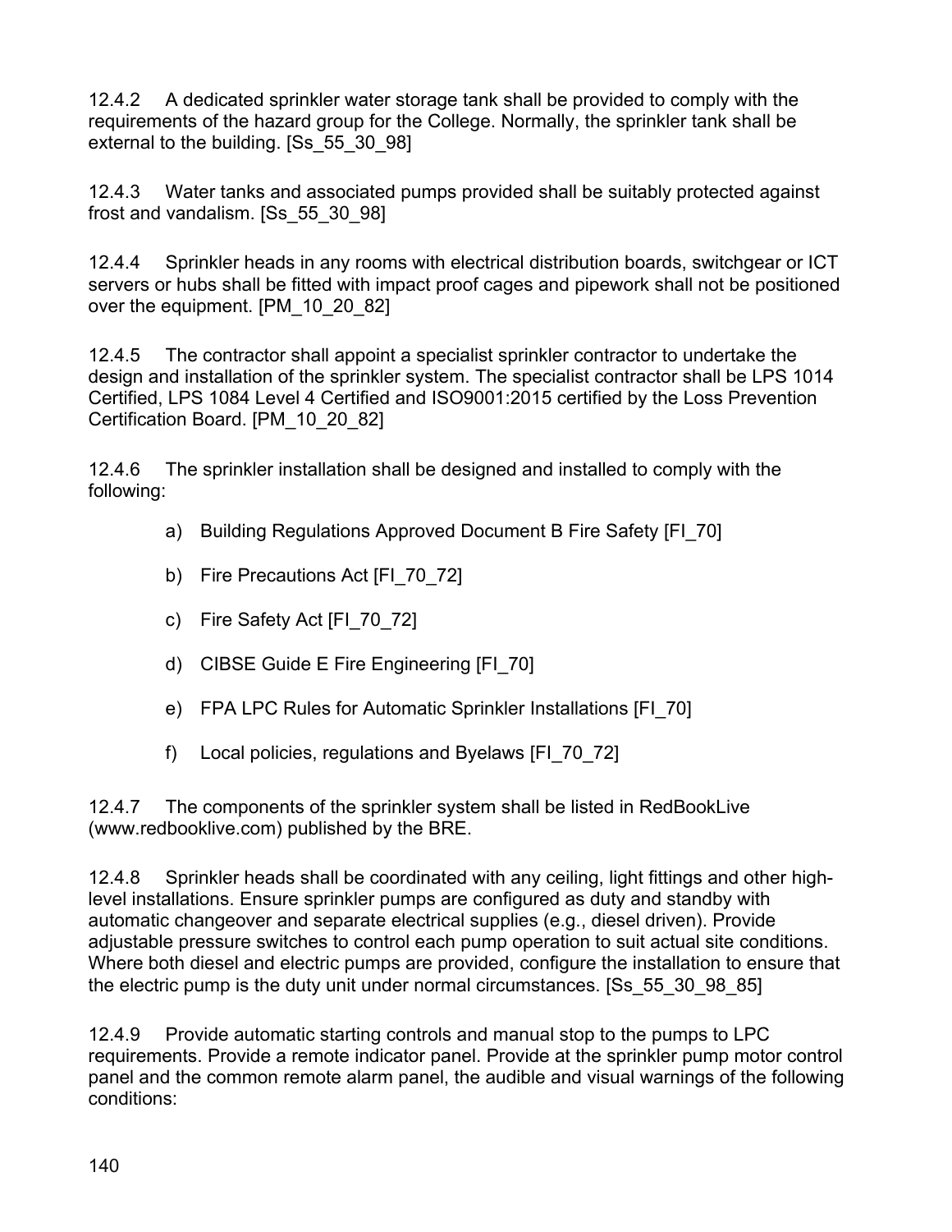12.4.2 A dedicated sprinkler water storage tank shall be provided to comply with the requirements of the hazard group for the College. Normally, the sprinkler tank shall be external to the building. [Ss_55_30_98]

12.4.3 Water tanks and associated pumps provided shall be suitably protected against frost and vandalism. [Ss_55_30_98]

12.4.4 Sprinkler heads in any rooms with electrical distribution boards, switchgear or ICT servers or hubs shall be fitted with impact proof cages and pipework shall not be positioned over the equipment. [PM_10_20_82]

12.4.5 The contractor shall appoint a specialist sprinkler contractor to undertake the design and installation of the sprinkler system. The specialist contractor shall be LPS 1014 Certified, LPS 1084 Level 4 Certified and ISO9001:2015 certified by the Loss Prevention Certification Board. [PM_10_20_82]

12.4.6 The sprinkler installation shall be designed and installed to comply with the following:

a) Building Regulations Approved Document B Fire Safety [FI_70]

b) Fire Precautions Act [FI_70_72]

c) Fire Safety Act [FI_70_72]

d) CIBSE Guide E Fire Engineering [FI_70]

e) FPA LPC Rules for Automatic Sprinkler Installations [FI_70]

f) Local policies, regulations and Byelaws [FI_70_72]

12.4.7 The components of the sprinkler system shall be listed in RedBookLive (www.redbooklive.com) published by the BRE.

12.4.8 Sprinkler heads shall be coordinated with any ceiling, light fittings and other high-level installations. Ensure sprinkler pumps are configured as duty and standby with automatic changeover and separate electrical supplies (e.g., diesel driven). Provide adjustable pressure switches to control each pump operation to suit actual site conditions. Where both diesel and electric pumps are provided, configure the installation to ensure that the electric pump is the duty unit under normal circumstances. [Ss_55_30_98_85]

12.4.9 Provide automatic starting controls and manual stop to the pumps to LPC requirements. Provide a remote indicator panel. Provide at the sprinkler pump motor control panel and the common remote alarm panel, the audible and visual warnings of the following conditions: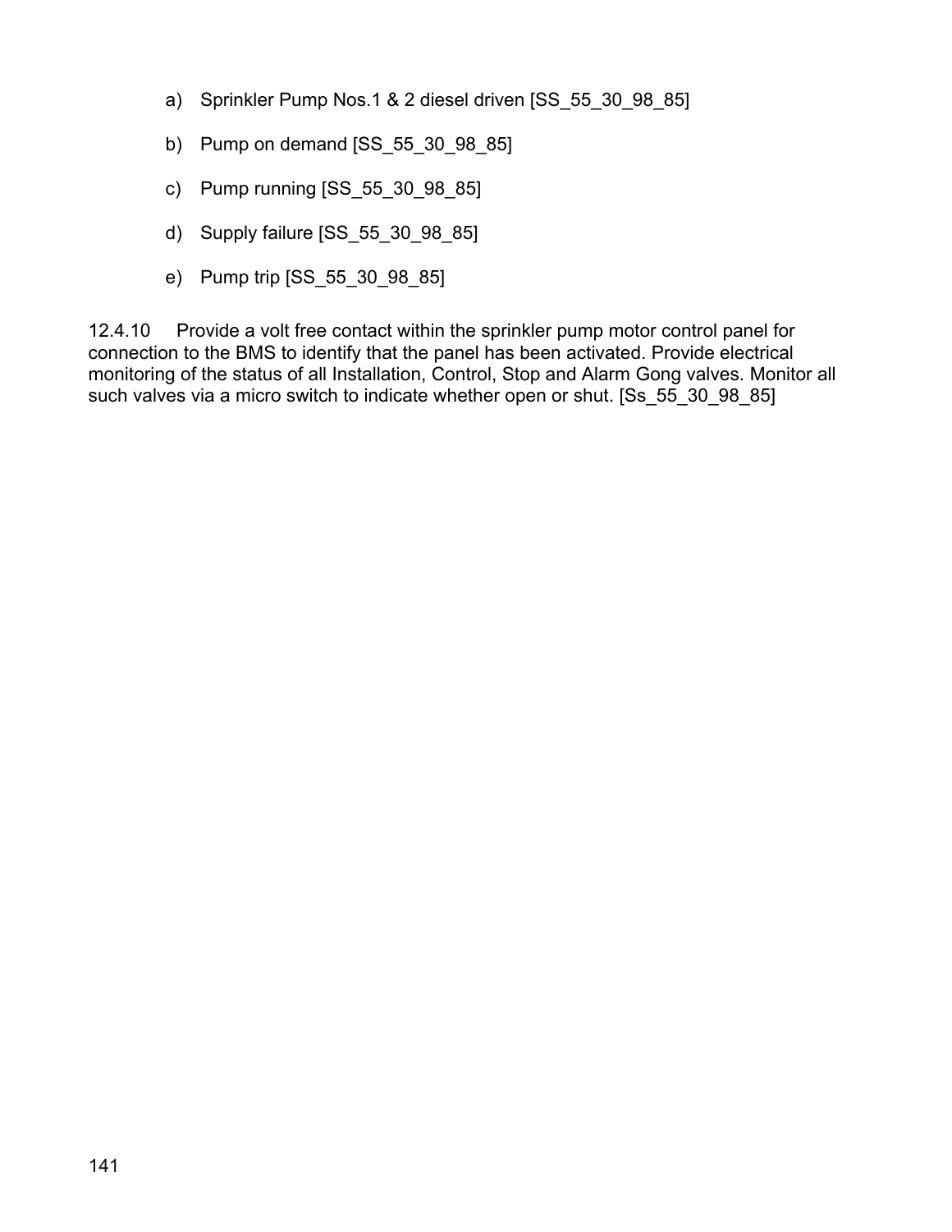a) Sprinkler Pump Nos.1 & 2 diesel driven [SS_55_30_98_85]

b) Pump on demand [SS_55_30_98_85]

c) Pump running [SS_55_30_98_85]

d) Supply failure [SS_55_30_98_85]

e) Pump trip [SS_55_30_98_85]

12.4.10 Provide a volt free contact within the sprinkler pump motor control panel for connection to the BMS to identify that the panel has been activated. Provide electrical monitoring of the status of all Installation, Control, Stop and Alarm Gong valves. Monitor all such valves via a micro switch to indicate whether open or shut. [Ss_55_30_98_85]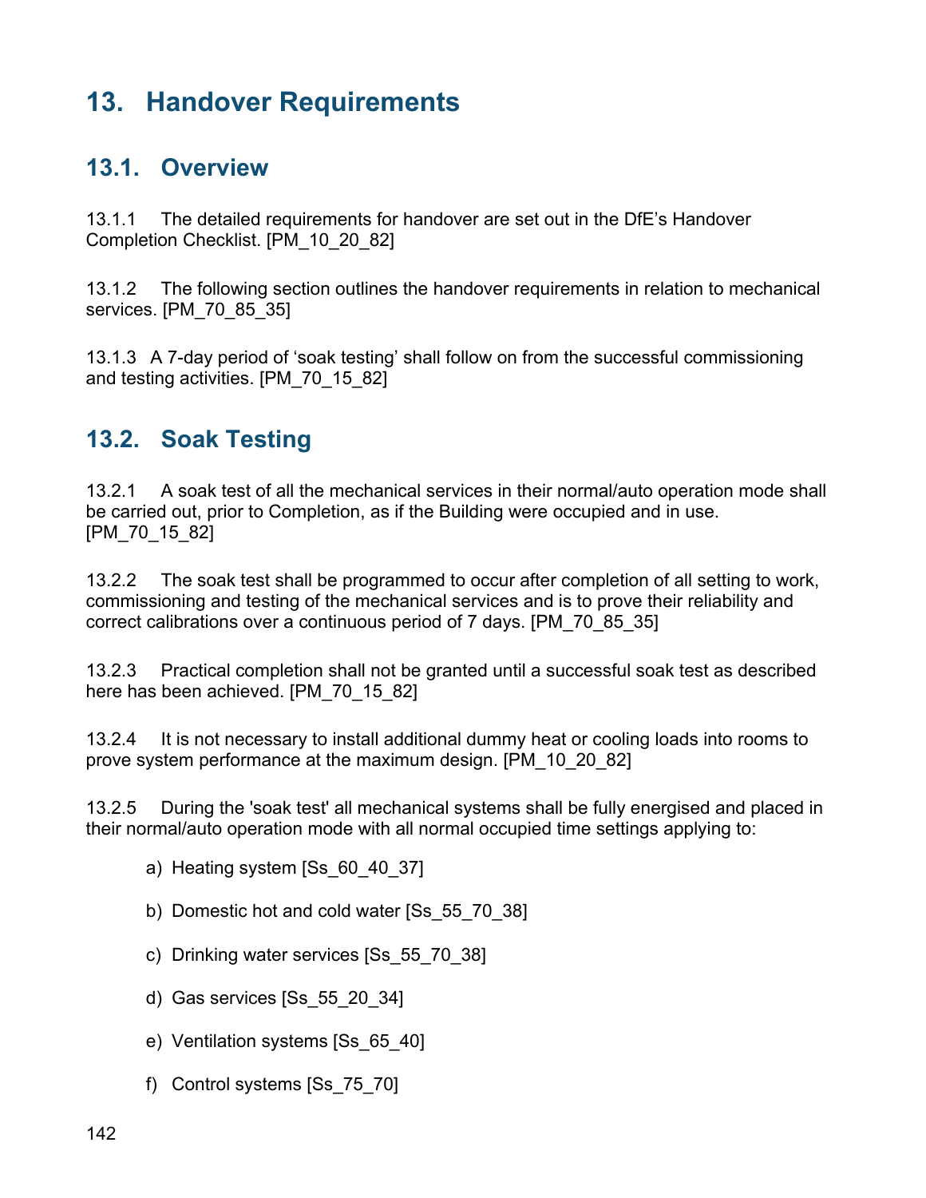# 13. Handover Requirements

## 13.1. Overview

13.1.1 The detailed requirements for handover are set out in the DfE's Handover Completion Checklist. [PM_10_20_82]

13.1.2 The following section outlines the handover requirements in relation to mechanical services. [PM_70_85_35]

13.1.3 A 7-day period of 'soak testing' shall follow on from the successful commissioning and testing activities. [PM_70_15_82]

## 13.2. Soak Testing

13.2.1 A soak test of all the mechanical services in their normal/auto operation mode shall be carried out, prior to Completion, as if the Building were occupied and in use. [PM_70_15_82]

13.2.2 The soak test shall be programmed to occur after completion of all setting to work, commissioning and testing of the mechanical services and is to prove their reliability and correct calibrations over a continuous period of 7 days. [PM_70_85_35]

13.2.3 Practical completion shall not be granted until a successful soak test as described here has been achieved. [PM_70_15_82]

13.2.4 It is not necessary to install additional dummy heat or cooling loads into rooms to prove system performance at the maximum design. [PM_10_20_82]

13.2.5 During the 'soak test' all mechanical systems shall be fully energised and placed in their normal/auto operation mode with all normal occupied time settings applying to:

a) Heating system [Ss_60_40_37]

b) Domestic hot and cold water [Ss_55_70_38]

c) Drinking water services [Ss_55_70_38]

d) Gas services [Ss_55_20_34]

e) Ventilation systems [Ss_65_40]

f) Control systems [Ss_75_70]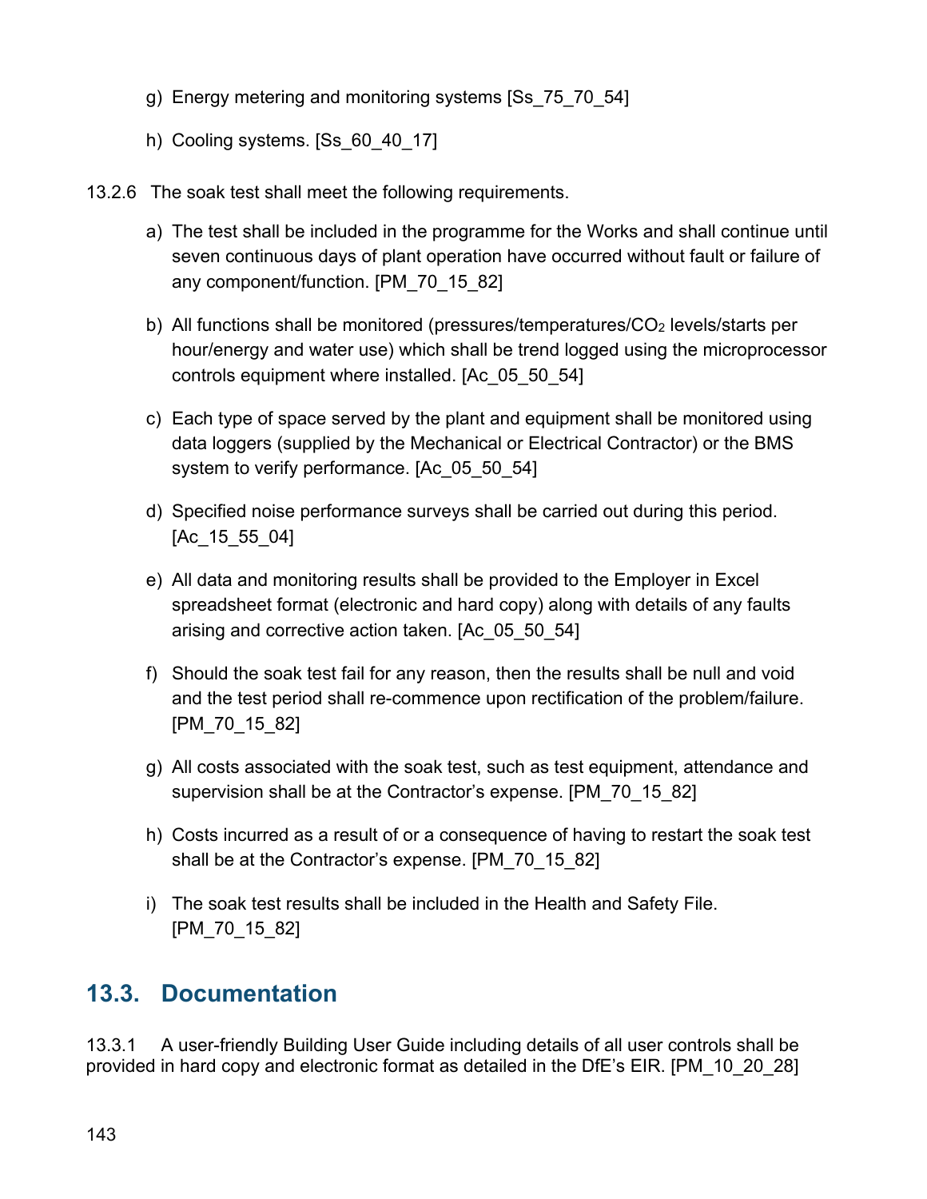g) Energy metering and monitoring systems [Ss_75_70_54]

h) Cooling systems. [Ss_60_40_17]

13.2.6 The soak test shall meet the following requirements.

a) The test shall be included in the programme for the Works and shall continue until seven continuous days of plant operation have occurred without fault or failure of any component/function. [PM_70_15_82]

b) All functions shall be monitored (pressures/temperatures/$CO_2$ levels/starts per hour/energy and water use) which shall be trend logged using the microprocessor controls equipment where installed. [Ac_05_50_54]

c) Each type of space served by the plant and equipment shall be monitored using data loggers (supplied by the Mechanical or Electrical Contractor) or the BMS system to verify performance. [Ac_05_50_54]

d) Specified noise performance surveys shall be carried out during this period. [Ac_15_55_04]

e) All data and monitoring results shall be provided to the Employer in Excel spreadsheet format (electronic and hard copy) along with details of any faults arising and corrective action taken. [Ac_05_50_54]

f) Should the soak test fail for any reason, then the results shall be null and void and the test period shall re-commence upon rectification of the problem/failure. [PM_70_15_82]

g) All costs associated with the soak test, such as test equipment, attendance and supervision shall be at the Contractor's expense. [PM_70_15_82]

h) Costs incurred as a result of or a consequence of having to restart the soak test shall be at the Contractor's expense. [PM_70_15_82]

i) The soak test results shall be included in the Health and Safety File. [PM_70_15_82]

## 13.3. Documentation

13.3.1 A user-friendly Building User Guide including details of all user controls shall be provided in hard copy and electronic format as detailed in the DfE's EIR. [PM_10_20_28]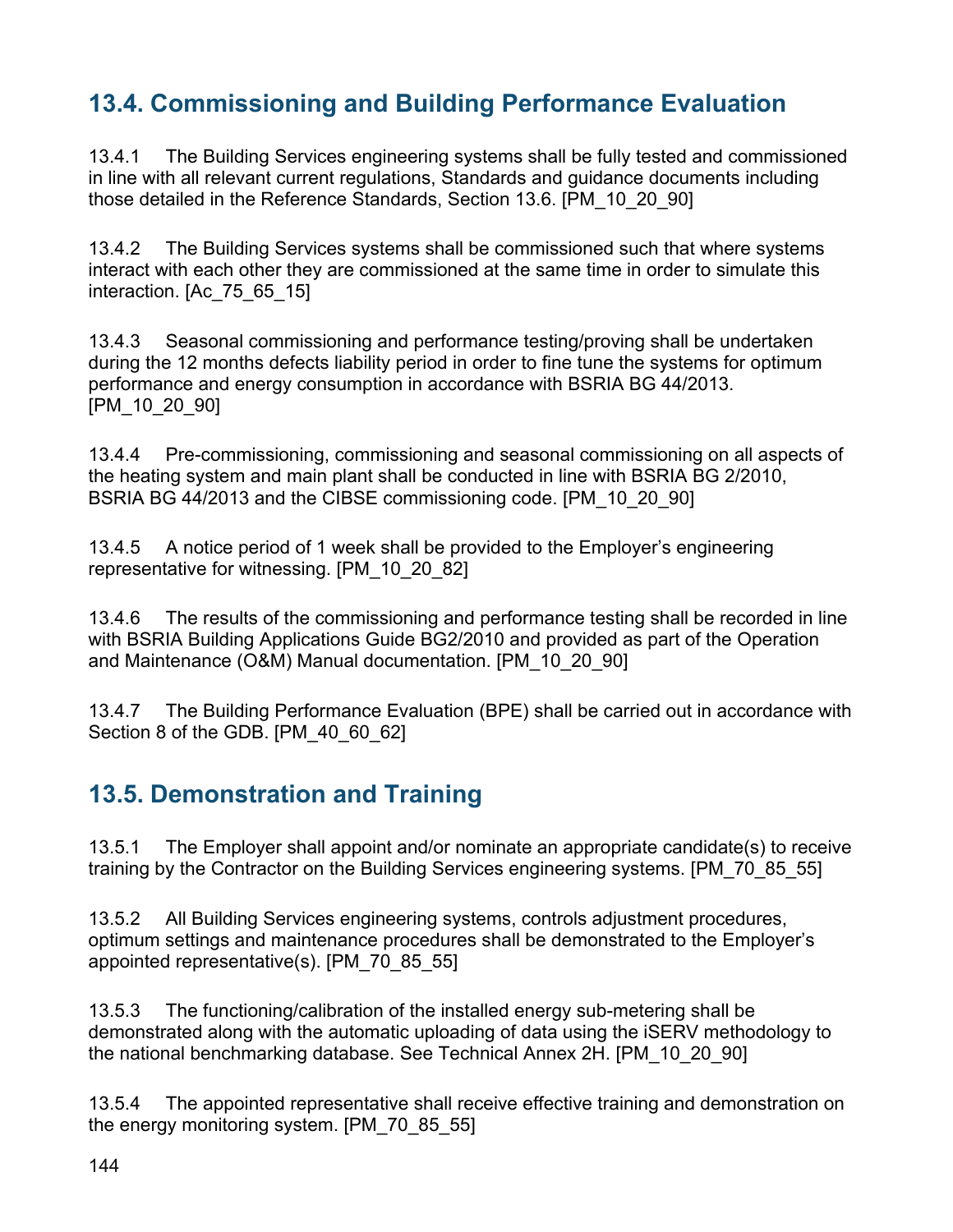## 13.4. Commissioning and Building Performance Evaluation

13.4.1 The Building Services engineering systems shall be fully tested and commissioned in line with all relevant current regulations, Standards and guidance documents including those detailed in the Reference Standards, Section 13.6. [PM_10_20_90]

13.4.2 The Building Services systems shall be commissioned such that where systems interact with each other they are commissioned at the same time in order to simulate this interaction. [Ac_75_65_15]

13.4.3 Seasonal commissioning and performance testing/proving shall be undertaken during the 12 months defects liability period in order to fine tune the systems for optimum performance and energy consumption in accordance with BSRIA BG 44/2013. [PM_10_20_90]

13.4.4 Pre-commissioning, commissioning and seasonal commissioning on all aspects of the heating system and main plant shall be conducted in line with BSRIA BG 2/2010, BSRIA BG 44/2013 and the CIBSE commissioning code. [PM_10_20_90]

13.4.5 A notice period of 1 week shall be provided to the Employer's engineering representative for witnessing. [PM_10_20_82]

13.4.6 The results of the commissioning and performance testing shall be recorded in line with BSRIA Building Applications Guide BG2/2010 and provided as part of the Operation and Maintenance (O&M) Manual documentation. [PM_10_20_90]

13.4.7 The Building Performance Evaluation (BPE) shall be carried out in accordance with Section 8 of the GDB. [PM_40_60_62]

## 13.5. Demonstration and Training

13.5.1 The Employer shall appoint and/or nominate an appropriate candidate(s) to receive training by the Contractor on the Building Services engineering systems. [PM_70_85_55]

13.5.2 All Building Services engineering systems, controls adjustment procedures, optimum settings and maintenance procedures shall be demonstrated to the Employer's appointed representative(s). [PM_70_85_55]

13.5.3 The functioning/calibration of the installed energy sub-metering shall be demonstrated along with the automatic uploading of data using the iSERV methodology to the national benchmarking database. See Technical Annex 2H. [PM_10_20_90]

13.5.4 The appointed representative shall receive effective training and demonstration on the energy monitoring system. [PM_70_85_55]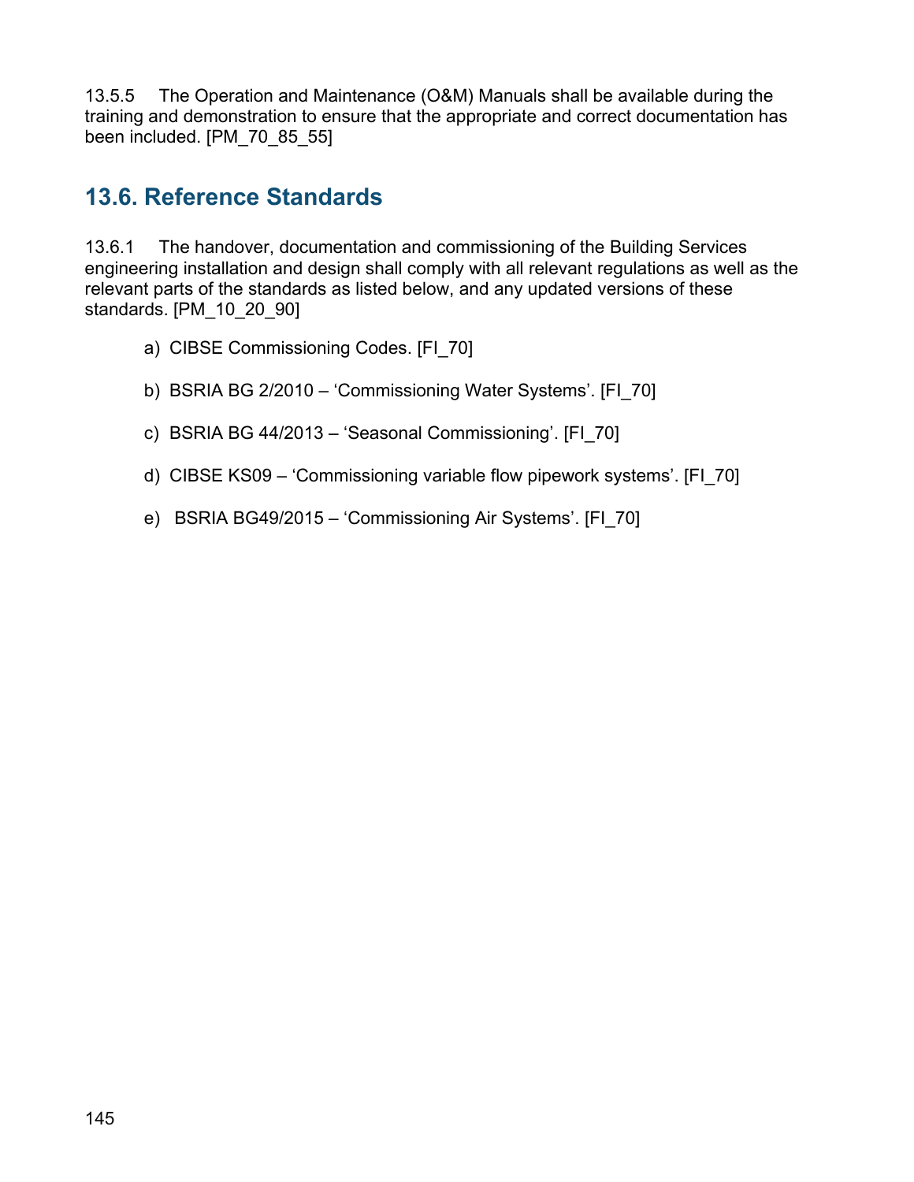13.5.5 The Operation and Maintenance (O&M) Manuals shall be available during the training and demonstration to ensure that the appropriate and correct documentation has been included. [PM_70_85_55]

## 13.6. Reference Standards

13.6.1 The handover, documentation and commissioning of the Building Services engineering installation and design shall comply with all relevant regulations as well as the relevant parts of the standards as listed below, and any updated versions of these standards. [PM_10_20_90]

a) CIBSE Commissioning Codes. [FI_70]

b) BSRIA BG 2/2010 – 'Commissioning Water Systems'. [FI_70]

c) BSRIA BG 44/2013 – 'Seasonal Commissioning'. [FI_70]

d) CIBSE KS09 – 'Commissioning variable flow pipework systems'. [FI_70]

e) BSRIA BG49/2015 – 'Commissioning Air Systems'. [FI_70]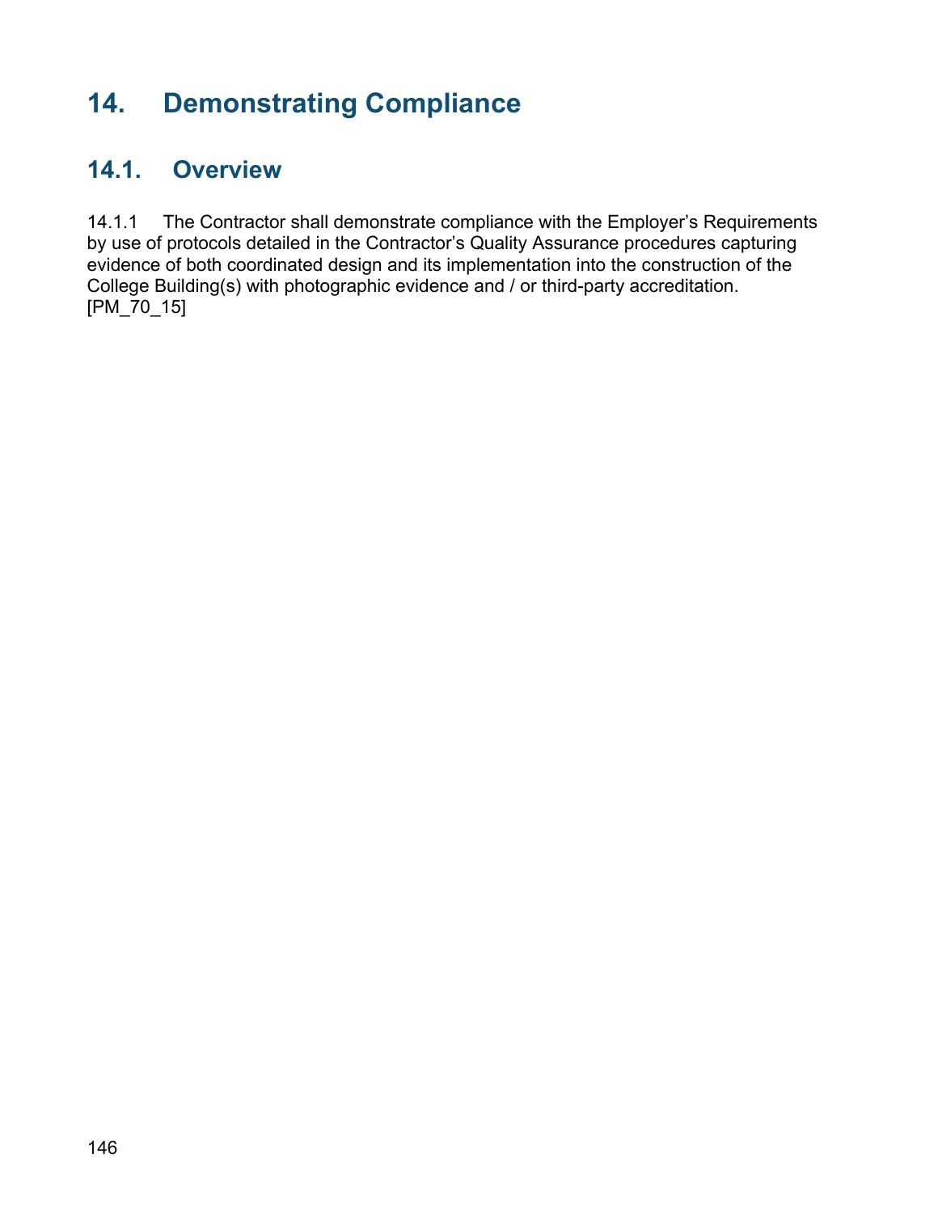# 14. Demonstrating Compliance

## 14.1. Overview

14.1.1 The Contractor shall demonstrate compliance with the Employer's Requirements by use of protocols detailed in the Contractor's Quality Assurance procedures capturing evidence of both coordinated design and its implementation into the construction of the College Building(s) with photographic evidence and / or third-party accreditation. [PM_70_15]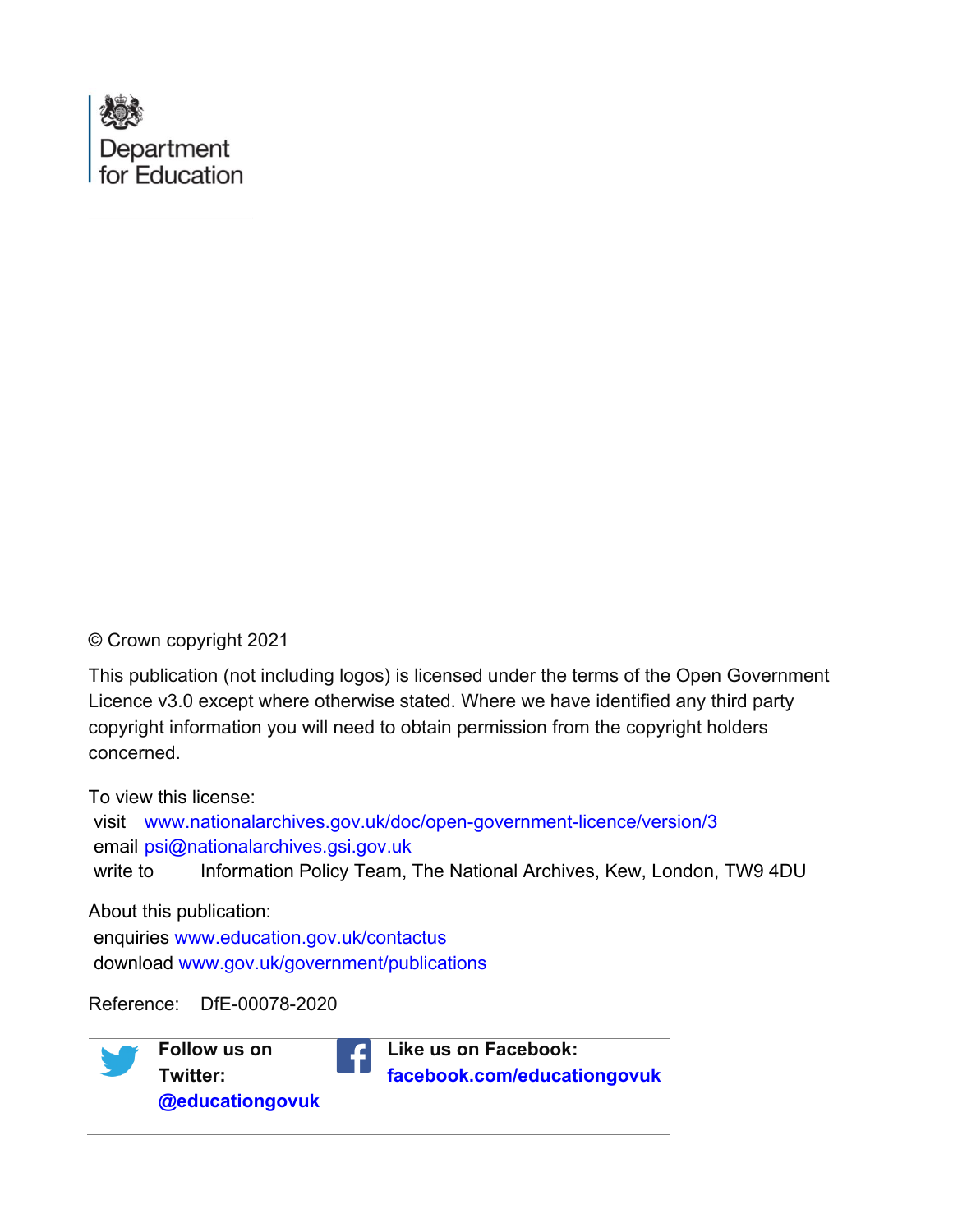Department for Education

© Crown copyright 2021

This publication (not including logos) is licensed under the terms of the Open Government Licence v3.0 except where otherwise stated. Where we have identified any third party copyright information you will need to obtain permission from the copyright holders concerned.

To view this license:
visit www.nationalarchives.gov.uk/doc/open-government-licence/version/3
email psi@nationalarchives.gsi.gov.uk
write to Information Policy Team, The National Archives, Kew, London, TW9 4DU

About this publication:
enquiries www.education.gov.uk/contactus
download www.gov.uk/government/publications

Reference: DfE-00078-2020

**Follow us on Twitter:** **@educationgovuk**

**Like us on Facebook:** **facebook.com/educationgovuk**